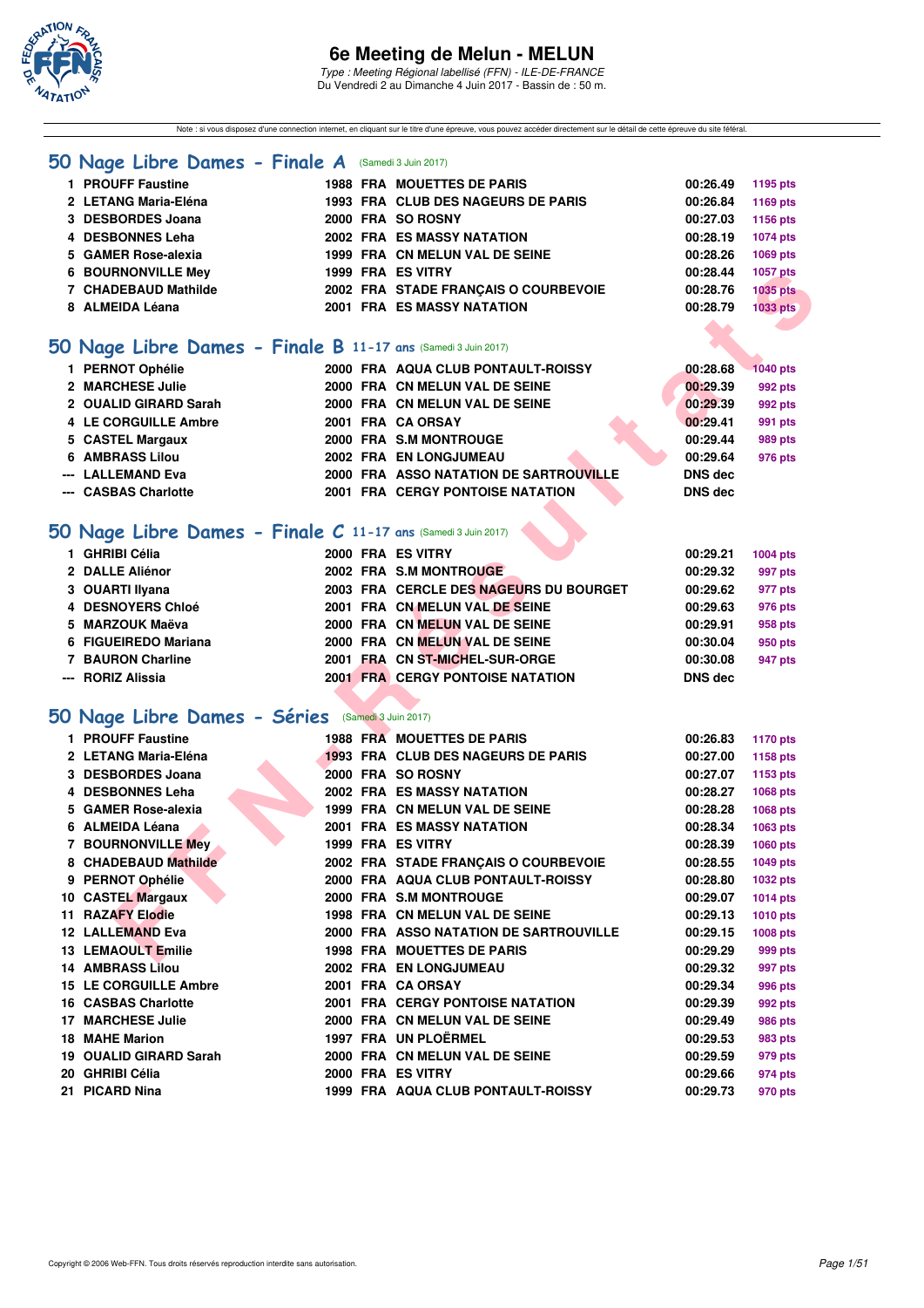# 6e Meeting de Melun - MELUN

*Type : Meeting Régional labellisé (FFN) - ILE-DE-FRANCE*
Du Vendredi 2 au Dimanche 4 Juin 2017 - Bassin de : 50 m.

Note : si vous disposez d'une connection internet, en cliquant sur le titre d'une épreuve, vous pouvez accéder directement sur le détail de cette épreuve du site féféral.

## 50 Nage Libre Dames - Finale A (Samedi 3 Juin 2017)

| | | | | | | |
|---|---|---|---|---|---|---|
| 1 | PROUFF Faustine | 1988 | FRA | MOUETTES DE PARIS | 00:26.49 | 1195 pts |
| 2 | LETANG Maria-Eléna | 1993 | FRA | CLUB DES NAGEURS DE PARIS | 00:26.84 | 1169 pts |
| 3 | DESBORDES Joana | 2000 | FRA | SO ROSNY | 00:27.03 | 1156 pts |
| 4 | DESBONNES Leha | 2002 | FRA | ES MASSY NATATION | 00:28.19 | 1074 pts |
| 5 | GAMER Rose-alexia | 1999 | FRA | CN MELUN VAL DE SEINE | 00:28.26 | 1069 pts |
| 6 | BOURNONVILLE Mey | 1999 | FRA | ES VITRY | 00:28.44 | 1057 pts |
| 7 | CHADEBAUD Mathilde | 2002 | FRA | STADE FRANÇAIS O COURBEVOIE | 00:28.76 | 1035 pts |
| 8 | ALMEIDA Léana | 2001 | FRA | ES MASSY NATATION | 00:28.79 | 1033 pts |

## 50 Nage Libre Dames - Finale B 11-17 ans (Samedi 3 Juin 2017)

| | | | | | | |
|---|---|---|---|---|---|---|
| 1 | PERNOT Ophélie | 2000 | FRA | AQUA CLUB PONTAULT-ROISSY | 00:28.68 | 1040 pts |
| 2 | MARCHESE Julie | 2000 | FRA | CN MELUN VAL DE SEINE | 00:29.39 | 992 pts |
| 2 | OUALID GIRARD Sarah | 2000 | FRA | CN MELUN VAL DE SEINE | 00:29.39 | 992 pts |
| 4 | LE CORGUILLE Ambre | 2001 | FRA | CA ORSAY | 00:29.41 | 991 pts |
| 5 | CASTEL Margaux | 2000 | FRA | S.M MONTROUGE | 00:29.44 | 989 pts |
| 6 | AMBRASS Lilou | 2002 | FRA | EN LONGJUMEAU | 00:29.64 | 976 pts |
| --- | LALLEMAND Eva | 2000 | FRA | ASSO NATATION DE SARTROUVILLE | DNS dec | |
| --- | CASBAS Charlotte | 2001 | FRA | CERGY PONTOISE NATATION | DNS dec | |

## 50 Nage Libre Dames - Finale C 11-17 ans (Samedi 3 Juin 2017)

| | | | | | | |
|---|---|---|---|---|---|---|
| 1 | GHRIBI Célia | 2000 | FRA | ES VITRY | 00:29.21 | 1004 pts |
| 2 | DALLE Aliénor | 2002 | FRA | S.M MONTROUGE | 00:29.32 | 997 pts |
| 3 | OUARTI Ilyana | 2003 | FRA | CERCLE DES NAGEURS DU BOURGET | 00:29.62 | 977 pts |
| 4 | DESNOYERS Chloé | 2001 | FRA | CN MELUN VAL DE SEINE | 00:29.63 | 976 pts |
| 5 | MARZOUK Maëva | 2000 | FRA | CN MELUN VAL DE SEINE | 00:29.91 | 958 pts |
| 6 | FIGUEIREDO Mariana | 2000 | FRA | CN MELUN VAL DE SEINE | 00:30.04 | 950 pts |
| 7 | BAURON Charline | 2001 | FRA | CN ST-MICHEL-SUR-ORGE | 00:30.08 | 947 pts |
| --- | RORIZ Alissia | 2001 | FRA | CERGY PONTOISE NATATION | DNS dec | |

## 50 Nage Libre Dames - Séries (Samedi 3 Juin 2017)

| | | | | | | |
|---|---|---|---|---|---|---|
| 1 | PROUFF Faustine | 1988 | FRA | MOUETTES DE PARIS | 00:26.83 | 1170 pts |
| 2 | LETANG Maria-Eléna | 1993 | FRA | CLUB DES NAGEURS DE PARIS | 00:27.00 | 1158 pts |
| 3 | DESBORDES Joana | 2000 | FRA | SO ROSNY | 00:27.07 | 1153 pts |
| 4 | DESBONNES Leha | 2002 | FRA | ES MASSY NATATION | 00:28.27 | 1068 pts |
| 5 | GAMER Rose-alexia | 1999 | FRA | CN MELUN VAL DE SEINE | 00:28.28 | 1068 pts |
| 6 | ALMEIDA Léana | 2001 | FRA | ES MASSY NATATION | 00:28.34 | 1063 pts |
| 7 | BOURNONVILLE Mey | 1999 | FRA | ES VITRY | 00:28.39 | 1060 pts |
| 8 | CHADEBAUD Mathilde | 2002 | FRA | STADE FRANÇAIS O COURBEVOIE | 00:28.55 | 1049 pts |
| 9 | PERNOT Ophélie | 2000 | FRA | AQUA CLUB PONTAULT-ROISSY | 00:28.80 | 1032 pts |
| 10 | CASTEL Margaux | 2000 | FRA | S.M MONTROUGE | 00:29.07 | 1014 pts |
| 11 | RAZAFY Elodie | 1998 | FRA | CN MELUN VAL DE SEINE | 00:29.13 | 1010 pts |
| 12 | LALLEMAND Eva | 2000 | FRA | ASSO NATATION DE SARTROUVILLE | 00:29.15 | 1008 pts |
| 13 | LEMAOULT Emilie | 1998 | FRA | MOUETTES DE PARIS | 00:29.29 | 999 pts |
| 14 | AMBRASS Lilou | 2002 | FRA | EN LONGJUMEAU | 00:29.32 | 997 pts |
| 15 | LE CORGUILLE Ambre | 2001 | FRA | CA ORSAY | 00:29.34 | 996 pts |
| 16 | CASBAS Charlotte | 2001 | FRA | CERGY PONTOISE NATATION | 00:29.39 | 992 pts |
| 17 | MARCHESE Julie | 2000 | FRA | CN MELUN VAL DE SEINE | 00:29.49 | 986 pts |
| 18 | MAHE Marion | 1997 | FRA | UN PLOËRMEL | 00:29.53 | 983 pts |
| 19 | OUALID GIRARD Sarah | 2000 | FRA | CN MELUN VAL DE SEINE | 00:29.59 | 979 pts |
| 20 | GHRIBI Célia | 2000 | FRA | ES VITRY | 00:29.66 | 974 pts |
| 21 | PICARD Nina | 1999 | FRA | AQUA CLUB PONTAULT-ROISSY | 00:29.73 | 970 pts |

Copyright © 2006 Web-FFN. Tous droits réservés reproduction interdite sans autorisation.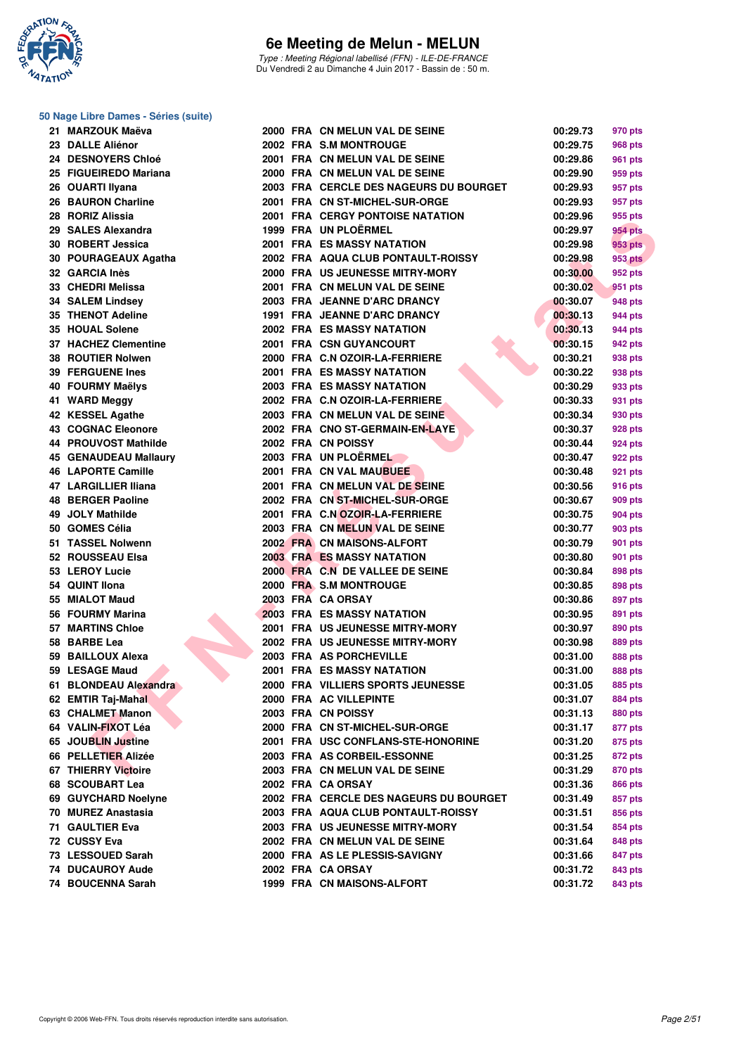# 6e Meeting de Melun - MELUN

*Type : Meeting Régional labellisé (FFN) - ILE-DE-FRANCE*
Du Vendredi 2 au Dimanche 4 Juin 2017 - Bassin de : 50 m.

## 50 Nage Libre Dames - Séries (suite)

| Rang | Nom | Année | Nat. | Club | Temps | Points |
|---|---|---|---|---|---|---|
| 21 | MARZOUK Maëva | 2000 | FRA | CN MELUN VAL DE SEINE | 00:29.73 | 970 pts |
| 23 | DALLE Aliénor | 2002 | FRA | S.M MONTROUGE | 00:29.75 | 968 pts |
| 24 | DESNOYERS Chloé | 2001 | FRA | CN MELUN VAL DE SEINE | 00:29.86 | 961 pts |
| 25 | FIGUEIREDO Mariana | 2000 | FRA | CN MELUN VAL DE SEINE | 00:29.90 | 959 pts |
| 26 | OUARTI Ilyana | 2003 | FRA | CERCLE DES NAGEURS DU BOURGET | 00:29.93 | 957 pts |
| 26 | BAURON Charline | 2001 | FRA | CN ST-MICHEL-SUR-ORGE | 00:29.93 | 957 pts |
| 28 | RORIZ Alissia | 2001 | FRA | CERGY PONTOISE NATATION | 00:29.96 | 955 pts |
| 29 | SALES Alexandra | 1999 | FRA | UN PLOËRMEL | 00:29.97 | 954 pts |
| 30 | ROBERT Jessica | 2001 | FRA | ES MASSY NATATION | 00:29.98 | 953 pts |
| 30 | POURAGEAUX Agatha | 2002 | FRA | AQUA CLUB PONTAULT-ROISSY | 00:29.98 | 953 pts |
| 32 | GARCIA Inès | 2000 | FRA | US JEUNESSE MITRY-MORY | 00:30.00 | 952 pts |
| 33 | CHEDRI Melissa | 2001 | FRA | CN MELUN VAL DE SEINE | 00:30.02 | 951 pts |
| 34 | SALEM Lindsey | 2003 | FRA | JEANNE D'ARC DRANCY | 00:30.07 | 948 pts |
| 35 | THENOT Adeline | 1991 | FRA | JEANNE D'ARC DRANCY | 00:30.13 | 944 pts |
| 35 | HOUAL Solene | 2002 | FRA | ES MASSY NATATION | 00:30.13 | 944 pts |
| 37 | HACHEZ Clementine | 2001 | FRA | CSN GUYANCOURT | 00:30.15 | 942 pts |
| 38 | ROUTIER Nolwen | 2000 | FRA | C.N OZOIR-LA-FERRIERE | 00:30.21 | 938 pts |
| 39 | FERGUENE Ines | 2001 | FRA | ES MASSY NATATION | 00:30.22 | 938 pts |
| 40 | FOURMY Maëlys | 2003 | FRA | ES MASSY NATATION | 00:30.29 | 933 pts |
| 41 | WARD Meggy | 2002 | FRA | C.N OZOIR-LA-FERRIERE | 00:30.33 | 931 pts |
| 42 | KESSEL Agathe | 2003 | FRA | CN MELUN VAL DE SEINE | 00:30.34 | 930 pts |
| 43 | COGNAC Eleonore | 2002 | FRA | CNO ST-GERMAIN-EN-LAYE | 00:30.37 | 928 pts |
| 44 | PROUVOST Mathilde | 2002 | FRA | CN POISSY | 00:30.44 | 924 pts |
| 45 | GENAUDEAU Mallaury | 2003 | FRA | UN PLOËRMEL | 00:30.47 | 922 pts |
| 46 | LAPORTE Camille | 2001 | FRA | CN VAL MAUBUEE | 00:30.48 | 921 pts |
| 47 | LARGILLIER Iliana | 2001 | FRA | CN MELUN VAL DE SEINE | 00:30.56 | 916 pts |
| 48 | BERGER Paoline | 2002 | FRA | CN ST-MICHEL-SUR-ORGE | 00:30.67 | 909 pts |
| 49 | JOLY Mathilde | 2001 | FRA | C.N OZOIR-LA-FERRIERE | 00:30.75 | 904 pts |
| 50 | GOMES Célia | 2003 | FRA | CN MELUN VAL DE SEINE | 00:30.77 | 903 pts |
| 51 | TASSEL Nolwenn | 2002 | FRA | CN MAISONS-ALFORT | 00:30.79 | 901 pts |
| 52 | ROUSSEAU Elsa | 2003 | FRA | ES MASSY NATATION | 00:30.80 | 901 pts |
| 53 | LEROY Lucie | 2000 | FRA | C.N DE VALLEE DE SEINE | 00:30.84 | 898 pts |
| 54 | QUINT Ilona | 2000 | FRA | S.M MONTROUGE | 00:30.85 | 898 pts |
| 55 | MIALOT Maud | 2003 | FRA | CA ORSAY | 00:30.86 | 897 pts |
| 56 | FOURMY Marina | 2003 | FRA | ES MASSY NATATION | 00:30.95 | 891 pts |
| 57 | MARTINS Chloe | 2001 | FRA | US JEUNESSE MITRY-MORY | 00:30.97 | 890 pts |
| 58 | BARBE Lea | 2002 | FRA | US JEUNESSE MITRY-MORY | 00:30.98 | 889 pts |
| 59 | BAILLOUX Alexa | 2003 | FRA | AS PORCHEVILLE | 00:31.00 | 888 pts |
| 59 | LESAGE Maud | 2001 | FRA | ES MASSY NATATION | 00:31.00 | 888 pts |
| 61 | BLONDEAU Alexandra | 2000 | FRA | VILLIERS SPORTS JEUNESSE | 00:31.05 | 885 pts |
| 62 | EMTIR Taj-Mahal | 2000 | FRA | AC VILLEPINTE | 00:31.07 | 884 pts |
| 63 | CHALMET Manon | 2003 | FRA | CN POISSY | 00:31.13 | 880 pts |
| 64 | VALIN-FIXOT Léa | 2000 | FRA | CN ST-MICHEL-SUR-ORGE | 00:31.17 | 877 pts |
| 65 | JOUBLIN Justine | 2001 | FRA | USC CONFLANS-STE-HONORINE | 00:31.20 | 875 pts |
| 66 | PELLETIER Alizée | 2003 | FRA | AS CORBEIL-ESSONNE | 00:31.25 | 872 pts |
| 67 | THIERRY Victoire | 2003 | FRA | CN MELUN VAL DE SEINE | 00:31.29 | 870 pts |
| 68 | SCOUBART Lea | 2002 | FRA | CA ORSAY | 00:31.36 | 866 pts |
| 69 | GUYCHARD Noelyne | 2002 | FRA | CERCLE DES NAGEURS DU BOURGET | 00:31.49 | 857 pts |
| 70 | MUREZ Anastasia | 2003 | FRA | AQUA CLUB PONTAULT-ROISSY | 00:31.51 | 856 pts |
| 71 | GAULTIER Eva | 2003 | FRA | US JEUNESSE MITRY-MORY | 00:31.54 | 854 pts |
| 72 | CUSSY Eva | 2002 | FRA | CN MELUN VAL DE SEINE | 00:31.64 | 848 pts |
| 73 | LESSOUED Sarah | 2000 | FRA | AS LE PLESSIS-SAVIGNY | 00:31.66 | 847 pts |
| 74 | DUCAUROY Aude | 2002 | FRA | CA ORSAY | 00:31.72 | 843 pts |
| 74 | BOUCENNA Sarah | 1999 | FRA | CN MAISONS-ALFORT | 00:31.72 | 843 pts |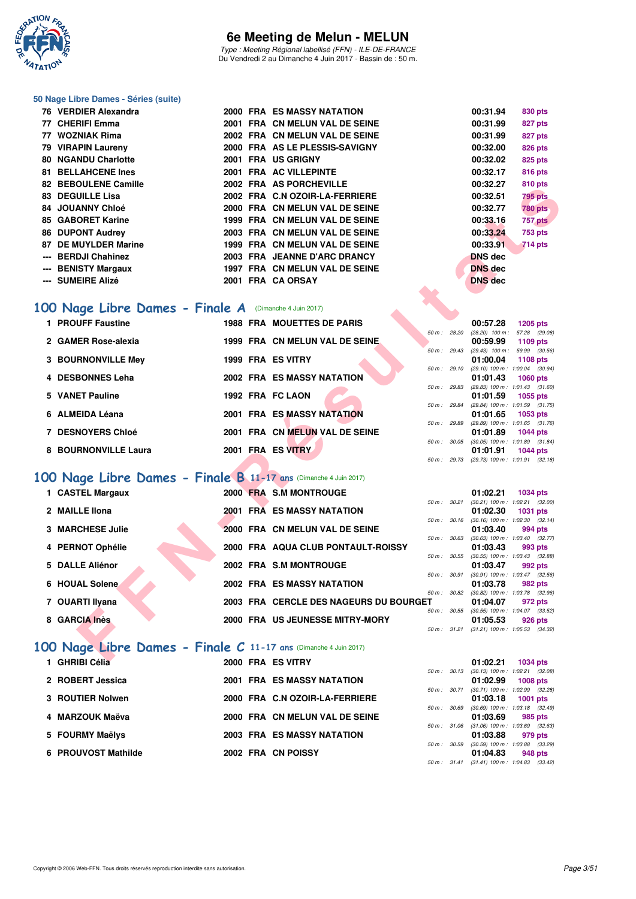# 6e Meeting de Melun - MELUN

*Type : Meeting Régional labellisé (FFN) - ILE-DE-FRANCE*
Du Vendredi 2 au Dimanche 4 Juin 2017 - Bassin de : 50 m.

## 50 Nage Libre Dames - Séries (suite)

| Rang | Nom | Année | Nat | Club | Temps | Points |
|---|---|---|---|---|---|---|
| 76 | VERDIER Alexandra | 2000 | FRA | ES MASSY NATATION | 00:31.94 | 830 pts |
| 77 | CHERIFI Emma | 2001 | FRA | CN MELUN VAL DE SEINE | 00:31.99 | 827 pts |
| 77 | WOZNIAK Rima | 2002 | FRA | CN MELUN VAL DE SEINE | 00:31.99 | 827 pts |
| 79 | VIRAPIN Laureny | 2000 | FRA | AS LE PLESSIS-SAVIGNY | 00:32.00 | 826 pts |
| 80 | NGANDU Charlotte | 2001 | FRA | US GRIGNY | 00:32.02 | 825 pts |
| 81 | BELLAHCENE Ines | 2001 | FRA | AC VILLEPINTE | 00:32.17 | 816 pts |
| 82 | BEBOULENE Camille | 2002 | FRA | AS PORCHEVILLE | 00:32.27 | 810 pts |
| 83 | DEGUILLE Lisa | 2002 | FRA | C.N OZOIR-LA-FERRIERE | 00:32.51 | 795 pts |
| 84 | JOUANNY Chloé | 2000 | FRA | CN MELUN VAL DE SEINE | 00:32.77 | 780 pts |
| 85 | GABORET Karine | 1999 | FRA | CN MELUN VAL DE SEINE | 00:33.16 | 757 pts |
| 86 | DUPONT Audrey | 2003 | FRA | CN MELUN VAL DE SEINE | 00:33.24 | 753 pts |
| 87 | DE MUYLDER Marine | 1999 | FRA | CN MELUN VAL DE SEINE | 00:33.91 | 714 pts |
| --- | BERDJI Chahinez | 2003 | FRA | JEANNE D'ARC DRANCY | DNS dec | |
| --- | BENISTY Margaux | 1997 | FRA | CN MELUN VAL DE SEINE | DNS dec | |
| --- | SUMEIRE Alizé | 2001 | FRA | CA ORSAY | DNS dec | |

## 100 Nage Libre Dames - Finale A (Dimanche 4 Juin 2017)

| Rang | Nom | Année | Nat | Club | Temps | Points | Splits |
|---|---|---|---|---|---|---|---|
| 1 | PROUFF Faustine | 1988 | FRA | MOUETTES DE PARIS | 00:57.28 | 1205 pts | 50 m : 28.20 (28.20) 100 m : 57.28 (29.08) |
| 2 | GAMER Rose-alexia | 1999 | FRA | CN MELUN VAL DE SEINE | 00:59.99 | 1109 pts | 50 m : 29.43 (29.43) 100 m : 59.99 (30.56) |
| 3 | BOURNONVILLE Mey | 1999 | FRA | ES VITRY | 01:00.04 | 1108 pts | 50 m : 29.10 (29.10) 100 m : 1:00.04 (30.94) |
| 4 | DESBONNES Leha | 2002 | FRA | ES MASSY NATATION | 01:01.43 | 1060 pts | 50 m : 29.83 (29.83) 100 m : 1:01.43 (31.60) |
| 5 | VANET Pauline | 1992 | FRA | FC LAON | 01:01.59 | 1055 pts | 50 m : 29.84 (29.84) 100 m : 1:01.59 (31.75) |
| 6 | ALMEIDA Léana | 2001 | FRA | ES MASSY NATATION | 01:01.65 | 1053 pts | 50 m : 29.89 (29.89) 100 m : 1:01.65 (31.76) |
| 7 | DESNOYERS Chloé | 2001 | FRA | CN MELUN VAL DE SEINE | 01:01.89 | 1044 pts | 50 m : 30.05 (30.05) 100 m : 1:01.89 (31.84) |
| 8 | BOURNONVILLE Laura | 2001 | FRA | ES VITRY | 01:01.91 | 1044 pts | 50 m : 29.73 (29.73) 100 m : 1:01.91 (32.18) |

## 100 Nage Libre Dames - Finale B 11-17 ans (Dimanche 4 Juin 2017)

| Rang | Nom | Année | Nat | Club | Temps | Points | Splits |
|---|---|---|---|---|---|---|---|
| 1 | CASTEL Margaux | 2000 | FRA | S.M MONTROUGE | 01:02.21 | 1034 pts | 50 m : 30.21 (30.21) 100 m : 1:02.21 (32.00) |
| 2 | MAILLE Ilona | 2001 | FRA | ES MASSY NATATION | 01:02.30 | 1031 pts | 50 m : 30.16 (30.16) 100 m : 1:02.30 (32.14) |
| 3 | MARCHESE Julie | 2000 | FRA | CN MELUN VAL DE SEINE | 01:03.40 | 994 pts | 50 m : 30.63 (30.63) 100 m : 1:03.40 (32.77) |
| 4 | PERNOT Ophélie | 2000 | FRA | AQUA CLUB PONTAULT-ROISSY | 01:03.43 | 993 pts | 50 m : 30.55 (30.55) 100 m : 1:03.43 (32.88) |
| 5 | DALLE Aliénor | 2002 | FRA | S.M MONTROUGE | 01:03.47 | 992 pts | 50 m : 30.91 (30.91) 100 m : 1:03.47 (32.56) |
| 6 | HOUAL Solene | 2002 | FRA | ES MASSY NATATION | 01:03.78 | 982 pts | 50 m : 30.82 (30.82) 100 m : 1:03.78 (32.96) |
| 7 | OUARTI Ilyana | 2003 | FRA | CERCLE DES NAGEURS DU BOURGET | 01:04.07 | 972 pts | 50 m : 30.55 (30.55) 100 m : 1:04.07 (33.52) |
| 8 | GARCIA Inès | 2000 | FRA | US JEUNESSE MITRY-MORY | 01:05.53 | 926 pts | 50 m : 31.21 (31.21) 100 m : 1:05.53 (34.32) |

## 100 Nage Libre Dames - Finale C 11-17 ans (Dimanche 4 Juin 2017)

| Rang | Nom | Année | Nat | Club | Temps | Points | Splits |
|---|---|---|---|---|---|---|---|
| 1 | GHRIBI Célia | 2000 | FRA | ES VITRY | 01:02.21 | 1034 pts | 50 m : 30.13 (30.13) 100 m : 1:02.21 (32.08) |
| 2 | ROBERT Jessica | 2001 | FRA | ES MASSY NATATION | 01:02.99 | 1008 pts | 50 m : 30.71 (30.71) 100 m : 1:02.99 (32.28) |
| 3 | ROUTIER Nolwen | 2000 | FRA | C.N OZOIR-LA-FERRIERE | 01:03.18 | 1001 pts | 50 m : 30.69 (30.69) 100 m : 1:03.18 (32.49) |
| 4 | MARZOUK Maëva | 2000 | FRA | CN MELUN VAL DE SEINE | 01:03.69 | 985 pts | 50 m : 31.06 (31.06) 100 m : 1:03.69 (32.63) |
| 5 | FOURMY Maëlys | 2003 | FRA | ES MASSY NATATION | 01:03.88 | 979 pts | 50 m : 30.59 (30.59) 100 m : 1:03.88 (33.29) |
| 6 | PROUVOST Mathilde | 2002 | FRA | CN POISSY | 01:04.83 | 948 pts | 50 m : 31.41 (31.41) 100 m : 1:04.83 (33.42) |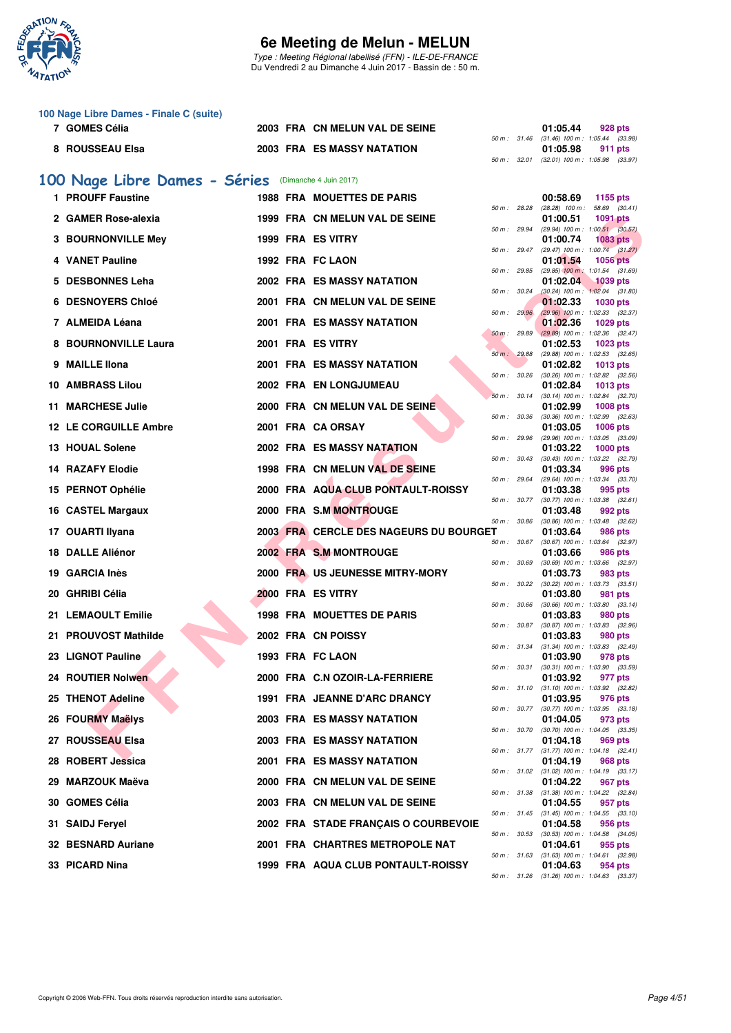# 6e Meeting de Melun - MELUN

*Type : Meeting Régional labellisé (FFN) - ILE-DE-FRANCE*
Du Vendredi 2 au Dimanche 4 Juin 2017 - Bassin de : 50 m.

### 100 Nage Libre Dames - Finale C (suite)

| Rang | Nom | Année | Nat | Club | Temps | Points | Splits |
|---|---|---|---|---|---|---|---|
| 7 | GOMES Célia | 2003 | FRA | CN MELUN VAL DE SEINE | 01:05.44 | 928 pts | 50 m : 31.46 (31.46) 100 m : 1:05.44 (33.98) |
| 8 | ROUSSEAU Elsa | 2003 | FRA | ES MASSY NATATION | 01:05.98 | 911 pts | 50 m : 32.01 (32.01) 100 m : 1:05.98 (33.97) |

## 100 Nage Libre Dames - Séries (Dimanche 4 Juin 2017)

| Rang | Nom | Année | Nat | Club | Temps | Points | Splits |
|---|---|---|---|---|---|---|---|
| 1 | PROUFF Faustine | 1988 | FRA | MOUETTES DE PARIS | 00:58.69 | 1155 pts | 50 m : 28.28 (28.28) 100 m : 58.69 (30.41) |
| 2 | GAMER Rose-alexia | 1999 | FRA | CN MELUN VAL DE SEINE | 01:00.51 | 1091 pts | 50 m : 29.94 (29.94) 100 m : 1:00.51 (30.57) |
| 3 | BOURNONVILLE Mey | 1999 | FRA | ES VITRY | 01:00.74 | 1083 pts | 50 m : 29.47 (29.47) 100 m : 1:00.74 (31.27) |
| 4 | VANET Pauline | 1992 | FRA | FC LAON | 01:01.54 | 1056 pts | 50 m : 29.85 (29.85) 100 m : 1:01.54 (31.69) |
| 5 | DESBONNES Leha | 2002 | FRA | ES MASSY NATATION | 01:02.04 | 1039 pts | 50 m : 30.24 (30.24) 100 m : 1:02.04 (31.80) |
| 6 | DESNOYERS Chloé | 2001 | FRA | CN MELUN VAL DE SEINE | 01:02.33 | 1030 pts | 50 m : 29.96 (29.96) 100 m : 1:02.33 (32.37) |
| 7 | ALMEIDA Léana | 2001 | FRA | ES MASSY NATATION | 01:02.36 | 1029 pts | 50 m : 29.89 (29.89) 100 m : 1:02.36 (32.47) |
| 8 | BOURNONVILLE Laura | 2001 | FRA | ES VITRY | 01:02.53 | 1023 pts | 50 m : 29.88 (29.88) 100 m : 1:02.53 (32.65) |
| 9 | MAILLE Ilona | 2001 | FRA | ES MASSY NATATION | 01:02.82 | 1013 pts | 50 m : 30.26 (30.26) 100 m : 1:02.82 (32.56) |
| 10 | AMBRASS Lilou | 2002 | FRA | EN LONGJUMEAU | 01:02.84 | 1013 pts | 50 m : 30.14 (30.14) 100 m : 1:02.84 (32.70) |
| 11 | MARCHESE Julie | 2000 | FRA | CN MELUN VAL DE SEINE | 01:02.99 | 1008 pts | 50 m : 30.36 (30.36) 100 m : 1:02.99 (32.63) |
| 12 | LE CORGUILLE Ambre | 2001 | FRA | CA ORSAY | 01:03.05 | 1006 pts | 50 m : 29.96 (29.96) 100 m : 1:03.05 (33.09) |
| 13 | HOUAL Solene | 2002 | FRA | ES MASSY NATATION | 01:03.22 | 1000 pts | 50 m : 30.43 (30.43) 100 m : 1:03.22 (32.79) |
| 14 | RAZAFY Elodie | 1998 | FRA | CN MELUN VAL DE SEINE | 01:03.34 | 996 pts | 50 m : 29.64 (29.64) 100 m : 1:03.34 (33.70) |
| 15 | PERNOT Ophélie | 2000 | FRA | AQUA CLUB PONTAULT-ROISSY | 01:03.38 | 995 pts | 50 m : 30.77 (30.77) 100 m : 1:03.38 (32.61) |
| 16 | CASTEL Margaux | 2000 | FRA | S.M MONTROUGE | 01:03.48 | 992 pts | 50 m : 30.86 (30.86) 100 m : 1:03.48 (32.62) |
| 17 | OUARTI Ilyana | 2003 | FRA | CERCLE DES NAGEURS DU BOURGET | 01:03.64 | 986 pts | 50 m : 30.67 (30.67) 100 m : 1:03.64 (32.97) |
| 18 | DALLE Aliénor | 2002 | FRA | S.M MONTROUGE | 01:03.66 | 986 pts | 50 m : 30.69 (30.69) 100 m : 1:03.66 (32.97) |
| 19 | GARCIA Inès | 2000 | FRA | US JEUNESSE MITRY-MORY | 01:03.73 | 983 pts | 50 m : 30.22 (30.22) 100 m : 1:03.73 (33.51) |
| 20 | GHRIBI Célia | 2000 | FRA | ES VITRY | 01:03.80 | 981 pts | 50 m : 30.66 (30.66) 100 m : 1:03.80 (33.14) |
| 21 | LEMAOULT Emilie | 1998 | FRA | MOUETTES DE PARIS | 01:03.83 | 980 pts | 50 m : 30.87 (30.87) 100 m : 1:03.83 (32.96) |
| 21 | PROUVOST Mathilde | 2002 | FRA | CN POISSY | 01:03.83 | 980 pts | 50 m : 31.34 (31.34) 100 m : 1:03.83 (32.49) |
| 23 | LIGNOT Pauline | 1993 | FRA | FC LAON | 01:03.90 | 978 pts | 50 m : 30.31 (30.31) 100 m : 1:03.90 (33.59) |
| 24 | ROUTIER Nolwen | 2000 | FRA | C.N OZOIR-LA-FERRIERE | 01:03.92 | 977 pts | 50 m : 31.10 (31.10) 100 m : 1:03.92 (32.82) |
| 25 | THENOT Adeline | 1991 | FRA | JEANNE D'ARC DRANCY | 01:03.95 | 976 pts | 50 m : 30.77 (30.77) 100 m : 1:03.95 (33.18) |
| 26 | FOURMY Maëlys | 2003 | FRA | ES MASSY NATATION | 01:04.05 | 973 pts | 50 m : 30.70 (30.70) 100 m : 1:04.05 (33.35) |
| 27 | ROUSSEAU Elsa | 2003 | FRA | ES MASSY NATATION | 01:04.18 | 969 pts | 50 m : 31.77 (31.77) 100 m : 1:04.18 (32.41) |
| 28 | ROBERT Jessica | 2001 | FRA | ES MASSY NATATION | 01:04.19 | 968 pts | 50 m : 31.02 (31.02) 100 m : 1:04.19 (33.17) |
| 29 | MARZOUK Maëva | 2000 | FRA | CN MELUN VAL DE SEINE | 01:04.22 | 967 pts | 50 m : 31.38 (31.38) 100 m : 1:04.22 (32.84) |
| 30 | GOMES Célia | 2003 | FRA | CN MELUN VAL DE SEINE | 01:04.55 | 957 pts | 50 m : 31.45 (31.45) 100 m : 1:04.55 (33.10) |
| 31 | SAIDJ Feryel | 2002 | FRA | STADE FRANÇAIS O COURBEVOIE | 01:04.58 | 956 pts | 50 m : 30.53 (30.53) 100 m : 1:04.58 (34.05) |
| 32 | BESNARD Auriane | 2001 | FRA | CHARTRES METROPOLE NAT | 01:04.61 | 955 pts | 50 m : 31.63 (31.63) 100 m : 1:04.61 (32.98) |
| 33 | PICARD Nina | 1999 | FRA | AQUA CLUB PONTAULT-ROISSY | 01:04.63 | 954 pts | 50 m : 31.26 (31.26) 100 m : 1:04.63 (33.37) |

Copyright © 2006 Web-FFN. Tous droits réservés reproduction interdite sans autorisation.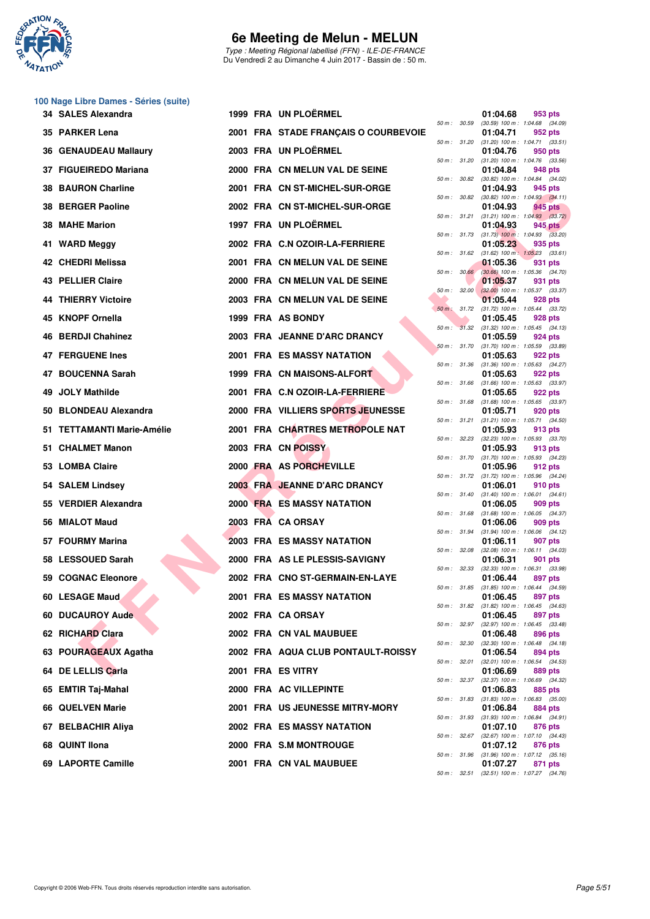# 6e Meeting de Melun - MELUN

*Type : Meeting Régional labellisé (FFN) - ILE-DE-FRANCE*
Du Vendredi 2 au Dimanche 4 Juin 2017 - Bassin de : 50 m.

## 100 Nage Libre Dames - Séries (suite)

| Rang | Nom | Année | Nat. | Club | Temps | Points | Splits |
|---|---|---|---|---|---|---|---|
| 34 | SALES Alexandra | 1999 | FRA | UN PLOËRMEL | 01:04.68 | 953 pts | 50 m : 30.59 (30.59) 100 m : 1:04.68 (34.09) |
| 35 | PARKER Lena | 2001 | FRA | STADE FRANÇAIS O COURBEVOIE | 01:04.71 | 952 pts | 50 m : 31.20 (31.20) 100 m : 1:04.71 (33.51) |
| 36 | GENAUDEAU Mallaury | 2003 | FRA | UN PLOËRMEL | 01:04.76 | 950 pts | 50 m : 31.20 (31.20) 100 m : 1:04.76 (33.56) |
| 37 | FIGUEIREDO Mariana | 2000 | FRA | CN MELUN VAL DE SEINE | 01:04.84 | 948 pts | 50 m : 30.82 (30.82) 100 m : 1:04.84 (34.02) |
| 38 | BAURON Charline | 2001 | FRA | CN ST-MICHEL-SUR-ORGE | 01:04.93 | 945 pts | 50 m : 30.82 (30.82) 100 m : 1:04.93 (34.11) |
| 38 | BERGER Paoline | 2002 | FRA | CN ST-MICHEL-SUR-ORGE | 01:04.93 | 945 pts | 50 m : 31.21 (31.21) 100 m : 1:04.93 (33.72) |
| 38 | MAHE Marion | 1997 | FRA | UN PLOËRMEL | 01:04.93 | 945 pts | 50 m : 31.73 (31.73) 100 m : 1:04.93 (33.20) |
| 41 | WARD Meggy | 2002 | FRA | C.N OZOIR-LA-FERRIERE | 01:05.23 | 935 pts | 50 m : 31.62 (31.62) 100 m : 1:05.23 (33.61) |
| 42 | CHEDRI Melissa | 2001 | FRA | CN MELUN VAL DE SEINE | 01:05.36 | 931 pts | 50 m : 30.66 (30.66) 100 m : 1:05.36 (34.70) |
| 43 | PELLIER Claire | 2000 | FRA | CN MELUN VAL DE SEINE | 01:05.37 | 931 pts | 50 m : 32.00 (32.00) 100 m : 1:05.37 (33.37) |
| 44 | THIERRY Victoire | 2003 | FRA | CN MELUN VAL DE SEINE | 01:05.44 | 928 pts | 50 m : 31.72 (31.72) 100 m : 1:05.44 (33.72) |
| 45 | KNOPF Ornella | 1999 | FRA | AS BONDY | 01:05.45 | 928 pts | 50 m : 31.32 (31.32) 100 m : 1:05.45 (34.13) |
| 46 | BERDJI Chahinez | 2003 | FRA | JEANNE D'ARC DRANCY | 01:05.59 | 924 pts | 50 m : 31.70 (31.70) 100 m : 1:05.59 (33.89) |
| 47 | FERGUENE Ines | 2001 | FRA | ES MASSY NATATION | 01:05.63 | 922 pts | 50 m : 31.36 (31.36) 100 m : 1:05.63 (34.27) |
| 47 | BOUCENNA Sarah | 1999 | FRA | CN MAISONS-ALFORT | 01:05.63 | 922 pts | 50 m : 31.66 (31.66) 100 m : 1:05.63 (33.97) |
| 49 | JOLY Mathilde | 2001 | FRA | C.N OZOIR-LA-FERRIERE | 01:05.65 | 922 pts | 50 m : 31.68 (31.68) 100 m : 1:05.65 (33.97) |
| 50 | BLONDEAU Alexandra | 2000 | FRA | VILLIERS SPORTS JEUNESSE | 01:05.71 | 920 pts | 50 m : 31.21 (31.21) 100 m : 1:05.71 (34.50) |
| 51 | TETTAMANTI Marie-Amélie | 2001 | FRA | CHARTRES METROPOLE NAT | 01:05.93 | 913 pts | 50 m : 32.23 (32.23) 100 m : 1:05.93 (33.70) |
| 51 | CHALMET Manon | 2003 | FRA | CN POISSY | 01:05.93 | 913 pts | 50 m : 31.70 (31.70) 100 m : 1:05.93 (34.23) |
| 53 | LOMBA Claire | 2000 | FRA | AS PORCHEVILLE | 01:05.96 | 912 pts | 50 m : 31.72 (31.72) 100 m : 1:05.96 (34.24) |
| 54 | SALEM Lindsey | 2003 | FRA | JEANNE D'ARC DRANCY | 01:06.01 | 910 pts | 50 m : 31.40 (31.40) 100 m : 1:06.01 (34.61) |
| 55 | VERDIER Alexandra | 2000 | FRA | ES MASSY NATATION | 01:06.05 | 909 pts | 50 m : 31.68 (31.68) 100 m : 1:06.05 (34.37) |
| 56 | MIALOT Maud | 2003 | FRA | CA ORSAY | 01:06.06 | 909 pts | 50 m : 31.94 (31.94) 100 m : 1:06.06 (34.12) |
| 57 | FOURMY Marina | 2003 | FRA | ES MASSY NATATION | 01:06.11 | 907 pts | 50 m : 32.08 (32.08) 100 m : 1:06.11 (34.03) |
| 58 | LESSOUED Sarah | 2000 | FRA | AS LE PLESSIS-SAVIGNY | 01:06.31 | 901 pts | 50 m : 32.33 (32.33) 100 m : 1:06.31 (33.98) |
| 59 | COGNAC Eleonore | 2002 | FRA | CNO ST-GERMAIN-EN-LAYE | 01:06.44 | 897 pts | 50 m : 31.85 (31.85) 100 m : 1:06.44 (34.59) |
| 60 | LESAGE Maud | 2001 | FRA | ES MASSY NATATION | 01:06.45 | 897 pts | 50 m : 31.82 (31.82) 100 m : 1:06.45 (34.63) |
| 60 | DUCAUROY Aude | 2002 | FRA | CA ORSAY | 01:06.45 | 897 pts | 50 m : 32.97 (32.97) 100 m : 1:06.45 (33.48) |
| 62 | RICHARD Clara | 2002 | FRA | CN VAL MAUBUEE | 01:06.48 | 896 pts | 50 m : 32.30 (32.30) 100 m : 1:06.48 (34.18) |
| 63 | POURAGEAUX Agatha | 2002 | FRA | AQUA CLUB PONTAULT-ROISSY | 01:06.54 | 894 pts | 50 m : 32.01 (32.01) 100 m : 1:06.54 (34.53) |
| 64 | DE LELLIS Carla | 2001 | FRA | ES VITRY | 01:06.69 | 889 pts | 50 m : 32.37 (32.37) 100 m : 1:06.69 (34.32) |
| 65 | EMTIR Taj-Mahal | 2000 | FRA | AC VILLEPINTE | 01:06.83 | 885 pts | 50 m : 31.83 (31.83) 100 m : 1:06.83 (35.00) |
| 66 | QUELVEN Marie | 2001 | FRA | US JEUNESSE MITRY-MORY | 01:06.84 | 884 pts | 50 m : 31.93 (31.93) 100 m : 1:06.84 (34.91) |
| 67 | BELBACHIR Aliya | 2002 | FRA | ES MASSY NATATION | 01:07.10 | 876 pts | 50 m : 32.67 (32.67) 100 m : 1:07.10 (34.43) |
| 68 | QUINT Ilona | 2000 | FRA | S.M MONTROUGE | 01:07.12 | 876 pts | 50 m : 31.96 (31.96) 100 m : 1:07.12 (35.16) |
| 69 | LAPORTE Camille | 2001 | FRA | CN VAL MAUBUEE | 01:07.27 | 871 pts | 50 m : 32.51 (32.51) 100 m : 1:07.27 (34.76) |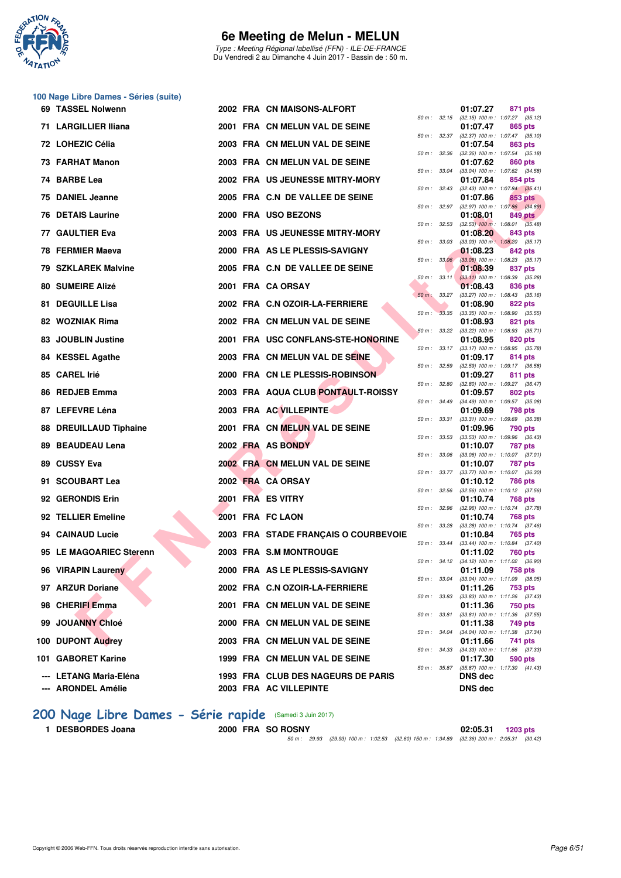# 6e Meeting de Melun - MELUN

*Type : Meeting Régional labellisé (FFN) - ILE-DE-FRANCE*
Du Vendredi 2 au Dimanche 4 Juin 2017 - Bassin de : 50 m.

## 100 Nage Libre Dames - Séries (suite)

| Rang | Nom | Année | Nat. | Club | Temps | Points | Splits |
|---|---|---|---|---|---|---|---|
| 69 | TASSEL Nolwenn | 2002 | FRA | CN MAISONS-ALFORT | 01:07.27 | 871 pts | 50 m : 32.15 (32.15) 100 m : 1:07.27 (35.12) |
| 71 | LARGILLIER Iliana | 2001 | FRA | CN MELUN VAL DE SEINE | 01:07.47 | 865 pts | 50 m : 32.37 (32.37) 100 m : 1:07.47 (35.10) |
| 72 | LOHEZIC Célia | 2003 | FRA | CN MELUN VAL DE SEINE | 01:07.54 | 863 pts | 50 m : 32.36 (32.36) 100 m : 1:07.54 (35.18) |
| 73 | FARHAT Manon | 2003 | FRA | CN MELUN VAL DE SEINE | 01:07.62 | 860 pts | 50 m : 33.04 (33.04) 100 m : 1:07.62 (34.58) |
| 74 | BARBE Lea | 2002 | FRA | US JEUNESSE MITRY-MORY | 01:07.84 | 854 pts | 50 m : 32.43 (32.43) 100 m : 1:07.84 (35.41) |
| 75 | DANIEL Jeanne | 2005 | FRA | C.N DE VALLEE DE SEINE | 01:07.86 | 853 pts | 50 m : 32.97 (32.97) 100 m : 1:07.86 (34.89) |
| 76 | DETAIS Laurine | 2000 | FRA | USO BEZONS | 01:08.01 | 849 pts | 50 m : 32.53 (32.53) 100 m : 1:08.01 (35.48) |
| 77 | GAULTIER Eva | 2003 | FRA | US JEUNESSE MITRY-MORY | 01:08.20 | 843 pts | 50 m : 33.03 (33.03) 100 m : 1:08.20 (35.17) |
| 78 | FERMIER Maeva | 2000 | FRA | AS LE PLESSIS-SAVIGNY | 01:08.23 | 842 pts | 50 m : 33.06 (33.06) 100 m : 1:08.23 (35.17) |
| 79 | SZKLAREK Malvine | 2005 | FRA | C.N DE VALLEE DE SEINE | 01:08.39 | 837 pts | 50 m : 33.11 (33.11) 100 m : 1:08.39 (35.28) |
| 80 | SUMEIRE Alizé | 2001 | FRA | CA ORSAY | 01:08.43 | 836 pts | 50 m : 33.27 (33.27) 100 m : 1:08.43 (35.16) |
| 81 | DEGUILLE Lisa | 2002 | FRA | C.N OZOIR-LA-FERRIERE | 01:08.90 | 822 pts | 50 m : 33.35 (33.35) 100 m : 1:08.90 (35.55) |
| 82 | WOZNIAK Rima | 2002 | FRA | CN MELUN VAL DE SEINE | 01:08.93 | 821 pts | 50 m : 33.22 (33.22) 100 m : 1:08.93 (35.71) |
| 83 | JOUBLIN Justine | 2001 | FRA | USC CONFLANS-STE-HONORINE | 01:08.95 | 820 pts | 50 m : 33.17 (33.17) 100 m : 1:08.95 (35.78) |
| 84 | KESSEL Agathe | 2003 | FRA | CN MELUN VAL DE SEINE | 01:09.17 | 814 pts | 50 m : 32.59 (32.59) 100 m : 1:09.17 (36.58) |
| 85 | CAREL Irié | 2000 | FRA | CN LE PLESSIS-ROBINSON | 01:09.27 | 811 pts | 50 m : 32.80 (32.80) 100 m : 1:09.27 (36.47) |
| 86 | REDJEB Emma | 2003 | FRA | AQUA CLUB PONTAULT-ROISSY | 01:09.57 | 802 pts | 50 m : 34.49 (34.49) 100 m : 1:09.57 (35.08) |
| 87 | LEFEVRE Léna | 2003 | FRA | AC VILLEPINTE | 01:09.69 | 798 pts | 50 m : 33.31 (33.31) 100 m : 1:09.69 (36.38) |
| 88 | DREUILLAUD Tiphaine | 2001 | FRA | CN MELUN VAL DE SEINE | 01:09.96 | 790 pts | 50 m : 33.53 (33.53) 100 m : 1:09.96 (36.43) |
| 89 | BEAUDEAU Lena | 2002 | FRA | AS BONDY | 01:10.07 | 787 pts | 50 m : 33.06 (33.06) 100 m : 1:10.07 (37.01) |
| 89 | CUSSY Eva | 2002 | FRA | CN MELUN VAL DE SEINE | 01:10.07 | 787 pts | 50 m : 33.77 (33.77) 100 m : 1:10.07 (36.30) |
| 91 | SCOUBART Lea | 2002 | FRA | CA ORSAY | 01:10.12 | 786 pts | 50 m : 32.56 (32.56) 100 m : 1:10.12 (37.56) |
| 92 | GERONDIS Erin | 2001 | FRA | ES VITRY | 01:10.74 | 768 pts | 50 m : 32.96 (32.96) 100 m : 1:10.74 (37.78) |
| 92 | TELLIER Emeline | 2001 | FRA | FC LAON | 01:10.74 | 768 pts | 50 m : 33.28 (33.28) 100 m : 1:10.74 (37.46) |
| 94 | CAINAUD Lucie | 2003 | FRA | STADE FRANÇAIS O COURBEVOIE | 01:10.84 | 765 pts | 50 m : 33.44 (33.44) 100 m : 1:10.84 (37.40) |
| 95 | LE MAGOARIEC Sterenn | 2003 | FRA | S.M MONTROUGE | 01:11.02 | 760 pts | 50 m : 34.12 (34.12) 100 m : 1:11.02 (36.90) |
| 96 | VIRAPIN Laureny | 2000 | FRA | AS LE PLESSIS-SAVIGNY | 01:11.09 | 758 pts | 50 m : 33.04 (33.04) 100 m : 1:11.09 (38.05) |
| 97 | ARZUR Doriane | 2002 | FRA | C.N OZOIR-LA-FERRIERE | 01:11.26 | 753 pts | 50 m : 33.83 (33.83) 100 m : 1:11.26 (37.43) |
| 98 | CHERIFI Emma | 2001 | FRA | CN MELUN VAL DE SEINE | 01:11.36 | 750 pts | 50 m : 33.81 (33.81) 100 m : 1:11.36 (37.55) |
| 99 | JOUANNY Chloé | 2000 | FRA | CN MELUN VAL DE SEINE | 01:11.38 | 749 pts | 50 m : 34.04 (34.04) 100 m : 1:11.38 (37.34) |
| 100 | DUPONT Audrey | 2003 | FRA | CN MELUN VAL DE SEINE | 01:11.66 | 741 pts | 50 m : 34.33 (34.33) 100 m : 1:11.66 (37.33) |
| 101 | GABORET Karine | 1999 | FRA | CN MELUN VAL DE SEINE | 01:17.30 | 590 pts | 50 m : 35.87 (35.87) 100 m : 1:17.30 (41.43) |
| --- | LETANG Maria-Eléna | 1993 | FRA | CLUB DES NAGEURS DE PARIS | DNS dec | | |
| --- | ARONDEL Amélie | 2003 | FRA | AC VILLEPINTE | DNS dec | | |

## 200 Nage Libre Dames - Série rapide (Samedi 3 Juin 2017)

| Rang | Nom | Année | Nat. | Club | Temps | Points | Splits |
|---|---|---|---|---|---|---|---|
| 1 | DESBORDES Joana | 2000 | FRA | SO ROSNY | 02:05.31 | 1203 pts | 50 m : 29.93 (29.93) 100 m : 1:02.53 (32.60) 150 m : 1:34.89 (32.36) 200 m : 2:05.31 (30.42) |

Copyright © 2006 Web-FFN. Tous droits réservés reproduction interdite sans autorisation.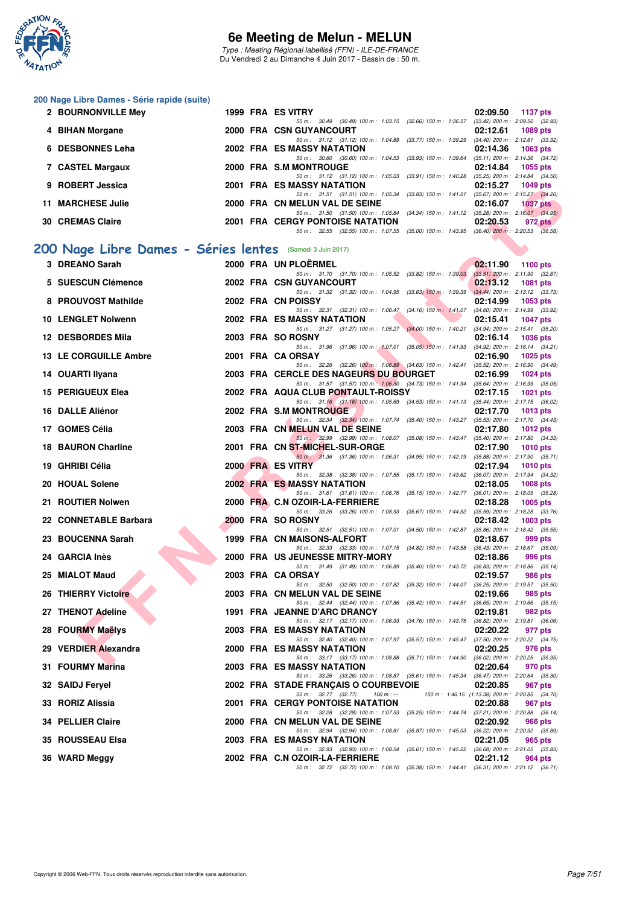## 200 Nage Libre Dames - Série rapide (suite)

| Rang | Nom | Année | Nat. | Club | Temps | Points |
|---|---|---|---|---|---|---|
| 2 | BOURNONVILLE Mey | 1999 | FRA | ES VITRY | 02:09.50 | 1137 pts |
| | 50 m : 30.49 (30.49) 100 m : 1:03.15 (32.66) 150 m : 1:36.57 (33.42) 200 m : 2:09.50 (32.93) | | | | | |
| 4 | BIHAN Morgane | 2000 | FRA | CSN GUYANCOURT | 02:12.61 | 1089 pts |
| | 50 m : 31.12 (31.12) 100 m : 1:04.89 (33.77) 150 m : 1:39.29 (34.40) 200 m : 2:12.61 (33.32) | | | | | |
| 6 | DESBONNES Leha | 2002 | FRA | ES MASSY NATATION | 02:14.36 | 1063 pts |
| | 50 m : 30.60 (30.60) 100 m : 1:04.53 (33.93) 150 m : 1:39.64 (35.11) 200 m : 2:14.36 (34.72) | | | | | |
| 7 | CASTEL Margaux | 2000 | FRA | S.M MONTROUGE | 02:14.84 | 1055 pts |
| | 50 m : 31.12 (31.12) 100 m : 1:05.03 (33.91) 150 m : 1:40.28 (35.25) 200 m : 2:14.84 (34.56) | | | | | |
| 9 | ROBERT Jessica | 2001 | FRA | ES MASSY NATATION | 02:15.27 | 1049 pts |
| | 50 m : 31.51 (31.51) 100 m : 1:05.34 (33.83) 150 m : 1:41.01 (35.67) 200 m : 2:15.27 (34.26) | | | | | |
| 11 | MARCHESE Julie | 2000 | FRA | CN MELUN VAL DE SEINE | 02:16.07 | 1037 pts |
| | 50 m : 31.50 (31.50) 100 m : 1:05.84 (34.34) 150 m : 1:41.12 (35.28) 200 m : 2:16.07 (34.95) | | | | | |
| 30 | CREMAS Claire | 2001 | FRA | CERGY PONTOISE NATATION | 02:20.53 | 972 pts |
| | 50 m : 32.55 (32.55) 100 m : 1:07.55 (35.00) 150 m : 1:43.95 (36.40) 200 m : 2:20.53 (36.58) | | | | | |

## 200 Nage Libre Dames - Séries lentes (Samedi 3 Juin 2017)

| Rang | Nom | Année | Nat. | Club | Temps | Points |
|---|---|---|---|---|---|---|
| 3 | DREANO Sarah | 2000 | FRA | UN PLOËRMEL | 02:11.90 | 1100 pts |
| | 50 m : 31.70 (31.70) 100 m : 1:05.52 (33.82) 150 m : 1:39.03 (33.51) 200 m : 2:11.90 (32.87) | | | | | |
| 5 | SUESCUN Clémence | 2002 | FRA | CSN GUYANCOURT | 02:13.12 | 1081 pts |
| | 50 m : 31.32 (31.32) 100 m : 1:04.95 (33.63) 150 m : 1:39.39 (34.44) 200 m : 2:13.12 (33.73) | | | | | |
| 8 | PROUVOST Mathilde | 2002 | FRA | CN POISSY | 02:14.99 | 1053 pts |
| | 50 m : 32.31 (32.31) 100 m : 1:06.47 (34.16) 150 m : 1:41.07 (34.60) 200 m : 2:14.99 (33.92) | | | | | |
| 10 | LENGLET Nolwenn | 2002 | FRA | ES MASSY NATATION | 02:15.41 | 1047 pts |
| | 50 m : 31.27 (31.27) 100 m : 1:05.27 (34.00) 150 m : 1:40.21 (34.94) 200 m : 2:15.41 (35.20) | | | | | |
| 12 | DESBORDES Mila | 2003 | FRA | SO ROSNY | 02:16.14 | 1036 pts |
| | 50 m : 31.96 (31.96) 100 m : 1:07.01 (35.05) 150 m : 1:41.93 (34.92) 200 m : 2:16.14 (34.21) | | | | | |
| 13 | LE CORGUILLE Ambre | 2001 | FRA | CA ORSAY | 02:16.90 | 1025 pts |
| | 50 m : 32.26 (32.26) 100 m : 1:06.89 (34.63) 150 m : 1:42.41 (35.52) 200 m : 2:16.90 (34.49) | | | | | |
| 14 | OUARTI Ilyana | 2003 | FRA | CERCLE DES NAGEURS DU BOURGET | 02:16.99 | 1024 pts |
| | 50 m : 31.57 (31.57) 100 m : 1:06.30 (34.73) 150 m : 1:41.94 (35.64) 200 m : 2:16.99 (35.05) | | | | | |
| 15 | PERIGUEUX Elea | 2002 | FRA | AQUA CLUB PONTAULT-ROISSY | 02:17.15 | 1021 pts |
| | 50 m : 31.16 (31.16) 100 m : 1:05.69 (34.53) 150 m : 1:41.13 (35.44) 200 m : 2:17.15 (36.02) | | | | | |
| 16 | DALLE Aliénor | 2002 | FRA | S.M MONTROUGE | 02:17.70 | 1013 pts |
| | 50 m : 32.34 (32.34) 100 m : 1:07.74 (35.40) 150 m : 1:43.27 (35.53) 200 m : 2:17.70 (34.43) | | | | | |
| 17 | GOMES Célia | 2003 | FRA | CN MELUN VAL DE SEINE | 02:17.80 | 1012 pts |
| | 50 m : 32.99 (32.99) 100 m : 1:08.07 (35.08) 150 m : 1:43.47 (35.40) 200 m : 2:17.80 (34.33) | | | | | |
| 18 | BAURON Charline | 2001 | FRA | CN ST-MICHEL-SUR-ORGE | 02:17.90 | 1010 pts |
| | 50 m : 31.36 (31.36) 100 m : 1:06.31 (34.95) 150 m : 1:42.19 (35.88) 200 m : 2:17.90 (35.71) | | | | | |
| 19 | GHRIBI Célia | 2000 | FRA | ES VITRY | 02:17.94 | 1010 pts |
| | 50 m : 32.38 (32.38) 100 m : 1:07.55 (35.17) 150 m : 1:43.62 (36.07) 200 m : 2:17.94 (34.32) | | | | | |
| 20 | HOUAL Solene | 2002 | FRA | ES MASSY NATATION | 02:18.05 | 1008 pts |
| | 50 m : 31.61 (31.61) 100 m : 1:06.76 (35.15) 150 m : 1:42.77 (36.01) 200 m : 2:18.05 (35.28) | | | | | |
| 21 | ROUTIER Nolwen | 2000 | FRA | C.N OZOIR-LA-FERRIERE | 02:18.28 | 1005 pts |
| | 50 m : 33.26 (33.26) 100 m : 1:08.93 (35.67) 150 m : 1:44.52 (35.59) 200 m : 2:18.28 (33.76) | | | | | |
| 22 | CONNETABLE Barbara | 2000 | FRA | SO ROSNY | 02:18.42 | 1003 pts |
| | 50 m : 32.51 (32.51) 100 m : 1:07.01 (34.50) 150 m : 1:42.87 (35.86) 200 m : 2:18.42 (35.55) | | | | | |
| 23 | BOUCENNA Sarah | 1999 | FRA | CN MAISONS-ALFORT | 02:18.67 | 999 pts |
| | 50 m : 32.33 (32.33) 100 m : 1:07.15 (34.82) 150 m : 1:43.58 (36.43) 200 m : 2:18.67 (35.09) | | | | | |
| 24 | GARCIA Inès | 2000 | FRA | US JEUNESSE MITRY-MORY | 02:18.86 | 996 pts |
| | 50 m : 31.49 (31.49) 100 m : 1:06.89 (35.40) 150 m : 1:43.72 (36.83) 200 m : 2:18.86 (35.14) | | | | | |
| 25 | MIALOT Maud | 2003 | FRA | CA ORSAY | 02:19.57 | 986 pts |
| | 50 m : 32.50 (32.50) 100 m : 1:07.82 (35.32) 150 m : 1:44.07 (36.25) 200 m : 2:19.57 (35.50) | | | | | |
| 26 | THIERRY Victoire | 2003 | FRA | CN MELUN VAL DE SEINE | 02:19.66 | 985 pts |
| | 50 m : 32.44 (32.44) 100 m : 1:07.86 (35.42) 150 m : 1:44.51 (36.65) 200 m : 2:19.66 (35.15) | | | | | |
| 27 | THENOT Adeline | 1991 | FRA | JEANNE D'ARC DRANCY | 02:19.81 | 982 pts |
| | 50 m : 32.17 (32.17) 100 m : 1:06.93 (34.76) 150 m : 1:43.75 (36.82) 200 m : 2:19.81 (36.06) | | | | | |
| 28 | FOURMY Maëlys | 2003 | FRA | ES MASSY NATATION | 02:20.22 | 977 pts |
| | 50 m : 32.40 (32.40) 100 m : 1:07.97 (35.57) 150 m : 1:45.47 (37.50) 200 m : 2:20.22 (34.75) | | | | | |
| 29 | VERDIER Alexandra | 2000 | FRA | ES MASSY NATATION | 02:20.25 | 976 pts |
| | 50 m : 33.17 (33.17) 100 m : 1:08.88 (35.71) 150 m : 1:44.90 (36.02) 200 m : 2:20.25 (35.35) | | | | | |
| 31 | FOURMY Marina | 2003 | FRA | ES MASSY NATATION | 02:20.64 | 970 pts |
| | 50 m : 33.26 (33.26) 100 m : 1:08.87 (35.61) 150 m : 1:45.34 (36.47) 200 m : 2:20.64 (35.30) | | | | | |
| 32 | SAIDJ Feryel | 2002 | FRA | STADE FRANÇAIS O COURBEVOIE | 02:20.85 | 967 pts |
| | 50 m : 32.77 (32.77) 100 m : --- 150 m : 1:46.15 (1:13.38) 200 m : 2:20.85 (34.70) | | | | | |
| 33 | RORIZ Alissia | 2001 | FRA | CERGY PONTOISE NATATION | 02:20.88 | 967 pts |
| | 50 m : 32.28 (32.28) 100 m : 1:07.53 (35.25) 150 m : 1:44.74 (37.21) 200 m : 2:20.88 (36.14) | | | | | |
| 34 | PELLIER Claire | 2000 | FRA | CN MELUN VAL DE SEINE | 02:20.92 | 966 pts |
| | 50 m : 32.94 (32.94) 100 m : 1:08.81 (35.87) 150 m : 1:45.03 (36.22) 200 m : 2:20.92 (35.89) | | | | | |
| 35 | ROUSSEAU Elsa | 2003 | FRA | ES MASSY NATATION | 02:21.05 | 965 pts |
| | 50 m : 32.93 (32.93) 100 m : 1:08.54 (35.61) 150 m : 1:45.22 (36.68) 200 m : 2:21.05 (35.83) | | | | | |
| 36 | WARD Meggy | 2002 | FRA | C.N OZOIR-LA-FERRIERE | 02:21.12 | 964 pts |
| | 50 m : 32.72 (32.72) 100 m : 1:08.10 (35.38) 150 m : 1:44.41 (36.31) 200 m : 2:21.12 (36.71) | | | | | |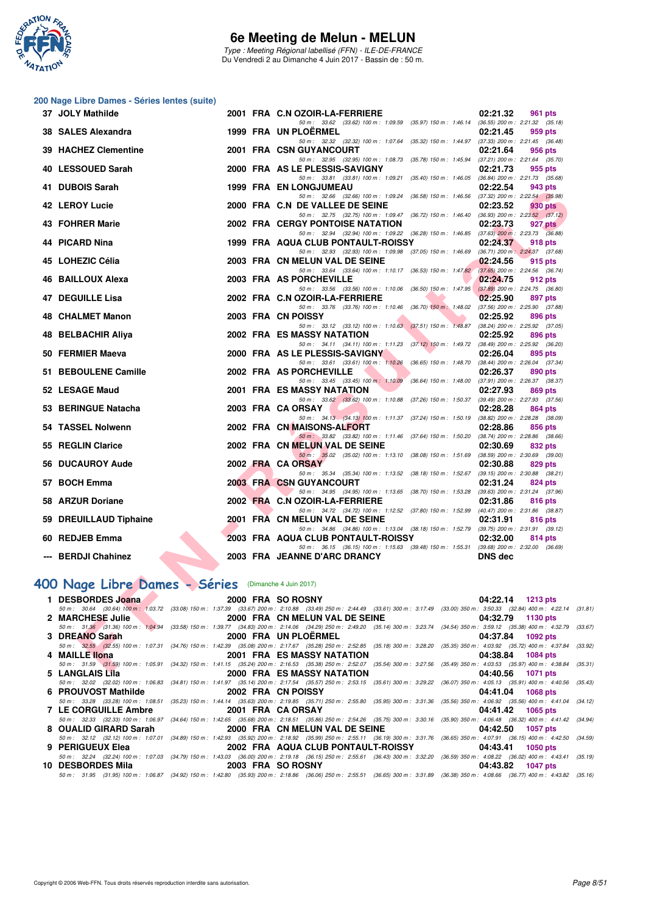# 6e Meeting de Melun - MELUN

Type : Meeting Régional labellisé (FFN) - ILE-DE-FRANCE
Du Vendredi 2 au Dimanche 4 Juin 2017 - Bassin de : 50 m.

## 200 Nage Libre Dames - Séries lentes (suite)

| Rg | Nom | Année | Nat | Club | Temps | Points |
|---|---|---|---|---|---|---|
| 37 | JOLY Mathilde | 2001 | FRA | C.N OZOIR-LA-FERRIERE | 02:21.32 | 961 pts |
| | 50 m : 33.62 (33.62) 100 m : 1:09.59 (35.97) 150 m : 1:46.14 (36.55) 200 m : 2:21.32 (35.18) | | | | | |
| 38 | SALES Alexandra | 1999 | FRA | UN PLOËRMEL | 02:21.45 | 959 pts |
| | 50 m : 32.32 (32.32) 100 m : 1:07.64 (35.32) 150 m : 1:44.97 (37.33) 200 m : 2:21.45 (36.48) | | | | | |
| 39 | HACHEZ Clementine | 2001 | FRA | CSN GUYANCOURT | 02:21.64 | 956 pts |
| | 50 m : 32.95 (32.95) 100 m : 1:08.73 (35.78) 150 m : 1:45.94 (37.21) 200 m : 2:21.64 (35.70) | | | | | |
| 40 | LESSOUED Sarah | 2000 | FRA | AS LE PLESSIS-SAVIGNY | 02:21.73 | 955 pts |
| | 50 m : 33.81 (33.81) 100 m : 1:09.21 (35.40) 150 m : 1:46.05 (36.84) 200 m : 2:21.73 (35.68) | | | | | |
| 41 | DUBOIS Sarah | 1999 | FRA | EN LONGJUMEAU | 02:22.54 | 943 pts |
| | 50 m : 32.66 (32.66) 100 m : 1:09.24 (36.58) 150 m : 1:46.56 (37.32) 200 m : 2:22.54 (35.98) | | | | | |
| 42 | LEROY Lucie | 2000 | FRA | C.N DE VALLEE DE SEINE | 02:23.52 | 930 pts |
| | 50 m : 32.75 (32.75) 100 m : 1:09.47 (36.72) 150 m : 1:46.40 (36.93) 200 m : 2:23.52 (37.12) | | | | | |
| 43 | FOHRER Marie | 2002 | FRA | CERGY PONTOISE NATATION | 02:23.73 | 927 pts |
| | 50 m : 32.94 (32.94) 100 m : 1:09.22 (36.28) 150 m : 1:46.85 (37.63) 200 m : 2:23.73 (36.88) | | | | | |
| 44 | PICARD Nina | 1999 | FRA | AQUA CLUB PONTAULT-ROISSY | 02:24.37 | 918 pts |
| | 50 m : 32.93 (32.93) 100 m : 1:09.98 (37.05) 150 m : 1:46.69 (36.71) 200 m : 2:24.37 (37.68) | | | | | |
| 45 | LOHEZIC Célia | 2003 | FRA | CN MELUN VAL DE SEINE | 02:24.56 | 915 pts |
| | 50 m : 33.64 (33.64) 100 m : 1:10.17 (36.53) 150 m : 1:47.82 (37.65) 200 m : 2:24.56 (36.74) | | | | | |
| 46 | BAILLOUX Alexa | 2003 | FRA | AS PORCHEVILLE | 02:24.75 | 912 pts |
| | 50 m : 33.56 (33.56) 100 m : 1:10.06 (36.50) 150 m : 1:47.95 (37.89) 200 m : 2:24.75 (36.80) | | | | | |
| 47 | DEGUILLE Lisa | 2002 | FRA | C.N OZOIR-LA-FERRIERE | 02:25.90 | 897 pts |
| | 50 m : 33.76 (33.76) 100 m : 1:10.46 (36.70) 150 m : 1:48.02 (37.56) 200 m : 2:25.90 (37.88) | | | | | |
| 48 | CHALMET Manon | 2003 | FRA | CN POISSY | 02:25.92 | 896 pts |
| | 50 m : 33.12 (33.12) 100 m : 1:10.63 (37.51) 150 m : 1:48.87 (38.24) 200 m : 2:25.92 (37.05) | | | | | |
| 48 | BELBACHIR Aliya | 2002 | FRA | ES MASSY NATATION | 02:25.92 | 896 pts |
| | 50 m : 34.11 (34.11) 100 m : 1:11.23 (37.12) 150 m : 1:49.72 (38.49) 200 m : 2:25.92 (36.20) | | | | | |
| 50 | FERMIER Maeva | 2000 | FRA | AS LE PLESSIS-SAVIGNY | 02:26.04 | 895 pts |
| | 50 m : 33.61 (33.61) 100 m : 1:10.26 (36.65) 150 m : 1:48.70 (38.44) 200 m : 2:26.04 (37.34) | | | | | |
| 51 | BEBOULENE Camille | 2002 | FRA | AS PORCHEVILLE | 02:26.37 | 890 pts |
| | 50 m : 33.45 (33.45) 100 m : 1:10.09 (36.64) 150 m : 1:48.00 (37.91) 200 m : 2:26.37 (38.37) | | | | | |
| 52 | LESAGE Maud | 2001 | FRA | ES MASSY NATATION | 02:27.93 | 869 pts |
| | 50 m : 33.62 (33.62) 100 m : 1:10.88 (37.26) 150 m : 1:50.37 (39.49) 200 m : 2:27.93 (37.56) | | | | | |
| 53 | BERINGUE Natacha | 2003 | FRA | CA ORSAY | 02:28.28 | 864 pts |
| | 50 m : 34.13 (34.13) 100 m : 1:11.37 (37.24) 150 m : 1:50.19 (38.82) 200 m : 2:28.28 (38.09) | | | | | |
| 54 | TASSEL Nolwenn | 2002 | FRA | CN MAISONS-ALFORT | 02:28.86 | 856 pts |
| | 50 m : 33.82 (33.82) 100 m : 1:11.46 (37.64) 150 m : 1:50.20 (38.74) 200 m : 2:28.86 (38.66) | | | | | |
| 55 | REGLIN Clarice | 2002 | FRA | CN MELUN VAL DE SEINE | 02:30.69 | 832 pts |
| | 50 m : 35.02 (35.02) 100 m : 1:13.10 (38.08) 150 m : 1:51.69 (38.59) 200 m : 2:30.69 (39.00) | | | | | |
| 56 | DUCAUROY Aude | 2002 | FRA | CA ORSAY | 02:30.88 | 829 pts |
| | 50 m : 35.34 (35.34) 100 m : 1:13.52 (38.18) 150 m : 1:52.67 (39.15) 200 m : 2:30.88 (38.21) | | | | | |
| 57 | BOCH Emma | 2003 | FRA | CSN GUYANCOURT | 02:31.24 | 824 pts |
| | 50 m : 34.95 (34.95) 100 m : 1:13.65 (38.70) 150 m : 1:53.28 (39.63) 200 m : 2:31.24 (37.96) | | | | | |
| 58 | ARZUR Doriane | 2002 | FRA | C.N OZOIR-LA-FERRIERE | 02:31.86 | 816 pts |
| | 50 m : 34.72 (34.72) 100 m : 1:12.52 (37.80) 150 m : 1:52.99 (40.47) 200 m : 2:31.86 (38.87) | | | | | |
| 59 | DREUILLAUD Tiphaine | 2001 | FRA | CN MELUN VAL DE SEINE | 02:31.91 | 816 pts |
| | 50 m : 34.86 (34.86) 100 m : 1:13.04 (38.18) 150 m : 1:52.79 (39.75) 200 m : 2:31.91 (39.12) | | | | | |
| 60 | REDJEB Emma | 2003 | FRA | AQUA CLUB PONTAULT-ROISSY | 02:32.00 | 814 pts |
| | 50 m : 36.15 (36.15) 100 m : 1:15.63 (39.48) 150 m : 1:55.31 (39.68) 200 m : 2:32.00 (36.69) | | | | | |
| --- | BERDJI Chahinez | 2003 | FRA | JEANNE D'ARC DRANCY | DNS dec | |

## 400 Nage Libre Dames - Séries (Dimanche 4 Juin 2017)

| Rg | Nom | Année | Nat | Club | Temps | Points |
|---|---|---|---|---|---|---|
| 1 | DESBORDES Joana | 2000 | FRA | SO ROSNY | 04:22.14 | 1213 pts |
| | 50 m : 30.64 (30.64) 100 m : 1:03.72 (33.08) 150 m : 1:37.39 (33.67) 200 m : 2:10.88 (33.49) 250 m : 2:44.49 (33.61) 300 m : 3:17.49 (33.00) 350 m : 3:50.33 (32.84) 400 m : 4:22.14 (31.81) | | | | | |
| 2 | MARCHESE Julie | 2000 | FRA | CN MELUN VAL DE SEINE | 04:32.79 | 1130 pts |
| | 50 m : 31.36 (31.36) 100 m : 1:04.94 (33.58) 150 m : 1:39.77 (34.83) 200 m : 2:14.06 (34.29) 250 m : 2:49.20 (35.14) 300 m : 3:23.74 (34.54) 350 m : 3:59.12 (35.38) 400 m : 4:32.79 (33.67) | | | | | |
| 3 | DREANO Sarah | 2000 | FRA | UN PLOËRMEL | 04:37.84 | 1092 pts |
| | 50 m : 32.55 (32.55) 100 m : 1:07.31 (34.76) 150 m : 1:42.39 (35.08) 200 m : 2:17.67 (35.28) 250 m : 2:52.85 (35.18) 300 m : 3:28.20 (35.35) 350 m : 4:03.92 (35.72) 400 m : 4:37.84 (33.92) | | | | | |
| 4 | MAILLE Ilona | 2001 | FRA | ES MASSY NATATION | 04:38.84 | 1084 pts |
| | 50 m : 31.59 (31.59) 100 m : 1:05.91 (34.32) 150 m : 1:41.15 (35.24) 200 m : 2:16.53 (35.38) 250 m : 2:52.07 (35.54) 300 m : 3:27.56 (35.49) 350 m : 4:03.53 (35.97) 400 m : 4:38.84 (35.31) | | | | | |
| 5 | LANGLAIS Lila | 2000 | FRA | ES MASSY NATATION | 04:40.56 | 1071 pts |
| | 50 m : 32.02 (32.02) 100 m : 1:06.83 (34.81) 150 m : 1:41.97 (35.14) 200 m : 2:17.54 (35.57) 250 m : 2:53.15 (35.61) 300 m : 3:29.22 (36.07) 350 m : 4:05.13 (35.91) 400 m : 4:40.56 (35.43) | | | | | |
| 6 | PROUVOST Mathilde | 2002 | FRA | CN POISSY | 04:41.04 | 1068 pts |
| | 50 m : 33.28 (33.28) 100 m : 1:08.51 (35.23) 150 m : 1:44.14 (35.63) 200 m : 2:19.85 (35.71) 250 m : 2:55.80 (35.95) 300 m : 3:31.36 (35.56) 350 m : 4:06.92 (35.56) 400 m : 4:41.04 (34.12) | | | | | |
| 7 | LE CORGUILLE Ambre | 2001 | FRA | CA ORSAY | 04:41.42 | 1065 pts |
| | 50 m : 32.33 (32.33) 100 m : 1:06.97 (34.64) 150 m : 1:42.65 (35.68) 200 m : 2:18.51 (35.86) 250 m : 2:54.26 (35.75) 300 m : 3:30.16 (35.90) 350 m : 4:06.48 (36.32) 400 m : 4:41.42 (34.94) | | | | | |
| 8 | OUALID GIRARD Sarah | 2000 | FRA | CN MELUN VAL DE SEINE | 04:42.50 | 1057 pts |
| | 50 m : 32.12 (32.12) 100 m : 1:07.01 (34.89) 150 m : 1:42.93 (35.92) 200 m : 2:18.92 (35.99) 250 m : 2:55.11 (36.19) 300 m : 3:31.76 (36.65) 350 m : 4:07.91 (36.15) 400 m : 4:42.50 (34.59) | | | | | |
| 9 | PERIGUEUX Elea | 2002 | FRA | AQUA CLUB PONTAULT-ROISSY | 04:43.41 | 1050 pts |
| | 50 m : 32.24 (32.24) 100 m : 1:07.03 (34.79) 150 m : 1:43.03 (36.00) 200 m : 2:19.18 (36.15) 250 m : 2:55.61 (36.43) 300 m : 3:32.20 (36.59) 350 m : 4:08.22 (36.02) 400 m : 4:43.41 (35.19) | | | | | |
| 10 | DESBORDES Mila | 2003 | FRA | SO ROSNY | 04:43.82 | 1047 pts |
| | 50 m : 31.95 (31.95) 100 m : 1:06.87 (34.92) 150 m : 1:42.80 (35.93) 200 m : 2:18.86 (36.06) 250 m : 2:55.51 (36.65) 300 m : 3:31.89 (36.38) 350 m : 4:08.66 (36.77) 400 m : 4:43.82 (35.16) | | | | | |

Copyright © 2006 Web-FFN. Tous droits réservés reproduction interdite sans autorisation.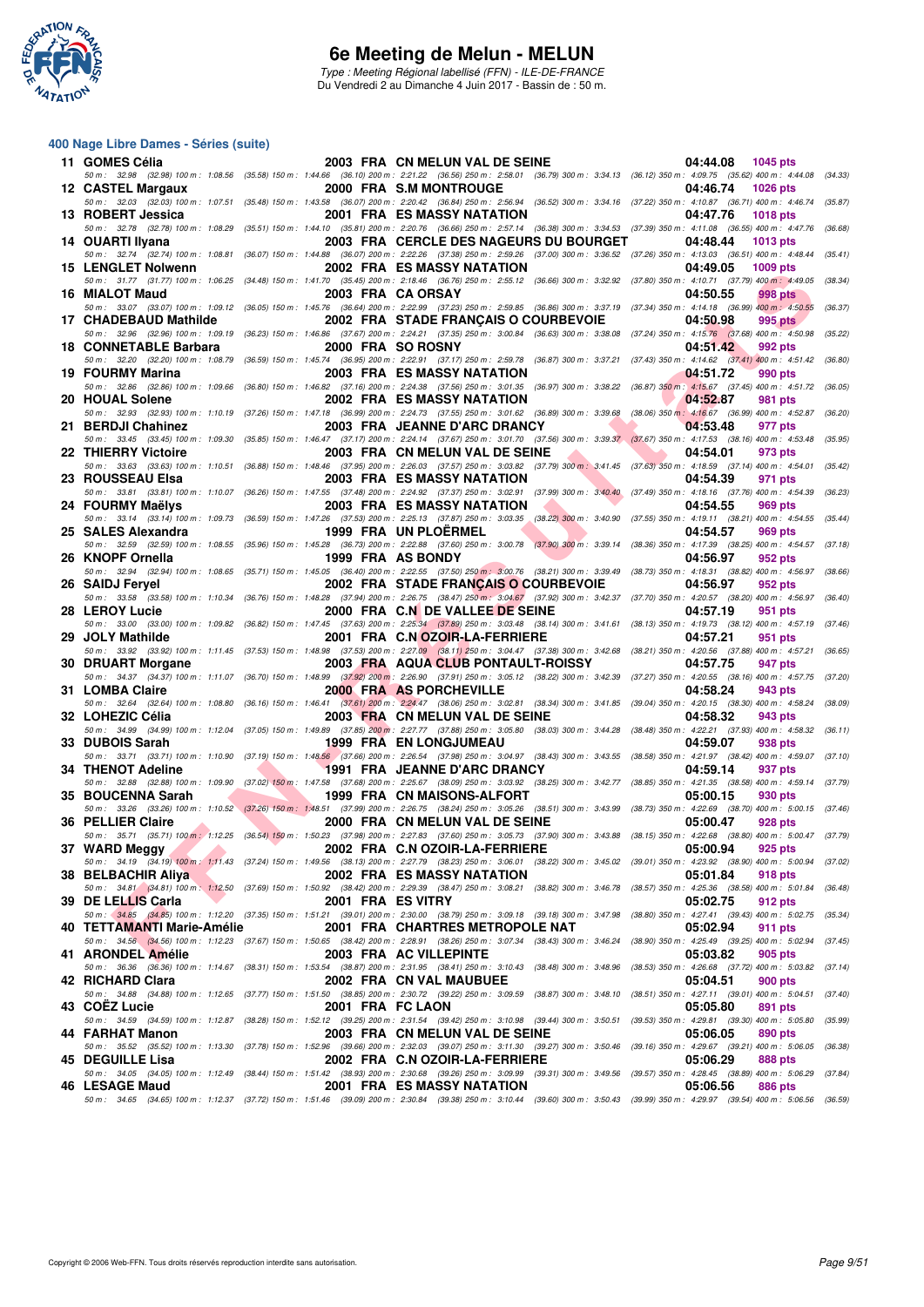# 6e Meeting de Melun - MELUN

*Type : Meeting Régional labellisé (FFN) - ILE-DE-FRANCE*
Du Vendredi 2 au Dimanche 4 Juin 2017 - Bassin de : 50 m.

## 400 Nage Libre Dames - Séries (suite)

| Rang | Nom | Année | Nat. | Club | Temps | Points |
|---|---|---|---|---|---|---|
| 11 | GOMES Célia | 2003 | FRA | CN MELUN VAL DE SEINE | 04:44.08 | 1045 pts |
| | 50 m : 32.98 (32.98) 100 m : 1:08.56 (35.58) 150 m : 1:44.66 (36.10) 200 m : 2:21.22 (36.56) 250 m : 2:58.01 (36.79) 300 m : 3:34.13 (36.12) 350 m : 4:09.75 (35.62) 400 m : 4:44.08 (34.33) | | | | | |
| 12 | CASTEL Margaux | 2000 | FRA | S.M MONTROUGE | 04:46.74 | 1026 pts |
| | 50 m : 32.03 (32.03) 100 m : 1:07.51 (35.48) 150 m : 1:43.58 (36.07) 200 m : 2:20.42 (36.84) 250 m : 2:56.94 (36.52) 300 m : 3:34.16 (37.22) 350 m : 4:10.87 (36.71) 400 m : 4:46.74 (35.87) | | | | | |
| 13 | ROBERT Jessica | 2001 | FRA | ES MASSY NATATION | 04:47.76 | 1018 pts |
| | 50 m : 32.78 (32.78) 100 m : 1:08.29 (35.51) 150 m : 1:44.10 (35.81) 200 m : 2:20.76 (36.66) 250 m : 2:57.14 (36.38) 300 m : 3:34.53 (37.39) 350 m : 4:11.08 (36.55) 400 m : 4:47.76 (36.68) | | | | | |
| 14 | OUARTI Ilyana | 2003 | FRA | CERCLE DES NAGEURS DU BOURGET | 04:48.44 | 1013 pts |
| | 50 m : 32.74 (32.74) 100 m : 1:08.81 (36.07) 150 m : 1:44.88 (36.07) 200 m : 2:22.26 (37.38) 250 m : 2:59.26 (37.00) 300 m : 3:36.52 (37.26) 350 m : 4:13.03 (36.51) 400 m : 4:48.44 (35.41) | | | | | |
| 15 | LENGLET Nolwenn | 2002 | FRA | ES MASSY NATATION | 04:49.05 | 1009 pts |
| | 50 m : 31.77 (31.77) 100 m : 1:06.25 (34.48) 150 m : 1:41.70 (35.45) 200 m : 2:18.46 (36.76) 250 m : 2:55.12 (36.66) 300 m : 3:32.92 (37.80) 350 m : 4:10.71 (37.79) 400 m : 4:49.05 (38.34) | | | | | |
| 16 | MIALOT Maud | 2003 | FRA | CA ORSAY | 04:50.55 | 998 pts |
| | 50 m : 33.07 (33.07) 100 m : 1:09.12 (36.05) 150 m : 1:45.76 (36.64) 200 m : 2:22.99 (37.23) 250 m : 2:59.85 (36.86) 300 m : 3:37.19 (37.34) 350 m : 4:14.18 (36.99) 400 m : 4:50.55 (36.37) | | | | | |
| 17 | CHADEBAUD Mathilde | 2002 | FRA | STADE FRANÇAIS O COURBEVOIE | 04:50.98 | 995 pts |
| | 50 m : 32.96 (32.96) 100 m : 1:09.19 (36.23) 150 m : 1:46.86 (37.67) 200 m : 2:24.21 (37.35) 250 m : 3:00.84 (36.63) 300 m : 3:38.08 (37.24) 350 m : 4:15.76 (37.68) 400 m : 4:50.98 (35.22) | | | | | |
| 18 | CONNETABLE Barbara | 2000 | FRA | SO ROSNY | 04:51.42 | 992 pts |
| | 50 m : 32.20 (32.20) 100 m : 1:08.79 (36.59) 150 m : 1:45.74 (36.95) 200 m : 2:22.91 (37.17) 250 m : 2:59.78 (36.87) 300 m : 3:37.21 (37.43) 350 m : 4:14.62 (37.41) 400 m : 4:51.42 (36.80) | | | | | |
| 19 | FOURMY Marina | 2003 | FRA | ES MASSY NATATION | 04:51.72 | 990 pts |
| | 50 m : 32.86 (32.86) 100 m : 1:09.66 (36.80) 150 m : 1:46.82 (37.16) 200 m : 2:24.38 (37.56) 250 m : 3:01.35 (36.97) 300 m : 3:38.22 (36.87) 350 m : 4:15.67 (37.45) 400 m : 4:51.72 (36.05) | | | | | |
| 20 | HOUAL Solene | 2002 | FRA | ES MASSY NATATION | 04:52.87 | 981 pts |
| | 50 m : 32.93 (32.93) 100 m : 1:10.19 (37.26) 150 m : 1:47.18 (36.99) 200 m : 2:24.73 (37.55) 250 m : 3:01.62 (36.89) 300 m : 3:39.68 (38.06) 350 m : 4:16.67 (36.99) 400 m : 4:52.87 (36.20) | | | | | |
| 21 | BERDJI Chahinez | 2003 | FRA | JEANNE D'ARC DRANCY | 04:53.48 | 977 pts |
| | 50 m : 33.45 (33.45) 100 m : 1:09.30 (35.85) 150 m : 1:46.47 (37.17) 200 m : 2:24.14 (37.67) 250 m : 3:01.70 (37.56) 300 m : 3:39.37 (37.67) 350 m : 4:17.53 (38.16) 400 m : 4:53.48 (35.95) | | | | | |
| 22 | THIERRY Victoire | 2003 | FRA | CN MELUN VAL DE SEINE | 04:54.01 | 973 pts |
| | 50 m : 33.63 (33.63) 100 m : 1:10.51 (36.88) 150 m : 1:48.46 (37.95) 200 m : 2:26.03 (37.57) 250 m : 3:03.82 (37.79) 300 m : 3:41.45 (37.63) 350 m : 4:18.59 (37.14) 400 m : 4:54.01 (35.42) | | | | | |
| 23 | ROUSSEAU Elsa | 2003 | FRA | ES MASSY NATATION | 04:54.39 | 971 pts |
| | 50 m : 33.81 (33.81) 100 m : 1:10.07 (36.26) 150 m : 1:47.55 (37.48) 200 m : 2:24.92 (37.37) 250 m : 3:02.91 (37.99) 300 m : 3:40.40 (37.49) 350 m : 4:18.16 (37.76) 400 m : 4:54.39 (36.23) | | | | | |
| 24 | FOURMY Maëlys | 2003 | FRA | ES MASSY NATATION | 04:54.55 | 969 pts |
| | 50 m : 33.14 (33.14) 100 m : 1:09.73 (36.59) 150 m : 1:47.26 (37.53) 200 m : 2:25.13 (37.87) 250 m : 3:03.35 (38.22) 300 m : 3:40.90 (37.55) 350 m : 4:19.11 (38.21) 400 m : 4:54.55 (35.44) | | | | | |
| 25 | SALES Alexandra | 1999 | FRA | UN PLOËRMEL | 04:54.57 | 969 pts |
| | 50 m : 32.59 (32.59) 100 m : 1:08.55 (35.96) 150 m : 1:45.28 (36.73) 200 m : 2:22.88 (37.60) 250 m : 3:00.78 (37.90) 300 m : 3:39.14 (38.36) 350 m : 4:17.39 (38.25) 400 m : 4:54.57 (37.18) | | | | | |
| 26 | KNOPF Ornella | 1999 | FRA | AS BONDY | 04:56.97 | 952 pts |
| | 50 m : 32.94 (32.94) 100 m : 1:08.65 (35.71) 150 m : 1:45.05 (36.40) 200 m : 2:22.55 (37.50) 250 m : 3:00.76 (38.21) 300 m : 3:39.49 (38.73) 350 m : 4:18.31 (38.82) 400 m : 4:56.97 (38.66) | | | | | |
| 26 | SAIDJ Feryel | 2002 | FRA | STADE FRANÇAIS O COURBEVOIE | 04:56.97 | 952 pts |
| | 50 m : 33.58 (33.58) 100 m : 1:10.34 (36.76) 150 m : 1:48.28 (37.94) 200 m : 2:26.75 (38.47) 250 m : 3:04.67 (37.92) 300 m : 3:42.37 (37.70) 350 m : 4:20.57 (38.20) 400 m : 4:56.97 (36.40) | | | | | |
| 28 | LEROY Lucie | 2000 | FRA | C.N DE VALLEE DE SEINE | 04:57.19 | 951 pts |
| | 50 m : 33.00 (33.00) 100 m : 1:09.82 (36.82) 150 m : 1:47.45 (37.63) 200 m : 2:25.34 (37.89) 250 m : 3:03.48 (38.14) 300 m : 3:41.61 (38.13) 350 m : 4:19.73 (38.12) 400 m : 4:57.19 (37.46) | | | | | |
| 29 | JOLY Mathilde | 2001 | FRA | C.N OZOIR-LA-FERRIERE | 04:57.21 | 951 pts |
| | 50 m : 33.92 (33.92) 100 m : 1:11.45 (37.53) 150 m : 1:48.98 (37.53) 200 m : 2:27.09 (38.11) 250 m : 3:04.47 (37.38) 300 m : 3:42.68 (38.21) 350 m : 4:20.56 (37.88) 400 m : 4:57.21 (36.65) | | | | | |
| 30 | DRUART Morgane | 2003 | FRA | AQUA CLUB PONTAULT-ROISSY | 04:57.75 | 947 pts |
| | 50 m : 34.37 (34.37) 100 m : 1:11.07 (36.70) 150 m : 1:48.99 (37.92) 200 m : 2:26.90 (37.91) 250 m : 3:05.12 (38.22) 300 m : 3:42.39 (37.27) 350 m : 4:20.55 (38.16) 400 m : 4:57.75 (37.20) | | | | | |
| 31 | LOMBA Claire | 2000 | FRA | AS PORCHEVILLE | 04:58.24 | 943 pts |
| | 50 m : 32.64 (32.64) 100 m : 1:08.80 (36.16) 150 m : 1:46.41 (37.61) 200 m : 2:24.47 (38.06) 250 m : 3:02.81 (38.34) 300 m : 3:41.85 (39.04) 350 m : 4:20.15 (38.30) 400 m : 4:58.24 (38.09) | | | | | |
| 32 | LOHEZIC Célia | 2003 | FRA | CN MELUN VAL DE SEINE | 04:58.32 | 943 pts |
| | 50 m : 34.99 (34.99) 100 m : 1:12.04 (37.05) 150 m : 1:49.89 (37.85) 200 m : 2:27.77 (37.88) 250 m : 3:05.80 (38.03) 300 m : 3:44.28 (38.48) 350 m : 4:22.21 (37.93) 400 m : 4:58.32 (36.11) | | | | | |
| 33 | DUBOIS Sarah | 1999 | FRA | EN LONGJUMEAU | 04:59.07 | 938 pts |
| | 50 m : 33.71 (33.71) 100 m : 1:10.90 (37.19) 150 m : 1:48.56 (37.66) 200 m : 2:26.54 (37.98) 250 m : 3:04.97 (38.43) 300 m : 3:43.55 (38.58) 350 m : 4:21.97 (38.42) 400 m : 4:59.07 (37.10) | | | | | |
| 34 | THENOT Adeline | 1991 | FRA | JEANNE D'ARC DRANCY | 04:59.14 | 937 pts |
| | 50 m : 32.88 (32.88) 100 m : 1:09.90 (37.02) 150 m : 1:47.58 (37.68) 200 m : 2:25.67 (38.09) 250 m : 3:03.92 (38.25) 300 m : 3:42.77 (38.85) 350 m : 4:21.35 (38.58) 400 m : 4:59.14 (37.79) | | | | | |
| 35 | BOUCENNA Sarah | 1999 | FRA | CN MAISONS-ALFORT | 05:00.15 | 930 pts |
| | 50 m : 33.26 (33.26) 100 m : 1:10.52 (37.26) 150 m : 1:48.51 (37.99) 200 m : 2:26.75 (38.24) 250 m : 3:05.26 (38.51) 300 m : 3:43.99 (38.73) 350 m : 4:22.69 (38.70) 400 m : 5:00.15 (37.46) | | | | | |
| 36 | PELLIER Claire | 2000 | FRA | CN MELUN VAL DE SEINE | 05:00.47 | 928 pts |
| | 50 m : 35.71 (35.71) 100 m : 1:12.25 (36.54) 150 m : 1:50.23 (37.98) 200 m : 2:27.83 (37.60) 250 m : 3:05.73 (37.90) 300 m : 3:43.88 (38.15) 350 m : 4:22.68 (38.80) 400 m : 5:00.47 (37.79) | | | | | |
| 37 | WARD Meggy | 2002 | FRA | C.N OZOIR-LA-FERRIERE | 05:00.94 | 925 pts |
| | 50 m : 34.19 (34.19) 100 m : 1:11.43 (37.24) 150 m : 1:49.56 (38.13) 200 m : 2:27.79 (38.23) 250 m : 3:06.01 (38.22) 300 m : 3:45.02 (39.01) 350 m : 4:23.92 (38.90) 400 m : 5:00.94 (37.02) | | | | | |
| 38 | BELBACHIR Aliya | 2002 | FRA | ES MASSY NATATION | 05:01.84 | 918 pts |
| | 50 m : 34.81 (34.81) 100 m : 1:12.50 (37.69) 150 m : 1:50.92 (38.42) 200 m : 2:29.39 (38.47) 250 m : 3:08.21 (38.82) 300 m : 3:46.78 (38.57) 350 m : 4:25.36 (38.58) 400 m : 5:01.84 (36.48) | | | | | |
| 39 | DE LELLIS Carla | 2001 | FRA | ES VITRY | 05:02.75 | 912 pts |
| | 50 m : 34.85 (34.85) 100 m : 1:12.20 (37.35) 150 m : 1:51.21 (39.01) 200 m : 2:30.00 (38.79) 250 m : 3:09.18 (39.18) 300 m : 3:47.98 (38.80) 350 m : 4:27.41 (39.43) 400 m : 5:02.75 (35.34) | | | | | |
| 40 | TETTAMANTI Marie-Amélie | 2001 | FRA | CHARTRES METROPOLE NAT | 05:02.94 | 911 pts |
| | 50 m : 34.56 (34.56) 100 m : 1:12.23 (37.67) 150 m : 1:50.65 (38.42) 200 m : 2:28.91 (38.26) 250 m : 3:07.34 (38.43) 300 m : 3:46.24 (38.90) 350 m : 4:25.49 (39.25) 400 m : 5:02.94 (37.45) | | | | | |
| 41 | ARONDEL Amélie | 2003 | FRA | AC VILLEPINTE | 05:03.82 | 905 pts |
| | 50 m : 36.36 (36.36) 100 m : 1:14.67 (38.31) 150 m : 1:53.54 (38.87) 200 m : 2:31.95 (38.41) 250 m : 3:10.43 (38.48) 300 m : 3:48.96 (38.53) 350 m : 4:26.68 (37.72) 400 m : 5:03.82 (37.14) | | | | | |
| 42 | RICHARD Clara | 2002 | FRA | CN VAL MAUBUEE | 05:04.51 | 900 pts |
| | 50 m : 34.88 (34.88) 100 m : 1:12.65 (37.77) 150 m : 1:51.50 (38.85) 200 m : 2:30.72 (39.22) 250 m : 3:09.59 (38.87) 300 m : 3:48.10 (38.51) 350 m : 4:27.11 (39.01) 400 m : 5:04.51 (37.40) | | | | | |
| 43 | COËZ Lucie | 2001 | FRA | FC LAON | 05:05.80 | 891 pts |
| | 50 m : 34.59 (34.59) 100 m : 1:12.87 (38.28) 150 m : 1:52.12 (39.25) 200 m : 2:31.54 (39.42) 250 m : 3:10.98 (39.44) 300 m : 3:50.51 (39.53) 350 m : 4:29.81 (39.30) 400 m : 5:05.80 (35.99) | | | | | |
| 44 | FARHAT Manon | 2003 | FRA | CN MELUN VAL DE SEINE | 05:06.05 | 890 pts |
| | 50 m : 35.52 (35.52) 100 m : 1:13.30 (37.78) 150 m : 1:52.96 (39.66) 200 m : 2:32.03 (39.07) 250 m : 3:11.30 (39.27) 300 m : 3:50.46 (39.16) 350 m : 4:29.67 (39.21) 400 m : 5:06.05 (36.38) | | | | | |
| 45 | DEGUILLE Lisa | 2002 | FRA | C.N OZOIR-LA-FERRIERE | 05:06.29 | 888 pts |
| | 50 m : 34.05 (34.05) 100 m : 1:12.49 (38.44) 150 m : 1:51.42 (38.93) 200 m : 2:30.68 (39.26) 250 m : 3:09.99 (39.31) 300 m : 3:49.56 (39.57) 350 m : 4:28.45 (38.89) 400 m : 5:06.29 (37.84) | | | | | |
| 46 | LESAGE Maud | 2001 | FRA | ES MASSY NATATION | 05:06.56 | 886 pts |
| | 50 m : 34.65 (34.65) 100 m : 1:12.37 (37.72) 150 m : 1:51.46 (39.09) 200 m : 2:30.84 (39.38) 250 m : 3:10.44 (39.60) 300 m : 3:50.43 (39.99) 350 m : 4:29.97 (39.54) 400 m : 5:06.56 (36.59) | | | | | |

Copyright © 2006 Web-FFN. Tous droits réservés reproduction interdite sans autorisation.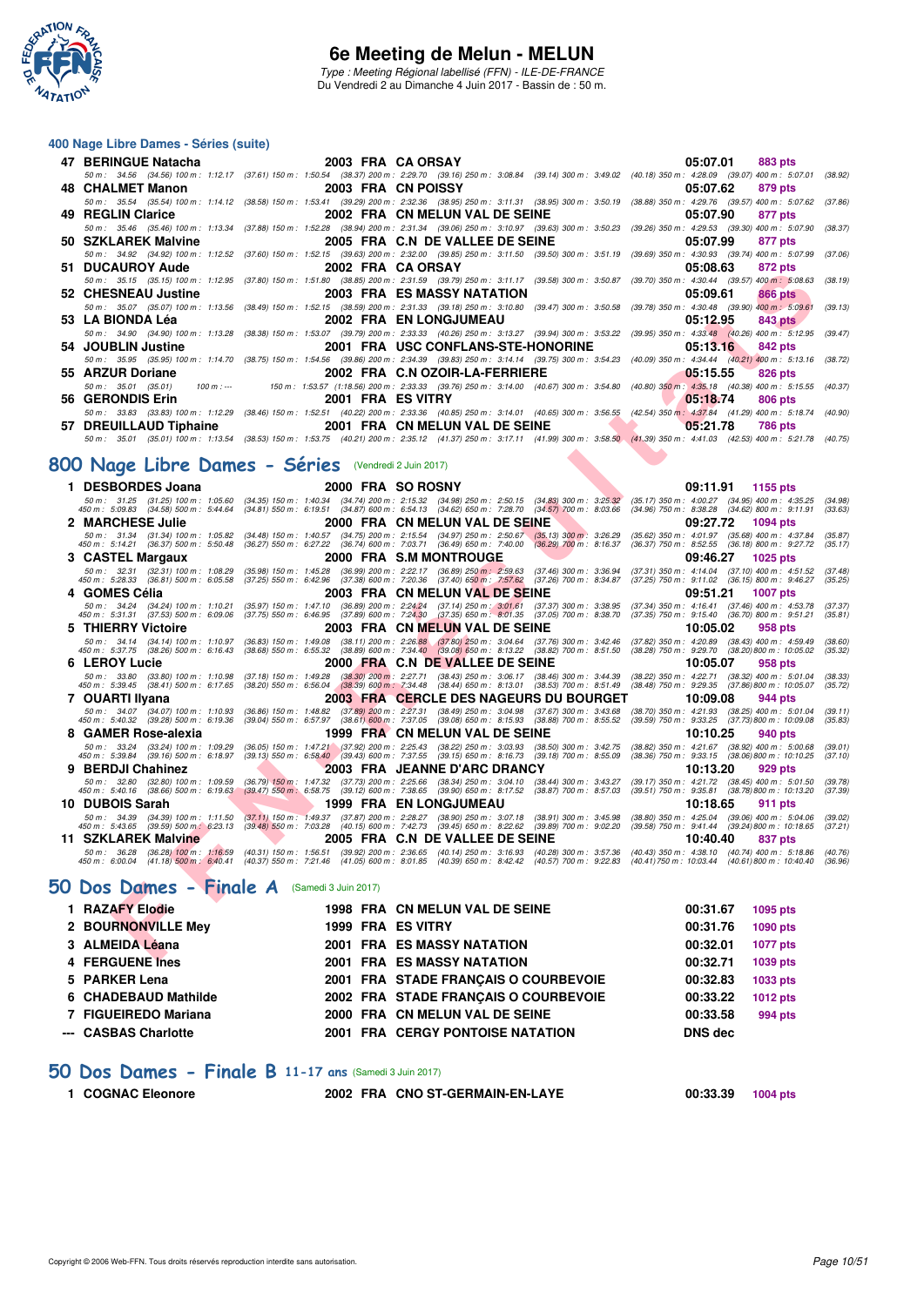# 6e Meeting de Melun - MELUN

*Type : Meeting Régional labellisé (FFN) - ILE-DE-FRANCE*
Du Vendredi 2 au Dimanche 4 Juin 2017 - Bassin de : 50 m.

### 400 Nage Libre Dames - Séries (suite)

**47 BERINGUE Natacha** 2003 FRA CA ORSAY 05:07.01 883 pts
50 m : 34.56 (34.56) 100 m : 1:12.17 (37.61) 150 m : 1:50.54 (38.37) 200 m : 2:29.70 (39.16) 250 m : 3:08.84 (39.14) 300 m : 3:49.02 (40.18) 350 m : 4:28.09 (39.07) 400 m : 5:07.01 (38.92)

**48 CHALMET Manon** 2003 FRA CN POISSY 05:07.62 879 pts
50 m : 35.54 (35.54) 100 m : 1:14.12 (38.58) 150 m : 1:53.41 (39.29) 200 m : 2:32.36 (38.95) 250 m : 3:11.31 (38.95) 300 m : 3:50.19 (38.88) 350 m : 4:29.76 (39.57) 400 m : 5:07.62 (37.86)

**49 REGLIN Clarice** 2002 FRA CN MELUN VAL DE SEINE 05:07.90 877 pts
50 m : 35.46 (35.46) 100 m : 1:13.34 (37.88) 150 m : 1:52.28 (38.94) 200 m : 2:31.34 (39.06) 250 m : 3:10.97 (39.63) 300 m : 3:50.23 (39.26) 350 m : 4:29.53 (39.30) 400 m : 5:07.90 (38.37)

**50 SZKLAREK Malvine** 2005 FRA C.N DE VALLEE DE SEINE 05:07.99 877 pts
50 m : 34.92 (34.92) 100 m : 1:12.52 (37.60) 150 m : 1:52.15 (39.63) 200 m : 2:32.00 (39.85) 250 m : 3:11.50 (39.50) 300 m : 3:51.19 (39.69) 350 m : 4:30.93 (39.74) 400 m : 5:07.99 (37.06)

**51 DUCAUROY Aude** 2002 FRA CA ORSAY 05:08.63 872 pts
50 m : 35.15 (35.15) 100 m : 1:12.95 (37.80) 150 m : 1:51.80 (38.85) 200 m : 2:31.59 (39.79) 250 m : 3:11.17 (39.58) 300 m : 3:50.87 (39.70) 350 m : 4:30.44 (39.57) 400 m : 5:08.63 (38.19)

**52 CHESNEAU Justine** 2003 FRA ES MASSY NATATION 05:09.61 866 pts
50 m : 35.07 (35.07) 100 m : 1:13.56 (38.49) 150 m : 1:52.15 (38.59) 200 m : 2:31.33 (39.18) 250 m : 3:10.80 (39.47) 300 m : 3:50.58 (39.78) 350 m : 4:30.48 (39.90) 400 m : 5:09.61 (39.13)

**53 LA BIONDA Léa** 2002 FRA EN LONGJUMEAU 05:12.95 843 pts
50 m : 34.90 (34.90) 100 m : 1:13.28 (38.38) 150 m : 1:53.07 (39.79) 200 m : 2:33.33 (40.26) 250 m : 3:13.27 (39.94) 300 m : 3:53.22 (39.95) 350 m : 4:33.48 (40.26) 400 m : 5:12.95 (39.47)

**54 JOUBLIN Justine** 2001 FRA USC CONFLANS-STE-HONORINE 05:13.16 842 pts
50 m : 35.95 (35.95) 100 m : 1:14.70 (38.75) 150 m : 1:54.56 (39.86) 200 m : 2:34.39 (39.83) 250 m : 3:14.14 (39.75) 300 m : 3:54.23 (40.09) 350 m : 4:34.44 (40.21) 400 m : 5:13.16 (38.72)

**55 ARZUR Doriane** 2002 FRA C.N OZOIR-LA-FERRIERE 05:15.55 826 pts
50 m : 35.01 (35.01) 100 m : --- 150 m : 1:53.57 (1:18.56) 200 m : 2:33.33 (39.76) 250 m : 3:14.00 (40.67) 300 m : 3:54.80 (40.80) 350 m : 4:35.18 (40.38) 400 m : 5:15.55 (40.37)

**56 GERONDIS Erin** 2001 FRA ES VITRY 05:18.74 806 pts
50 m : 33.83 (33.83) 100 m : 1:12.29 (38.46) 150 m : 1:52.51 (40.22) 200 m : 2:33.36 (40.85) 250 m : 3:14.01 (40.65) 300 m : 3:56.55 (42.54) 350 m : 4:37.84 (41.29) 400 m : 5:18.74 (40.90)

**57 DREUILLAUD Tiphaine** 2001 FRA CN MELUN VAL DE SEINE 05:21.78 786 pts
50 m : 35.01 (35.01) 100 m : 1:13.54 (38.53) 150 m : 1:53.75 (40.21) 200 m : 2:35.12 (41.37) 250 m : 3:17.11 (41.99) 300 m : 3:58.50 (41.39) 350 m : 4:41.03 (42.53) 400 m : 5:21.78 (40.75)

## 800 Nage Libre Dames - Séries (Vendredi 2 Juin 2017)

**1 DESBORDES Joana** 2000 FRA SO ROSNY 09:11.91 1155 pts
50 m : 31.25 (31.25) 100 m : 1:05.60 (34.35) 150 m : 1:40.34 (34.74) 200 m : 2:15.32 (34.98) 250 m : 2:50.15 (34.83) 300 m : 3:25.32 (35.17) 350 m : 4:00.27 (34.95) 400 m : 4:35.25 (34.98)
450 m : 5:09.83 (34.58) 500 m : 5:44.64 (34.81) 550 m : 6:19.51 (34.87) 600 m : 6:54.13 (34.62) 650 m : 7:28.70 (34.57) 700 m : 8:03.66 (34.96) 750 m : 8:38.28 (34.62) 800 m : 9:11.91 (33.63)

**2 MARCHESE Julie** 2000 FRA CN MELUN VAL DE SEINE 09:27.72 1094 pts
50 m : 31.34 (31.34) 100 m : 1:05.82 (34.48) 150 m : 1:40.57 (34.75) 200 m : 2:15.54 (34.97) 250 m : 2:50.67 (35.13) 300 m : 3:26.29 (35.62) 350 m : 4:01.97 (35.68) 400 m : 4:37.84 (35.87)
450 m : 5:14.21 (36.37) 500 m : 5:50.48 (36.27) 550 m : 6:27.22 (36.74) 600 m : 7:03.71 (36.49) 650 m : 7:40.00 (36.29) 700 m : 8:16.37 (36.37) 750 m : 8:52.55 (36.18) 800 m : 9:27.72 (35.17)

**3 CASTEL Margaux** 2000 FRA S.M MONTROUGE 09:46.27 1025 pts
50 m : 32.31 (32.31) 100 m : 1:08.29 (35.98) 150 m : 1:45.28 (36.99) 200 m : 2:22.17 (36.89) 250 m : 2:59.63 (37.46) 300 m : 3:36.94 (37.31) 350 m : 4:14.04 (37.10) 400 m : 4:51.52 (37.48)
450 m : 5:28.33 (36.81) 500 m : 6:05.58 (37.25) 550 m : 6:42.96 (37.38) 600 m : 7:20.36 (37.40) 650 m : 7:57.62 (37.26) 700 m : 8:34.87 (37.25) 750 m : 9:11.02 (36.15) 800 m : 9:46.27 (35.25)

**4 GOMES Célia** 2003 FRA CN MELUN VAL DE SEINE 09:51.21 1007 pts
50 m : 34.24 (34.24) 100 m : 1:10.21 (35.97) 150 m : 1:47.10 (36.89) 200 m : 2:24.24 (37.14) 250 m : 3:01.61 (37.37) 300 m : 3:38.95 (37.34) 350 m : 4:16.41 (37.46) 400 m : 4:53.78 (37.37)
450 m : 5:31.31 (37.53) 500 m : 6:09.06 (37.75) 550 m : 6:46.95 (37.89) 600 m : 7:24.30 (37.35) 650 m : 8:01.35 (37.05) 700 m : 8:38.70 (37.35) 750 m : 9:15.40 (36.70) 800 m : 9:51.21 (35.81)

**5 THIERRY Victoire** 2003 FRA CN MELUN VAL DE SEINE 10:05.02 958 pts
50 m : 34.14 (34.14) 100 m : 1:10.97 (36.83) 150 m : 1:49.08 (38.11) 200 m : 2:26.88 (37.80) 250 m : 3:04.64 (37.76) 300 m : 3:42.46 (37.82) 350 m : 4:20.89 (38.43) 400 m : 4:59.49 (38.60)
450 m : 5:37.75 (38.26) 500 m : 6:16.43 (38.68) 550 m : 6:55.32 (38.89) 600 m : 7:34.40 (39.08) 650 m : 8:13.22 (38.82) 700 m : 8:51.50 (38.28) 750 m : 9:29.70 (38.20) 800 m : 10:05.02 (35.32)

**6 LEROY Lucie** 2000 FRA C.N DE VALLEE DE SEINE 10:05.07 958 pts
50 m : 33.80 (33.80) 100 m : 1:10.98 (37.18) 150 m : 1:49.28 (38.30) 200 m : 2:27.71 (38.43) 250 m : 3:06.17 (38.46) 300 m : 3:44.39 (38.22) 350 m : 4:22.71 (38.32) 400 m : 5:01.04 (38.33)
450 m : 5:39.45 (38.41) 500 m : 6:17.65 (38.20) 550 m : 6:56.04 (38.39) 600 m : 7:34.48 (38.44) 650 m : 8:13.01 (38.53) 700 m : 8:51.49 (38.48) 750 m : 9:29.35 (37.86) 800 m : 10:05.07 (35.72)

**7 OUARTI Ilyana** 2003 FRA CERCLE DES NAGEURS DU BOURGET 10:09.08 944 pts
50 m : 34.07 (34.07) 100 m : 1:10.93 (36.86) 150 m : 1:48.82 (37.89) 200 m : 2:27.31 (38.49) 250 m : 3:04.98 (37.67) 300 m : 3:43.68 (38.70) 350 m : 4:21.93 (38.25) 400 m : 5:01.04 (39.11)
450 m : 5:40.32 (39.28) 500 m : 6:19.36 (39.04) 550 m : 6:57.97 (38.61) 600 m : 7:37.05 (39.08) 650 m : 8:15.93 (38.88) 700 m : 8:55.52 (39.59) 750 m : 9:33.25 (37.73) 800 m : 10:09.08 (35.83)

**8 GAMER Rose-alexia** 1999 FRA CN MELUN VAL DE SEINE 10:10.25 940 pts
50 m : 33.24 (33.24) 100 m : 1:09.29 (36.05) 150 m : 1:47.21 (37.92) 200 m : 2:25.43 (38.22) 250 m : 3:03.93 (38.50) 300 m : 3:42.75 (38.82) 350 m : 4:21.67 (38.92) 400 m : 5:00.68 (39.01)
450 m : 5:39.84 (39.16) 500 m : 6:18.97 (39.13) 550 m : 6:58.40 (39.43) 600 m : 7:37.55 (39.15) 650 m : 8:16.73 (39.18) 700 m : 8:55.09 (38.36) 750 m : 9:33.15 (38.06) 800 m : 10:10.25 (37.10)

**9 BERDJI Chahinez** 2003 FRA JEANNE D'ARC DRANCY 10:13.20 929 pts
50 m : 32.80 (32.80) 100 m : 1:09.59 (36.79) 150 m : 1:47.32 (37.73) 200 m : 2:25.66 (38.34) 250 m : 3:04.10 (38.44) 300 m : 3:43.27 (39.17) 350 m : 4:21.72 (38.45) 400 m : 5:01.50 (39.78)
450 m : 5:40.16 (38.66) 500 m : 6:19.63 (39.47) 550 m : 6:58.75 (39.12) 600 m : 7:38.65 (39.90) 650 m : 8:17.52 (38.87) 700 m : 8:57.03 (39.51) 750 m : 9:35.81 (38.78) 800 m : 10:13.20 (37.39)

**10 DUBOIS Sarah** 1999 FRA EN LONGJUMEAU 10:18.65 911 pts
50 m : 34.39 (34.39) 100 m : 1:11.50 (37.11) 150 m : 1:49.37 (37.87) 200 m : 2:28.27 (38.90) 250 m : 3:07.18 (38.91) 300 m : 3:45.98 (38.80) 350 m : 4:25.04 (39.06) 400 m : 5:04.06 (39.02)
450 m : 5:43.65 (39.59) 500 m : 6:23.13 (39.48) 550 m : 7:03.28 (40.15) 600 m : 7:42.73 (39.45) 650 m : 8:22.62 (39.89) 700 m : 9:02.20 (39.58) 750 m : 9:41.44 (39.24) 800 m : 10:18.65 (37.21)

**11 SZKLAREK Malvine** 2005 FRA C.N DE VALLEE DE SEINE 10:40.40 837 pts
50 m : 36.28 (36.28) 100 m : 1:16.59 (40.31) 150 m : 1:56.51 (39.92) 200 m : 2:36.65 (40.14) 250 m : 3:16.93 (40.28) 300 m : 3:57.36 (40.43) 350 m : 4:38.10 (40.74) 400 m : 5:18.86 (40.76)
450 m : 6:00.04 (41.18) 500 m : 6:40.41 (40.37) 550 m : 7:21.46 (41.05) 600 m : 8:01.85 (40.39) 650 m : 8:42.42 (40.57) 700 m : 9:22.83 (40.41) 750 m : 10:03.44 (40.61) 800 m : 10:40.40 (36.96)

## 50 Dos Dames - Finale A (Samedi 3 Juin 2017)

| | | | | | | |
|---|---|---|---|---|---|---|
| 1 | RAZAFY Elodie | 1998 | FRA | CN MELUN VAL DE SEINE | 00:31.67 | 1095 pts |
| 2 | BOURNONVILLE Mey | 1999 | FRA | ES VITRY | 00:31.76 | 1090 pts |
| 3 | ALMEIDA Léana | 2001 | FRA | ES MASSY NATATION | 00:32.01 | 1077 pts |
| 4 | FERGUENE Ines | 2001 | FRA | ES MASSY NATATION | 00:32.71 | 1039 pts |
| 5 | PARKER Lena | 2001 | FRA | STADE FRANÇAIS O COURBEVOIE | 00:32.83 | 1033 pts |
| 6 | CHADEBAUD Mathilde | 2002 | FRA | STADE FRANÇAIS O COURBEVOIE | 00:33.22 | 1012 pts |
| 7 | FIGUEIREDO Mariana | 2000 | FRA | CN MELUN VAL DE SEINE | 00:33.58 | 994 pts |
| --- | CASBAS Charlotte | 2001 | FRA | CERGY PONTOISE NATATION | DNS dec | |

## 50 Dos Dames - Finale B 11-17 ans (Samedi 3 Juin 2017)

| | | | | | | |
|---|---|---|---|---|---|---|
| 1 | COGNAC Eleonore | 2002 | FRA | CNO ST-GERMAIN-EN-LAYE | 00:33.39 | 1004 pts |

Copyright © 2006 Web-FFN. Tous droits réservés reproduction interdite sans autorisation.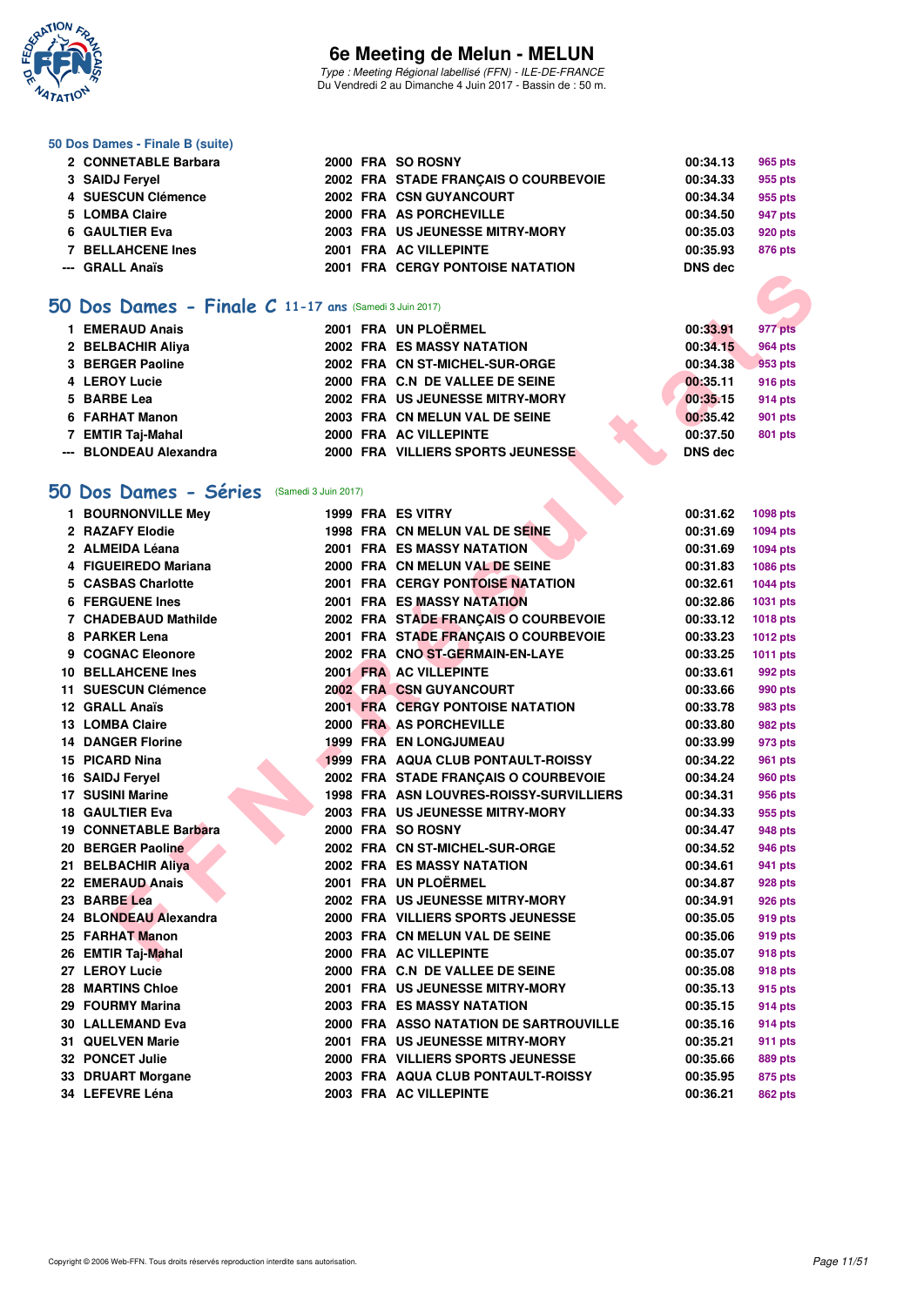### 50 Dos Dames - Finale B (suite)

| | | | | | | |
|---|---|---|---|---|---|---|
| 2 | CONNETABLE Barbara | 2000 | FRA | SO ROSNY | 00:34.13 | 965 pts |
| 3 | SAIDJ Feryel | 2002 | FRA | STADE FRANÇAIS O COURBEVOIE | 00:34.33 | 955 pts |
| 4 | SUESCUN Clémence | 2002 | FRA | CSN GUYANCOURT | 00:34.34 | 955 pts |
| 5 | LOMBA Claire | 2000 | FRA | AS PORCHEVILLE | 00:34.50 | 947 pts |
| 6 | GAULTIER Eva | 2003 | FRA | US JEUNESSE MITRY-MORY | 00:35.03 | 920 pts |
| 7 | BELLAHCENE Ines | 2001 | FRA | AC VILLEPINTE | 00:35.93 | 876 pts |
| --- | GRALL Anaïs | 2001 | FRA | CERGY PONTOISE NATATION | DNS dec | |

## 50 Dos Dames - Finale C 11-17 ans (Samedi 3 Juin 2017)

| | | | | | | |
|---|---|---|---|---|---|---|
| 1 | EMERAUD Anais | 2001 | FRA | UN PLOËRMEL | 00:33.91 | 977 pts |
| 2 | BELBACHIR Aliya | 2002 | FRA | ES MASSY NATATION | 00:34.15 | 964 pts |
| 3 | BERGER Paoline | 2002 | FRA | CN ST-MICHEL-SUR-ORGE | 00:34.38 | 953 pts |
| 4 | LEROY Lucie | 2000 | FRA | C.N DE VALLEE DE SEINE | 00:35.11 | 916 pts |
| 5 | BARBE Lea | 2002 | FRA | US JEUNESSE MITRY-MORY | 00:35.15 | 914 pts |
| 6 | FARHAT Manon | 2003 | FRA | CN MELUN VAL DE SEINE | 00:35.42 | 901 pts |
| 7 | EMTIR Taj-Mahal | 2000 | FRA | AC VILLEPINTE | 00:37.50 | 801 pts |
| --- | BLONDEAU Alexandra | 2000 | FRA | VILLIERS SPORTS JEUNESSE | DNS dec | |

## 50 Dos Dames - Séries (Samedi 3 Juin 2017)

| | | | | | | |
|---|---|---|---|---|---|---|
| 1 | BOURNONVILLE Mey | 1999 | FRA | ES VITRY | 00:31.62 | 1098 pts |
| 2 | RAZAFY Elodie | 1998 | FRA | CN MELUN VAL DE SEINE | 00:31.69 | 1094 pts |
| 2 | ALMEIDA Léana | 2001 | FRA | ES MASSY NATATION | 00:31.69 | 1094 pts |
| 4 | FIGUEIREDO Mariana | 2000 | FRA | CN MELUN VAL DE SEINE | 00:31.83 | 1086 pts |
| 5 | CASBAS Charlotte | 2001 | FRA | CERGY PONTOISE NATATION | 00:32.61 | 1044 pts |
| 6 | FERGUENE Ines | 2001 | FRA | ES MASSY NATATION | 00:32.86 | 1031 pts |
| 7 | CHADEBAUD Mathilde | 2002 | FRA | STADE FRANÇAIS O COURBEVOIE | 00:33.12 | 1018 pts |
| 8 | PARKER Lena | 2001 | FRA | STADE FRANÇAIS O COURBEVOIE | 00:33.23 | 1012 pts |
| 9 | COGNAC Eleonore | 2002 | FRA | CNO ST-GERMAIN-EN-LAYE | 00:33.25 | 1011 pts |
| 10 | BELLAHCENE Ines | 2001 | FRA | AC VILLEPINTE | 00:33.61 | 992 pts |
| 11 | SUESCUN Clémence | 2002 | FRA | CSN GUYANCOURT | 00:33.66 | 990 pts |
| 12 | GRALL Anaïs | 2001 | FRA | CERGY PONTOISE NATATION | 00:33.78 | 983 pts |
| 13 | LOMBA Claire | 2000 | FRA | AS PORCHEVILLE | 00:33.80 | 982 pts |
| 14 | DANGER Florine | 1999 | FRA | EN LONGJUMEAU | 00:33.99 | 973 pts |
| 15 | PICARD Nina | 1999 | FRA | AQUA CLUB PONTAULT-ROISSY | 00:34.22 | 961 pts |
| 16 | SAIDJ Feryel | 2002 | FRA | STADE FRANÇAIS O COURBEVOIE | 00:34.24 | 960 pts |
| 17 | SUSINI Marine | 1998 | FRA | ASN LOUVRES-ROISSY-SURVILLIERS | 00:34.31 | 956 pts |
| 18 | GAULTIER Eva | 2003 | FRA | US JEUNESSE MITRY-MORY | 00:34.33 | 955 pts |
| 19 | CONNETABLE Barbara | 2000 | FRA | SO ROSNY | 00:34.47 | 948 pts |
| 20 | BERGER Paoline | 2002 | FRA | CN ST-MICHEL-SUR-ORGE | 00:34.52 | 946 pts |
| 21 | BELBACHIR Aliya | 2002 | FRA | ES MASSY NATATION | 00:34.61 | 941 pts |
| 22 | EMERAUD Anais | 2001 | FRA | UN PLOËRMEL | 00:34.87 | 928 pts |
| 23 | BARBE Lea | 2002 | FRA | US JEUNESSE MITRY-MORY | 00:34.91 | 926 pts |
| 24 | BLONDEAU Alexandra | 2000 | FRA | VILLIERS SPORTS JEUNESSE | 00:35.05 | 919 pts |
| 25 | FARHAT Manon | 2003 | FRA | CN MELUN VAL DE SEINE | 00:35.06 | 919 pts |
| 26 | EMTIR Taj-Mahal | 2000 | FRA | AC VILLEPINTE | 00:35.07 | 918 pts |
| 27 | LEROY Lucie | 2000 | FRA | C.N DE VALLEE DE SEINE | 00:35.08 | 918 pts |
| 28 | MARTINS Chloe | 2001 | FRA | US JEUNESSE MITRY-MORY | 00:35.13 | 915 pts |
| 29 | FOURMY Marina | 2003 | FRA | ES MASSY NATATION | 00:35.15 | 914 pts |
| 30 | LALLEMAND Eva | 2000 | FRA | ASSO NATATION DE SARTROUVILLE | 00:35.16 | 914 pts |
| 31 | QUELVEN Marie | 2001 | FRA | US JEUNESSE MITRY-MORY | 00:35.21 | 911 pts |
| 32 | PONCET Julie | 2000 | FRA | VILLIERS SPORTS JEUNESSE | 00:35.66 | 889 pts |
| 33 | DRUART Morgane | 2003 | FRA | AQUA CLUB PONTAULT-ROISSY | 00:35.95 | 875 pts |
| 34 | LEFEVRE Léna | 2003 | FRA | AC VILLEPINTE | 00:36.21 | 862 pts |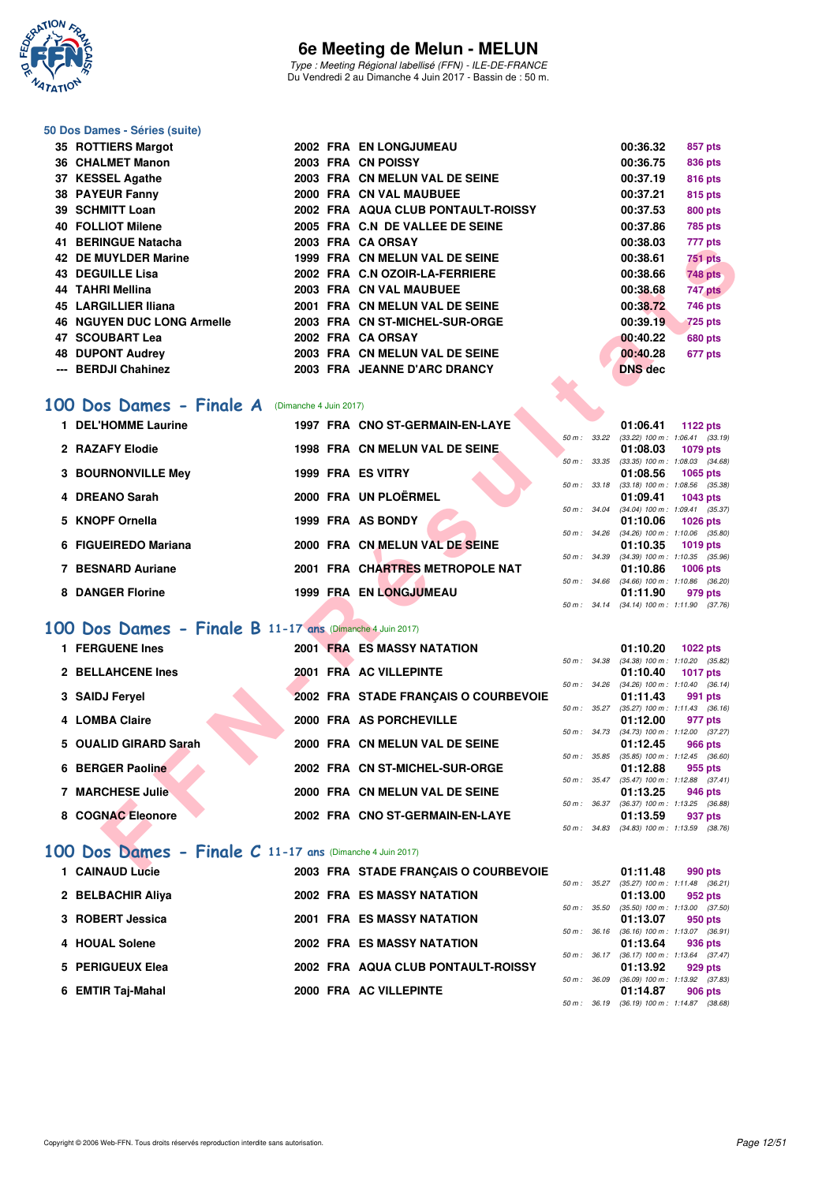### 50 Dos Dames - Séries (suite)

| | Nom | Année | Nat | Club | Temps | Points |
|---|---|---|---|---|---|---|
| 35 | ROTTIERS Margot | 2002 | FRA | EN LONGJUMEAU | 00:36.32 | 857 pts |
| 36 | CHALMET Manon | 2003 | FRA | CN POISSY | 00:36.75 | 836 pts |
| 37 | KESSEL Agathe | 2003 | FRA | CN MELUN VAL DE SEINE | 00:37.19 | 816 pts |
| 38 | PAYEUR Fanny | 2000 | FRA | CN VAL MAUBUEE | 00:37.21 | 815 pts |
| 39 | SCHMITT Loan | 2002 | FRA | AQUA CLUB PONTAULT-ROISSY | 00:37.53 | 800 pts |
| 40 | FOLLIOT Milene | 2005 | FRA | C.N DE VALLEE DE SEINE | 00:37.86 | 785 pts |
| 41 | BERINGUE Natacha | 2003 | FRA | CA ORSAY | 00:38.03 | 777 pts |
| 42 | DE MUYLDER Marine | 1999 | FRA | CN MELUN VAL DE SEINE | 00:38.61 | 751 pts |
| 43 | DEGUILLE Lisa | 2002 | FRA | C.N OZOIR-LA-FERRIERE | 00:38.66 | 748 pts |
| 44 | TAHRI Mellina | 2003 | FRA | CN VAL MAUBUEE | 00:38.68 | 747 pts |
| 45 | LARGILLIER Iliana | 2001 | FRA | CN MELUN VAL DE SEINE | 00:38.72 | 746 pts |
| 46 | NGUYEN DUC LONG Armelle | 2003 | FRA | CN ST-MICHEL-SUR-ORGE | 00:39.19 | 725 pts |
| 47 | SCOUBART Lea | 2002 | FRA | CA ORSAY | 00:40.22 | 680 pts |
| 48 | DUPONT Audrey | 2003 | FRA | CN MELUN VAL DE SEINE | 00:40.28 | 677 pts |
| --- | BERDJI Chahinez | 2003 | FRA | JEANNE D'ARC DRANCY | DNS dec | |

## 100 Dos Dames - Finale A (Dimanche 4 Juin 2017)

| | Nom | Année | Nat | Club | Temps | Points | Splits |
|---|---|---|---|---|---|---|---|
| 1 | DEL'HOMME Laurine | 1997 | FRA | CNO ST-GERMAIN-EN-LAYE | 01:06.41 | 1122 pts | 50 m : 33.22 (33.22) 100 m : 1:06.41 (33.19) |
| 2 | RAZAFY Elodie | 1998 | FRA | CN MELUN VAL DE SEINE | 01:08.03 | 1079 pts | 50 m : 33.35 (33.35) 100 m : 1:08.03 (34.68) |
| 3 | BOURNONVILLE Mey | 1999 | FRA | ES VITRY | 01:08.56 | 1065 pts | 50 m : 33.18 (33.18) 100 m : 1:08.56 (35.38) |
| 4 | DREANO Sarah | 2000 | FRA | UN PLOËRMEL | 01:09.41 | 1043 pts | 50 m : 34.04 (34.04) 100 m : 1:09.41 (35.37) |
| 5 | KNOPF Ornella | 1999 | FRA | AS BONDY | 01:10.06 | 1026 pts | 50 m : 34.26 (34.26) 100 m : 1:10.06 (35.80) |
| 6 | FIGUEIREDO Mariana | 2000 | FRA | CN MELUN VAL DE SEINE | 01:10.35 | 1019 pts | 50 m : 34.39 (34.39) 100 m : 1:10.35 (35.96) |
| 7 | BESNARD Auriane | 2001 | FRA | CHARTRES METROPOLE NAT | 01:10.86 | 1006 pts | 50 m : 34.66 (34.66) 100 m : 1:10.86 (36.20) |
| 8 | DANGER Florine | 1999 | FRA | EN LONGJUMEAU | 01:11.90 | 979 pts | 50 m : 34.14 (34.14) 100 m : 1:11.90 (37.76) |

## 100 Dos Dames - Finale B 11-17 ans (Dimanche 4 Juin 2017)

| | Nom | Année | Nat | Club | Temps | Points | Splits |
|---|---|---|---|---|---|---|---|
| 1 | FERGUENE Ines | 2001 | FRA | ES MASSY NATATION | 01:10.20 | 1022 pts | 50 m : 34.38 (34.38) 100 m : 1:10.20 (35.82) |
| 2 | BELLAHCENE Ines | 2001 | FRA | AC VILLEPINTE | 01:10.40 | 1017 pts | 50 m : 34.26 (34.26) 100 m : 1:10.40 (36.14) |
| 3 | SAIDJ Feryel | 2002 | FRA | STADE FRANÇAIS O COURBEVOIE | 01:11.43 | 991 pts | 50 m : 35.27 (35.27) 100 m : 1:11.43 (36.16) |
| 4 | LOMBA Claire | 2000 | FRA | AS PORCHEVILLE | 01:12.00 | 977 pts | 50 m : 34.73 (34.73) 100 m : 1:12.00 (37.27) |
| 5 | OUALID GIRARD Sarah | 2000 | FRA | CN MELUN VAL DE SEINE | 01:12.45 | 966 pts | 50 m : 35.85 (35.85) 100 m : 1:12.45 (36.60) |
| 6 | BERGER Paoline | 2002 | FRA | CN ST-MICHEL-SUR-ORGE | 01:12.88 | 955 pts | 50 m : 35.47 (35.47) 100 m : 1:12.88 (37.41) |
| 7 | MARCHESE Julie | 2000 | FRA | CN MELUN VAL DE SEINE | 01:13.25 | 946 pts | 50 m : 36.37 (36.37) 100 m : 1:13.25 (36.88) |
| 8 | COGNAC Eleonore | 2002 | FRA | CNO ST-GERMAIN-EN-LAYE | 01:13.59 | 937 pts | 50 m : 34.83 (34.83) 100 m : 1:13.59 (38.76) |

## 100 Dos Dames - Finale C 11-17 ans (Dimanche 4 Juin 2017)

| | Nom | Année | Nat | Club | Temps | Points | Splits |
|---|---|---|---|---|---|---|---|
| 1 | CAINAUD Lucie | 2003 | FRA | STADE FRANÇAIS O COURBEVOIE | 01:11.48 | 990 pts | 50 m : 35.27 (35.27) 100 m : 1:11.48 (36.21) |
| 2 | BELBACHIR Aliya | 2002 | FRA | ES MASSY NATATION | 01:13.00 | 952 pts | 50 m : 35.50 (35.50) 100 m : 1:13.00 (37.50) |
| 3 | ROBERT Jessica | 2001 | FRA | ES MASSY NATATION | 01:13.07 | 950 pts | 50 m : 36.16 (36.16) 100 m : 1:13.07 (36.91) |
| 4 | HOUAL Solene | 2002 | FRA | ES MASSY NATATION | 01:13.64 | 936 pts | 50 m : 36.17 (36.17) 100 m : 1:13.64 (37.47) |
| 5 | PERIGUEUX Elea | 2002 | FRA | AQUA CLUB PONTAULT-ROISSY | 01:13.92 | 929 pts | 50 m : 36.09 (36.09) 100 m : 1:13.92 (37.83) |
| 6 | EMTIR Taj-Mahal | 2000 | FRA | AC VILLEPINTE | 01:14.87 | 906 pts | 50 m : 36.19 (36.19) 100 m : 1:14.87 (38.68) |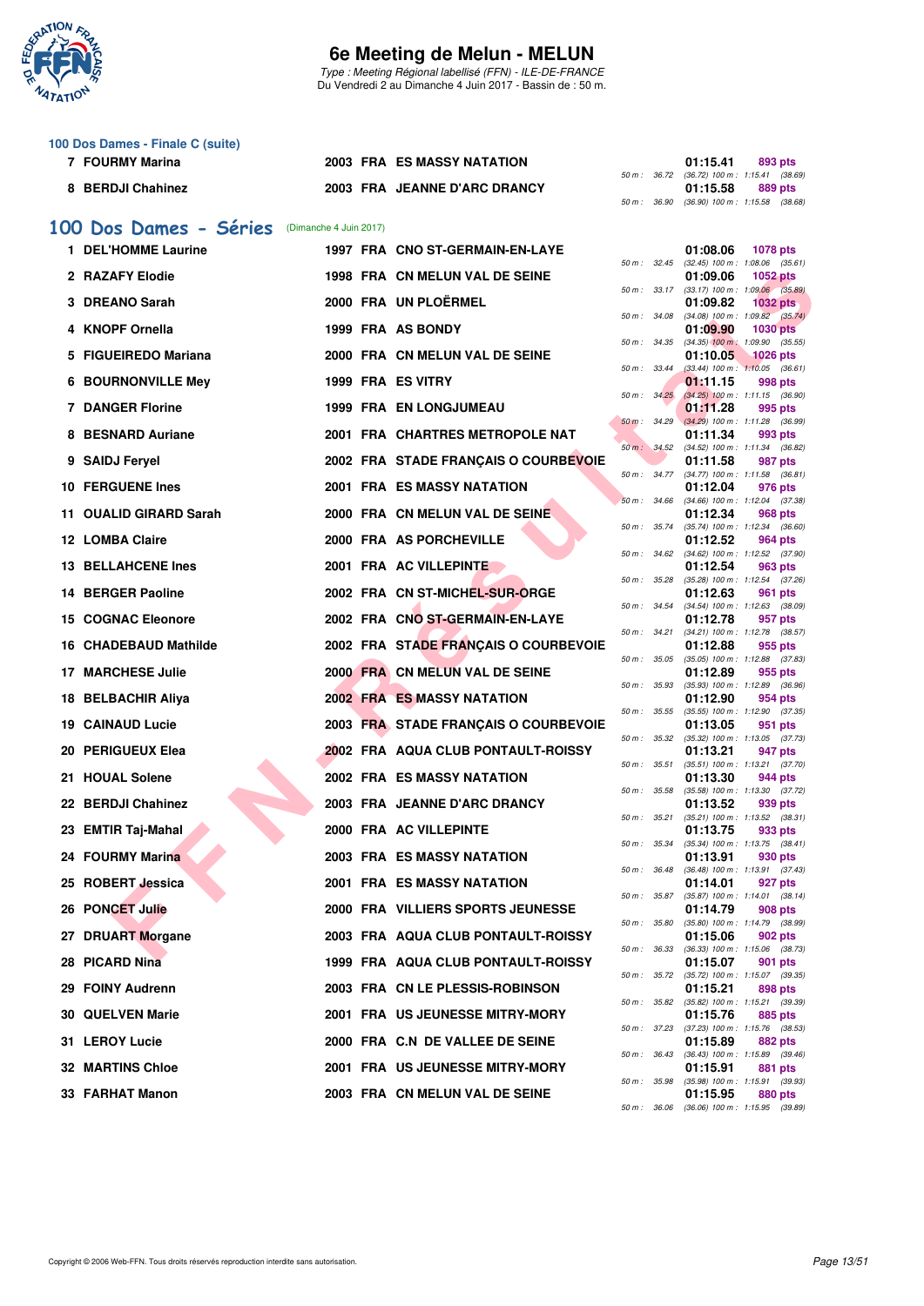# 6e Meeting de Melun - MELUN

*Type : Meeting Régional labellisé (FFN) - ILE-DE-FRANCE*
Du Vendredi 2 au Dimanche 4 Juin 2017 - Bassin de : 50 m.

### 100 Dos Dames - Finale C (suite)

| Rang | Nom | Année | Nat. | Club | Temps | Points | Splits |
|---|---|---|---|---|---|---|---|
| 7 | FOURMY Marina | 2003 | FRA | ES MASSY NATATION | 01:15.41 | 893 pts | 50 m : 36.72 (36.72) 100 m : 1:15.41 (38.69) |
| 8 | BERDJI Chahinez | 2003 | FRA | JEANNE D'ARC DRANCY | 01:15.58 | 889 pts | 50 m : 36.90 (36.90) 100 m : 1:15.58 (38.68) |

## 100 Dos Dames - Séries (Dimanche 4 Juin 2017)

| Rang | Nom | Année | Nat. | Club | Temps | Points | Splits |
|---|---|---|---|---|---|---|---|
| 1 | DEL'HOMME Laurine | 1997 | FRA | CNO ST-GERMAIN-EN-LAYE | 01:08.06 | 1078 pts | 50 m : 32.45 (32.45) 100 m : 1:08.06 (35.61) |
| 2 | RAZAFY Elodie | 1998 | FRA | CN MELUN VAL DE SEINE | 01:09.06 | 1052 pts | 50 m : 33.17 (33.17) 100 m : 1:09.06 (35.89) |
| 3 | DREANO Sarah | 2000 | FRA | UN PLOËRMEL | 01:09.82 | 1032 pts | 50 m : 34.08 (34.08) 100 m : 1:09.82 (35.74) |
| 4 | KNOPF Ornella | 1999 | FRA | AS BONDY | 01:09.90 | 1030 pts | 50 m : 34.35 (34.35) 100 m : 1:09.90 (35.55) |
| 5 | FIGUEIREDO Mariana | 2000 | FRA | CN MELUN VAL DE SEINE | 01:10.05 | 1026 pts | 50 m : 33.44 (33.44) 100 m : 1:10.05 (36.61) |
| 6 | BOURNONVILLE Mey | 1999 | FRA | ES VITRY | 01:11.15 | 998 pts | 50 m : 34.25 (34.25) 100 m : 1:11.15 (36.90) |
| 7 | DANGER Florine | 1999 | FRA | EN LONGJUMEAU | 01:11.28 | 995 pts | 50 m : 34.29 (34.29) 100 m : 1:11.28 (36.99) |
| 8 | BESNARD Auriane | 2001 | FRA | CHARTRES METROPOLE NAT | 01:11.34 | 993 pts | 50 m : 34.52 (34.52) 100 m : 1:11.34 (36.82) |
| 9 | SAIDJ Feryel | 2002 | FRA | STADE FRANÇAIS O COURBEVOIE | 01:11.58 | 987 pts | 50 m : 34.77 (34.77) 100 m : 1:11.58 (36.81) |
| 10 | FERGUENE Ines | 2001 | FRA | ES MASSY NATATION | 01:12.04 | 976 pts | 50 m : 34.66 (34.66) 100 m : 1:12.04 (37.38) |
| 11 | OUALID GIRARD Sarah | 2000 | FRA | CN MELUN VAL DE SEINE | 01:12.34 | 968 pts | 50 m : 35.74 (35.74) 100 m : 1:12.34 (36.60) |
| 12 | LOMBA Claire | 2000 | FRA | AS PORCHEVILLE | 01:12.52 | 964 pts | 50 m : 34.62 (34.62) 100 m : 1:12.52 (37.90) |
| 13 | BELLAHCENE Ines | 2001 | FRA | AC VILLEPINTE | 01:12.54 | 963 pts | 50 m : 35.28 (35.28) 100 m : 1:12.54 (37.26) |
| 14 | BERGER Paoline | 2002 | FRA | CN ST-MICHEL-SUR-ORGE | 01:12.63 | 961 pts | 50 m : 34.54 (34.54) 100 m : 1:12.63 (38.09) |
| 15 | COGNAC Eleonore | 2002 | FRA | CNO ST-GERMAIN-EN-LAYE | 01:12.78 | 957 pts | 50 m : 34.21 (34.21) 100 m : 1:12.78 (38.57) |
| 16 | CHADEBAUD Mathilde | 2002 | FRA | STADE FRANÇAIS O COURBEVOIE | 01:12.88 | 955 pts | 50 m : 35.05 (35.05) 100 m : 1:12.88 (37.83) |
| 17 | MARCHESE Julie | 2000 | FRA | CN MELUN VAL DE SEINE | 01:12.89 | 955 pts | 50 m : 35.93 (35.93) 100 m : 1:12.89 (36.96) |
| 18 | BELBACHIR Aliya | 2002 | FRA | ES MASSY NATATION | 01:12.90 | 954 pts | 50 m : 35.55 (35.55) 100 m : 1:12.90 (37.35) |
| 19 | CAINAUD Lucie | 2003 | FRA | STADE FRANÇAIS O COURBEVOIE | 01:13.05 | 951 pts | 50 m : 35.32 (35.32) 100 m : 1:13.05 (37.73) |
| 20 | PERIGUEUX Elea | 2002 | FRA | AQUA CLUB PONTAULT-ROISSY | 01:13.21 | 947 pts | 50 m : 35.51 (35.51) 100 m : 1:13.21 (37.70) |
| 21 | HOUAL Solene | 2002 | FRA | ES MASSY NATATION | 01:13.30 | 944 pts | 50 m : 35.58 (35.58) 100 m : 1:13.30 (37.72) |
| 22 | BERDJI Chahinez | 2003 | FRA | JEANNE D'ARC DRANCY | 01:13.52 | 939 pts | 50 m : 35.21 (35.21) 100 m : 1:13.52 (38.31) |
| 23 | EMTIR Taj-Mahal | 2000 | FRA | AC VILLEPINTE | 01:13.75 | 933 pts | 50 m : 35.34 (35.34) 100 m : 1:13.75 (38.41) |
| 24 | FOURMY Marina | 2003 | FRA | ES MASSY NATATION | 01:13.91 | 930 pts | 50 m : 36.48 (36.48) 100 m : 1:13.91 (37.43) |
| 25 | ROBERT Jessica | 2001 | FRA | ES MASSY NATATION | 01:14.01 | 927 pts | 50 m : 35.87 (35.87) 100 m : 1:14.01 (38.14) |
| 26 | PONCET Julie | 2000 | FRA | VILLIERS SPORTS JEUNESSE | 01:14.79 | 908 pts | 50 m : 35.80 (35.80) 100 m : 1:14.79 (38.99) |
| 27 | DRUART Morgane | 2003 | FRA | AQUA CLUB PONTAULT-ROISSY | 01:15.06 | 902 pts | 50 m : 36.33 (36.33) 100 m : 1:15.06 (38.73) |
| 28 | PICARD Nina | 1999 | FRA | AQUA CLUB PONTAULT-ROISSY | 01:15.07 | 901 pts | 50 m : 35.72 (35.72) 100 m : 1:15.07 (39.35) |
| 29 | FOINY Audrenn | 2003 | FRA | CN LE PLESSIS-ROBINSON | 01:15.21 | 898 pts | 50 m : 35.82 (35.82) 100 m : 1:15.21 (39.39) |
| 30 | QUELVEN Marie | 2001 | FRA | US JEUNESSE MITRY-MORY | 01:15.76 | 885 pts | 50 m : 37.23 (37.23) 100 m : 1:15.76 (38.53) |
| 31 | LEROY Lucie | 2000 | FRA | C.N DE VALLEE DE SEINE | 01:15.89 | 882 pts | 50 m : 36.43 (36.43) 100 m : 1:15.89 (39.46) |
| 32 | MARTINS Chloe | 2001 | FRA | US JEUNESSE MITRY-MORY | 01:15.91 | 881 pts | 50 m : 35.98 (35.98) 100 m : 1:15.91 (39.93) |
| 33 | FARHAT Manon | 2003 | FRA | CN MELUN VAL DE SEINE | 01:15.95 | 880 pts | 50 m : 36.06 (36.06) 100 m : 1:15.95 (39.89) |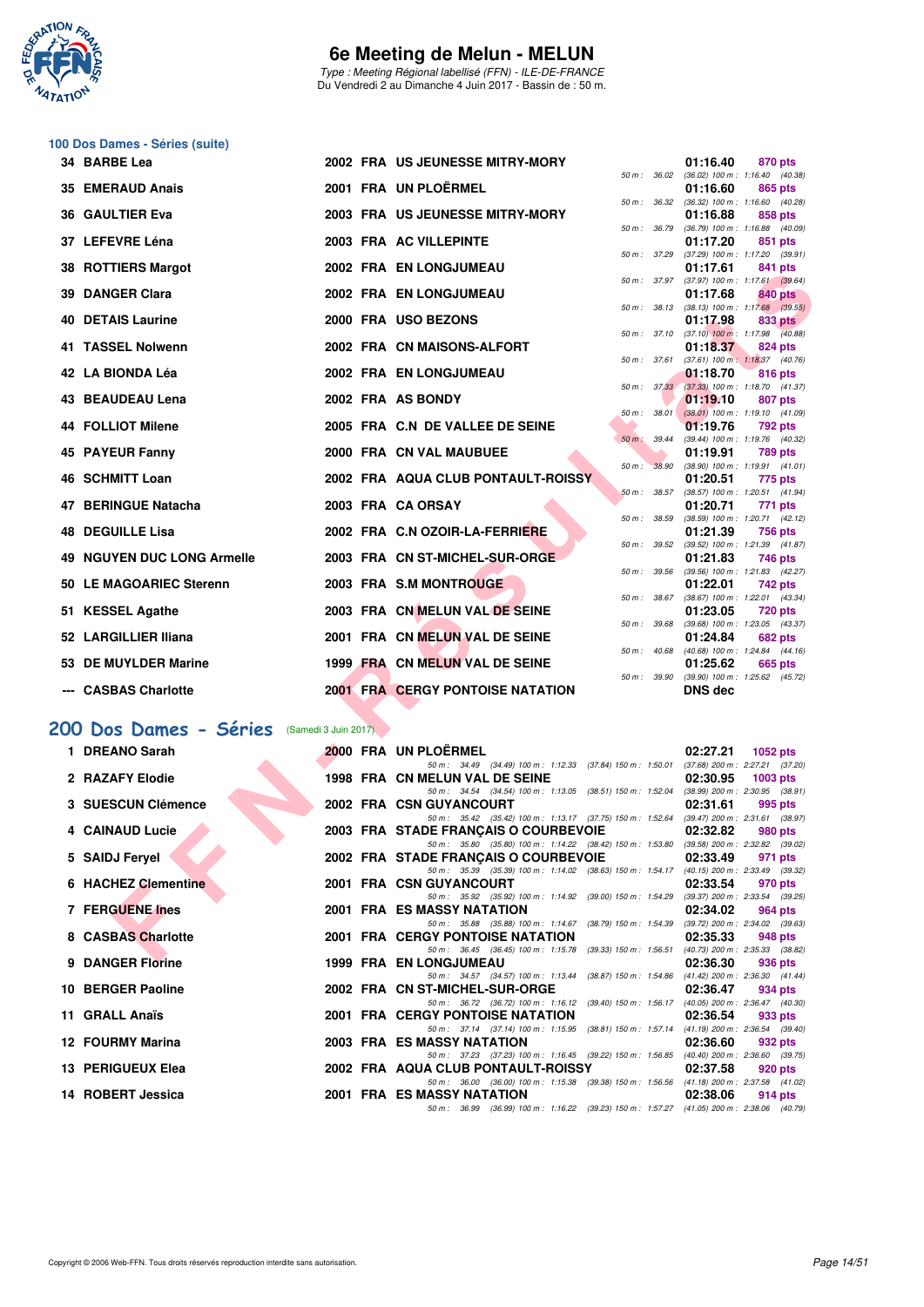# 6e Meeting de Melun - MELUN

*Type : Meeting Régional labellisé (FFN) - ILE-DE-FRANCE*
Du Vendredi 2 au Dimanche 4 Juin 2017 - Bassin de : 50 m.

## 100 Dos Dames - Séries (suite)

| Rang | Nom | Année | Nat | Club | Splits | Temps | Points |
|---|---|---|---|---|---|---|---|
| 34 | BARBE Lea | 2002 | FRA | US JEUNESSE MITRY-MORY | 50 m : 36.02 (36.02) 100 m : 1:16.40 (40.38) | 01:16.40 | 870 pts |
| 35 | EMERAUD Anais | 2001 | FRA | UN PLOËRMEL | 50 m : 36.32 (36.32) 100 m : 1:16.60 (40.28) | 01:16.60 | 865 pts |
| 36 | GAULTIER Eva | 2003 | FRA | US JEUNESSE MITRY-MORY | 50 m : 36.79 (36.79) 100 m : 1:16.88 (40.09) | 01:16.88 | 858 pts |
| 37 | LEFEVRE Léna | 2003 | FRA | AC VILLEPINTE | 50 m : 37.29 (37.29) 100 m : 1:17.20 (39.91) | 01:17.20 | 851 pts |
| 38 | ROTTIERS Margot | 2002 | FRA | EN LONGJUMEAU | 50 m : 37.97 (37.97) 100 m : 1:17.61 (39.64) | 01:17.61 | 841 pts |
| 39 | DANGER Clara | 2002 | FRA | EN LONGJUMEAU | 50 m : 38.13 (38.13) 100 m : 1:17.68 (39.55) | 01:17.68 | 840 pts |
| 40 | DETAIS Laurine | 2000 | FRA | USO BEZONS | 50 m : 37.10 (37.10) 100 m : 1:17.98 (40.88) | 01:17.98 | 833 pts |
| 41 | TASSEL Nolwenn | 2002 | FRA | CN MAISONS-ALFORT | 50 m : 37.61 (37.61) 100 m : 1:18.37 (40.76) | 01:18.37 | 824 pts |
| 42 | LA BIONDA Léa | 2002 | FRA | EN LONGJUMEAU | 50 m : 37.33 (37.33) 100 m : 1:18.70 (41.37) | 01:18.70 | 816 pts |
| 43 | BEAUDEAU Lena | 2002 | FRA | AS BONDY | 50 m : 38.01 (38.01) 100 m : 1:19.10 (41.09) | 01:19.10 | 807 pts |
| 44 | FOLLIOT Milene | 2005 | FRA | C.N DE VALLEE DE SEINE | 50 m : 39.44 (39.44) 100 m : 1:19.76 (40.32) | 01:19.76 | 792 pts |
| 45 | PAYEUR Fanny | 2000 | FRA | CN VAL MAUBUEE | 50 m : 38.90 (38.90) 100 m : 1:19.91 (41.01) | 01:19.91 | 789 pts |
| 46 | SCHMITT Loan | 2002 | FRA | AQUA CLUB PONTAULT-ROISSY | 50 m : 38.57 (38.57) 100 m : 1:20.51 (41.94) | 01:20.51 | 775 pts |
| 47 | BERINGUE Natacha | 2003 | FRA | CA ORSAY | 50 m : 38.59 (38.59) 100 m : 1:20.71 (42.12) | 01:20.71 | 771 pts |
| 48 | DEGUILLE Lisa | 2002 | FRA | C.N OZOIR-LA-FERRIERE | 50 m : 39.52 (39.52) 100 m : 1:21.39 (41.87) | 01:21.39 | 756 pts |
| 49 | NGUYEN DUC LONG Armelle | 2003 | FRA | CN ST-MICHEL-SUR-ORGE | 50 m : 39.56 (39.56) 100 m : 1:21.83 (42.27) | 01:21.83 | 746 pts |
| 50 | LE MAGOARIEC Sterenn | 2003 | FRA | S.M MONTROUGE | 50 m : 38.67 (38.67) 100 m : 1:22.01 (43.34) | 01:22.01 | 742 pts |
| 51 | KESSEL Agathe | 2003 | FRA | CN MELUN VAL DE SEINE | 50 m : 39.68 (39.68) 100 m : 1:23.05 (43.37) | 01:23.05 | 720 pts |
| 52 | LARGILLIER Iliana | 2001 | FRA | CN MELUN VAL DE SEINE | 50 m : 40.68 (40.68) 100 m : 1:24.84 (44.16) | 01:24.84 | 682 pts |
| 53 | DE MUYLDER Marine | 1999 | FRA | CN MELUN VAL DE SEINE | 50 m : 39.90 (39.90) 100 m : 1:25.62 (45.72) | 01:25.62 | 665 pts |
| --- | CASBAS Charlotte | 2001 | FRA | CERGY PONTOISE NATATION | | DNS dec | |

## 200 Dos Dames - Séries (Samedi 3 Juin 2017)

| Rang | Nom | Année | Nat | Club | Splits | Temps | Points |
|---|---|---|---|---|---|---|---|
| 1 | DREANO Sarah | 2000 | FRA | UN PLOËRMEL | 50 m : 34.49 (34.49) 100 m : 1:12.33 (37.84) 150 m : 1:50.01 (37.68) 200 m : 2:27.21 (37.20) | 02:27.21 | 1052 pts |
| 2 | RAZAFY Elodie | 1998 | FRA | CN MELUN VAL DE SEINE | 50 m : 34.54 (34.54) 100 m : 1:13.05 (38.51) 150 m : 1:52.04 (38.99) 200 m : 2:30.95 (38.91) | 02:30.95 | 1003 pts |
| 3 | SUESCUN Clémence | 2002 | FRA | CSN GUYANCOURT | 50 m : 35.42 (35.42) 100 m : 1:13.17 (37.75) 150 m : 1:52.64 (39.47) 200 m : 2:31.61 (38.97) | 02:31.61 | 995 pts |
| 4 | CAINAUD Lucie | 2003 | FRA | STADE FRANÇAIS O COURBEVOIE | 50 m : 35.80 (35.80) 100 m : 1:14.22 (38.42) 150 m : 1:53.80 (39.58) 200 m : 2:32.82 (39.02) | 02:32.82 | 980 pts |
| 5 | SAIDJ Feryel | 2002 | FRA | STADE FRANÇAIS O COURBEVOIE | 50 m : 35.39 (35.39) 100 m : 1:14.02 (38.63) 150 m : 1:54.17 (40.15) 200 m : 2:33.49 (39.32) | 02:33.49 | 971 pts |
| 6 | HACHEZ Clementine | 2001 | FRA | CSN GUYANCOURT | 50 m : 35.92 (35.92) 100 m : 1:14.92 (39.00) 150 m : 1:54.29 (39.37) 200 m : 2:33.54 (39.25) | 02:33.54 | 970 pts |
| 7 | FERGUENE Ines | 2001 | FRA | ES MASSY NATATION | 50 m : 35.88 (35.88) 100 m : 1:14.67 (38.79) 150 m : 1:54.39 (39.72) 200 m : 2:34.02 (39.63) | 02:34.02 | 964 pts |
| 8 | CASBAS Charlotte | 2001 | FRA | CERGY PONTOISE NATATION | 50 m : 36.45 (36.45) 100 m : 1:15.78 (39.33) 150 m : 1:56.51 (40.73) 200 m : 2:35.33 (38.82) | 02:35.33 | 948 pts |
| 9 | DANGER Florine | 1999 | FRA | EN LONGJUMEAU | 50 m : 34.57 (34.57) 100 m : 1:13.44 (38.87) 150 m : 1:54.86 (41.42) 200 m : 2:36.30 (41.44) | 02:36.30 | 936 pts |
| 10 | BERGER Paoline | 2002 | FRA | CN ST-MICHEL-SUR-ORGE | 50 m : 36.72 (36.72) 100 m : 1:16.12 (39.40) 150 m : 1:56.17 (40.05) 200 m : 2:36.47 (40.30) | 02:36.47 | 934 pts |
| 11 | GRALL Anaïs | 2001 | FRA | CERGY PONTOISE NATATION | 50 m : 37.14 (37.14) 100 m : 1:15.95 (38.81) 150 m : 1:57.14 (41.19) 200 m : 2:36.54 (39.40) | 02:36.54 | 933 pts |
| 12 | FOURMY Marina | 2003 | FRA | ES MASSY NATATION | 50 m : 37.23 (37.23) 100 m : 1:16.45 (39.22) 150 m : 1:56.85 (40.40) 200 m : 2:36.60 (39.75) | 02:36.60 | 932 pts |
| 13 | PERIGUEUX Elea | 2002 | FRA | AQUA CLUB PONTAULT-ROISSY | 50 m : 36.00 (36.00) 100 m : 1:15.38 (39.38) 150 m : 1:56.56 (41.18) 200 m : 2:37.58 (41.02) | 02:37.58 | 920 pts |
| 14 | ROBERT Jessica | 2001 | FRA | ES MASSY NATATION | 50 m : 36.99 (36.99) 100 m : 1:16.22 (39.23) 150 m : 1:57.27 (41.05) 200 m : 2:38.06 (40.79) | 02:38.06 | 914 pts |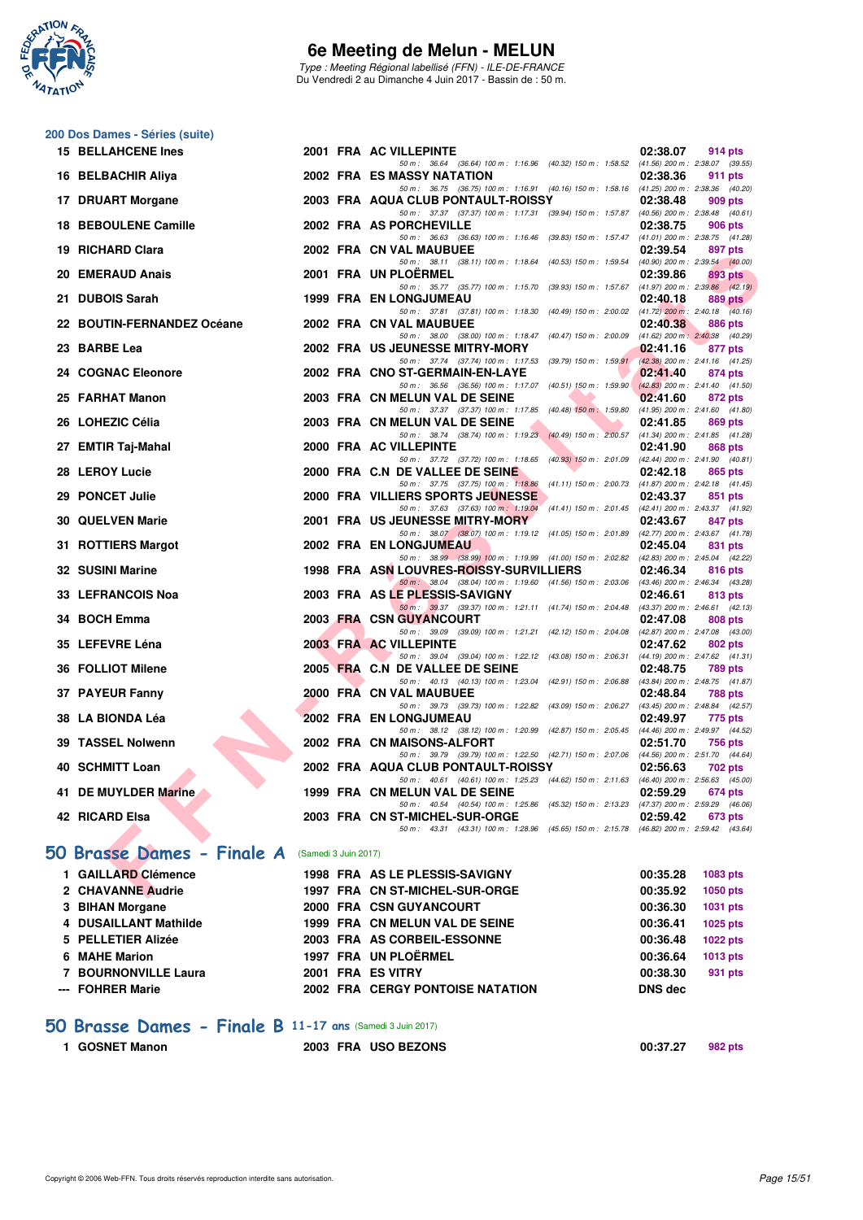# 6e Meeting de Melun - MELUN

*Type : Meeting Régional labellisé (FFN) - ILE-DE-FRANCE*
Du Vendredi 2 au Dimanche 4 Juin 2017 - Bassin de : 50 m.

## 200 Dos Dames - Séries (suite)

| Rang | Nom | Année | Nat | Club | Temps | Points |
|---|---|---|---|---|---|---|
| 15 | BELLAHCENE Ines | 2001 | FRA | AC VILLEPINTE | 02:38.07 | 914 pts |
| | *50 m : 36.64 (36.64) 100 m : 1:16.96 (40.32) 150 m : 1:58.52 (41.56) 200 m : 2:38.07 (39.55)* | | | | | |
| 16 | BELBACHIR Aliya | 2002 | FRA | ES MASSY NATATION | 02:38.36 | 911 pts |
| | *50 m : 36.75 (36.75) 100 m : 1:16.91 (40.16) 150 m : 1:58.16 (41.25) 200 m : 2:38.36 (40.20)* | | | | | |
| 17 | DRUART Morgane | 2003 | FRA | AQUA CLUB PONTAULT-ROISSY | 02:38.48 | 909 pts |
| | *50 m : 37.37 (37.37) 100 m : 1:17.31 (39.94) 150 m : 1:57.87 (40.56) 200 m : 2:38.48 (40.61)* | | | | | |
| 18 | BEBOULENE Camille | 2002 | FRA | AS PORCHEVILLE | 02:38.75 | 906 pts |
| | *50 m : 36.63 (36.63) 100 m : 1:16.46 (39.83) 150 m : 1:57.47 (41.01) 200 m : 2:38.75 (41.28)* | | | | | |
| 19 | RICHARD Clara | 2002 | FRA | CN VAL MAUBUEE | 02:39.54 | 897 pts |
| | *50 m : 38.11 (38.11) 100 m : 1:18.64 (40.53) 150 m : 1:59.54 (40.90) 200 m : 2:39.54 (40.00)* | | | | | |
| 20 | EMERAUD Anais | 2001 | FRA | UN PLOËRMEL | 02:39.86 | 893 pts |
| | *50 m : 35.77 (35.77) 100 m : 1:15.70 (39.93) 150 m : 1:57.67 (41.97) 200 m : 2:39.86 (42.19)* | | | | | |
| 21 | DUBOIS Sarah | 1999 | FRA | EN LONGJUMEAU | 02:40.18 | 889 pts |
| | *50 m : 37.81 (37.81) 100 m : 1:18.30 (40.49) 150 m : 2:00.02 (41.72) 200 m : 2:40.18 (40.16)* | | | | | |
| 22 | BOUTIN-FERNANDEZ Océane | 2002 | FRA | CN VAL MAUBUEE | 02:40.38 | 886 pts |
| | *50 m : 38.00 (38.00) 100 m : 1:18.47 (40.47) 150 m : 2:00.09 (41.62) 200 m : 2:40.38 (40.29)* | | | | | |
| 23 | BARBE Lea | 2002 | FRA | US JEUNESSE MITRY-MORY | 02:41.16 | 877 pts |
| | *50 m : 37.74 (37.74) 100 m : 1:17.53 (39.79) 150 m : 1:59.91 (42.38) 200 m : 2:41.16 (41.25)* | | | | | |
| 24 | COGNAC Eleonore | 2002 | FRA | CNO ST-GERMAIN-EN-LAYE | 02:41.40 | 874 pts |
| | *50 m : 36.56 (36.56) 100 m : 1:17.07 (40.51) 150 m : 1:59.90 (42.83) 200 m : 2:41.40 (41.50)* | | | | | |
| 25 | FARHAT Manon | 2003 | FRA | CN MELUN VAL DE SEINE | 02:41.60 | 872 pts |
| | *50 m : 37.37 (37.37) 100 m : 1:17.85 (40.48) 150 m : 1:59.80 (41.95) 200 m : 2:41.60 (41.80)* | | | | | |
| 26 | LOHEZIC Célia | 2003 | FRA | CN MELUN VAL DE SEINE | 02:41.85 | 869 pts |
| | *50 m : 38.74 (38.74) 100 m : 1:19.23 (40.49) 150 m : 2:00.57 (41.34) 200 m : 2:41.85 (41.28)* | | | | | |
| 27 | EMTIR Taj-Mahal | 2000 | FRA | AC VILLEPINTE | 02:41.90 | 868 pts |
| | *50 m : 37.72 (37.72) 100 m : 1:18.65 (40.93) 150 m : 2:01.09 (42.44) 200 m : 2:41.90 (40.81)* | | | | | |
| 28 | LEROY Lucie | 2000 | FRA | C.N DE VALLEE DE SEINE | 02:42.18 | 865 pts |
| | *50 m : 37.75 (37.75) 100 m : 1:18.86 (41.11) 150 m : 2:00.73 (41.87) 200 m : 2:42.18 (41.45)* | | | | | |
| 29 | PONCET Julie | 2000 | FRA | VILLIERS SPORTS JEUNESSE | 02:43.37 | 851 pts |
| | *50 m : 37.63 (37.63) 100 m : 1:19.04 (41.41) 150 m : 2:01.45 (42.41) 200 m : 2:43.37 (41.92)* | | | | | |
| 30 | QUELVEN Marie | 2001 | FRA | US JEUNESSE MITRY-MORY | 02:43.67 | 847 pts |
| | *50 m : 38.07 (38.07) 100 m : 1:19.12 (41.05) 150 m : 2:01.89 (42.77) 200 m : 2:43.67 (41.78)* | | | | | |
| 31 | ROTTIERS Margot | 2002 | FRA | EN LONGJUMEAU | 02:45.04 | 831 pts |
| | *50 m : 38.99 (38.99) 100 m : 1:19.99 (41.00) 150 m : 2:02.82 (42.83) 200 m : 2:45.04 (42.22)* | | | | | |
| 32 | SUSINI Marine | 1998 | FRA | ASN LOUVRES-ROISSY-SURVILLIERS | 02:46.34 | 816 pts |
| | *50 m : 38.04 (38.04) 100 m : 1:19.60 (41.56) 150 m : 2:03.06 (43.46) 200 m : 2:46.34 (43.28)* | | | | | |
| 33 | LEFRANCOIS Noa | 2003 | FRA | AS LE PLESSIS-SAVIGNY | 02:46.61 | 813 pts |
| | *50 m : 39.37 (39.37) 100 m : 1:21.11 (41.74) 150 m : 2:04.48 (43.37) 200 m : 2:46.61 (42.13)* | | | | | |
| 34 | BOCH Emma | 2003 | FRA | CSN GUYANCOURT | 02:47.08 | 808 pts |
| | *50 m : 39.09 (39.09) 100 m : 1:21.21 (42.12) 150 m : 2:04.08 (42.87) 200 m : 2:47.08 (43.00)* | | | | | |
| 35 | LEFEVRE Léna | 2003 | FRA | AC VILLEPINTE | 02:47.62 | 802 pts |
| | *50 m : 39.04 (39.04) 100 m : 1:22.12 (43.08) 150 m : 2:06.31 (44.19) 200 m : 2:47.62 (41.31)* | | | | | |
| 36 | FOLLIOT Milene | 2005 | FRA | C.N DE VALLEE DE SEINE | 02:48.75 | 789 pts |
| | *50 m : 40.13 (40.13) 100 m : 1:23.04 (42.91) 150 m : 2:06.88 (43.84) 200 m : 2:48.75 (41.87)* | | | | | |
| 37 | PAYEUR Fanny | 2000 | FRA | CN VAL MAUBUEE | 02:48.84 | 788 pts |
| | *50 m : 39.73 (39.73) 100 m : 1:22.82 (43.09) 150 m : 2:06.27 (43.45) 200 m : 2:48.84 (42.57)* | | | | | |
| 38 | LA BIONDA Léa | 2002 | FRA | EN LONGJUMEAU | 02:49.97 | 775 pts |
| | *50 m : 38.12 (38.12) 100 m : 1:20.99 (42.87) 150 m : 2:05.45 (44.46) 200 m : 2:49.97 (44.52)* | | | | | |
| 39 | TASSEL Nolwenn | 2002 | FRA | CN MAISONS-ALFORT | 02:51.70 | 756 pts |
| | *50 m : 39.79 (39.79) 100 m : 1:22.50 (42.71) 150 m : 2:07.06 (44.56) 200 m : 2:51.70 (44.64)* | | | | | |
| 40 | SCHMITT Loan | 2002 | FRA | AQUA CLUB PONTAULT-ROISSY | 02:56.63 | 702 pts |
| | *50 m : 40.61 (40.61) 100 m : 1:25.23 (44.62) 150 m : 2:11.63 (46.40) 200 m : 2:56.63 (45.00)* | | | | | |
| 41 | DE MUYLDER Marine | 1999 | FRA | CN MELUN VAL DE SEINE | 02:59.29 | 674 pts |
| | *50 m : 40.54 (40.54) 100 m : 1:25.86 (45.32) 150 m : 2:13.23 (47.37) 200 m : 2:59.29 (46.06)* | | | | | |
| 42 | RICARD Elsa | 2003 | FRA | CN ST-MICHEL-SUR-ORGE | 02:59.42 | 673 pts |
| | *50 m : 43.31 (43.31) 100 m : 1:28.96 (45.65) 150 m : 2:15.78 (46.82) 200 m : 2:59.42 (43.64)* | | | | | |

## 50 Brasse Dames - Finale A (Samedi 3 Juin 2017)

| Rang | Nom | Année | Nat | Club | Temps | Points |
|---|---|---|---|---|---|---|
| 1 | GAILLARD Clémence | 1998 | FRA | AS LE PLESSIS-SAVIGNY | 00:35.28 | 1083 pts |
| 2 | CHAVANNE Audrie | 1997 | FRA | CN ST-MICHEL-SUR-ORGE | 00:35.92 | 1050 pts |
| 3 | BIHAN Morgane | 2000 | FRA | CSN GUYANCOURT | 00:36.30 | 1031 pts |
| 4 | DUSAILLANT Mathilde | 1999 | FRA | CN MELUN VAL DE SEINE | 00:36.41 | 1025 pts |
| 5 | PELLETIER Alizée | 2003 | FRA | AS CORBEIL-ESSONNE | 00:36.48 | 1022 pts |
| 6 | MAHE Marion | 1997 | FRA | UN PLOËRMEL | 00:36.64 | 1013 pts |
| 7 | BOURNONVILLE Laura | 2001 | FRA | ES VITRY | 00:38.30 | 931 pts |
| --- | FOHRER Marie | 2002 | FRA | CERGY PONTOISE NATATION | DNS dec | |

## 50 Brasse Dames - Finale B 11-17 ans (Samedi 3 Juin 2017)

| Rang | Nom | Année | Nat | Club | Temps | Points |
|---|---|---|---|---|---|---|
| 1 | GOSNET Manon | 2003 | FRA | USO BEZONS | 00:37.27 | 982 pts |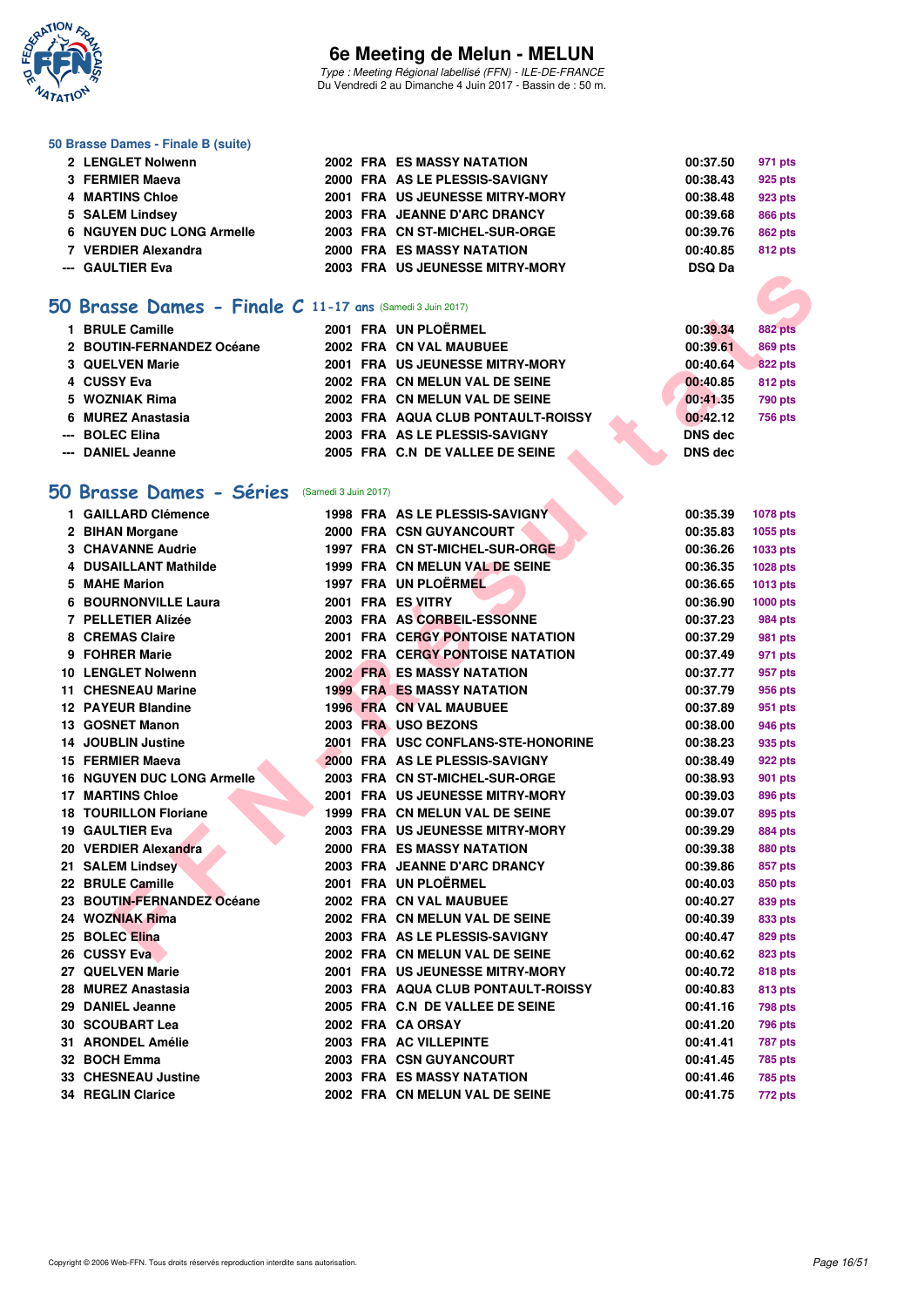### 50 Brasse Dames - Finale B (suite)

| | | | | | | |
|---|---|---|---|---|---|---|
| 2 | LENGLET Nolwenn | 2002 | FRA | ES MASSY NATATION | 00:37.50 | 971 pts |
| 3 | FERMIER Maeva | 2000 | FRA | AS LE PLESSIS-SAVIGNY | 00:38.43 | 925 pts |
| 4 | MARTINS Chloe | 2001 | FRA | US JEUNESSE MITRY-MORY | 00:38.48 | 923 pts |
| 5 | SALEM Lindsey | 2003 | FRA | JEANNE D'ARC DRANCY | 00:39.68 | 866 pts |
| 6 | NGUYEN DUC LONG Armelle | 2003 | FRA | CN ST-MICHEL-SUR-ORGE | 00:39.76 | 862 pts |
| 7 | VERDIER Alexandra | 2000 | FRA | ES MASSY NATATION | 00:40.85 | 812 pts |
| --- | GAULTIER Eva | 2003 | FRA | US JEUNESSE MITRY-MORY | DSQ Da | |

## 50 Brasse Dames - Finale C 11-17 ans (Samedi 3 Juin 2017)

| | | | | | | |
|---|---|---|---|---|---|---|
| 1 | BRULE Camille | 2001 | FRA | UN PLOËRMEL | 00:39.34 | 882 pts |
| 2 | BOUTIN-FERNANDEZ Océane | 2002 | FRA | CN VAL MAUBUEE | 00:39.61 | 869 pts |
| 3 | QUELVEN Marie | 2001 | FRA | US JEUNESSE MITRY-MORY | 00:40.64 | 822 pts |
| 4 | CUSSY Eva | 2002 | FRA | CN MELUN VAL DE SEINE | 00:40.85 | 812 pts |
| 5 | WOZNIAK Rima | 2002 | FRA | CN MELUN VAL DE SEINE | 00:41.35 | 790 pts |
| 6 | MUREZ Anastasia | 2003 | FRA | AQUA CLUB PONTAULT-ROISSY | 00:42.12 | 756 pts |
| --- | BOLEC Elina | 2003 | FRA | AS LE PLESSIS-SAVIGNY | DNS dec | |
| --- | DANIEL Jeanne | 2005 | FRA | C.N DE VALLEE DE SEINE | DNS dec | |

## 50 Brasse Dames - Séries (Samedi 3 Juin 2017)

| | | | | | | |
|---|---|---|---|---|---|---|
| 1 | GAILLARD Clémence | 1998 | FRA | AS LE PLESSIS-SAVIGNY | 00:35.39 | 1078 pts |
| 2 | BIHAN Morgane | 2000 | FRA | CSN GUYANCOURT | 00:35.83 | 1055 pts |
| 3 | CHAVANNE Audrie | 1997 | FRA | CN ST-MICHEL-SUR-ORGE | 00:36.26 | 1033 pts |
| 4 | DUSAILLANT Mathilde | 1999 | FRA | CN MELUN VAL DE SEINE | 00:36.35 | 1028 pts |
| 5 | MAHE Marion | 1997 | FRA | UN PLOËRMEL | 00:36.65 | 1013 pts |
| 6 | BOURNONVILLE Laura | 2001 | FRA | ES VITRY | 00:36.90 | 1000 pts |
| 7 | PELLETIER Alizée | 2003 | FRA | AS CORBEIL-ESSONNE | 00:37.23 | 984 pts |
| 8 | CREMAS Claire | 2001 | FRA | CERGY PONTOISE NATATION | 00:37.29 | 981 pts |
| 9 | FOHRER Marie | 2002 | FRA | CERGY PONTOISE NATATION | 00:37.49 | 971 pts |
| 10 | LENGLET Nolwenn | 2002 | FRA | ES MASSY NATATION | 00:37.77 | 957 pts |
| 11 | CHESNEAU Marine | 1999 | FRA | ES MASSY NATATION | 00:37.79 | 956 pts |
| 12 | PAYEUR Blandine | 1996 | FRA | CN VAL MAUBUEE | 00:37.89 | 951 pts |
| 13 | GOSNET Manon | 2003 | FRA | USO BEZONS | 00:38.00 | 946 pts |
| 14 | JOUBLIN Justine | 2001 | FRA | USC CONFLANS-STE-HONORINE | 00:38.23 | 935 pts |
| 15 | FERMIER Maeva | 2000 | FRA | AS LE PLESSIS-SAVIGNY | 00:38.49 | 922 pts |
| 16 | NGUYEN DUC LONG Armelle | 2003 | FRA | CN ST-MICHEL-SUR-ORGE | 00:38.93 | 901 pts |
| 17 | MARTINS Chloe | 2001 | FRA | US JEUNESSE MITRY-MORY | 00:39.03 | 896 pts |
| 18 | TOURILLON Floriane | 1999 | FRA | CN MELUN VAL DE SEINE | 00:39.07 | 895 pts |
| 19 | GAULTIER Eva | 2003 | FRA | US JEUNESSE MITRY-MORY | 00:39.29 | 884 pts |
| 20 | VERDIER Alexandra | 2000 | FRA | ES MASSY NATATION | 00:39.38 | 880 pts |
| 21 | SALEM Lindsey | 2003 | FRA | JEANNE D'ARC DRANCY | 00:39.86 | 857 pts |
| 22 | BRULE Camille | 2001 | FRA | UN PLOËRMEL | 00:40.03 | 850 pts |
| 23 | BOUTIN-FERNANDEZ Océane | 2002 | FRA | CN VAL MAUBUEE | 00:40.27 | 839 pts |
| 24 | WOZNIAK Rima | 2002 | FRA | CN MELUN VAL DE SEINE | 00:40.39 | 833 pts |
| 25 | BOLEC Elina | 2003 | FRA | AS LE PLESSIS-SAVIGNY | 00:40.47 | 829 pts |
| 26 | CUSSY Eva | 2002 | FRA | CN MELUN VAL DE SEINE | 00:40.62 | 823 pts |
| 27 | QUELVEN Marie | 2001 | FRA | US JEUNESSE MITRY-MORY | 00:40.72 | 818 pts |
| 28 | MUREZ Anastasia | 2003 | FRA | AQUA CLUB PONTAULT-ROISSY | 00:40.83 | 813 pts |
| 29 | DANIEL Jeanne | 2005 | FRA | C.N DE VALLEE DE SEINE | 00:41.16 | 798 pts |
| 30 | SCOUBART Lea | 2002 | FRA | CA ORSAY | 00:41.20 | 796 pts |
| 31 | ARONDEL Amélie | 2003 | FRA | AC VILLEPINTE | 00:41.41 | 787 pts |
| 32 | BOCH Emma | 2003 | FRA | CSN GUYANCOURT | 00:41.45 | 785 pts |
| 33 | CHESNEAU Justine | 2003 | FRA | ES MASSY NATATION | 00:41.46 | 785 pts |
| 34 | REGLIN Clarice | 2002 | FRA | CN MELUN VAL DE SEINE | 00:41.75 | 772 pts |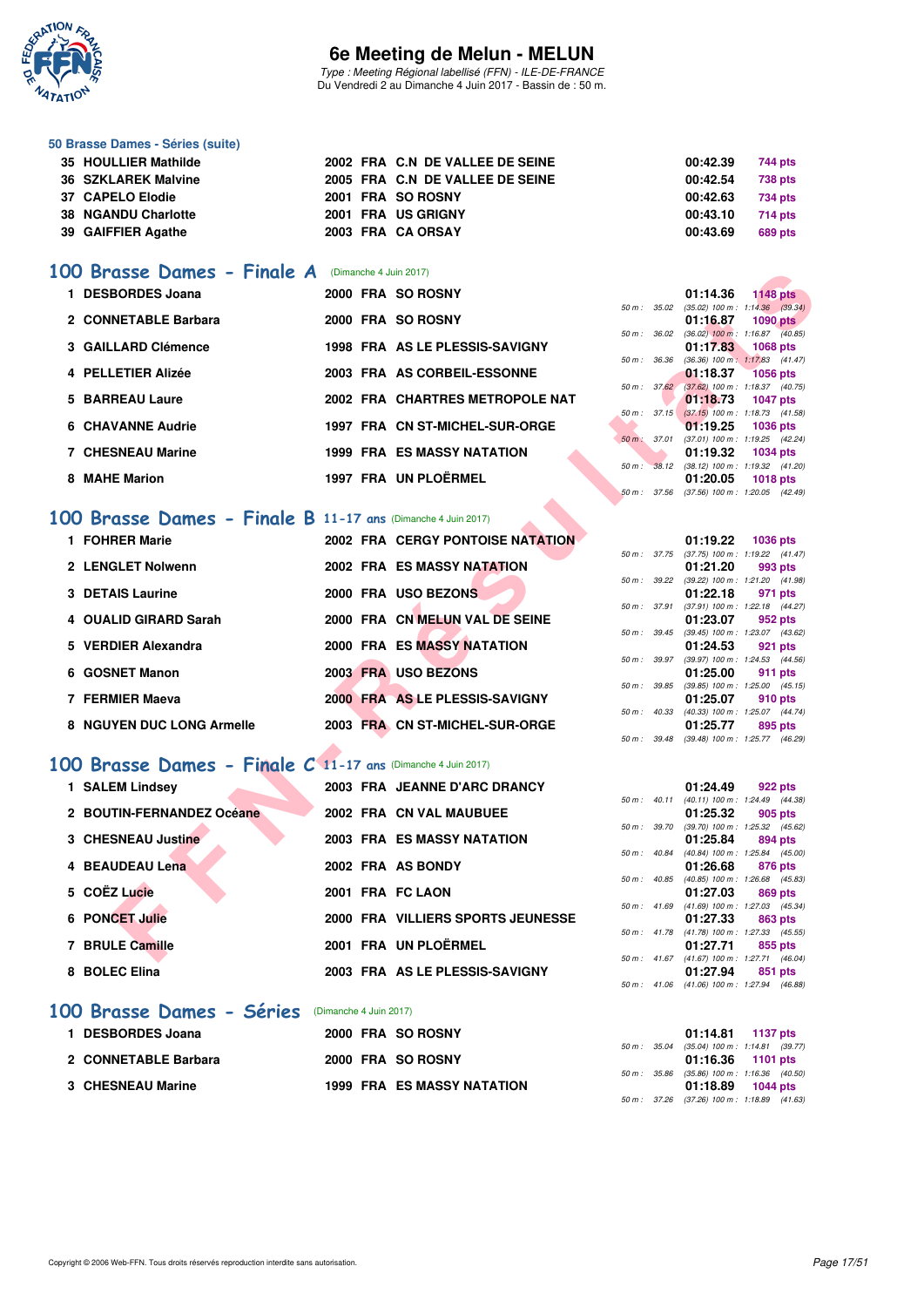# 6e Meeting de Melun - MELUN

*Type : Meeting Régional labellisé (FFN) - ILE-DE-FRANCE*
Du Vendredi 2 au Dimanche 4 Juin 2017 - Bassin de : 50 m.

### 50 Brasse Dames - Séries (suite)

| Rang | Nom | Année | Nat. | Club | Temps | Points |
|---|---|---|---|---|---|---|
| 35 | HOULLIER Mathilde | 2002 | FRA | C.N DE VALLEE DE SEINE | 00:42.39 | 744 pts |
| 36 | SZKLAREK Malvine | 2005 | FRA | C.N DE VALLEE DE SEINE | 00:42.54 | 738 pts |
| 37 | CAPELO Elodie | 2001 | FRA | SO ROSNY | 00:42.63 | 734 pts |
| 38 | NGANDU Charlotte | 2001 | FRA | US GRIGNY | 00:43.10 | 714 pts |
| 39 | GAIFFIER Agathe | 2003 | FRA | CA ORSAY | 00:43.69 | 689 pts |

## 100 Brasse Dames - Finale A (Dimanche 4 Juin 2017)

| Rang | Nom | Année | Nat. | Club | Temps | Points | Intermédiaires |
|---|---|---|---|---|---|---|---|
| 1 | DESBORDES Joana | 2000 | FRA | SO ROSNY | 01:14.36 | 1148 pts | 50 m : 35.02 (35.02) 100 m : 1:14.36 (39.34) |
| 2 | CONNETABLE Barbara | 2000 | FRA | SO ROSNY | 01:16.87 | 1090 pts | 50 m : 36.02 (36.02) 100 m : 1:16.87 (40.85) |
| 3 | GAILLARD Clémence | 1998 | FRA | AS LE PLESSIS-SAVIGNY | 01:17.83 | 1068 pts | 50 m : 36.36 (36.36) 100 m : 1:17.83 (41.47) |
| 4 | PELLETIER Alizée | 2003 | FRA | AS CORBEIL-ESSONNE | 01:18.37 | 1056 pts | 50 m : 37.62 (37.62) 100 m : 1:18.37 (40.75) |
| 5 | BARREAU Laure | 2002 | FRA | CHARTRES METROPOLE NAT | 01:18.73 | 1047 pts | 50 m : 37.15 (37.15) 100 m : 1:18.73 (41.58) |
| 6 | CHAVANNE Audrie | 1997 | FRA | CN ST-MICHEL-SUR-ORGE | 01:19.25 | 1036 pts | 50 m : 37.01 (37.01) 100 m : 1:19.25 (42.24) |
| 7 | CHESNEAU Marine | 1999 | FRA | ES MASSY NATATION | 01:19.32 | 1034 pts | 50 m : 38.12 (38.12) 100 m : 1:19.32 (41.20) |
| 8 | MAHE Marion | 1997 | FRA | UN PLOËRMEL | 01:20.05 | 1018 pts | 50 m : 37.56 (37.56) 100 m : 1:20.05 (42.49) |

## 100 Brasse Dames - Finale B 11-17 ans (Dimanche 4 Juin 2017)

| Rang | Nom | Année | Nat. | Club | Temps | Points | Intermédiaires |
|---|---|---|---|---|---|---|---|
| 1 | FOHRER Marie | 2002 | FRA | CERGY PONTOISE NATATION | 01:19.22 | 1036 pts | 50 m : 37.75 (37.75) 100 m : 1:19.22 (41.47) |
| 2 | LENGLET Nolwenn | 2002 | FRA | ES MASSY NATATION | 01:21.20 | 993 pts | 50 m : 39.22 (39.22) 100 m : 1:21.20 (41.98) |
| 3 | DETAIS Laurine | 2000 | FRA | USO BEZONS | 01:22.18 | 971 pts | 50 m : 37.91 (37.91) 100 m : 1:22.18 (44.27) |
| 4 | OUALID GIRARD Sarah | 2000 | FRA | CN MELUN VAL DE SEINE | 01:23.07 | 952 pts | 50 m : 39.45 (39.45) 100 m : 1:23.07 (43.62) |
| 5 | VERDIER Alexandra | 2000 | FRA | ES MASSY NATATION | 01:24.53 | 921 pts | 50 m : 39.97 (39.97) 100 m : 1:24.53 (44.56) |
| 6 | GOSNET Manon | 2003 | FRA | USO BEZONS | 01:25.00 | 911 pts | 50 m : 39.85 (39.85) 100 m : 1:25.00 (45.15) |
| 7 | FERMIER Maeva | 2000 | FRA | AS LE PLESSIS-SAVIGNY | 01:25.07 | 910 pts | 50 m : 40.33 (40.33) 100 m : 1:25.07 (44.74) |
| 8 | NGUYEN DUC LONG Armelle | 2003 | FRA | CN ST-MICHEL-SUR-ORGE | 01:25.77 | 895 pts | 50 m : 39.48 (39.48) 100 m : 1:25.77 (46.29) |

## 100 Brasse Dames - Finale C 11-17 ans (Dimanche 4 Juin 2017)

| Rang | Nom | Année | Nat. | Club | Temps | Points | Intermédiaires |
|---|---|---|---|---|---|---|---|
| 1 | SALEM Lindsey | 2003 | FRA | JEANNE D'ARC DRANCY | 01:24.49 | 922 pts | 50 m : 40.11 (40.11) 100 m : 1:24.49 (44.38) |
| 2 | BOUTIN-FERNANDEZ Océane | 2002 | FRA | CN VAL MAUBUEE | 01:25.32 | 905 pts | 50 m : 39.70 (39.70) 100 m : 1:25.32 (45.62) |
| 3 | CHESNEAU Justine | 2003 | FRA | ES MASSY NATATION | 01:25.84 | 894 pts | 50 m : 40.84 (40.84) 100 m : 1:25.84 (45.00) |
| 4 | BEAUDEAU Lena | 2002 | FRA | AS BONDY | 01:26.68 | 876 pts | 50 m : 40.85 (40.85) 100 m : 1:26.68 (45.83) |
| 5 | COËZ Lucie | 2001 | FRA | FC LAON | 01:27.03 | 869 pts | 50 m : 41.69 (41.69) 100 m : 1:27.03 (45.34) |
| 6 | PONCET Julie | 2000 | FRA | VILLIERS SPORTS JEUNESSE | 01:27.33 | 863 pts | 50 m : 41.78 (41.78) 100 m : 1:27.33 (45.55) |
| 7 | BRULE Camille | 2001 | FRA | UN PLOËRMEL | 01:27.71 | 855 pts | 50 m : 41.67 (41.67) 100 m : 1:27.71 (46.04) |
| 8 | BOLEC Elina | 2003 | FRA | AS LE PLESSIS-SAVIGNY | 01:27.94 | 851 pts | 50 m : 41.06 (41.06) 100 m : 1:27.94 (46.88) |

## 100 Brasse Dames - Séries (Dimanche 4 Juin 2017)

| Rang | Nom | Année | Nat. | Club | Temps | Points | Intermédiaires |
|---|---|---|---|---|---|---|---|
| 1 | DESBORDES Joana | 2000 | FRA | SO ROSNY | 01:14.81 | 1137 pts | 50 m : 35.04 (35.04) 100 m : 1:14.81 (39.77) |
| 2 | CONNETABLE Barbara | 2000 | FRA | SO ROSNY | 01:16.36 | 1101 pts | 50 m : 35.86 (35.86) 100 m : 1:16.36 (40.50) |
| 3 | CHESNEAU Marine | 1999 | FRA | ES MASSY NATATION | 01:18.89 | 1044 pts | 50 m : 37.26 (37.26) 100 m : 1:18.89 (41.63) |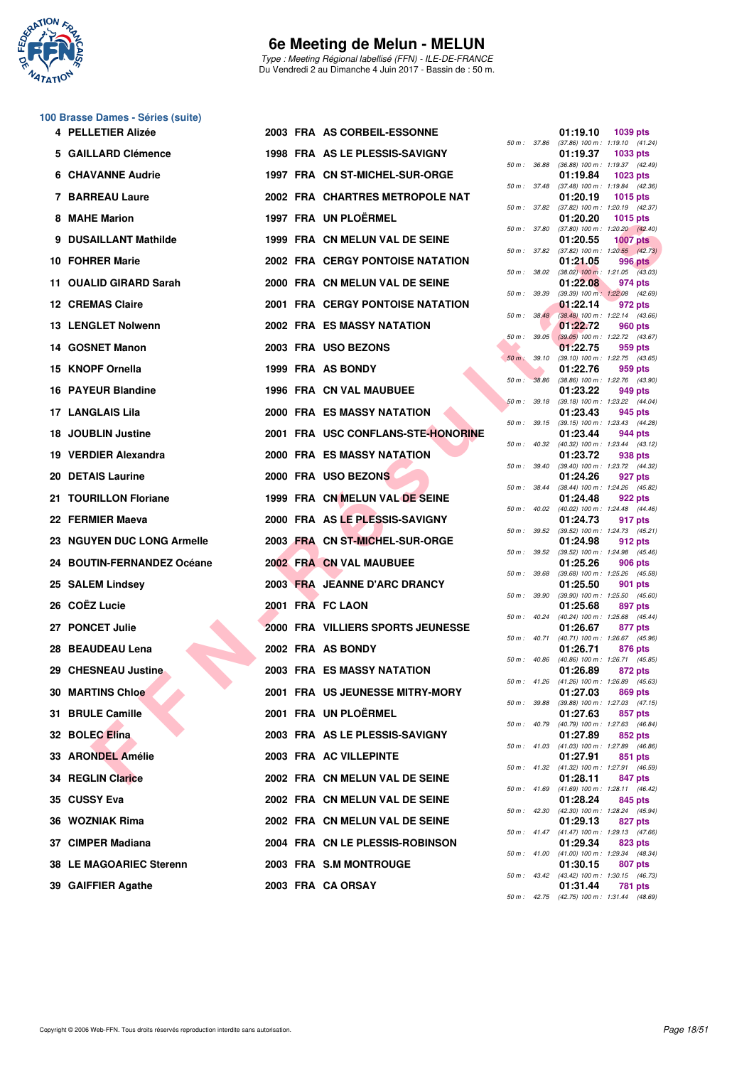## 6e Meeting de Melun - MELUN

*Type : Meeting Régional labellisé (FFN) - ILE-DE-FRANCE*
Du Vendredi 2 au Dimanche 4 Juin 2017 - Bassin de : 50 m.

### 100 Brasse Dames - Séries (suite)

| Rang | Nom | Année | Nat | Club | Temps | Points | Splits |
|---|---|---|---|---|---|---|---|
| 4 | PELLETIER Alizée | 2003 | FRA | AS CORBEIL-ESSONNE | 01:19.10 | 1039 pts | 50 m : 37.86 (37.86) 100 m : 1:19.10 (41.24) |
| 5 | GAILLARD Clémence | 1998 | FRA | AS LE PLESSIS-SAVIGNY | 01:19.37 | 1033 pts | 50 m : 36.88 (36.88) 100 m : 1:19.37 (42.49) |
| 6 | CHAVANNE Audrie | 1997 | FRA | CN ST-MICHEL-SUR-ORGE | 01:19.84 | 1023 pts | 50 m : 37.48 (37.48) 100 m : 1:19.84 (42.36) |
| 7 | BARREAU Laure | 2002 | FRA | CHARTRES METROPOLE NAT | 01:20.19 | 1015 pts | 50 m : 37.82 (37.82) 100 m : 1:20.19 (42.37) |
| 8 | MAHE Marion | 1997 | FRA | UN PLOËRMEL | 01:20.20 | 1015 pts | 50 m : 37.80 (37.80) 100 m : 1:20.20 (42.40) |
| 9 | DUSAILLANT Mathilde | 1999 | FRA | CN MELUN VAL DE SEINE | 01:20.55 | 1007 pts | 50 m : 37.82 (37.82) 100 m : 1:20.55 (42.73) |
| 10 | FOHRER Marie | 2002 | FRA | CERGY PONTOISE NATATION | 01:21.05 | 996 pts | 50 m : 38.02 (38.02) 100 m : 1:21.05 (43.03) |
| 11 | OUALID GIRARD Sarah | 2000 | FRA | CN MELUN VAL DE SEINE | 01:22.08 | 974 pts | 50 m : 39.39 (39.39) 100 m : 1:22.08 (42.69) |
| 12 | CREMAS Claire | 2001 | FRA | CERGY PONTOISE NATATION | 01:22.14 | 972 pts | 50 m : 38.48 (38.48) 100 m : 1:22.14 (43.66) |
| 13 | LENGLET Nolwenn | 2002 | FRA | ES MASSY NATATION | 01:22.72 | 960 pts | 50 m : 39.05 (39.05) 100 m : 1:22.72 (43.67) |
| 14 | GOSNET Manon | 2003 | FRA | USO BEZONS | 01:22.75 | 959 pts | 50 m : 39.10 (39.10) 100 m : 1:22.75 (43.65) |
| 15 | KNOPF Ornella | 1999 | FRA | AS BONDY | 01:22.76 | 959 pts | 50 m : 38.86 (38.86) 100 m : 1:22.76 (43.90) |
| 16 | PAYEUR Blandine | 1996 | FRA | CN VAL MAUBUEE | 01:23.22 | 949 pts | 50 m : 39.18 (39.18) 100 m : 1:23.22 (44.04) |
| 17 | LANGLAIS Lila | 2000 | FRA | ES MASSY NATATION | 01:23.43 | 945 pts | 50 m : 39.15 (39.15) 100 m : 1:23.43 (44.28) |
| 18 | JOUBLIN Justine | 2001 | FRA | USC CONFLANS-STE-HONORINE | 01:23.44 | 944 pts | 50 m : 40.32 (40.32) 100 m : 1:23.44 (43.12) |
| 19 | VERDIER Alexandra | 2000 | FRA | ES MASSY NATATION | 01:23.72 | 938 pts | 50 m : 39.40 (39.40) 100 m : 1:23.72 (44.32) |
| 20 | DETAIS Laurine | 2000 | FRA | USO BEZONS | 01:24.26 | 927 pts | 50 m : 38.44 (38.44) 100 m : 1:24.26 (45.82) |
| 21 | TOURILLON Floriane | 1999 | FRA | CN MELUN VAL DE SEINE | 01:24.48 | 922 pts | 50 m : 40.02 (40.02) 100 m : 1:24.48 (44.46) |
| 22 | FERMIER Maeva | 2000 | FRA | AS LE PLESSIS-SAVIGNY | 01:24.73 | 917 pts | 50 m : 39.52 (39.52) 100 m : 1:24.73 (45.21) |
| 23 | NGUYEN DUC LONG Armelle | 2003 | FRA | CN ST-MICHEL-SUR-ORGE | 01:24.98 | 912 pts | 50 m : 39.52 (39.52) 100 m : 1:24.98 (45.46) |
| 24 | BOUTIN-FERNANDEZ Océane | 2002 | FRA | CN VAL MAUBUEE | 01:25.26 | 906 pts | 50 m : 39.68 (39.68) 100 m : 1:25.26 (45.58) |
| 25 | SALEM Lindsey | 2003 | FRA | JEANNE D'ARC DRANCY | 01:25.50 | 901 pts | 50 m : 39.90 (39.90) 100 m : 1:25.50 (45.60) |
| 26 | COËZ Lucie | 2001 | FRA | FC LAON | 01:25.68 | 897 pts | 50 m : 40.24 (40.24) 100 m : 1:25.68 (45.44) |
| 27 | PONCET Julie | 2000 | FRA | VILLIERS SPORTS JEUNESSE | 01:26.67 | 877 pts | 50 m : 40.71 (40.71) 100 m : 1:26.67 (45.96) |
| 28 | BEAUDEAU Lena | 2002 | FRA | AS BONDY | 01:26.71 | 876 pts | 50 m : 40.86 (40.86) 100 m : 1:26.71 (45.85) |
| 29 | CHESNEAU Justine | 2003 | FRA | ES MASSY NATATION | 01:26.89 | 872 pts | 50 m : 41.26 (41.26) 100 m : 1:26.89 (45.63) |
| 30 | MARTINS Chloe | 2001 | FRA | US JEUNESSE MITRY-MORY | 01:27.03 | 869 pts | 50 m : 39.88 (39.88) 100 m : 1:27.03 (47.15) |
| 31 | BRULE Camille | 2001 | FRA | UN PLOËRMEL | 01:27.63 | 857 pts | 50 m : 40.79 (40.79) 100 m : 1:27.63 (46.84) |
| 32 | BOLEC Elina | 2003 | FRA | AS LE PLESSIS-SAVIGNY | 01:27.89 | 852 pts | 50 m : 41.03 (41.03) 100 m : 1:27.89 (46.86) |
| 33 | ARONDEL Amélie | 2003 | FRA | AC VILLEPINTE | 01:27.91 | 851 pts | 50 m : 41.32 (41.32) 100 m : 1:27.91 (46.59) |
| 34 | REGLIN Clarice | 2002 | FRA | CN MELUN VAL DE SEINE | 01:28.11 | 847 pts | 50 m : 41.69 (41.69) 100 m : 1:28.11 (46.42) |
| 35 | CUSSY Eva | 2002 | FRA | CN MELUN VAL DE SEINE | 01:28.24 | 845 pts | 50 m : 42.30 (42.30) 100 m : 1:28.24 (45.94) |
| 36 | WOZNIAK Rima | 2002 | FRA | CN MELUN VAL DE SEINE | 01:29.13 | 827 pts | 50 m : 41.47 (41.47) 100 m : 1:29.13 (47.66) |
| 37 | CIMPER Madiana | 2004 | FRA | CN LE PLESSIS-ROBINSON | 01:29.34 | 823 pts | 50 m : 41.00 (41.00) 100 m : 1:29.34 (48.34) |
| 38 | LE MAGOARIEC Sterenn | 2003 | FRA | S.M MONTROUGE | 01:30.15 | 807 pts | 50 m : 43.42 (43.42) 100 m : 1:30.15 (46.73) |
| 39 | GAIFFIER Agathe | 2003 | FRA | CA ORSAY | 01:31.44 | 781 pts | 50 m : 42.75 (42.75) 100 m : 1:31.44 (48.69) |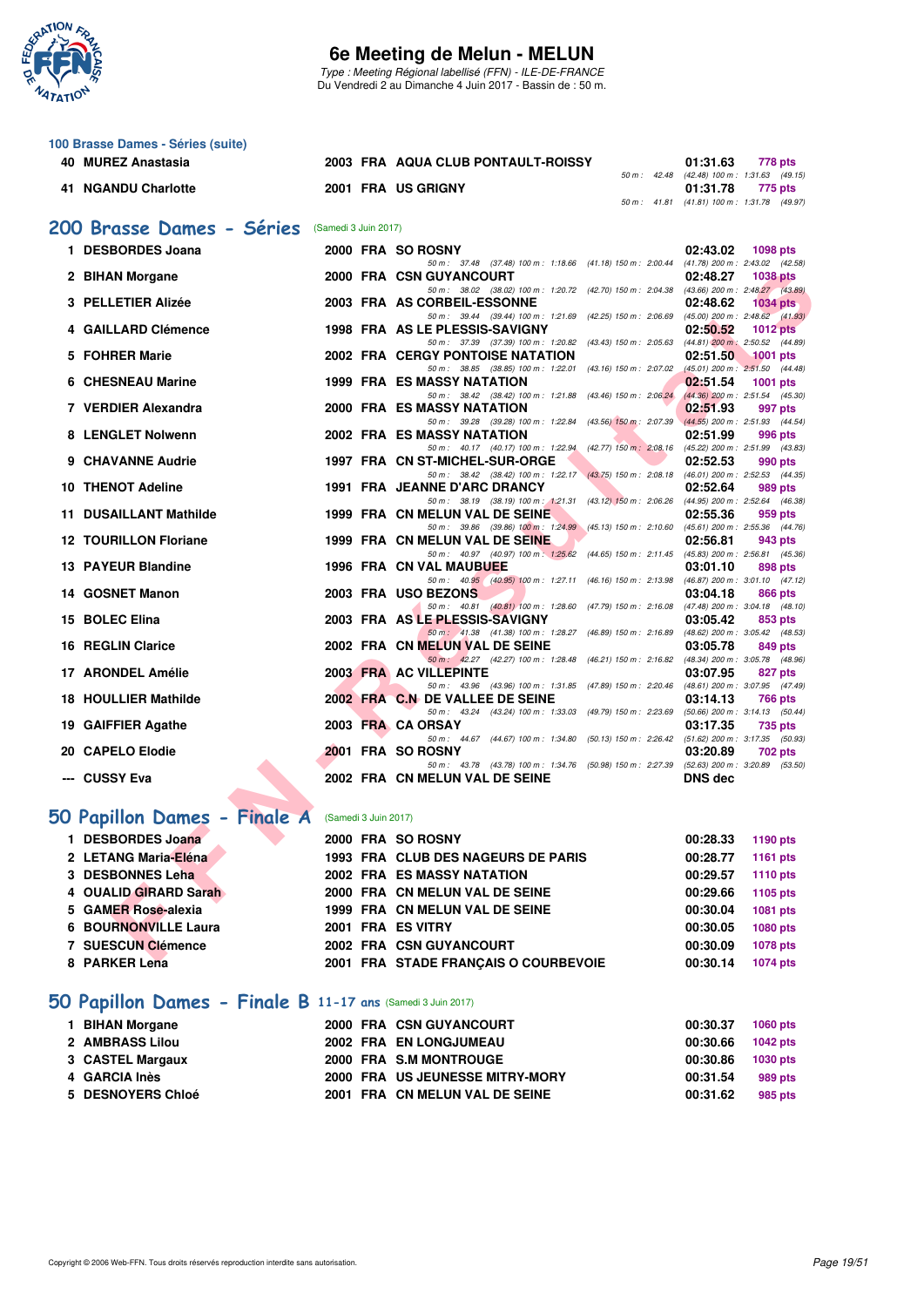### 100 Brasse Dames - Séries (suite)

| Rang | Nom | Année | Nat. | Club | Temps | Points |
|---|---|---|---|---|---|---|
| 40 | MUREZ Anastasia | 2003 | FRA | AQUA CLUB PONTAULT-ROISSY | 01:31.63 | 778 pts |
| | | | | 50 m : 42.48 (42.48) 100 m : 1:31.63 (49.15) | | |
| 41 | NGANDU Charlotte | 2001 | FRA | US GRIGNY | 01:31.78 | 775 pts |
| | | | | 50 m : 41.81 (41.81) 100 m : 1:31.78 (49.97) | | |

## 200 Brasse Dames - Séries (Samedi 3 Juin 2017)

| Rang | Nom | Année | Nat. | Club | Temps | Points |
|---|---|---|---|---|---|---|
| 1 | DESBORDES Joana | 2000 | FRA | SO ROSNY | 02:43.02 | 1098 pts |
| | | | | 50 m : 37.48 (37.48) 100 m : 1:18.66 (41.18) 150 m : 2:00.44 (41.78) 200 m : 2:43.02 (42.58) | | |
| 2 | BIHAN Morgane | 2000 | FRA | CSN GUYANCOURT | 02:48.27 | 1038 pts |
| | | | | 50 m : 38.02 (38.02) 100 m : 1:20.72 (42.70) 150 m : 2:04.38 (43.66) 200 m : 2:48.27 (43.89) | | |
| 3 | PELLETIER Alizée | 2003 | FRA | AS CORBEIL-ESSONNE | 02:48.62 | 1034 pts |
| | | | | 50 m : 39.44 (39.44) 100 m : 1:21.69 (42.25) 150 m : 2:06.69 (45.00) 200 m : 2:48.62 (41.93) | | |
| 4 | GAILLARD Clémence | 1998 | FRA | AS LE PLESSIS-SAVIGNY | 02:50.52 | 1012 pts |
| | | | | 50 m : 37.39 (37.39) 100 m : 1:20.82 (43.43) 150 m : 2:05.63 (44.81) 200 m : 2:50.52 (44.89) | | |
| 5 | FOHRER Marie | 2002 | FRA | CERGY PONTOISE NATATION | 02:51.50 | 1001 pts |
| | | | | 50 m : 38.85 (38.85) 100 m : 1:22.01 (43.16) 150 m : 2:07.02 (45.01) 200 m : 2:51.50 (44.48) | | |
| 6 | CHESNEAU Marine | 1999 | FRA | ES MASSY NATATION | 02:51.54 | 1001 pts |
| | | | | 50 m : 38.42 (38.42) 100 m : 1:21.88 (43.46) 150 m : 2:06.24 (44.36) 200 m : 2:51.54 (45.30) | | |
| 7 | VERDIER Alexandra | 2000 | FRA | ES MASSY NATATION | 02:51.93 | 997 pts |
| | | | | 50 m : 39.28 (39.28) 100 m : 1:22.84 (43.56) 150 m : 2:07.39 (44.55) 200 m : 2:51.93 (44.54) | | |
| 8 | LENGLET Nolwenn | 2002 | FRA | ES MASSY NATATION | 02:51.99 | 996 pts |
| | | | | 50 m : 40.17 (40.17) 100 m : 1:22.94 (42.77) 150 m : 2:08.16 (45.22) 200 m : 2:51.99 (43.83) | | |
| 9 | CHAVANNE Audrie | 1997 | FRA | CN ST-MICHEL-SUR-ORGE | 02:52.53 | 990 pts |
| | | | | 50 m : 38.42 (38.42) 100 m : 1:22.17 (43.75) 150 m : 2:08.18 (46.01) 200 m : 2:52.53 (44.35) | | |
| 10 | THENOT Adeline | 1991 | FRA | JEANNE D'ARC DRANCY | 02:52.64 | 989 pts |
| | | | | 50 m : 38.19 (38.19) 100 m : 1:21.31 (43.12) 150 m : 2:06.26 (44.95) 200 m : 2:52.64 (46.38) | | |
| 11 | DUSAILLANT Mathilde | 1999 | FRA | CN MELUN VAL DE SEINE | 02:55.36 | 959 pts |
| | | | | 50 m : 39.86 (39.86) 100 m : 1:24.99 (45.13) 150 m : 2:10.60 (45.61) 200 m : 2:55.36 (44.76) | | |
| 12 | TOURILLON Floriane | 1999 | FRA | CN MELUN VAL DE SEINE | 02:56.81 | 943 pts |
| | | | | 50 m : 40.97 (40.97) 100 m : 1:25.62 (44.65) 150 m : 2:11.45 (45.83) 200 m : 2:56.81 (45.36) | | |
| 13 | PAYEUR Blandine | 1996 | FRA | CN VAL MAUBUEE | 03:01.10 | 898 pts |
| | | | | 50 m : 40.95 (40.95) 100 m : 1:27.11 (46.16) 150 m : 2:13.98 (46.87) 200 m : 3:01.10 (47.12) | | |
| 14 | GOSNET Manon | 2003 | FRA | USO BEZONS | 03:04.18 | 866 pts |
| | | | | 50 m : 40.81 (40.81) 100 m : 1:28.60 (47.79) 150 m : 2:16.08 (47.48) 200 m : 3:04.18 (48.10) | | |
| 15 | BOLEC Elina | 2003 | FRA | AS LE PLESSIS-SAVIGNY | 03:05.42 | 853 pts |
| | | | | 50 m : 41.38 (41.38) 100 m : 1:28.27 (46.89) 150 m : 2:16.89 (48.62) 200 m : 3:05.42 (48.53) | | |
| 16 | REGLIN Clarice | 2002 | FRA | CN MELUN VAL DE SEINE | 03:05.78 | 849 pts |
| | | | | 50 m : 42.27 (42.27) 100 m : 1:28.48 (46.21) 150 m : 2:16.82 (48.34) 200 m : 3:05.78 (48.96) | | |
| 17 | ARONDEL Amélie | 2003 | FRA | AC VILLEPINTE | 03:07.95 | 827 pts |
| | | | | 50 m : 43.96 (43.96) 100 m : 1:31.85 (47.89) 150 m : 2:20.46 (48.61) 200 m : 3:07.95 (47.49) | | |
| 18 | HOULLIER Mathilde | 2002 | FRA | C.N DE VALLEE DE SEINE | 03:14.13 | 766 pts |
| | | | | 50 m : 43.24 (43.24) 100 m : 1:33.03 (49.79) 150 m : 2:23.69 (50.66) 200 m : 3:14.13 (50.44) | | |
| 19 | GAIFFIER Agathe | 2003 | FRA | CA ORSAY | 03:17.35 | 735 pts |
| | | | | 50 m : 44.67 (44.67) 100 m : 1:34.80 (50.13) 150 m : 2:26.42 (51.62) 200 m : 3:17.35 (50.93) | | |
| 20 | CAPELO Elodie | 2001 | FRA | SO ROSNY | 03:20.89 | 702 pts |
| | | | | 50 m : 43.78 (43.78) 100 m : 1:34.76 (50.98) 150 m : 2:27.39 (52.63) 200 m : 3:20.89 (53.50) | | |
| --- | CUSSY Eva | 2002 | FRA | CN MELUN VAL DE SEINE | DNS dec | |

## 50 Papillon Dames - Finale A (Samedi 3 Juin 2017)

| Rang | Nom | Année | Nat. | Club | Temps | Points |
|---|---|---|---|---|---|---|
| 1 | DESBORDES Joana | 2000 | FRA | SO ROSNY | 00:28.33 | 1190 pts |
| 2 | LETANG Maria-Eléna | 1993 | FRA | CLUB DES NAGEURS DE PARIS | 00:28.77 | 1161 pts |
| 3 | DESBONNES Leha | 2002 | FRA | ES MASSY NATATION | 00:29.57 | 1110 pts |
| 4 | OUALID GIRARD Sarah | 2000 | FRA | CN MELUN VAL DE SEINE | 00:29.66 | 1105 pts |
| 5 | GAMER Rose-alexia | 1999 | FRA | CN MELUN VAL DE SEINE | 00:30.04 | 1081 pts |
| 6 | BOURNONVILLE Laura | 2001 | FRA | ES VITRY | 00:30.05 | 1080 pts |
| 7 | SUESCUN Clémence | 2002 | FRA | CSN GUYANCOURT | 00:30.09 | 1078 pts |
| 8 | PARKER Lena | 2001 | FRA | STADE FRANÇAIS O COURBEVOIE | 00:30.14 | 1074 pts |

## 50 Papillon Dames - Finale B 11-17 ans (Samedi 3 Juin 2017)

| Rang | Nom | Année | Nat. | Club | Temps | Points |
|---|---|---|---|---|---|---|
| 1 | BIHAN Morgane | 2000 | FRA | CSN GUYANCOURT | 00:30.37 | 1060 pts |
| 2 | AMBRASS Lilou | 2002 | FRA | EN LONGJUMEAU | 00:30.66 | 1042 pts |
| 3 | CASTEL Margaux | 2000 | FRA | S.M MONTROUGE | 00:30.86 | 1030 pts |
| 4 | GARCIA Inès | 2000 | FRA | US JEUNESSE MITRY-MORY | 00:31.54 | 989 pts |
| 5 | DESNOYERS Chloé | 2001 | FRA | CN MELUN VAL DE SEINE | 00:31.62 | 985 pts |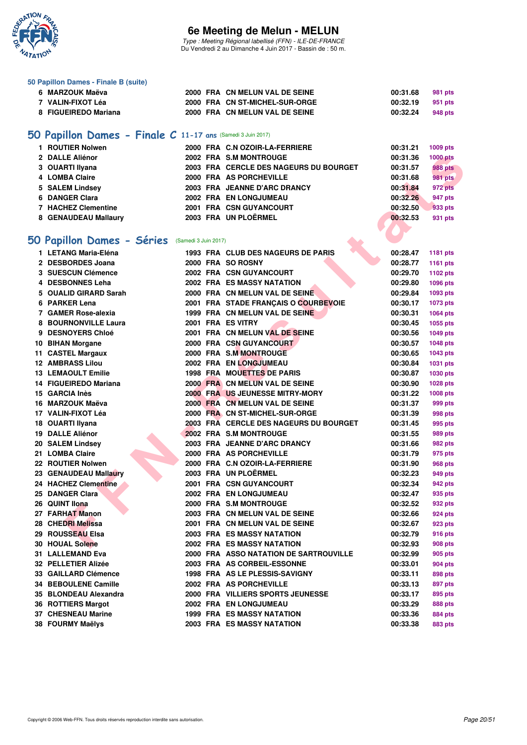### 50 Papillon Dames - Finale B (suite)

| | | | | | | |
|---|---|---|---|---|---|---|
| 6 | MARZOUK Maëva | 2000 | FRA | CN MELUN VAL DE SEINE | 00:31.68 | 981 pts |
| 7 | VALIN-FIXOT Léa | 2000 | FRA | CN ST-MICHEL-SUR-ORGE | 00:32.19 | 951 pts |
| 8 | FIGUEIREDO Mariana | 2000 | FRA | CN MELUN VAL DE SEINE | 00:32.24 | 948 pts |

## 50 Papillon Dames - Finale C 11-17 ans (Samedi 3 Juin 2017)

| | | | | | | |
|---|---|---|---|---|---|---|
| 1 | ROUTIER Nolwen | 2000 | FRA | C.N OZOIR-LA-FERRIERE | 00:31.21 | 1009 pts |
| 2 | DALLE Aliénor | 2002 | FRA | S.M MONTROUGE | 00:31.36 | 1000 pts |
| 3 | OUARTI Ilyana | 2003 | FRA | CERCLE DES NAGEURS DU BOURGET | 00:31.57 | 988 pts |
| 4 | LOMBA Claire | 2000 | FRA | AS PORCHEVILLE | 00:31.68 | 981 pts |
| 5 | SALEM Lindsey | 2003 | FRA | JEANNE D'ARC DRANCY | 00:31.84 | 972 pts |
| 6 | DANGER Clara | 2002 | FRA | EN LONGJUMEAU | 00:32.26 | 947 pts |
| 7 | HACHEZ Clementine | 2001 | FRA | CSN GUYANCOURT | 00:32.50 | 933 pts |
| 8 | GENAUDEAU Mallaury | 2003 | FRA | UN PLOËRMEL | 00:32.53 | 931 pts |

## 50 Papillon Dames - Séries (Samedi 3 Juin 2017)

| | | | | | | |
|---|---|---|---|---|---|---|
| 1 | LETANG Maria-Eléna | 1993 | FRA | CLUB DES NAGEURS DE PARIS | 00:28.47 | 1181 pts |
| 2 | DESBORDES Joana | 2000 | FRA | SO ROSNY | 00:28.77 | 1161 pts |
| 3 | SUESCUN Clémence | 2002 | FRA | CSN GUYANCOURT | 00:29.70 | 1102 pts |
| 4 | DESBONNES Leha | 2002 | FRA | ES MASSY NATATION | 00:29.80 | 1096 pts |
| 5 | OUALID GIRARD Sarah | 2000 | FRA | CN MELUN VAL DE SEINE | 00:29.84 | 1093 pts |
| 6 | PARKER Lena | 2001 | FRA | STADE FRANÇAIS O COURBEVOIE | 00:30.17 | 1073 pts |
| 7 | GAMER Rose-alexia | 1999 | FRA | CN MELUN VAL DE SEINE | 00:30.31 | 1064 pts |
| 8 | BOURNONVILLE Laura | 2001 | FRA | ES VITRY | 00:30.45 | 1055 pts |
| 9 | DESNOYERS Chloé | 2001 | FRA | CN MELUN VAL DE SEINE | 00:30.56 | 1049 pts |
| 10 | BIHAN Morgane | 2000 | FRA | CSN GUYANCOURT | 00:30.57 | 1048 pts |
| 11 | CASTEL Margaux | 2000 | FRA | S.M MONTROUGE | 00:30.65 | 1043 pts |
| 12 | AMBRASS Lilou | 2002 | FRA | EN LONGJUMEAU | 00:30.84 | 1031 pts |
| 13 | LEMAOULT Emilie | 1998 | FRA | MOUETTES DE PARIS | 00:30.87 | 1030 pts |
| 14 | FIGUEIREDO Mariana | 2000 | FRA | CN MELUN VAL DE SEINE | 00:30.90 | 1028 pts |
| 15 | GARCIA Inès | 2000 | FRA | US JEUNESSE MITRY-MORY | 00:31.22 | 1008 pts |
| 16 | MARZOUK Maëva | 2000 | FRA | CN MELUN VAL DE SEINE | 00:31.37 | 999 pts |
| 17 | VALIN-FIXOT Léa | 2000 | FRA | CN ST-MICHEL-SUR-ORGE | 00:31.39 | 998 pts |
| 18 | OUARTI Ilyana | 2003 | FRA | CERCLE DES NAGEURS DU BOURGET | 00:31.45 | 995 pts |
| 19 | DALLE Aliénor | 2002 | FRA | S.M MONTROUGE | 00:31.55 | 989 pts |
| 20 | SALEM Lindsey | 2003 | FRA | JEANNE D'ARC DRANCY | 00:31.66 | 982 pts |
| 21 | LOMBA Claire | 2000 | FRA | AS PORCHEVILLE | 00:31.79 | 975 pts |
| 22 | ROUTIER Nolwen | 2000 | FRA | C.N OZOIR-LA-FERRIERE | 00:31.90 | 968 pts |
| 23 | GENAUDEAU Mallaury | 2003 | FRA | UN PLOËRMEL | 00:32.23 | 949 pts |
| 24 | HACHEZ Clementine | 2001 | FRA | CSN GUYANCOURT | 00:32.34 | 942 pts |
| 25 | DANGER Clara | 2002 | FRA | EN LONGJUMEAU | 00:32.47 | 935 pts |
| 26 | QUINT Ilona | 2000 | FRA | S.M MONTROUGE | 00:32.52 | 932 pts |
| 27 | FARHAT Manon | 2003 | FRA | CN MELUN VAL DE SEINE | 00:32.66 | 924 pts |
| 28 | CHEDRI Melissa | 2001 | FRA | CN MELUN VAL DE SEINE | 00:32.67 | 923 pts |
| 29 | ROUSSEAU Elsa | 2003 | FRA | ES MASSY NATATION | 00:32.79 | 916 pts |
| 30 | HOUAL Solene | 2002 | FRA | ES MASSY NATATION | 00:32.93 | 908 pts |
| 31 | LALLEMAND Eva | 2000 | FRA | ASSO NATATION DE SARTROUVILLE | 00:32.99 | 905 pts |
| 32 | PELLETIER Alizée | 2003 | FRA | AS CORBEIL-ESSONNE | 00:33.01 | 904 pts |
| 33 | GAILLARD Clémence | 1998 | FRA | AS LE PLESSIS-SAVIGNY | 00:33.11 | 898 pts |
| 34 | BEBOULENE Camille | 2002 | FRA | AS PORCHEVILLE | 00:33.13 | 897 pts |
| 35 | BLONDEAU Alexandra | 2000 | FRA | VILLIERS SPORTS JEUNESSE | 00:33.17 | 895 pts |
| 36 | ROTTIERS Margot | 2002 | FRA | EN LONGJUMEAU | 00:33.29 | 888 pts |
| 37 | CHESNEAU Marine | 1999 | FRA | ES MASSY NATATION | 00:33.36 | 884 pts |
| 38 | FOURMY Maëlys | 2003 | FRA | ES MASSY NATATION | 00:33.38 | 883 pts |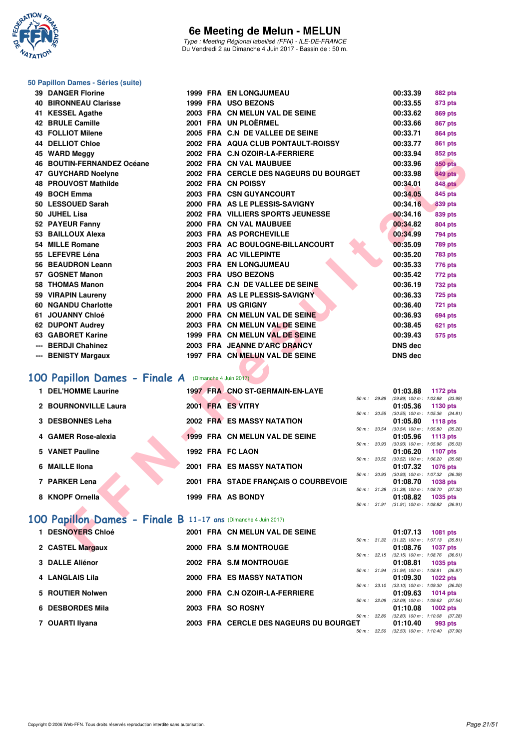# 6e Meeting de Melun - MELUN

*Type : Meeting Régional labellisé (FFN) - ILE-DE-FRANCE*
Du Vendredi 2 au Dimanche 4 Juin 2017 - Bassin de : 50 m.

### 50 Papillon Dames - Séries (suite)

| Rang | Nom | Année | Nat | Club | Temps | Points |
|---|---|---|---|---|---|---|
| 39 | DANGER Florine | 1999 | FRA | EN LONGJUMEAU | 00:33.39 | 882 pts |
| 40 | BIRONNEAU Clarisse | 1999 | FRA | USO BEZONS | 00:33.55 | 873 pts |
| 41 | KESSEL Agathe | 2003 | FRA | CN MELUN VAL DE SEINE | 00:33.62 | 869 pts |
| 42 | BRULE Camille | 2001 | FRA | UN PLOËRMEL | 00:33.66 | 867 pts |
| 43 | FOLLIOT Milene | 2005 | FRA | C.N DE VALLEE DE SEINE | 00:33.71 | 864 pts |
| 44 | DELLIOT Chloe | 2002 | FRA | AQUA CLUB PONTAULT-ROISSY | 00:33.77 | 861 pts |
| 45 | WARD Meggy | 2002 | FRA | C.N OZOIR-LA-FERRIERE | 00:33.94 | 852 pts |
| 46 | BOUTIN-FERNANDEZ Océane | 2002 | FRA | CN VAL MAUBUEE | 00:33.96 | 850 pts |
| 47 | GUYCHARD Noelyne | 2002 | FRA | CERCLE DES NAGEURS DU BOURGET | 00:33.98 | 849 pts |
| 48 | PROUVOST Mathilde | 2002 | FRA | CN POISSY | 00:34.01 | 848 pts |
| 49 | BOCH Emma | 2003 | FRA | CSN GUYANCOURT | 00:34.05 | 845 pts |
| 50 | LESSOUED Sarah | 2000 | FRA | AS LE PLESSIS-SAVIGNY | 00:34.16 | 839 pts |
| 50 | JUHEL Lisa | 2002 | FRA | VILLIERS SPORTS JEUNESSE | 00:34.16 | 839 pts |
| 52 | PAYEUR Fanny | 2000 | FRA | CN VAL MAUBUEE | 00:34.82 | 804 pts |
| 53 | BAILLOUX Alexa | 2003 | FRA | AS PORCHEVILLE | 00:34.99 | 794 pts |
| 54 | MILLE Romane | 2003 | FRA | AC BOULOGNE-BILLANCOURT | 00:35.09 | 789 pts |
| 55 | LEFEVRE Léna | 2003 | FRA | AC VILLEPINTE | 00:35.20 | 783 pts |
| 56 | BEAUDRON Leann | 2003 | FRA | EN LONGJUMEAU | 00:35.33 | 776 pts |
| 57 | GOSNET Manon | 2003 | FRA | USO BEZONS | 00:35.42 | 772 pts |
| 58 | THOMAS Manon | 2004 | FRA | C.N DE VALLEE DE SEINE | 00:36.19 | 732 pts |
| 59 | VIRAPIN Laureny | 2000 | FRA | AS LE PLESSIS-SAVIGNY | 00:36.33 | 725 pts |
| 60 | NGANDU Charlotte | 2001 | FRA | US GRIGNY | 00:36.40 | 721 pts |
| 61 | JOUANNY Chloé | 2000 | FRA | CN MELUN VAL DE SEINE | 00:36.93 | 694 pts |
| 62 | DUPONT Audrey | 2003 | FRA | CN MELUN VAL DE SEINE | 00:38.45 | 621 pts |
| 63 | GABORET Karine | 1999 | FRA | CN MELUN VAL DE SEINE | 00:39.43 | 575 pts |
| --- | BERDJI Chahinez | 2003 | FRA | JEANNE D'ARC DRANCY | DNS dec | |
| --- | BENISTY Margaux | 1997 | FRA | CN MELUN VAL DE SEINE | DNS dec | |

## 100 Papillon Dames - Finale A (Dimanche 4 Juin 2017)

| Rang | Nom | Année | Nat | Club | Temps | Points | Splits |
|---|---|---|---|---|---|---|---|
| 1 | DEL'HOMME Laurine | 1997 | FRA | CNO ST-GERMAIN-EN-LAYE | 01:03.88 | 1172 pts | 50 m : 29.89 (29.89) 100 m : 1:03.88 (33.99) |
| 2 | BOURNONVILLE Laura | 2001 | FRA | ES VITRY | 01:05.36 | 1130 pts | 50 m : 30.55 (30.55) 100 m : 1:05.36 (34.81) |
| 3 | DESBONNES Leha | 2002 | FRA | ES MASSY NATATION | 01:05.80 | 1118 pts | 50 m : 30.54 (30.54) 100 m : 1:05.80 (35.26) |
| 4 | GAMER Rose-alexia | 1999 | FRA | CN MELUN VAL DE SEINE | 01:05.96 | 1113 pts | 50 m : 30.93 (30.93) 100 m : 1:05.96 (35.03) |
| 5 | VANET Pauline | 1992 | FRA | FC LAON | 01:06.20 | 1107 pts | 50 m : 30.52 (30.52) 100 m : 1:06.20 (35.68) |
| 6 | MAILLE Ilona | 2001 | FRA | ES MASSY NATATION | 01:07.32 | 1076 pts | 50 m : 30.93 (30.93) 100 m : 1:07.32 (36.39) |
| 7 | PARKER Lena | 2001 | FRA | STADE FRANÇAIS O COURBEVOIE | 01:08.70 | 1038 pts | 50 m : 31.38 (31.38) 100 m : 1:08.70 (37.32) |
| 8 | KNOPF Ornella | 1999 | FRA | AS BONDY | 01:08.82 | 1035 pts | 50 m : 31.91 (31.91) 100 m : 1:08.82 (36.91) |

## 100 Papillon Dames - Finale B 11-17 ans (Dimanche 4 Juin 2017)

| Rang | Nom | Année | Nat | Club | Temps | Points | Splits |
|---|---|---|---|---|---|---|---|
| 1 | DESNOYERS Chloé | 2001 | FRA | CN MELUN VAL DE SEINE | 01:07.13 | 1081 pts | 50 m : 31.32 (31.32) 100 m : 1:07.13 (35.81) |
| 2 | CASTEL Margaux | 2000 | FRA | S.M MONTROUGE | 01:08.76 | 1037 pts | 50 m : 32.15 (32.15) 100 m : 1:08.76 (36.61) |
| 3 | DALLE Aliénor | 2002 | FRA | S.M MONTROUGE | 01:08.81 | 1035 pts | 50 m : 31.94 (31.94) 100 m : 1:08.81 (36.87) |
| 4 | LANGLAIS Lila | 2000 | FRA | ES MASSY NATATION | 01:09.30 | 1022 pts | 50 m : 33.10 (33.10) 100 m : 1:09.30 (36.20) |
| 5 | ROUTIER Nolwen | 2000 | FRA | C.N OZOIR-LA-FERRIERE | 01:09.63 | 1014 pts | 50 m : 32.09 (32.09) 100 m : 1:09.63 (37.54) |
| 6 | DESBORDES Mila | 2003 | FRA | SO ROSNY | 01:10.08 | 1002 pts | 50 m : 32.80 (32.80) 100 m : 1:10.08 (37.28) |
| 7 | OUARTI Ilyana | 2003 | FRA | CERCLE DES NAGEURS DU BOURGET | 01:10.40 | 993 pts | 50 m : 32.50 (32.50) 100 m : 1:10.40 (37.90) |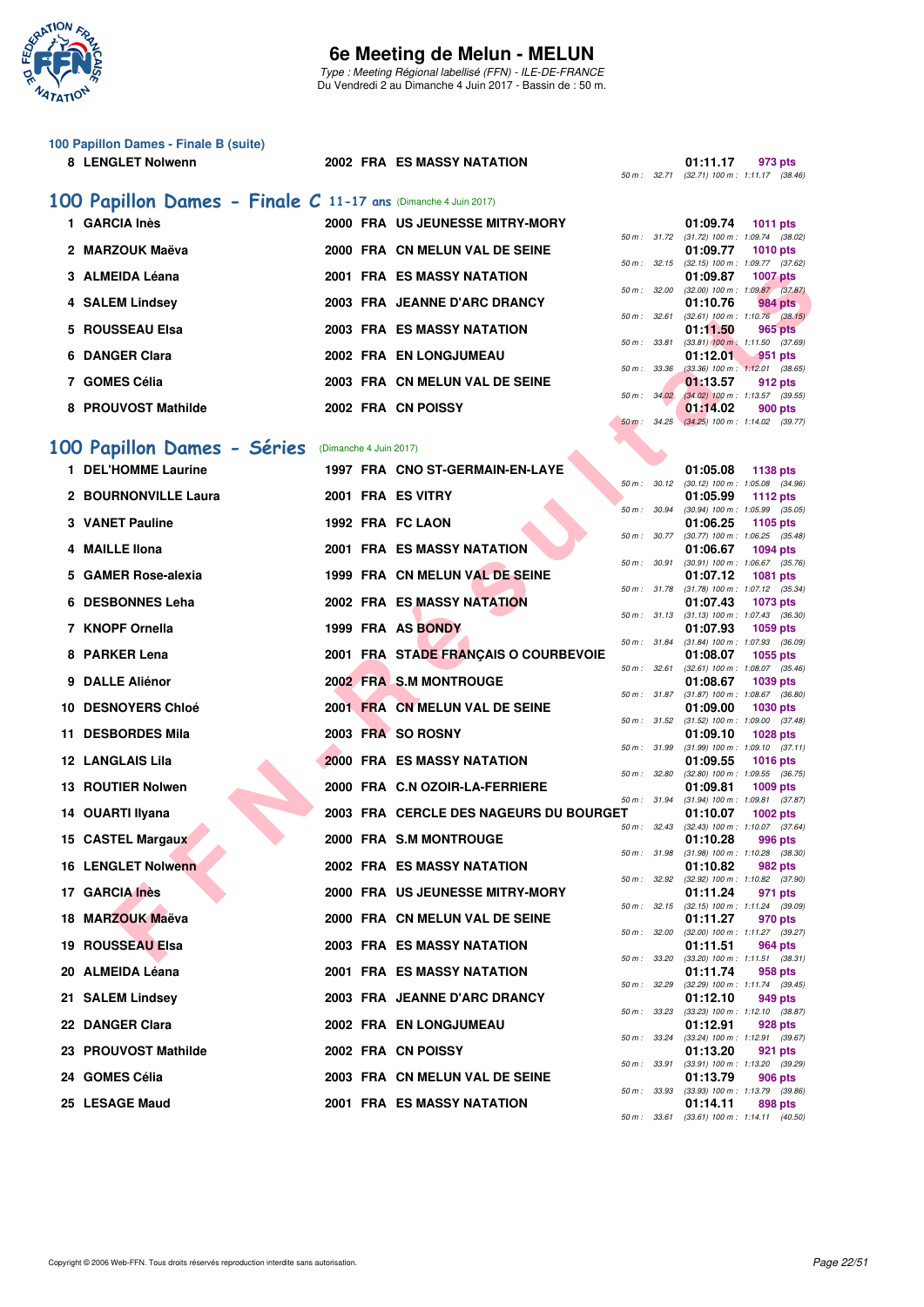## 100 Papillon Dames - Finale B (suite)

| Rang | Nom | Année | Nat | Club | Temps | Points | Splits |
|---|---|---|---|---|---|---|---|
| 8 | LENGLET Nolwenn | 2002 | FRA | ES MASSY NATATION | 01:11.17 | 973 pts | 50 m : 32.71 (32.71) 100 m : 1:11.17 (38.46) |

## 100 Papillon Dames - Finale C 11-17 ans (Dimanche 4 Juin 2017)

| Rang | Nom | Année | Nat | Club | Temps | Points | Splits |
|---|---|---|---|---|---|---|---|
| 1 | GARCIA Inès | 2000 | FRA | US JEUNESSE MITRY-MORY | 01:09.74 | 1011 pts | 50 m : 31.72 (31.72) 100 m : 1:09.74 (38.02) |
| 2 | MARZOUK Maëva | 2000 | FRA | CN MELUN VAL DE SEINE | 01:09.77 | 1010 pts | 50 m : 32.15 (32.15) 100 m : 1:09.77 (37.62) |
| 3 | ALMEIDA Léana | 2001 | FRA | ES MASSY NATATION | 01:09.87 | 1007 pts | 50 m : 32.00 (32.00) 100 m : 1:09.87 (37.87) |
| 4 | SALEM Lindsey | 2003 | FRA | JEANNE D'ARC DRANCY | 01:10.76 | 984 pts | 50 m : 32.61 (32.61) 100 m : 1:10.76 (38.15) |
| 5 | ROUSSEAU Elsa | 2003 | FRA | ES MASSY NATATION | 01:11.50 | 965 pts | 50 m : 33.81 (33.81) 100 m : 1:11.50 (37.69) |
| 6 | DANGER Clara | 2002 | FRA | EN LONGJUMEAU | 01:12.01 | 951 pts | 50 m : 33.36 (33.36) 100 m : 1:12.01 (38.65) |
| 7 | GOMES Célia | 2003 | FRA | CN MELUN VAL DE SEINE | 01:13.57 | 912 pts | 50 m : 34.02 (34.02) 100 m : 1:13.57 (39.55) |
| 8 | PROUVOST Mathilde | 2002 | FRA | CN POISSY | 01:14.02 | 900 pts | 50 m : 34.25 (34.25) 100 m : 1:14.02 (39.77) |

## 100 Papillon Dames - Séries (Dimanche 4 Juin 2017)

| Rang | Nom | Année | Nat | Club | Temps | Points | Splits |
|---|---|---|---|---|---|---|---|
| 1 | DEL'HOMME Laurine | 1997 | FRA | CNO ST-GERMAIN-EN-LAYE | 01:05.08 | 1138 pts | 50 m : 30.12 (30.12) 100 m : 1:05.08 (34.96) |
| 2 | BOURNONVILLE Laura | 2001 | FRA | ES VITRY | 01:05.99 | 1112 pts | 50 m : 30.94 (30.94) 100 m : 1:05.99 (35.05) |
| 3 | VANET Pauline | 1992 | FRA | FC LAON | 01:06.25 | 1105 pts | 50 m : 30.77 (30.77) 100 m : 1:06.25 (35.48) |
| 4 | MAILLE Ilona | 2001 | FRA | ES MASSY NATATION | 01:06.67 | 1094 pts | 50 m : 30.91 (30.91) 100 m : 1:06.67 (35.76) |
| 5 | GAMER Rose-alexia | 1999 | FRA | CN MELUN VAL DE SEINE | 01:07.12 | 1081 pts | 50 m : 31.78 (31.78) 100 m : 1:07.12 (35.34) |
| 6 | DESBONNES Leha | 2002 | FRA | ES MASSY NATATION | 01:07.43 | 1073 pts | 50 m : 31.13 (31.13) 100 m : 1:07.43 (36.30) |
| 7 | KNOPF Ornella | 1999 | FRA | AS BONDY | 01:07.93 | 1059 pts | 50 m : 31.84 (31.84) 100 m : 1:07.93 (36.09) |
| 8 | PARKER Lena | 2001 | FRA | STADE FRANÇAIS O COURBEVOIE | 01:08.07 | 1055 pts | 50 m : 32.61 (32.61) 100 m : 1:08.07 (35.46) |
| 9 | DALLE Aliénor | 2002 | FRA | S.M MONTROUGE | 01:08.67 | 1039 pts | 50 m : 31.87 (31.87) 100 m : 1:08.67 (36.80) |
| 10 | DESNOYERS Chloé | 2001 | FRA | CN MELUN VAL DE SEINE | 01:09.00 | 1030 pts | 50 m : 31.52 (31.52) 100 m : 1:09.00 (37.48) |
| 11 | DESBORDES Mila | 2003 | FRA | SO ROSNY | 01:09.10 | 1028 pts | 50 m : 31.99 (31.99) 100 m : 1:09.10 (37.11) |
| 12 | LANGLAIS Lila | 2000 | FRA | ES MASSY NATATION | 01:09.55 | 1016 pts | 50 m : 32.80 (32.80) 100 m : 1:09.55 (36.75) |
| 13 | ROUTIER Nolwen | 2000 | FRA | C.N OZOIR-LA-FERRIERE | 01:09.81 | 1009 pts | 50 m : 31.94 (31.94) 100 m : 1:09.81 (37.87) |
| 14 | OUARTI Ilyana | 2003 | FRA | CERCLE DES NAGEURS DU BOURGET | 01:10.07 | 1002 pts | 50 m : 32.43 (32.43) 100 m : 1:10.07 (37.64) |
| 15 | CASTEL Margaux | 2000 | FRA | S.M MONTROUGE | 01:10.28 | 996 pts | 50 m : 31.98 (31.98) 100 m : 1:10.28 (38.30) |
| 16 | LENGLET Nolwenn | 2002 | FRA | ES MASSY NATATION | 01:10.82 | 982 pts | 50 m : 32.92 (32.92) 100 m : 1:10.82 (37.90) |
| 17 | GARCIA Inès | 2000 | FRA | US JEUNESSE MITRY-MORY | 01:11.24 | 971 pts | 50 m : 32.15 (32.15) 100 m : 1:11.24 (39.09) |
| 18 | MARZOUK Maëva | 2000 | FRA | CN MELUN VAL DE SEINE | 01:11.27 | 970 pts | 50 m : 32.00 (32.00) 100 m : 1:11.27 (39.27) |
| 19 | ROUSSEAU Elsa | 2003 | FRA | ES MASSY NATATION | 01:11.51 | 964 pts | 50 m : 33.20 (33.20) 100 m : 1:11.51 (38.31) |
| 20 | ALMEIDA Léana | 2001 | FRA | ES MASSY NATATION | 01:11.74 | 958 pts | 50 m : 32.29 (32.29) 100 m : 1:11.74 (39.45) |
| 21 | SALEM Lindsey | 2003 | FRA | JEANNE D'ARC DRANCY | 01:12.10 | 949 pts | 50 m : 33.23 (33.23) 100 m : 1:12.10 (38.87) |
| 22 | DANGER Clara | 2002 | FRA | EN LONGJUMEAU | 01:12.91 | 928 pts | 50 m : 33.24 (33.24) 100 m : 1:12.91 (39.67) |
| 23 | PROUVOST Mathilde | 2002 | FRA | CN POISSY | 01:13.20 | 921 pts | 50 m : 33.91 (33.91) 100 m : 1:13.20 (39.29) |
| 24 | GOMES Célia | 2003 | FRA | CN MELUN VAL DE SEINE | 01:13.79 | 906 pts | 50 m : 33.93 (33.93) 100 m : 1:13.79 (39.86) |
| 25 | LESAGE Maud | 2001 | FRA | ES MASSY NATATION | 01:14.11 | 898 pts | 50 m : 33.61 (33.61) 100 m : 1:14.11 (40.50) |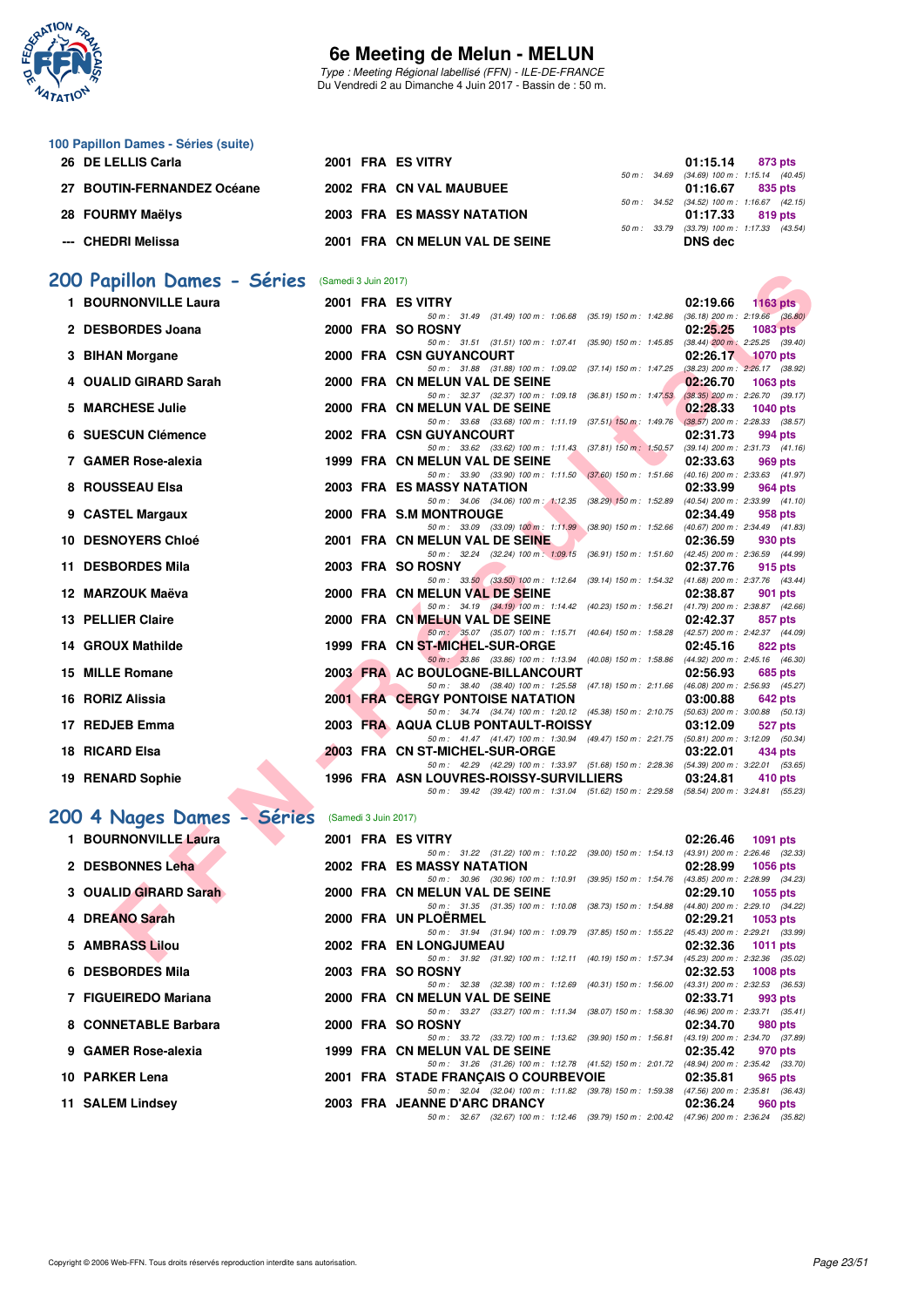# 6e Meeting de Melun - MELUN

*Type : Meeting Régional labellisé (FFN) - ILE-DE-FRANCE*
Du Vendredi 2 au Dimanche 4 Juin 2017 - Bassin de : 50 m.

## 100 Papillon Dames - Séries (suite)

| Rang | Nom | Année | Nat | Club | Temps | Points | Splits |
|---|---|---|---|---|---|---|---|
| 26 | DE LELLIS Carla | 2001 | FRA | ES VITRY | 01:15.14 | 873 pts | 50 m : 34.69 (34.69) 100 m : 1:15.14 (40.45) |
| 27 | BOUTIN-FERNANDEZ Océane | 2002 | FRA | CN VAL MAUBUEE | 01:16.67 | 835 pts | 50 m : 34.52 (34.52) 100 m : 1:16.67 (42.15) |
| 28 | FOURMY Maëlys | 2003 | FRA | ES MASSY NATATION | 01:17.33 | 819 pts | 50 m : 33.79 (33.79) 100 m : 1:17.33 (43.54) |
| --- | CHEDRI Melissa | 2001 | FRA | CN MELUN VAL DE SEINE | DNS dec | | |

## 200 Papillon Dames - Séries (Samedi 3 Juin 2017)

| Rang | Nom | Année | Nat | Club | Temps | Points | Splits |
|---|---|---|---|---|---|---|---|
| 1 | BOURNONVILLE Laura | 2001 | FRA | ES VITRY | 02:19.66 | 1163 pts | 50 m : 31.49 (31.49) 100 m : 1:06.68 (35.19) 150 m : 1:42.86 (36.18) 200 m : 2:19.66 (36.80) |
| 2 | DESBORDES Joana | 2000 | FRA | SO ROSNY | 02:25.25 | 1083 pts | 50 m : 31.51 (31.51) 100 m : 1:07.41 (35.90) 150 m : 1:45.85 (38.44) 200 m : 2:25.25 (39.40) |
| 3 | BIHAN Morgane | 2000 | FRA | CSN GUYANCOURT | 02:26.17 | 1070 pts | 50 m : 31.88 (31.88) 100 m : 1:09.02 (37.14) 150 m : 1:47.25 (38.23) 200 m : 2:26.17 (38.92) |
| 4 | OUALID GIRARD Sarah | 2000 | FRA | CN MELUN VAL DE SEINE | 02:26.70 | 1063 pts | 50 m : 32.37 (32.37) 100 m : 1:09.18 (36.81) 150 m : 1:47.53 (38.35) 200 m : 2:26.70 (39.17) |
| 5 | MARCHESE Julie | 2000 | FRA | CN MELUN VAL DE SEINE | 02:28.33 | 1040 pts | 50 m : 33.68 (33.68) 100 m : 1:11.19 (37.51) 150 m : 1:49.76 (38.57) 200 m : 2:28.33 (38.57) |
| 6 | SUESCUN Clémence | 2002 | FRA | CSN GUYANCOURT | 02:31.73 | 994 pts | 50 m : 33.62 (33.62) 100 m : 1:11.43 (37.81) 150 m : 1:50.57 (39.14) 200 m : 2:31.73 (41.16) |
| 7 | GAMER Rose-alexia | 1999 | FRA | CN MELUN VAL DE SEINE | 02:33.63 | 969 pts | 50 m : 33.90 (33.90) 100 m : 1:11.50 (37.60) 150 m : 1:51.66 (40.16) 200 m : 2:33.63 (41.97) |
| 8 | ROUSSEAU Elsa | 2003 | FRA | ES MASSY NATATION | 02:33.99 | 964 pts | 50 m : 34.06 (34.06) 100 m : 1:12.35 (38.29) 150 m : 1:52.89 (40.54) 200 m : 2:33.99 (41.10) |
| 9 | CASTEL Margaux | 2000 | FRA | S.M MONTROUGE | 02:34.49 | 958 pts | 50 m : 33.09 (33.09) 100 m : 1:11.99 (38.90) 150 m : 1:52.66 (40.67) 200 m : 2:34.49 (41.83) |
| 10 | DESNOYERS Chloé | 2001 | FRA | CN MELUN VAL DE SEINE | 02:36.59 | 930 pts | 50 m : 32.24 (32.24) 100 m : 1:09.15 (36.91) 150 m : 1:51.60 (42.45) 200 m : 2:36.59 (44.99) |
| 11 | DESBORDES Mila | 2003 | FRA | SO ROSNY | 02:37.76 | 915 pts | 50 m : 33.50 (33.50) 100 m : 1:12.64 (39.14) 150 m : 1:54.32 (41.68) 200 m : 2:37.76 (43.44) |
| 12 | MARZOUK Maëva | 2000 | FRA | CN MELUN VAL DE SEINE | 02:38.87 | 901 pts | 50 m : 34.19 (34.19) 100 m : 1:14.42 (40.23) 150 m : 1:56.21 (41.79) 200 m : 2:38.87 (42.66) |
| 13 | PELLIER Claire | 2000 | FRA | CN MELUN VAL DE SEINE | 02:42.37 | 857 pts | 50 m : 35.07 (35.07) 100 m : 1:15.71 (40.64) 150 m : 1:58.28 (42.57) 200 m : 2:42.37 (44.09) |
| 14 | GROUX Mathilde | 1999 | FRA | CN ST-MICHEL-SUR-ORGE | 02:45.16 | 822 pts | 50 m : 33.86 (33.86) 100 m : 1:13.94 (40.08) 150 m : 1:58.86 (44.92) 200 m : 2:45.16 (46.30) |
| 15 | MILLE Romane | 2003 | FRA | AC BOULOGNE-BILLANCOURT | 02:56.93 | 685 pts | 50 m : 38.40 (38.40) 100 m : 1:25.58 (47.18) 150 m : 2:11.66 (46.08) 200 m : 2:56.93 (45.27) |
| 16 | RORIZ Alissia | 2001 | FRA | CERGY PONTOISE NATATION | 03:00.88 | 642 pts | 50 m : 34.74 (34.74) 100 m : 1:20.12 (45.38) 150 m : 2:10.75 (50.63) 200 m : 3:00.88 (50.13) |
| 17 | REDJEB Emma | 2003 | FRA | AQUA CLUB PONTAULT-ROISSY | 03:12.09 | 527 pts | 50 m : 42.29 (42.29) 100 m : 1:33.97 (51.68) 150 m : 2:21.75 (50.81) 200 m : 3:12.09 (50.34) |
| 18 | RICARD Elsa | 2003 | FRA | CN ST-MICHEL-SUR-ORGE | 03:22.01 | 434 pts | 50 m : 41.47 (41.47) 100 m : 1:30.94 (49.47) 150 m : 2:28.36 (54.39) 200 m : 3:22.01 (53.65) |
| 19 | RENARD Sophie | 1996 | FRA | ASN LOUVRES-ROISSY-SURVILLIERS | 03:24.81 | 410 pts | 50 m : 39.42 (39.42) 100 m : 1:31.04 (51.62) 150 m : 2:29.58 (58.54) 200 m : 3:24.81 (55.23) |

## 200 4 Nages Dames - Séries (Samedi 3 Juin 2017)

| Rang | Nom | Année | Nat | Club | Temps | Points | Splits |
|---|---|---|---|---|---|---|---|
| 1 | BOURNONVILLE Laura | 2001 | FRA | ES VITRY | 02:26.46 | 1091 pts | 50 m : 31.22 (31.22) 100 m : 1:10.22 (39.00) 150 m : 1:54.13 (43.91) 200 m : 2:26.46 (32.33) |
| 2 | DESBONNES Lena | 2002 | FRA | ES MASSY NATATION | 02:28.99 | 1056 pts | 50 m : 30.96 (30.96) 100 m : 1:10.91 (39.95) 150 m : 1:54.76 (43.85) 200 m : 2:28.99 (34.23) |
| 3 | OUALID GIRARD Sarah | 2000 | FRA | CN MELUN VAL DE SEINE | 02:29.10 | 1055 pts | 50 m : 31.35 (31.35) 100 m : 1:10.08 (38.73) 150 m : 1:54.88 (44.80) 200 m : 2:29.10 (34.22) |
| 4 | DREANO Sarah | 2000 | FRA | UN PLOËRMEL | 02:29.21 | 1053 pts | 50 m : 31.94 (31.94) 100 m : 1:09.79 (37.85) 150 m : 1:55.22 (45.43) 200 m : 2:29.21 (33.99) |
| 5 | AMBRASS Lilou | 2002 | FRA | EN LONGJUMEAU | 02:32.36 | 1011 pts | 50 m : 31.92 (31.92) 100 m : 1:12.11 (40.19) 150 m : 1:57.34 (45.23) 200 m : 2:32.36 (35.02) |
| 6 | DESBORDES Mila | 2003 | FRA | SO ROSNY | 02:32.53 | 1008 pts | 50 m : 32.38 (32.38) 100 m : 1:12.69 (40.31) 150 m : 1:56.00 (43.31) 200 m : 2:32.53 (36.53) |
| 7 | FIGUEIREDO Mariana | 2000 | FRA | CN MELUN VAL DE SEINE | 02:33.71 | 993 pts | 50 m : 33.27 (33.27) 100 m : 1:11.34 (38.07) 150 m : 1:58.30 (46.96) 200 m : 2:33.71 (35.41) |
| 8 | CONNETABLE Barbara | 2000 | FRA | SO ROSNY | 02:34.70 | 980 pts | 50 m : 33.72 (33.72) 100 m : 1:13.62 (39.90) 150 m : 1:56.81 (43.19) 200 m : 2:34.70 (37.89) |
| 9 | GAMER Rose-alexia | 1999 | FRA | CN MELUN VAL DE SEINE | 02:35.42 | 970 pts | 50 m : 31.26 (31.26) 100 m : 1:12.78 (41.52) 150 m : 2:01.72 (48.94) 200 m : 2:35.42 (33.70) |
| 10 | PARKER Lena | 2001 | FRA | STADE FRANÇAIS O COURBEVOIE | 02:35.81 | 965 pts | 50 m : 32.04 (32.04) 100 m : 1:11.82 (39.78) 150 m : 1:59.38 (47.56) 200 m : 2:35.81 (36.43) |
| 11 | SALEM Lindsey | 2003 | FRA | JEANNE D'ARC DRANCY | 02:36.24 | 960 pts | 50 m : 32.67 (32.67) 100 m : 1:12.46 (39.79) 150 m : 2:00.42 (47.96) 200 m : 2:36.24 (35.82) |

Copyright © 2006 Web-FFN. Tous droits réservés reproduction interdite sans autorisation.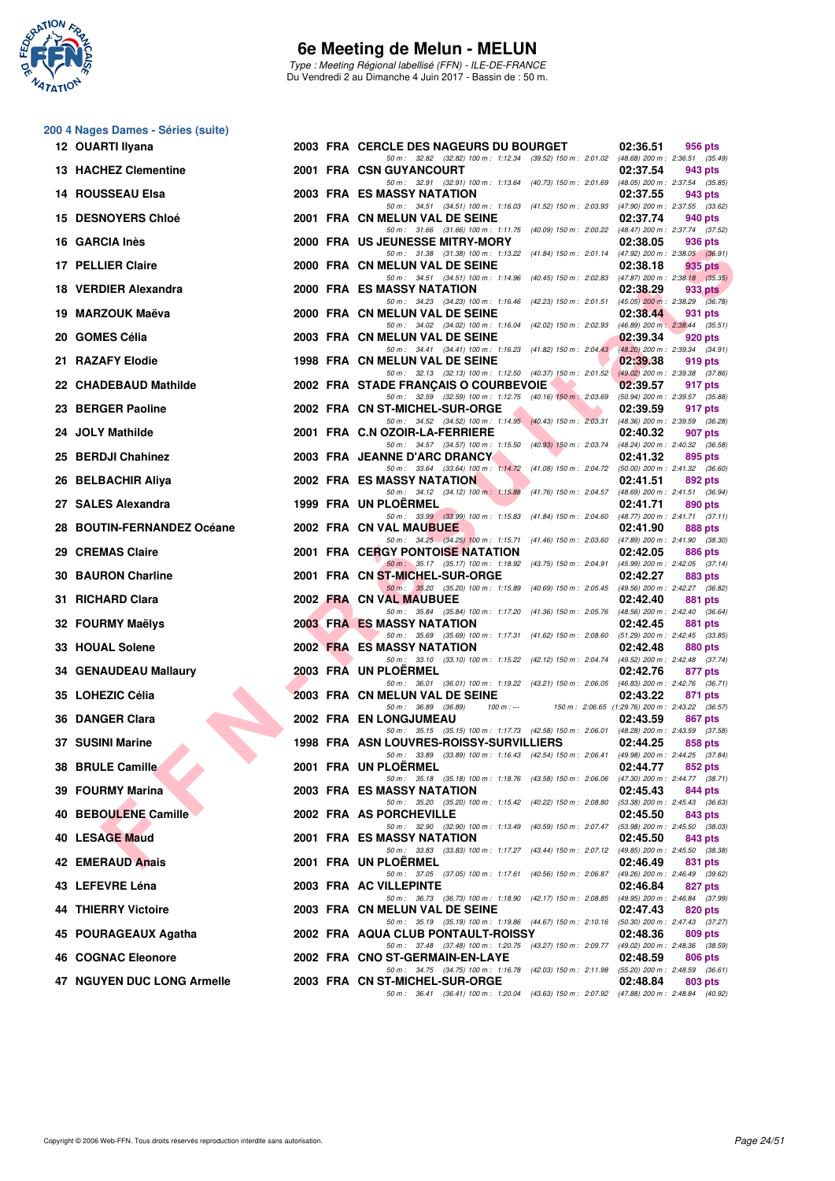# 6e Meeting de Melun - MELUN

*Type : Meeting Régional labellisé (FFN) - ILE-DE-FRANCE*
*Du Vendredi 2 au Dimanche 4 Juin 2017 - Bassin de : 50 m.*

## 200 4 Nages Dames - Séries (suite)

| Rang | Nom | Année | Nat | Club | Temps | Points |
|---|---|---|---|---|---|---|
| 12 | OUARTI Ilyana | 2003 | FRA | CERCLE DES NAGEURS DU BOURGET | 02:36.51 | 956 pts |
| | 50 m : 32.82 (32.82) 100 m : 1:12.34 (39.52) 150 m : 2:01.02 (48.68) 200 m : 2:36.51 (35.49) | | | | | |
| 13 | HACHEZ Clementine | 2001 | FRA | CSN GUYANCOURT | 02:37.54 | 943 pts |
| | 50 m : 32.91 (32.91) 100 m : 1:13.64 (40.73) 150 m : 2:01.69 (48.05) 200 m : 2:37.54 (35.85) | | | | | |
| 14 | ROUSSEAU Elsa | 2003 | FRA | ES MASSY NATATION | 02:37.55 | 943 pts |
| | 50 m : 34.51 (34.51) 100 m : 1:16.03 (41.52) 150 m : 2:03.93 (47.90) 200 m : 2:37.55 (33.62) | | | | | |
| 15 | DESNOYERS Chloé | 2001 | FRA | CN MELUN VAL DE SEINE | 02:37.74 | 940 pts |
| | 50 m : 31.66 (31.66) 100 m : 1:11.75 (40.09) 150 m : 2:00.22 (48.47) 200 m : 2:37.74 (37.52) | | | | | |
| 16 | GARCIA Inès | 2000 | FRA | US JEUNESSE MITRY-MORY | 02:38.05 | 936 pts |
| | 50 m : 31.38 (31.38) 100 m : 1:13.22 (41.84) 150 m : 2:01.14 (47.92) 200 m : 2:38.05 (36.91) | | | | | |
| 17 | PELLIER Claire | 2000 | FRA | CN MELUN VAL DE SEINE | 02:38.18 | 935 pts |
| | 50 m : 34.51 (34.51) 100 m : 1:14.96 (40.45) 150 m : 2:02.83 (47.87) 200 m : 2:38.18 (35.35) | | | | | |
| 18 | VERDIER Alexandra | 2000 | FRA | ES MASSY NATATION | 02:38.29 | 933 pts |
| | 50 m : 34.23 (34.23) 100 m : 1:16.46 (42.23) 150 m : 2:01.51 (45.05) 200 m : 2:38.29 (36.78) | | | | | |
| 19 | MARZOUK Maëva | 2000 | FRA | CN MELUN VAL DE SEINE | 02:38.44 | 931 pts |
| | 50 m : 34.02 (34.02) 100 m : 1:16.04 (42.02) 150 m : 2:02.93 (46.89) 200 m : 2:38.44 (35.51) | | | | | |
| 20 | GOMES Célia | 2003 | FRA | CN MELUN VAL DE SEINE | 02:39.34 | 920 pts |
| | 50 m : 34.41 (34.41) 100 m : 1:16.23 (41.82) 150 m : 2:04.43 (48.20) 200 m : 2:39.34 (34.91) | | | | | |
| 21 | RAZAFY Elodie | 1998 | FRA | CN MELUN VAL DE SEINE | 02:39.38 | 919 pts |
| | 50 m : 32.13 (32.13) 100 m : 1:12.50 (40.37) 150 m : 2:01.52 (49.02) 200 m : 2:39.38 (37.86) | | | | | |
| 22 | CHADEBAUD Mathilde | 2002 | FRA | STADE FRANÇAIS O COURBEVOIE | 02:39.57 | 917 pts |
| | 50 m : 32.59 (32.59) 100 m : 1:12.75 (40.16) 150 m : 2:03.69 (50.94) 200 m : 2:39.57 (35.88) | | | | | |
| 23 | BERGER Paoline | 2002 | FRA | CN ST-MICHEL-SUR-ORGE | 02:39.59 | 917 pts |
| | 50 m : 34.52 (34.52) 100 m : 1:14.95 (40.43) 150 m : 2:03.31 (48.36) 200 m : 2:39.59 (36.28) | | | | | |
| 24 | JOLY Mathilde | 2001 | FRA | C.N OZOIR-LA-FERRIERE | 02:40.32 | 907 pts |
| | 50 m : 34.57 (34.57) 100 m : 1:15.50 (40.93) 150 m : 2:03.74 (48.24) 200 m : 2:40.32 (36.58) | | | | | |
| 25 | BERDJI Chahinez | 2003 | FRA | JEANNE D'ARC DRANCY | 02:41.32 | 895 pts |
| | 50 m : 33.64 (33.64) 100 m : 1:14.72 (41.08) 150 m : 2:04.72 (50.00) 200 m : 2:41.32 (36.60) | | | | | |
| 26 | BELBACHIR Aliya | 2002 | FRA | ES MASSY NATATION | 02:41.51 | 892 pts |
| | 50 m : 34.12 (34.12) 100 m : 1:15.88 (41.76) 150 m : 2:04.57 (48.69) 200 m : 2:41.51 (36.94) | | | | | |
| 27 | SALES Alexandra | 1999 | FRA | UN PLOËRMEL | 02:41.71 | 890 pts |
| | 50 m : 33.99 (33.99) 100 m : 1:15.83 (41.84) 150 m : 2:04.60 (48.77) 200 m : 2:41.71 (37.11) | | | | | |
| 28 | BOUTIN-FERNANDEZ Océane | 2002 | FRA | CN VAL MAUBUEE | 02:41.90 | 888 pts |
| | 50 m : 34.25 (34.25) 100 m : 1:15.71 (41.46) 150 m : 2:03.60 (47.89) 200 m : 2:41.90 (38.30) | | | | | |
| 29 | CREMAS Claire | 2001 | FRA | CERGY PONTOISE NATATION | 02:42.05 | 886 pts |
| | 50 m : 35.17 (35.17) 100 m : 1:18.92 (43.75) 150 m : 2:04.91 (45.99) 200 m : 2:42.05 (37.14) | | | | | |
| 30 | BAURON Charline | 2001 | FRA | CN ST-MICHEL-SUR-ORGE | 02:42.27 | 883 pts |
| | 50 m : 35.20 (35.20) 100 m : 1:15.89 (40.69) 150 m : 2:05.45 (49.56) 200 m : 2:42.27 (36.82) | | | | | |
| 31 | RICHARD Clara | 2002 | FRA | CN VAL MAUBUEE | 02:42.40 | 881 pts |
| | 50 m : 35.84 (35.84) 100 m : 1:17.20 (41.36) 150 m : 2:05.76 (48.56) 200 m : 2:42.40 (36.64) | | | | | |
| 32 | FOURMY Maëlys | 2003 | FRA | ES MASSY NATATION | 02:42.45 | 881 pts |
| | 50 m : 35.69 (35.69) 100 m : 1:17.31 (41.62) 150 m : 2:08.60 (51.29) 200 m : 2:42.45 (33.85) | | | | | |
| 33 | HOUAL Solene | 2002 | FRA | ES MASSY NATATION | 02:42.48 | 880 pts |
| | 50 m : 33.10 (33.10) 100 m : 1:15.22 (42.12) 150 m : 2:04.74 (49.52) 200 m : 2:42.48 (37.74) | | | | | |
| 34 | GENAUDEAU Mallaury | 2003 | FRA | UN PLOËRMEL | 02:42.76 | 877 pts |
| | 50 m : 36.01 (36.01) 100 m : 1:19.22 (43.21) 150 m : 2:06.05 (46.83) 200 m : 2:42.76 (36.71) | | | | | |
| 35 | LOHEZIC Célia | 2003 | FRA | CN MELUN VAL DE SEINE | 02:43.22 | 871 pts |
| | 50 m : 36.89 (36.89) 100 m : --- 150 m : 2:06.65 (1:29.76) 200 m : 2:43.22 (36.57) | | | | | |
| 36 | DANGER Clara | 2002 | FRA | EN LONGJUMEAU | 02:43.59 | 867 pts |
| | 50 m : 35.15 (35.15) 100 m : 1:17.73 (42.58) 150 m : 2:06.01 (48.28) 200 m : 2:43.59 (37.58) | | | | | |
| 37 | SUSINI Marine | 1998 | FRA | ASN LOUVRES-ROISSY-SURVILLIERS | 02:44.25 | 858 pts |
| | 50 m : 33.89 (33.89) 100 m : 1:16.43 (42.54) 150 m : 2:06.41 (49.98) 200 m : 2:44.25 (37.84) | | | | | |
| 38 | BRULE Camille | 2001 | FRA | UN PLOËRMEL | 02:44.77 | 852 pts |
| | 50 m : 35.18 (35.18) 100 m : 1:18.76 (43.58) 150 m : 2:06.06 (47.30) 200 m : 2:44.77 (38.71) | | | | | |
| 39 | FOURMY Marina | 2003 | FRA | ES MASSY NATATION | 02:45.43 | 844 pts |
| | 50 m : 35.20 (35.20) 100 m : 1:15.42 (40.22) 150 m : 2:08.80 (53.38) 200 m : 2:45.43 (36.63) | | | | | |
| 40 | BEBOULENE Camille | 2002 | FRA | AS PORCHEVILLE | 02:45.50 | 843 pts |
| | 50 m : 32.90 (32.90) 100 m : 1:13.49 (40.59) 150 m : 2:07.47 (53.98) 200 m : 2:45.50 (38.03) | | | | | |
| 40 | LESAGE Maud | 2001 | FRA | ES MASSY NATATION | 02:45.50 | 843 pts |
| | 50 m : 33.83 (33.83) 100 m : 1:17.27 (43.44) 150 m : 2:07.12 (49.85) 200 m : 2:45.50 (38.38) | | | | | |
| 42 | EMERAUD Anais | 2001 | FRA | UN PLOËRMEL | 02:46.49 | 831 pts |
| | 50 m : 37.05 (37.05) 100 m : 1:17.61 (40.56) 150 m : 2:06.87 (49.26) 200 m : 2:46.49 (39.62) | | | | | |
| 43 | LEFEVRE Léna | 2003 | FRA | AC VILLEPINTE | 02:46.84 | 827 pts |
| | 50 m : 36.73 (36.73) 100 m : 1:18.90 (42.17) 150 m : 2:08.85 (49.95) 200 m : 2:46.84 (37.99) | | | | | |
| 44 | THIERRY Victoire | 2003 | FRA | CN MELUN VAL DE SEINE | 02:47.43 | 820 pts |
| | 50 m : 35.19 (35.19) 100 m : 1:19.86 (44.67) 150 m : 2:10.16 (50.30) 200 m : 2:47.43 (37.27) | | | | | |
| 45 | POURAGEAUX Agatha | 2002 | FRA | AQUA CLUB PONTAULT-ROISSY | 02:48.36 | 809 pts |
| | 50 m : 37.48 (37.48) 100 m : 1:20.75 (43.27) 150 m : 2:09.77 (49.02) 200 m : 2:48.36 (38.59) | | | | | |
| 46 | COGNAC Eleonore | 2002 | FRA | CNO ST-GERMAIN-EN-LAYE | 02:48.59 | 806 pts |
| | 50 m : 34.75 (34.75) 100 m : 1:16.78 (42.03) 150 m : 2:11.98 (55.20) 200 m : 2:48.59 (36.61) | | | | | |
| 47 | NGUYEN DUC LONG Armelle | 2003 | FRA | CN ST-MICHEL-SUR-ORGE | 02:48.84 | 803 pts |
| | 50 m : 36.41 (36.41) 100 m : 1:20.04 (43.63) 150 m : 2:07.92 (47.88) 200 m : 2:48.84 (40.92) | | | | | |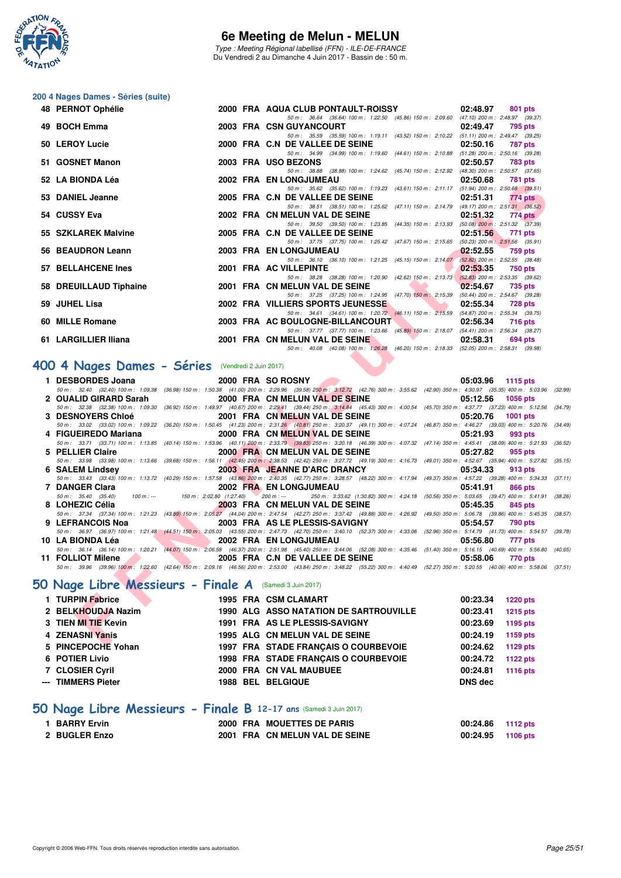# 6e Meeting de Melun - MELUN

*Type : Meeting Régional labellisé (FFN) - ILE-DE-FRANCE*
Du Vendredi 2 au Dimanche 4 Juin 2017 - Bassin de : 50 m.

## 200 4 Nages Dames - Séries (suite)

| Rang | Nom | Année | Nat. | Club | Temps | Points |
|---|---|---|---|---|---|---|
| 48 | PERNOT Ophélie | 2000 | FRA | AQUA CLUB PONTAULT-ROISSY | 02:48.97 | 801 pts |
| | 50 m : 36.64 (36.64) 100 m : 1:22.50 (45.86) 150 m : 2:09.60 (47.10) 200 m : 2:48.97 (39.37) | | | | | |
| 49 | BOCH Emma | 2003 | FRA | CSN GUYANCOURT | 02:49.47 | 795 pts |
| | 50 m : 35.59 (35.59) 100 m : 1:19.11 (43.52) 150 m : 2:10.22 (51.11) 200 m : 2:49.47 (39.25) | | | | | |
| 50 | LEROY Lucie | 2000 | FRA | C.N DE VALLEE DE SEINE | 02:50.16 | 787 pts |
| | 50 m : 34.99 (34.99) 100 m : 1:19.60 (44.61) 150 m : 2:10.88 (51.28) 200 m : 2:50.16 (39.28) | | | | | |
| 51 | GOSNET Manon | 2003 | FRA | USO BEZONS | 02:50.57 | 783 pts |
| | 50 m : 38.88 (38.88) 100 m : 1:24.62 (45.74) 150 m : 2:12.92 (48.30) 200 m : 2:50.57 (37.65) | | | | | |
| 52 | LA BIONDA Léa | 2002 | FRA | EN LONGJUMEAU | 02:50.68 | 781 pts |
| | 50 m : 35.62 (35.62) 100 m : 1:19.23 (43.61) 150 m : 2:11.17 (51.94) 200 m : 2:50.68 (39.51) | | | | | |
| 53 | DANIEL Jeanne | 2005 | FRA | C.N DE VALLEE DE SEINE | 02:51.31 | 774 pts |
| | 50 m : 38.51 (38.51) 100 m : 1:25.62 (47.11) 150 m : 2:14.79 (49.17) 200 m : 2:51.31 (36.52) | | | | | |
| 54 | CUSSY Eva | 2002 | FRA | CN MELUN VAL DE SEINE | 02:51.32 | 774 pts |
| | 50 m : 39.50 (39.50) 100 m : 1:23.85 (44.35) 150 m : 2:13.93 (50.08) 200 m : 2:51.32 (37.39) | | | | | |
| 55 | SZKLAREK Malvine | 2005 | FRA | C.N DE VALLEE DE SEINE | 02:51.56 | 771 pts |
| | 50 m : 37.75 (37.75) 100 m : 1:25.42 (47.67) 150 m : 2:15.65 (50.23) 200 m : 2:51.56 (35.91) | | | | | |
| 56 | BEAUDRON Leann | 2003 | FRA | EN LONGJUMEAU | 02:52.55 | 759 pts |
| | 50 m : 36.10 (36.10) 100 m : 1:21.25 (45.15) 150 m : 2:14.07 (52.82) 200 m : 2:52.55 (38.48) | | | | | |
| 57 | BELLAHCENE Ines | 2001 | FRA | AC VILLEPINTE | 02:53.35 | 750 pts |
| | 50 m : 38.28 (38.28) 100 m : 1:20.90 (42.62) 150 m : 2:13.73 (52.83) 200 m : 2:53.35 (39.62) | | | | | |
| 58 | DREUILLAUD Tiphaine | 2001 | FRA | CN MELUN VAL DE SEINE | 02:54.67 | 735 pts |
| | 50 m : 37.25 (37.25) 100 m : 1:24.95 (47.70) 150 m : 2:15.39 (50.44) 200 m : 2:54.67 (39.28) | | | | | |
| 59 | JUHEL Lisa | 2002 | FRA | VILLIERS SPORTS JEUNESSE | 02:55.34 | 728 pts |
| | 50 m : 34.61 (34.61) 100 m : 1:20.72 (46.11) 150 m : 2:15.59 (54.87) 200 m : 2:55.34 (39.75) | | | | | |
| 60 | MILLE Romane | 2003 | FRA | AC BOULOGNE-BILLANCOURT | 02:56.34 | 716 pts |
| | 50 m : 37.77 (37.77) 100 m : 1:23.66 (45.89) 150 m : 2:18.07 (54.41) 200 m : 2:56.34 (38.27) | | | | | |
| 61 | LARGILLIER Iliana | 2001 | FRA | CN MELUN VAL DE SEINE | 02:58.31 | 694 pts |
| | 50 m : 40.08 (40.08) 100 m : 1:26.28 (46.20) 150 m : 2:18.33 (52.05) 200 m : 2:58.31 (39.98) | | | | | |

## 400 4 Nages Dames - Séries (Vendredi 2 Juin 2017)

| Rang | Nom | Année | Nat. | Club | Temps | Points |
|---|---|---|---|---|---|---|
| 1 | DESBORDES Joana | 2000 | FRA | SO ROSNY | 05:03.96 | 1115 pts |
| | 50 m : 32.40 (32.40) 100 m : 1:09.38 (36.98) 150 m : 1:50.38 (41.00) 200 m : 2:29.96 (39.58) 250 m : 3:12.72 (42.76) 300 m : 3:55.62 (42.90) 350 m : 4:30.97 (35.35) 400 m : 5:03.96 (32.99) | | | | | |
| 2 | OUALID GIRARD Sarah | 2000 | FRA | CN MELUN VAL DE SEINE | 05:12.56 | 1056 pts |
| | 50 m : 32.38 (32.38) 100 m : 1:09.30 (36.92) 150 m : 1:49.97 (40.67) 200 m : 2:29.41 (39.44) 250 m : 3:14.84 (45.43) 300 m : 4:00.54 (45.70) 350 m : 4:37.77 (37.23) 400 m : 5:12.56 (34.79) | | | | | |
| 3 | DESNOYERS Chloé | 2001 | FRA | CN MELUN VAL DE SEINE | 05:20.76 | 1001 pts |
| | 50 m : 33.02 (33.02) 100 m : 1:09.22 (36.20) 150 m : 1:50.45 (41.23) 200 m : 2:31.26 (40.81) 250 m : 3:20.37 (49.11) 300 m : 4:07.24 (46.87) 350 m : 4:46.27 (39.03) 400 m : 5:20.76 (34.49) | | | | | |
| 4 | FIGUEIREDO Mariana | 2000 | FRA | CN MELUN VAL DE SEINE | 05:21.93 | 993 pts |
| | 50 m : 33.71 (33.71) 100 m : 1:13.85 (40.14) 150 m : 1:53.96 (40.11) 200 m : 2:33.79 (39.83) 250 m : 3:20.18 (46.39) 300 m : 4:07.32 (47.14) 350 m : 4:45.41 (38.09) 400 m : 5:21.93 (36.52) | | | | | |
| 5 | PELLIER Claire | 2000 | FRA | CN MELUN VAL DE SEINE | 05:27.82 | 955 pts |
| | 50 m : 33.98 (33.98) 100 m : 1:13.66 (39.68) 150 m : 1:56.11 (42.45) 200 m : 2:38.53 (42.42) 250 m : 3:27.72 (49.19) 300 m : 4:16.73 (49.01) 350 m : 4:52.67 (35.94) 400 m : 5:27.82 (35.15) | | | | | |
| 6 | SALEM Lindsey | 2003 | FRA | JEANNE D'ARC DRANCY | 05:34.33 | 913 pts |
| | 50 m : 33.43 (33.43) 100 m : 1:13.72 (40.29) 150 m : 1:57.58 (43.86) 200 m : 2:40.35 (42.77) 250 m : 3:28.57 (48.22) 300 m : 4:17.94 (49.37) 350 m : 4:57.22 (39.28) 400 m : 5:34.33 (37.11) | | | | | |
| 7 | DANGER Clara | 2002 | FRA | EN LONGJUMEAU | 05:41.91 | 866 pts |
| | 50 m : 35.40 (35.40) 100 m : --- 150 m : 2:02.80 (1:27.40) 200 m : --- 250 m : 3:33.62 (1:30.82) 300 m : 4:24.18 (50.56) 350 m : 5:03.65 (39.47) 400 m : 5:41.91 (38.26) | | | | | |
| 8 | LOHEZIC Célia | 2003 | FRA | CN MELUN VAL DE SEINE | 05:45.35 | 845 pts |
| | 50 m : 37.34 (37.34) 100 m : 1:21.23 (43.89) 150 m : 2:05.27 (44.04) 200 m : 2:47.54 (42.27) 250 m : 3:37.42 (49.88) 300 m : 4:26.92 (49.50) 350 m : 5:06.78 (39.86) 400 m : 5:45.35 (38.57) | | | | | |
| 9 | LEFRANCOIS Noa | 2003 | FRA | AS LE PLESSIS-SAVIGNY | 05:54.57 | 790 pts |
| | 50 m : 36.97 (36.97) 100 m : 1:21.48 (44.51) 150 m : 2:05.03 (43.55) 200 m : 2:47.73 (42.70) 250 m : 3:40.10 (52.37) 300 m : 4:33.06 (52.96) 350 m : 5:14.79 (41.73) 400 m : 5:54.57 (39.78) | | | | | |
| 10 | LA BIONDA Léa | 2002 | FRA | EN LONGJUMEAU | 05:56.80 | 777 pts |
| | 50 m : 36.14 (36.14) 100 m : 1:20.21 (44.07) 150 m : 2:06.58 (46.37) 200 m : 2:51.98 (45.40) 250 m : 3:44.06 (52.08) 300 m : 4:35.46 (51.40) 350 m : 5:16.15 (40.69) 400 m : 5:56.80 (40.65) | | | | | |
| 11 | FOLLIOT Milene | 2005 | FRA | C.N DE VALLEE DE SEINE | 05:58.06 | 770 pts |
| | 50 m : 39.96 (39.96) 100 m : 1:22.60 (42.64) 150 m : 2:09.16 (46.56) 200 m : 2:53.00 (43.84) 250 m : 3:48.22 (55.22) 300 m : 4:40.49 (52.27) 350 m : 5:20.55 (40.06) 400 m : 5:58.06 (37.51) | | | | | |

## 50 Nage Libre Messieurs - Finale A (Samedi 3 Juin 2017)

| Rang | Nom | Année | Nat. | Club | Temps | Points |
|---|---|---|---|---|---|---|
| 1 | TURPIN Fabrice | 1995 | FRA | CSM CLAMART | 00:23.34 | 1220 pts |
| 2 | BELKHOUDJA Nazim | 1990 | ALG | ASSO NATATION DE SARTROUVILLE | 00:23.41 | 1215 pts |
| 3 | TIEN MI TIE Kevin | 1991 | FRA | AS LE PLESSIS-SAVIGNY | 00:23.69 | 1195 pts |
| 4 | ZENASNI Yanis | 1995 | ALG | CN MELUN VAL DE SEINE | 00:24.19 | 1159 pts |
| 5 | PINCEPOCHE Yohan | 1997 | FRA | STADE FRANÇAIS O COURBEVOIE | 00:24.62 | 1129 pts |
| 6 | POTIER Livio | 1998 | FRA | STADE FRANÇAIS O COURBEVOIE | 00:24.72 | 1122 pts |
| 7 | CLOSIER Cyril | 2000 | FRA | CN VAL MAUBUEE | 00:24.81 | 1116 pts |
| --- | TIMMERS Pieter | 1988 | BEL | BELGIQUE | DNS dec | |

## 50 Nage Libre Messieurs - Finale B 12-17 ans (Samedi 3 Juin 2017)

| Rang | Nom | Année | Nat. | Club | Temps | Points |
|---|---|---|---|---|---|---|
| 1 | BARRY Ervin | 2000 | FRA | MOUETTES DE PARIS | 00:24.86 | 1112 pts |
| 2 | BUGLER Enzo | 2001 | FRA | CN MELUN VAL DE SEINE | 00:24.95 | 1106 pts |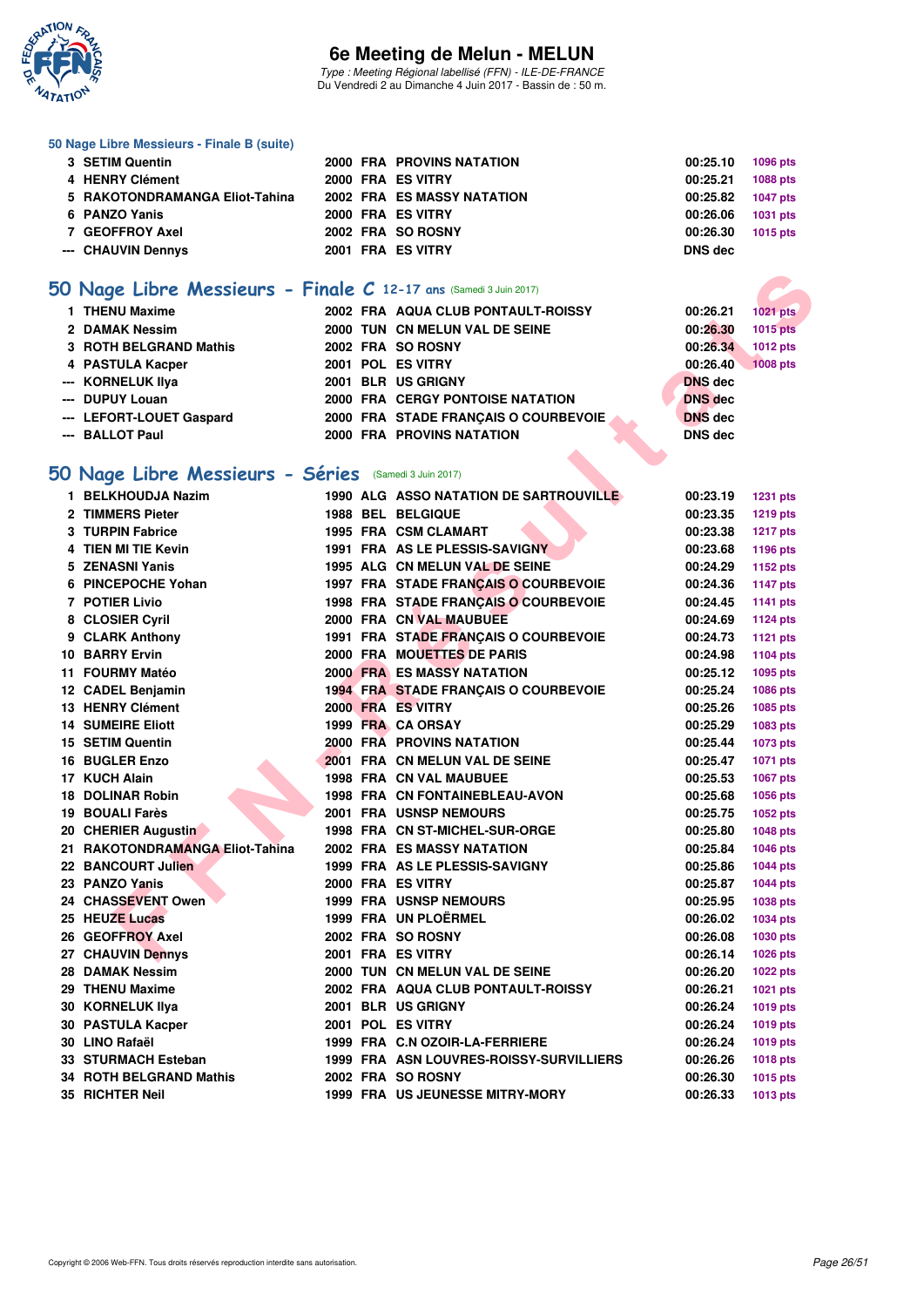### 50 Nage Libre Messieurs - Finale B (suite)

| | | | | | | |
|---|---|---|---|---|---|---|
| 3 | SETIM Quentin | 2000 | FRA | PROVINS NATATION | 00:25.10 | 1096 pts |
| 4 | HENRY Clément | 2000 | FRA | ES VITRY | 00:25.21 | 1088 pts |
| 5 | RAKOTONDRAMANGA Eliot-Tahina | 2002 | FRA | ES MASSY NATATION | 00:25.82 | 1047 pts |
| 6 | PANZO Yanis | 2000 | FRA | ES VITRY | 00:26.06 | 1031 pts |
| 7 | GEOFFROY Axel | 2002 | FRA | SO ROSNY | 00:26.30 | 1015 pts |
| --- | CHAUVIN Dennys | 2001 | FRA | ES VITRY | DNS dec | |

## 50 Nage Libre Messieurs - Finale C 12-17 ans (Samedi 3 Juin 2017)

| | | | | | | |
|---|---|---|---|---|---|---|
| 1 | THENU Maxime | 2002 | FRA | AQUA CLUB PONTAULT-ROISSY | 00:26.21 | 1021 pts |
| 2 | DAMAK Nessim | 2000 | TUN | CN MELUN VAL DE SEINE | 00:26.30 | 1015 pts |
| 3 | ROTH BELGRAND Mathis | 2002 | FRA | SO ROSNY | 00:26.34 | 1012 pts |
| 4 | PASTULA Kacper | 2001 | POL | ES VITRY | 00:26.40 | 1008 pts |
| --- | KORNELUK Ilya | 2001 | BLR | US GRIGNY | DNS dec | |
| --- | DUPUY Louan | 2000 | FRA | CERGY PONTOISE NATATION | DNS dec | |
| --- | LEFORT-LOUET Gaspard | 2000 | FRA | STADE FRANÇAIS O COURBEVOIE | DNS dec | |
| --- | BALLOT Paul | 2000 | FRA | PROVINS NATATION | DNS dec | |

## 50 Nage Libre Messieurs - Séries (Samedi 3 Juin 2017)

| | | | | | | |
|---|---|---|---|---|---|---|
| 1 | BELKHOUDJA Nazim | 1990 | ALG | ASSO NATATION DE SARTROUVILLE | 00:23.19 | 1231 pts |
| 2 | TIMMERS Pieter | 1988 | BEL | BELGIQUE | 00:23.35 | 1219 pts |
| 3 | TURPIN Fabrice | 1995 | FRA | CSM CLAMART | 00:23.38 | 1217 pts |
| 4 | TIEN MI TIE Kevin | 1991 | FRA | AS LE PLESSIS-SAVIGNY | 00:23.68 | 1196 pts |
| 5 | ZENASNI Yanis | 1995 | ALG | CN MELUN VAL DE SEINE | 00:24.29 | 1152 pts |
| 6 | PINCEPOCHE Yohan | 1997 | FRA | STADE FRANÇAIS O COURBEVOIE | 00:24.36 | 1147 pts |
| 7 | POTIER Livio | 1998 | FRA | STADE FRANÇAIS O COURBEVOIE | 00:24.45 | 1141 pts |
| 8 | CLOSIER Cyril | 2000 | FRA | CN VAL MAUBUEE | 00:24.69 | 1124 pts |
| 9 | CLARK Anthony | 1991 | FRA | STADE FRANÇAIS O COURBEVOIE | 00:24.73 | 1121 pts |
| 10 | BARRY Ervin | 2000 | FRA | MOUETTES DE PARIS | 00:24.98 | 1104 pts |
| 11 | FOURMY Matéo | 2000 | FRA | ES MASSY NATATION | 00:25.12 | 1095 pts |
| 12 | CADEL Benjamin | 1994 | FRA | STADE FRANÇAIS O COURBEVOIE | 00:25.24 | 1086 pts |
| 13 | HENRY Clément | 2000 | FRA | ES VITRY | 00:25.26 | 1085 pts |
| 14 | SUMEIRE Eliott | 1999 | FRA | CA ORSAY | 00:25.29 | 1083 pts |
| 15 | SETIM Quentin | 2000 | FRA | PROVINS NATATION | 00:25.44 | 1073 pts |
| 16 | BUGLER Enzo | 2001 | FRA | CN MELUN VAL DE SEINE | 00:25.47 | 1071 pts |
| 17 | KUCH Alain | 1998 | FRA | CN VAL MAUBUEE | 00:25.53 | 1067 pts |
| 18 | DOLINAR Robin | 1998 | FRA | CN FONTAINEBLEAU-AVON | 00:25.68 | 1056 pts |
| 19 | BOUALI Farès | 2001 | FRA | USNSP NEMOURS | 00:25.75 | 1052 pts |
| 20 | CHERIER Augustin | 1998 | FRA | CN ST-MICHEL-SUR-ORGE | 00:25.80 | 1048 pts |
| 21 | RAKOTONDRAMANGA Eliot-Tahina | 2002 | FRA | ES MASSY NATATION | 00:25.84 | 1046 pts |
| 22 | BANCOURT Julien | 1999 | FRA | AS LE PLESSIS-SAVIGNY | 00:25.86 | 1044 pts |
| 23 | PANZO Yanis | 2000 | FRA | ES VITRY | 00:25.87 | 1044 pts |
| 24 | CHASSEVENT Owen | 1999 | FRA | USNSP NEMOURS | 00:25.95 | 1038 pts |
| 25 | HEUZE Lucas | 1999 | FRA | UN PLOËRMEL | 00:26.02 | 1034 pts |
| 26 | GEOFFROY Axel | 2002 | FRA | SO ROSNY | 00:26.08 | 1030 pts |
| 27 | CHAUVIN Dennys | 2001 | FRA | ES VITRY | 00:26.14 | 1026 pts |
| 28 | DAMAK Nessim | 2000 | TUN | CN MELUN VAL DE SEINE | 00:26.20 | 1022 pts |
| 29 | THENU Maxime | 2002 | FRA | AQUA CLUB PONTAULT-ROISSY | 00:26.21 | 1021 pts |
| 30 | KORNELUK Ilya | 2001 | BLR | US GRIGNY | 00:26.24 | 1019 pts |
| 30 | PASTULA Kacper | 2001 | POL | ES VITRY | 00:26.24 | 1019 pts |
| 30 | LINO Rafaël | 1999 | FRA | C.N OZOIR-LA-FERRIERE | 00:26.24 | 1019 pts |
| 33 | STURMACH Esteban | 1999 | FRA | ASN LOUVRES-ROISSY-SURVILLIERS | 00:26.26 | 1018 pts |
| 34 | ROTH BELGRAND Mathis | 2002 | FRA | SO ROSNY | 00:26.30 | 1015 pts |
| 35 | RICHTER Neil | 1999 | FRA | US JEUNESSE MITRY-MORY | 00:26.33 | 1013 pts |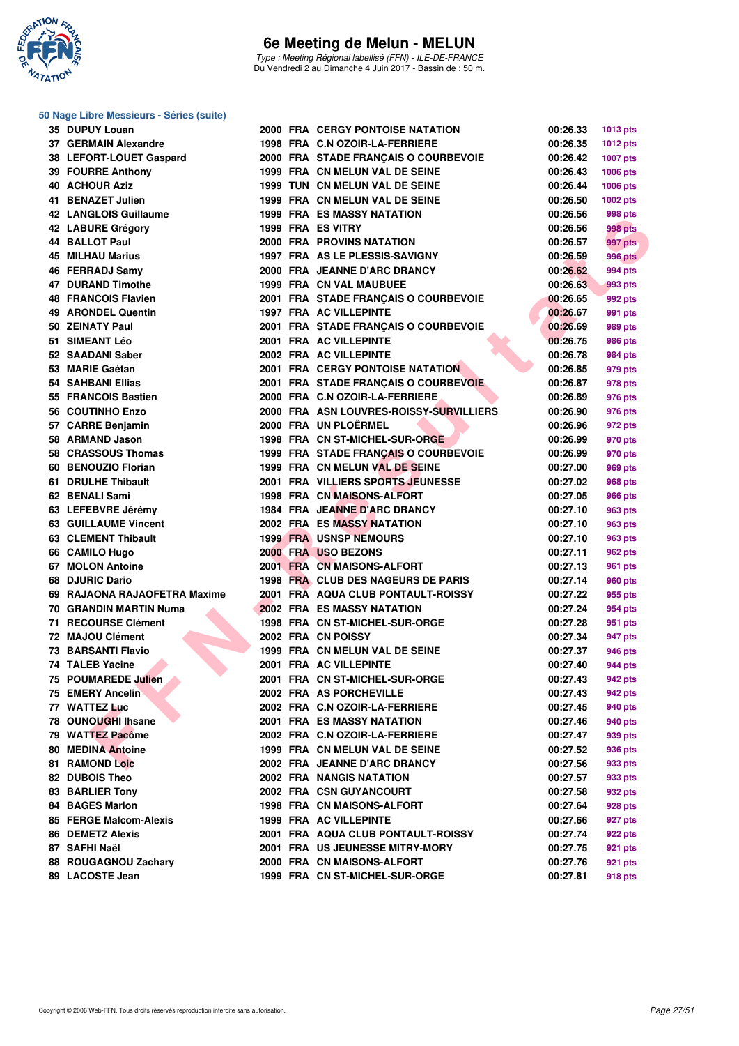# 6e Meeting de Melun - MELUN

*Type : Meeting Régional labellisé (FFN) - ILE-DE-FRANCE*
Du Vendredi 2 au Dimanche 4 Juin 2017 - Bassin de : 50 m.

## 50 Nage Libre Messieurs - Séries (suite)

| Rang | Nom | Année | Nat. | Club | Temps | Points |
|---|---|---|---|---|---|---|
| 35 | DUPUY Louan | 2000 | FRA | CERGY PONTOISE NATATION | 00:26.33 | 1013 pts |
| 37 | GERMAIN Alexandre | 1998 | FRA | C.N OZOIR-LA-FERRIERE | 00:26.35 | 1012 pts |
| 38 | LEFORT-LOUET Gaspard | 2000 | FRA | STADE FRANÇAIS O COURBEVOIE | 00:26.42 | 1007 pts |
| 39 | FOURRE Anthony | 1999 | FRA | CN MELUN VAL DE SEINE | 00:26.43 | 1006 pts |
| 40 | ACHOUR Aziz | 1999 | TUN | CN MELUN VAL DE SEINE | 00:26.44 | 1006 pts |
| 41 | BENAZET Julien | 1999 | FRA | CN MELUN VAL DE SEINE | 00:26.50 | 1002 pts |
| 42 | LANGLOIS Guillaume | 1999 | FRA | ES MASSY NATATION | 00:26.56 | 998 pts |
| 42 | LABURE Grégory | 1999 | FRA | ES VITRY | 00:26.56 | 998 pts |
| 44 | BALLOT Paul | 2000 | FRA | PROVINS NATATION | 00:26.57 | 997 pts |
| 45 | MILHAU Marius | 1997 | FRA | AS LE PLESSIS-SAVIGNY | 00:26.59 | 996 pts |
| 46 | FERRADJ Samy | 2000 | FRA | JEANNE D'ARC DRANCY | 00:26.62 | 994 pts |
| 47 | DURAND Timothe | 1999 | FRA | CN VAL MAUBUEE | 00:26.63 | 993 pts |
| 48 | FRANCOIS Flavien | 2001 | FRA | STADE FRANÇAIS O COURBEVOIE | 00:26.65 | 992 pts |
| 49 | ARONDEL Quentin | 1997 | FRA | AC VILLEPINTE | 00:26.67 | 991 pts |
| 50 | ZEINATY Paul | 2001 | FRA | STADE FRANÇAIS O COURBEVOIE | 00:26.69 | 989 pts |
| 51 | SIMEANT Léo | 2001 | FRA | AC VILLEPINTE | 00:26.75 | 986 pts |
| 52 | SAADANI Saber | 2002 | FRA | AC VILLEPINTE | 00:26.78 | 984 pts |
| 53 | MARIE Gaétan | 2001 | FRA | CERGY PONTOISE NATATION | 00:26.85 | 979 pts |
| 54 | SAHBANI Ellias | 2001 | FRA | STADE FRANÇAIS O COURBEVOIE | 00:26.87 | 978 pts |
| 55 | FRANCOIS Bastien | 2000 | FRA | C.N OZOIR-LA-FERRIERE | 00:26.89 | 976 pts |
| 56 | COUTINHO Enzo | 2000 | FRA | ASN LOUVRES-ROISSY-SURVILLIERS | 00:26.90 | 976 pts |
| 57 | CARRE Benjamin | 2000 | FRA | UN PLOËRMEL | 00:26.96 | 972 pts |
| 58 | ARMAND Jason | 1998 | FRA | CN ST-MICHEL-SUR-ORGE | 00:26.99 | 970 pts |
| 58 | CRASSOUS Thomas | 1999 | FRA | STADE FRANÇAIS O COURBEVOIE | 00:26.99 | 970 pts |
| 60 | BENOUZIO Florian | 1999 | FRA | CN MELUN VAL DE SEINE | 00:27.00 | 969 pts |
| 61 | DRULHE Thibault | 2001 | FRA | VILLIERS SPORTS JEUNESSE | 00:27.02 | 968 pts |
| 62 | BENALI Sami | 1998 | FRA | CN MAISONS-ALFORT | 00:27.05 | 966 pts |
| 63 | LEFEBVRE Jérémy | 1984 | FRA | JEANNE D'ARC DRANCY | 00:27.10 | 963 pts |
| 63 | GUILLAUME Vincent | 2002 | FRA | ES MASSY NATATION | 00:27.10 | 963 pts |
| 63 | CLEMENT Thibault | 1999 | FRA | USNSP NEMOURS | 00:27.10 | 963 pts |
| 66 | CAMILO Hugo | 2000 | FRA | USO BEZONS | 00:27.11 | 962 pts |
| 67 | MOLON Antoine | 2001 | FRA | CN MAISONS-ALFORT | 00:27.13 | 961 pts |
| 68 | DJURIC Dario | 1998 | FRA | CLUB DES NAGEURS DE PARIS | 00:27.14 | 960 pts |
| 69 | RAJAONA RAJAOFETRA Maxime | 2001 | FRA | AQUA CLUB PONTAULT-ROISSY | 00:27.22 | 955 pts |
| 70 | GRANDIN MARTIN Numa | 2002 | FRA | ES MASSY NATATION | 00:27.24 | 954 pts |
| 71 | RECOURSE Clément | 1998 | FRA | CN ST-MICHEL-SUR-ORGE | 00:27.28 | 951 pts |
| 72 | MAJOU Clément | 2002 | FRA | CN POISSY | 00:27.34 | 947 pts |
| 73 | BARSANTI Flavio | 1999 | FRA | CN MELUN VAL DE SEINE | 00:27.37 | 946 pts |
| 74 | TALEB Yacine | 2001 | FRA | AC VILLEPINTE | 00:27.40 | 944 pts |
| 75 | POUMAREDE Julien | 2001 | FRA | CN ST-MICHEL-SUR-ORGE | 00:27.43 | 942 pts |
| 75 | EMERY Ancelin | 2002 | FRA | AS PORCHEVILLE | 00:27.43 | 942 pts |
| 77 | WATTEZ Luc | 2002 | FRA | C.N OZOIR-LA-FERRIERE | 00:27.45 | 940 pts |
| 78 | OUNOUGHI Ihsane | 2001 | FRA | ES MASSY NATATION | 00:27.46 | 940 pts |
| 79 | WATTEZ Pacôme | 2002 | FRA | C.N OZOIR-LA-FERRIERE | 00:27.47 | 939 pts |
| 80 | MEDINA Antoine | 1999 | FRA | CN MELUN VAL DE SEINE | 00:27.52 | 936 pts |
| 81 | RAMOND Loïc | 2002 | FRA | JEANNE D'ARC DRANCY | 00:27.56 | 933 pts |
| 82 | DUBOIS Theo | 2002 | FRA | NANGIS NATATION | 00:27.57 | 933 pts |
| 83 | BARLIER Tony | 2002 | FRA | CSN GUYANCOURT | 00:27.58 | 932 pts |
| 84 | BAGES Marlon | 1998 | FRA | CN MAISONS-ALFORT | 00:27.64 | 928 pts |
| 85 | FERGE Malcom-Alexis | 1999 | FRA | AC VILLEPINTE | 00:27.66 | 927 pts |
| 86 | DEMETZ Alexis | 2001 | FRA | AQUA CLUB PONTAULT-ROISSY | 00:27.74 | 922 pts |
| 87 | SAFHI Naël | 2001 | FRA | US JEUNESSE MITRY-MORY | 00:27.75 | 921 pts |
| 88 | ROUGAGNOU Zachary | 2000 | FRA | CN MAISONS-ALFORT | 00:27.76 | 921 pts |
| 89 | LACOSTE Jean | 1999 | FRA | CN ST-MICHEL-SUR-ORGE | 00:27.81 | 918 pts |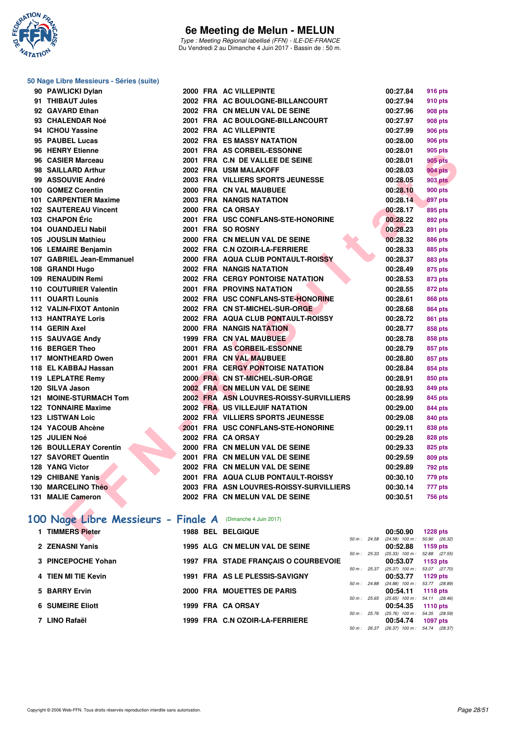# 6e Meeting de Melun - MELUN

*Type : Meeting Régional labellisé (FFN) - ILE-DE-FRANCE*
Du Vendredi 2 au Dimanche 4 Juin 2017 - Bassin de : 50 m.

## 50 Nage Libre Messieurs - Séries (suite)

| Rang | Nom | Année | Nat. | Club | Temps | Points |
|---|---|---|---|---|---|---|
| 90 | PAWLICKI Dylan | 2000 | FRA | AC VILLEPINTE | 00:27.84 | 916 pts |
| 91 | THIBAUT Jules | 2002 | FRA | AC BOULOGNE-BILLANCOURT | 00:27.94 | 910 pts |
| 92 | GAVARD Ethan | 2002 | FRA | CN MELUN VAL DE SEINE | 00:27.96 | 908 pts |
| 93 | CHALENDAR Noé | 2001 | FRA | AC BOULOGNE-BILLANCOURT | 00:27.97 | 908 pts |
| 94 | ICHOU Yassine | 2002 | FRA | AC VILLEPINTE | 00:27.99 | 906 pts |
| 95 | PAUBEL Lucas | 2002 | FRA | ES MASSY NATATION | 00:28.00 | 906 pts |
| 96 | HENRY Etienne | 2001 | FRA | AS CORBEIL-ESSONNE | 00:28.01 | 905 pts |
| 96 | CASIER Marceau | 2001 | FRA | C.N DE VALLEE DE SEINE | 00:28.01 | 905 pts |
| 98 | SAILLARD Arthur | 2002 | FRA | USM MALAKOFF | 00:28.03 | 904 pts |
| 99 | ASSOUVIE André | 2003 | FRA | VILLIERS SPORTS JEUNESSE | 00:28.05 | 903 pts |
| 100 | GOMEZ Corentin | 2000 | FRA | CN VAL MAUBUEE | 00:28.10 | 900 pts |
| 101 | CARPENTIER Maxime | 2003 | FRA | NANGIS NATATION | 00:28.14 | 897 pts |
| 102 | SAUTEREAU Vincent | 2000 | FRA | CA ORSAY | 00:28.17 | 895 pts |
| 103 | CHAPON Éric | 2001 | FRA | USC CONFLANS-STE-HONORINE | 00:28.22 | 892 pts |
| 104 | OUANDJELI Nabil | 2001 | FRA | SO ROSNY | 00:28.23 | 891 pts |
| 105 | JOUSLIN Mathieu | 2000 | FRA | CN MELUN VAL DE SEINE | 00:28.32 | 886 pts |
| 106 | LEMAIRE Benjamin | 2002 | FRA | C.N OZOIR-LA-FERRIERE | 00:28.33 | 885 pts |
| 107 | GABRIEL Jean-Emmanuel | 2000 | FRA | AQUA CLUB PONTAULT-ROISSY | 00:28.37 | 883 pts |
| 108 | GRANDI Hugo | 2002 | FRA | NANGIS NATATION | 00:28.49 | 875 pts |
| 109 | RENAUDIN Remi | 2002 | FRA | CERGY PONTOISE NATATION | 00:28.53 | 873 pts |
| 110 | COUTURIER Valentin | 2001 | FRA | PROVINS NATATION | 00:28.55 | 872 pts |
| 111 | OUARTI Lounis | 2002 | FRA | USC CONFLANS-STE-HONORINE | 00:28.61 | 868 pts |
| 112 | VALIN-FIXOT Antonin | 2002 | FRA | CN ST-MICHEL-SUR-ORGE | 00:28.68 | 864 pts |
| 113 | HANTRAYE Loris | 2002 | FRA | AQUA CLUB PONTAULT-ROISSY | 00:28.72 | 861 pts |
| 114 | GERIN Axel | 2000 | FRA | NANGIS NATATION | 00:28.77 | 858 pts |
| 115 | SAUVAGE Andy | 1999 | FRA | CN VAL MAUBUEE | 00:28.78 | 858 pts |
| 116 | BERGER Theo | 2001 | FRA | AS CORBEIL-ESSONNE | 00:28.79 | 857 pts |
| 117 | MONTHEARD Owen | 2001 | FRA | CN VAL MAUBUEE | 00:28.80 | 857 pts |
| 118 | EL KABBAJ Hassan | 2001 | FRA | CERGY PONTOISE NATATION | 00:28.84 | 854 pts |
| 119 | LEPLATRE Remy | 2000 | FRA | CN ST-MICHEL-SUR-ORGE | 00:28.91 | 850 pts |
| 120 | SILVA Jason | 2002 | FRA | CN MELUN VAL DE SEINE | 00:28.93 | 849 pts |
| 121 | MOINE-STURMACH Tom | 2002 | FRA | ASN LOUVRES-ROISSY-SURVILLIERS | 00:28.99 | 845 pts |
| 122 | TONNAIRE Maxime | 2002 | FRA | US VILLEJUIF NATATION | 00:29.00 | 844 pts |
| 123 | LISTWAN Loic | 2002 | FRA | VILLIERS SPORTS JEUNESSE | 00:29.08 | 840 pts |
| 124 | YACOUB Ahcène | 2001 | FRA | USC CONFLANS-STE-HONORINE | 00:29.11 | 838 pts |
| 125 | JULIEN Noé | 2002 | FRA | CA ORSAY | 00:29.28 | 828 pts |
| 126 | BOULLERAY Corentin | 2000 | FRA | CN MELUN VAL DE SEINE | 00:29.33 | 825 pts |
| 127 | SAVORET Quentin | 2001 | FRA | CN MELUN VAL DE SEINE | 00:29.59 | 809 pts |
| 128 | YANG Victor | 2002 | FRA | CN MELUN VAL DE SEINE | 00:29.89 | 792 pts |
| 129 | CHIBANE Yanis | 2001 | FRA | AQUA CLUB PONTAULT-ROISSY | 00:30.10 | 779 pts |
| 130 | MARCELINO Théo | 2003 | FRA | ASN LOUVRES-ROISSY-SURVILLIERS | 00:30.14 | 777 pts |
| 131 | MALIE Cameron | 2002 | FRA | CN MELUN VAL DE SEINE | 00:30.51 | 756 pts |

## 100 Nage Libre Messieurs - Finale A (Dimanche 4 Juin 2017)

| Rang | Nom | Année | Nat. | Club | Temps | Points | Splits |
|---|---|---|---|---|---|---|---|
| 1 | TIMMERS Pieter | 1988 | BEL | BELGIQUE | 00:50.90 | 1228 pts | 50 m : 24.58 (24.58) 100 m : 50.90 (26.32) |
| 2 | ZENASNI Yanis | 1995 | ALG | CN MELUN VAL DE SEINE | 00:52.88 | 1159 pts | 50 m : 25.33 (25.33) 100 m : 52.88 (27.55) |
| 3 | PINCEPOCHE Yohan | 1997 | FRA | STADE FRANÇAIS O COURBEVOIE | 00:53.07 | 1153 pts | 50 m : 25.37 (25.37) 100 m : 53.07 (27.70) |
| 4 | TIEN MI TIE Kevin | 1991 | FRA | AS LE PLESSIS-SAVIGNY | 00:53.77 | 1129 pts | 50 m : 24.88 (24.88) 100 m : 53.77 (28.89) |
| 5 | BARRY Ervin | 2000 | FRA | MOUETTES DE PARIS | 00:54.11 | 1118 pts | 50 m : 25.65 (25.65) 100 m : 54.11 (28.46) |
| 6 | SUMEIRE Eliott | 1999 | FRA | CA ORSAY | 00:54.35 | 1110 pts | 50 m : 25.76 (25.76) 100 m : 54.35 (28.59) |
| 7 | LINO Rafaël | 1999 | FRA | C.N OZOIR-LA-FERRIERE | 00:54.74 | 1097 pts | 50 m : 26.37 (26.37) 100 m : 54.74 (28.37) |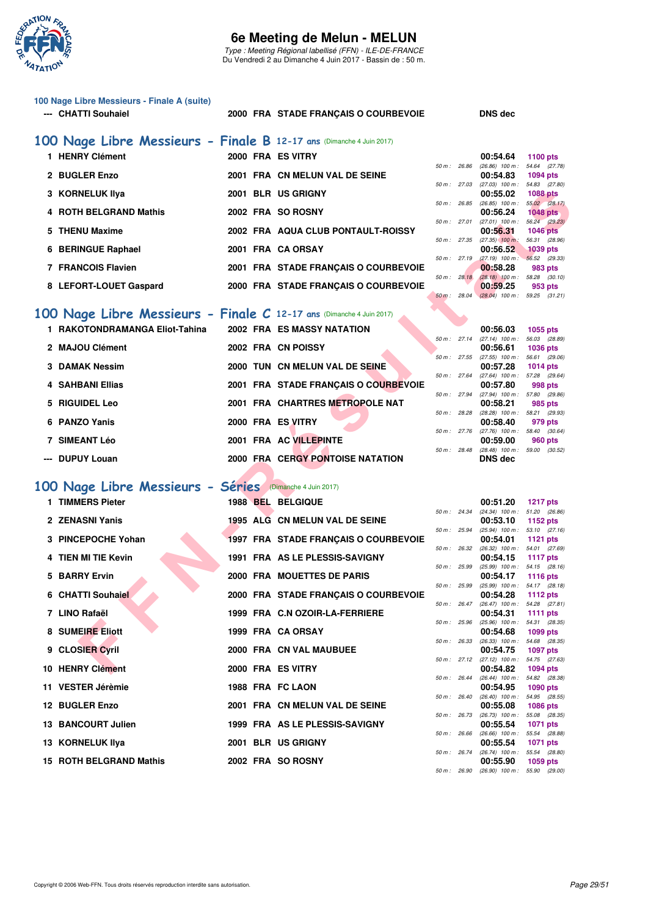# 6e Meeting de Melun - MELUN

*Type : Meeting Régional labellisé (FFN) - ILE-DE-FRANCE*
Du Vendredi 2 au Dimanche 4 Juin 2017 - Bassin de : 50 m.

### 100 Nage Libre Messieurs - Finale A (suite)

| Rang | Nom | Année | Nat | Club | Temps | Points | Splits |
|---|---|---|---|---|---|---|---|
| --- | CHATTI Souhaiel | 2000 | FRA | STADE FRANÇAIS O COURBEVOIE | DNS dec | | |

## 100 Nage Libre Messieurs - Finale B 12-17 ans (Dimanche 4 Juin 2017)

| Rang | Nom | Année | Nat | Club | Temps | Points | Splits |
|---|---|---|---|---|---|---|---|
| 1 | HENRY Clément | 2000 | FRA | ES VITRY | 00:54.64 | 1100 pts | 50 m : 26.86 (26.86) 100 m : 54.64 (27.78) |
| 2 | BUGLER Enzo | 2001 | FRA | CN MELUN VAL DE SEINE | 00:54.83 | 1094 pts | 50 m : 27.03 (27.03) 100 m : 54.83 (27.80) |
| 3 | KORNELUK Ilya | 2001 | BLR | US GRIGNY | 00:55.02 | 1088 pts | 50 m : 26.85 (26.85) 100 m : 55.02 (28.17) |
| 4 | ROTH BELGRAND Mathis | 2002 | FRA | SO ROSNY | 00:56.24 | 1048 pts | 50 m : 27.01 (27.01) 100 m : 56.24 (29.23) |
| 5 | THENU Maxime | 2002 | FRA | AQUA CLUB PONTAULT-ROISSY | 00:56.31 | 1046 pts | 50 m : 27.35 (27.35) 100 m : 56.31 (28.96) |
| 6 | BERINGUE Raphael | 2001 | FRA | CA ORSAY | 00:56.52 | 1039 pts | 50 m : 27.19 (27.19) 100 m : 56.52 (29.33) |
| 7 | FRANCOIS Flavien | 2001 | FRA | STADE FRANÇAIS O COURBEVOIE | 00:58.28 | 983 pts | 50 m : 28.18 (28.18) 100 m : 58.28 (30.10) |
| 8 | LEFORT-LOUET Gaspard | 2000 | FRA | STADE FRANÇAIS O COURBEVOIE | 00:59.25 | 953 pts | 50 m : 28.04 (28.04) 100 m : 59.25 (31.21) |

## 100 Nage Libre Messieurs - Finale C 12-17 ans (Dimanche 4 Juin 2017)

| Rang | Nom | Année | Nat | Club | Temps | Points | Splits |
|---|---|---|---|---|---|---|---|
| 1 | RAKOTONDRAMANGA Eliot-Tahina | 2002 | FRA | ES MASSY NATATION | 00:56.03 | 1055 pts | 50 m : 27.14 (27.14) 100 m : 56.03 (28.89) |
| 2 | MAJOU Clément | 2002 | FRA | CN POISSY | 00:56.61 | 1036 pts | 50 m : 27.55 (27.55) 100 m : 56.61 (29.06) |
| 3 | DAMAK Nessim | 2000 | TUN | CN MELUN VAL DE SEINE | 00:57.28 | 1014 pts | 50 m : 27.64 (27.64) 100 m : 57.28 (29.64) |
| 4 | SAHBANI Ellias | 2001 | FRA | STADE FRANÇAIS O COURBEVOIE | 00:57.80 | 998 pts | 50 m : 27.94 (27.94) 100 m : 57.80 (29.86) |
| 5 | RIGUIDEL Leo | 2001 | FRA | CHARTRES METROPOLE NAT | 00:58.21 | 985 pts | 50 m : 28.28 (28.28) 100 m : 58.21 (29.93) |
| 6 | PANZO Yanis | 2000 | FRA | ES VITRY | 00:58.40 | 979 pts | 50 m : 27.76 (27.76) 100 m : 58.40 (30.64) |
| 7 | SIMEANT Léo | 2001 | FRA | AC VILLEPINTE | 00:59.00 | 960 pts | 50 m : 28.48 (28.48) 100 m : 59.00 (30.52) |
| --- | DUPUY Louan | 2000 | FRA | CERGY PONTOISE NATATION | DNS dec | | |

## 100 Nage Libre Messieurs - Séries (Dimanche 4 Juin 2017)

| Rang | Nom | Année | Nat | Club | Temps | Points | Splits |
|---|---|---|---|---|---|---|---|
| 1 | TIMMERS Pieter | 1988 | BEL | BELGIQUE | 00:51.20 | 1217 pts | 50 m : 24.34 (24.34) 100 m : 51.20 (26.86) |
| 2 | ZENASNI Yanis | 1995 | ALG | CN MELUN VAL DE SEINE | 00:53.10 | 1152 pts | 50 m : 25.94 (25.94) 100 m : 53.10 (27.16) |
| 3 | PINCEPOCHE Yohan | 1997 | FRA | STADE FRANÇAIS O COURBEVOIE | 00:54.01 | 1121 pts | 50 m : 26.32 (26.32) 100 m : 54.01 (27.69) |
| 4 | TIEN MI TIE Kevin | 1991 | FRA | AS LE PLESSIS-SAVIGNY | 00:54.15 | 1117 pts | 50 m : 25.99 (25.99) 100 m : 54.15 (28.16) |
| 5 | BARRY Ervin | 2000 | FRA | MOUETTES DE PARIS | 00:54.17 | 1116 pts | 50 m : 25.99 (25.99) 100 m : 54.17 (28.18) |
| 6 | CHATTI Souhaiel | 2000 | FRA | STADE FRANÇAIS O COURBEVOIE | 00:54.28 | 1112 pts | 50 m : 26.47 (26.47) 100 m : 54.28 (27.81) |
| 7 | LINO Rafaël | 1999 | FRA | C.N OZOIR-LA-FERRIERE | 00:54.31 | 1111 pts | 50 m : 25.96 (25.96) 100 m : 54.31 (28.35) |
| 8 | SUMEIRE Eliott | 1999 | FRA | CA ORSAY | 00:54.68 | 1099 pts | 50 m : 26.33 (26.33) 100 m : 54.68 (28.35) |
| 9 | CLOSIER Cyril | 2000 | FRA | CN VAL MAUBUEE | 00:54.75 | 1097 pts | 50 m : 27.12 (27.12) 100 m : 54.75 (27.63) |
| 10 | HENRY Clément | 2000 | FRA | ES VITRY | 00:54.82 | 1094 pts | 50 m : 26.44 (26.44) 100 m : 54.82 (28.38) |
| 11 | VESTER Jérèmie | 1988 | FRA | FC LAON | 00:54.95 | 1090 pts | 50 m : 26.40 (26.40) 100 m : 54.95 (28.55) |
| 12 | BUGLER Enzo | 2001 | FRA | CN MELUN VAL DE SEINE | 00:55.08 | 1086 pts | 50 m : 26.73 (26.73) 100 m : 55.08 (28.35) |
| 13 | BANCOURT Julien | 1999 | FRA | AS LE PLESSIS-SAVIGNY | 00:55.54 | 1071 pts | 50 m : 26.66 (26.66) 100 m : 55.54 (28.88) |
| 13 | KORNELUK Ilya | 2001 | BLR | US GRIGNY | 00:55.54 | 1071 pts | 50 m : 26.74 (26.74) 100 m : 55.54 (28.80) |
| 15 | ROTH BELGRAND Mathis | 2002 | FRA | SO ROSNY | 00:55.90 | 1059 pts | 50 m : 26.90 (26.90) 100 m : 55.90 (29.00) |

Copyright © 2006 Web-FFN. Tous droits réservés reproduction interdite sans autorisation.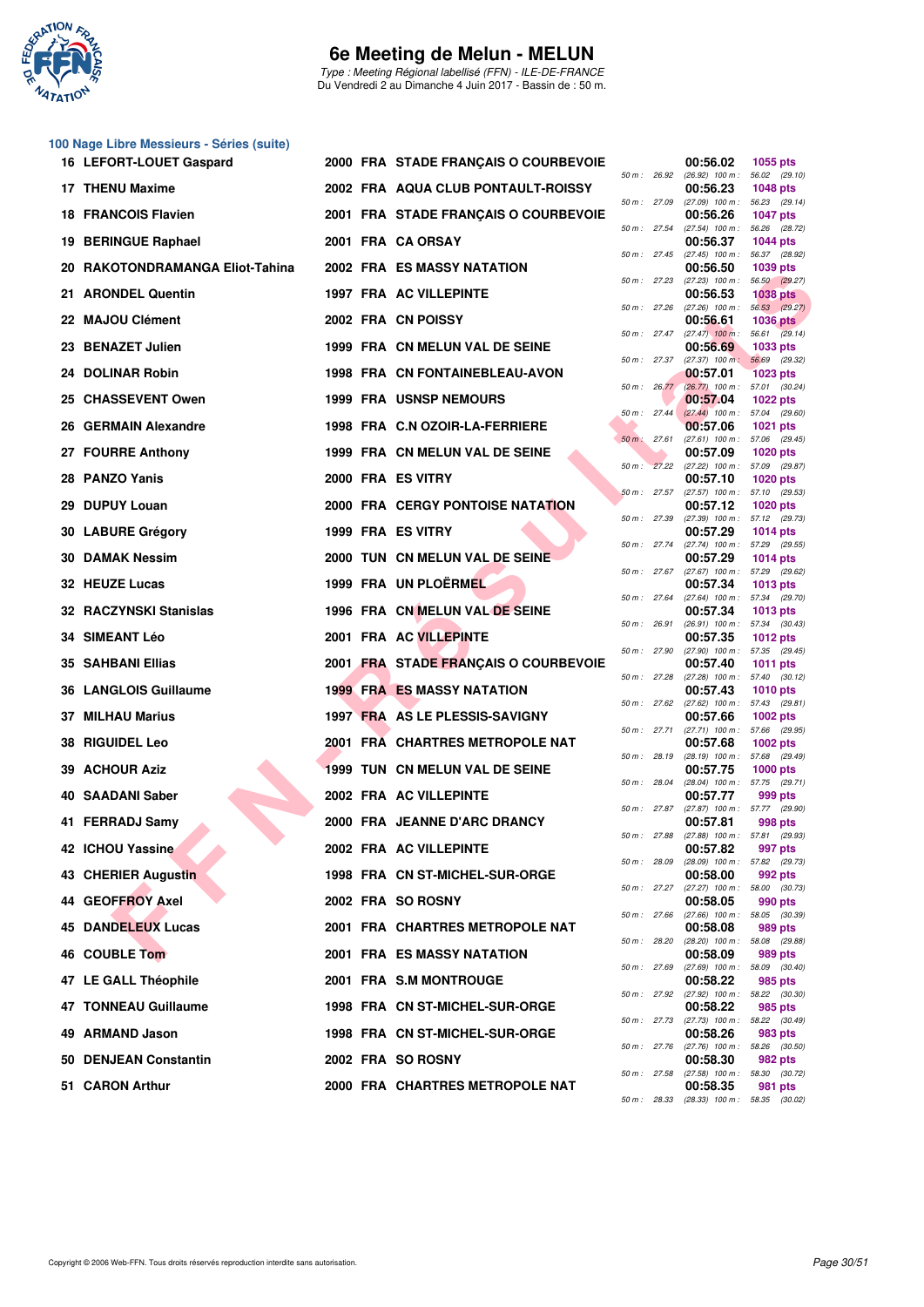# 6e Meeting de Melun - MELUN

*Type : Meeting Régional labellisé (FFN) - ILE-DE-FRANCE*
Du Vendredi 2 au Dimanche 4 Juin 2017 - Bassin de : 50 m.

## 100 Nage Libre Messieurs - Séries (suite)

| Rang | Nom | Année | Nat | Club | Temps | Points | 50 m | 100 m |
|---|---|---|---|---|---|---|---|---|
| 16 | LEFORT-LOUET Gaspard | 2000 | FRA | STADE FRANÇAIS O COURBEVOIE | 00:56.02 | 1055 pts | 26.92 | (26.92) 56.02 (29.10) |
| 17 | THENU Maxime | 2002 | FRA | AQUA CLUB PONTAULT-ROISSY | 00:56.23 | 1048 pts | 27.09 | (27.09) 56.23 (29.14) |
| 18 | FRANCOIS Flavien | 2001 | FRA | STADE FRANÇAIS O COURBEVOIE | 00:56.26 | 1047 pts | 27.54 | (27.54) 56.26 (28.72) |
| 19 | BERINGUE Raphael | 2001 | FRA | CA ORSAY | 00:56.37 | 1044 pts | 27.45 | (27.45) 56.37 (28.92) |
| 20 | RAKOTONDRAMANGA Eliot-Tahina | 2002 | FRA | ES MASSY NATATION | 00:56.50 | 1039 pts | 27.23 | (27.23) 56.50 (29.27) |
| 21 | ARONDEL Quentin | 1997 | FRA | AC VILLEPINTE | 00:56.53 | 1038 pts | 27.26 | (27.26) 56.53 (29.27) |
| 22 | MAJOU Clément | 2002 | FRA | CN POISSY | 00:56.61 | 1036 pts | 27.47 | (27.47) 56.61 (29.14) |
| 23 | BENAZET Julien | 1999 | FRA | CN MELUN VAL DE SEINE | 00:56.69 | 1033 pts | 27.37 | (27.37) 56.69 (29.32) |
| 24 | DOLINAR Robin | 1998 | FRA | CN FONTAINEBLEAU-AVON | 00:57.01 | 1023 pts | 26.77 | (26.77) 57.01 (30.24) |
| 25 | CHASSEVENT Owen | 1999 | FRA | USNSP NEMOURS | 00:57.04 | 1022 pts | 27.44 | (27.44) 57.04 (29.60) |
| 26 | GERMAIN Alexandre | 1998 | FRA | C.N OZOIR-LA-FERRIERE | 00:57.06 | 1021 pts | 27.61 | (27.61) 57.06 (29.45) |
| 27 | FOURRE Anthony | 1999 | FRA | CN MELUN VAL DE SEINE | 00:57.09 | 1020 pts | 27.22 | (27.22) 57.09 (29.87) |
| 28 | PANZO Yanis | 2000 | FRA | ES VITRY | 00:57.10 | 1020 pts | 27.57 | (27.57) 57.10 (29.53) |
| 29 | DUPUY Louan | 2000 | FRA | CERGY PONTOISE NATATION | 00:57.12 | 1020 pts | 27.39 | (27.39) 57.12 (29.73) |
| 30 | LABURE Grégory | 1999 | FRA | ES VITRY | 00:57.29 | 1014 pts | 27.74 | (27.74) 57.29 (29.55) |
| 30 | DAMAK Nessim | 2000 | TUN | CN MELUN VAL DE SEINE | 00:57.29 | 1014 pts | 27.67 | (27.67) 57.29 (29.62) |
| 32 | HEUZE Lucas | 1999 | FRA | UN PLOËRMEL | 00:57.34 | 1013 pts | 27.64 | (27.64) 57.34 (29.70) |
| 32 | RACZYNSKI Stanislas | 1996 | FRA | CN MELUN VAL DE SEINE | 00:57.34 | 1013 pts | 26.91 | (26.91) 57.34 (30.43) |
| 34 | SIMEANT Léo | 2001 | FRA | AC VILLEPINTE | 00:57.35 | 1012 pts | 27.90 | (27.90) 57.35 (29.45) |
| 35 | SAHBANI Ellias | 2001 | FRA | STADE FRANÇAIS O COURBEVOIE | 00:57.40 | 1011 pts | 27.28 | (27.28) 57.40 (30.12) |
| 36 | LANGLOIS Guillaume | 1999 | FRA | ES MASSY NATATION | 00:57.43 | 1010 pts | 27.62 | (27.62) 57.43 (29.81) |
| 37 | MILHAU Marius | 1997 | FRA | AS LE PLESSIS-SAVIGNY | 00:57.66 | 1002 pts | 27.71 | (27.71) 57.66 (29.95) |
| 38 | RIGUIDEL Leo | 2001 | FRA | CHARTRES METROPOLE NAT | 00:57.68 | 1002 pts | 28.19 | (28.19) 57.68 (29.49) |
| 39 | ACHOUR Aziz | 1999 | TUN | CN MELUN VAL DE SEINE | 00:57.75 | 1000 pts | 28.04 | (28.04) 57.75 (29.71) |
| 40 | SAADANI Saber | 2002 | FRA | AC VILLEPINTE | 00:57.77 | 999 pts | 27.87 | (27.87) 57.77 (29.90) |
| 41 | FERRADJ Samy | 2000 | FRA | JEANNE D'ARC DRANCY | 00:57.81 | 998 pts | 27.88 | (27.88) 57.81 (29.93) |
| 42 | ICHOU Yassine | 2002 | FRA | AC VILLEPINTE | 00:57.82 | 997 pts | 28.09 | (28.09) 57.82 (29.73) |
| 43 | CHERIER Augustin | 1998 | FRA | CN ST-MICHEL-SUR-ORGE | 00:58.00 | 992 pts | 27.27 | (27.27) 58.00 (30.73) |
| 44 | GEOFFROY Axel | 2002 | FRA | SO ROSNY | 00:58.05 | 990 pts | 27.66 | (27.66) 58.05 (30.39) |
| 45 | DANDELEUX Lucas | 2001 | FRA | CHARTRES METROPOLE NAT | 00:58.08 | 989 pts | 28.20 | (28.20) 58.08 (29.88) |
| 46 | COUBLE Tom | 2001 | FRA | ES MASSY NATATION | 00:58.09 | 989 pts | 27.69 | (27.69) 58.09 (30.40) |
| 47 | LE GALL Théophile | 2001 | FRA | S.M MONTROUGE | 00:58.22 | 985 pts | 27.92 | (27.92) 58.22 (30.30) |
| 47 | TONNEAU Guillaume | 1998 | FRA | CN ST-MICHEL-SUR-ORGE | 00:58.22 | 985 pts | 27.73 | (27.73) 58.22 (30.49) |
| 49 | ARMAND Jason | 1998 | FRA | CN ST-MICHEL-SUR-ORGE | 00:58.26 | 983 pts | 27.76 | (27.76) 58.26 (30.50) |
| 50 | DENJEAN Constantin | 2002 | FRA | SO ROSNY | 00:58.30 | 982 pts | 27.58 | (27.58) 58.30 (30.72) |
| 51 | CARON Arthur | 2000 | FRA | CHARTRES METROPOLE NAT | 00:58.35 | 981 pts | 28.33 | (28.33) 58.35 (30.02) |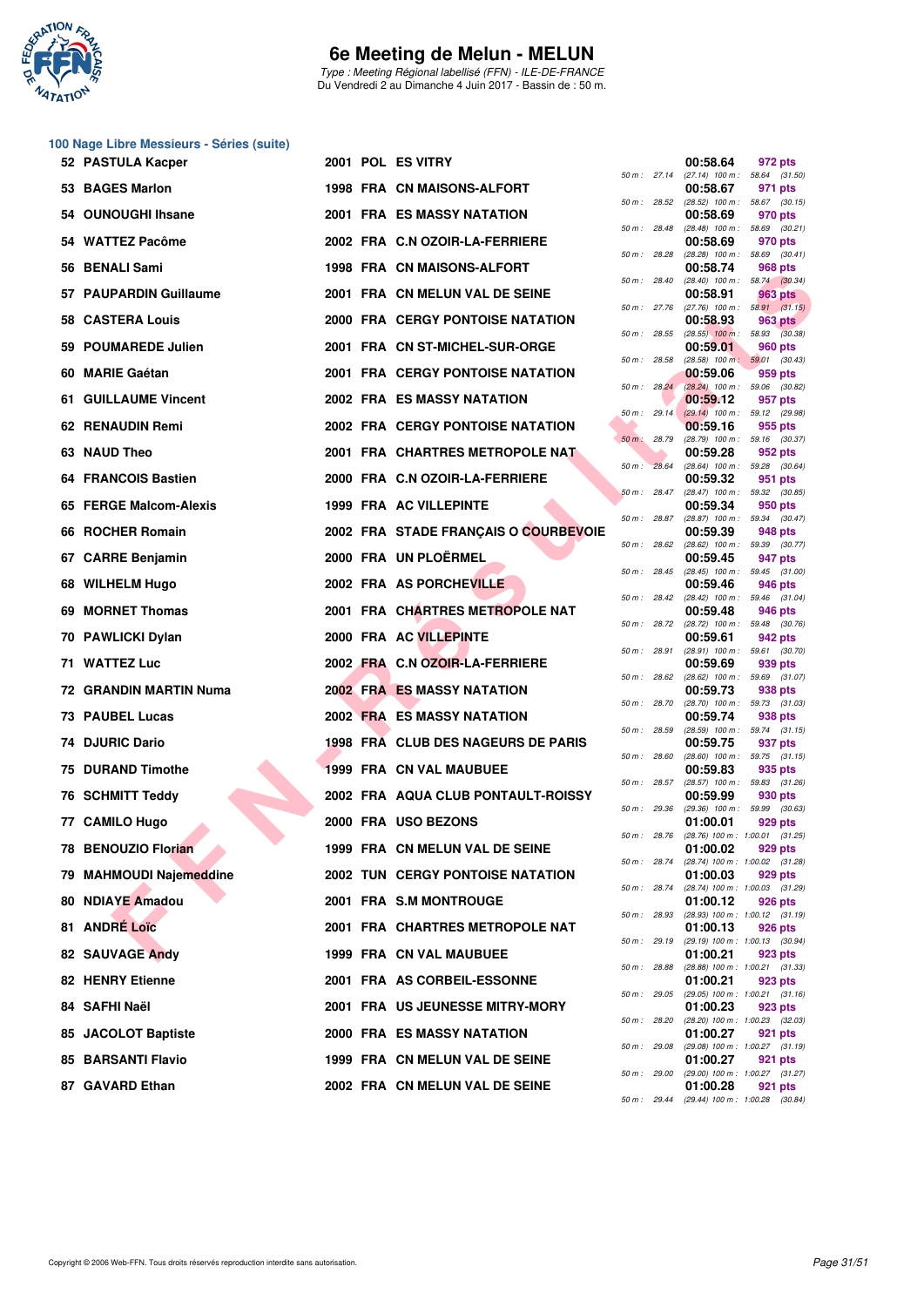# 6e Meeting de Melun - MELUN

*Type : Meeting Régional labellisé (FFN) - ILE-DE-FRANCE*
Du Vendredi 2 au Dimanche 4 Juin 2017 - Bassin de : 50 m.

## 100 Nage Libre Messieurs - Séries (suite)

| Rang | Nom | Année | Nat. | Club | Temps | Points | Splits |
|---|---|---|---|---|---|---|---|
| 52 | PASTULA Kacper | 2001 | POL | ES VITRY | 00:58.64 | 972 pts | 50 m : 27.14 (27.14) 100 m : 58.64 (31.50) |
| 53 | BAGES Marlon | 1998 | FRA | CN MAISONS-ALFORT | 00:58.67 | 971 pts | 50 m : 28.52 (28.52) 100 m : 58.67 (30.15) |
| 54 | OUNOUGHI Ihsane | 2001 | FRA | ES MASSY NATATION | 00:58.69 | 970 pts | 50 m : 28.48 (28.48) 100 m : 58.69 (30.21) |
| 54 | WATTEZ Pacôme | 2002 | FRA | C.N OZOIR-LA-FERRIERE | 00:58.69 | 970 pts | 50 m : 28.28 (28.28) 100 m : 58.69 (30.41) |
| 56 | BENALI Sami | 1998 | FRA | CN MAISONS-ALFORT | 00:58.74 | 968 pts | 50 m : 28.40 (28.40) 100 m : 58.74 (30.34) |
| 57 | PAUPARDIN Guillaume | 2001 | FRA | CN MELUN VAL DE SEINE | 00:58.91 | 963 pts | 50 m : 27.76 (27.76) 100 m : 58.91 (31.15) |
| 58 | CASTERA Louis | 2000 | FRA | CERGY PONTOISE NATATION | 00:58.93 | 963 pts | 50 m : 28.55 (28.55) 100 m : 58.93 (30.38) |
| 59 | POUMAREDE Julien | 2001 | FRA | CN ST-MICHEL-SUR-ORGE | 00:59.01 | 960 pts | 50 m : 28.58 (28.58) 100 m : 59.01 (30.43) |
| 60 | MARIE Gaétan | 2001 | FRA | CERGY PONTOISE NATATION | 00:59.06 | 959 pts | 50 m : 28.24 (28.24) 100 m : 59.06 (30.82) |
| 61 | GUILLAUME Vincent | 2002 | FRA | ES MASSY NATATION | 00:59.12 | 957 pts | 50 m : 29.14 (29.14) 100 m : 59.12 (29.98) |
| 62 | RENAUDIN Remi | 2002 | FRA | CERGY PONTOISE NATATION | 00:59.16 | 955 pts | 50 m : 28.79 (28.79) 100 m : 59.16 (30.37) |
| 63 | NAUD Theo | 2001 | FRA | CHARTRES METROPOLE NAT | 00:59.28 | 952 pts | 50 m : 28.64 (28.64) 100 m : 59.28 (30.64) |
| 64 | FRANCOIS Bastien | 2000 | FRA | C.N OZOIR-LA-FERRIERE | 00:59.32 | 951 pts | 50 m : 28.47 (28.47) 100 m : 59.32 (30.85) |
| 65 | FERGE Malcom-Alexis | 1999 | FRA | AC VILLEPINTE | 00:59.34 | 950 pts | 50 m : 28.87 (28.87) 100 m : 59.34 (30.47) |
| 66 | ROCHER Romain | 2002 | FRA | STADE FRANÇAIS O COURBEVOIE | 00:59.39 | 948 pts | 50 m : 28.62 (28.62) 100 m : 59.39 (30.77) |
| 67 | CARRE Benjamin | 2000 | FRA | UN PLOËRMEL | 00:59.45 | 947 pts | 50 m : 28.45 (28.45) 100 m : 59.45 (31.00) |
| 68 | WILHELM Hugo | 2002 | FRA | AS PORCHEVILLE | 00:59.46 | 946 pts | 50 m : 28.42 (28.42) 100 m : 59.46 (31.04) |
| 69 | MORNET Thomas | 2001 | FRA | CHARTRES METROPOLE NAT | 00:59.48 | 946 pts | 50 m : 28.72 (28.72) 100 m : 59.48 (30.76) |
| 70 | PAWLICKI Dylan | 2000 | FRA | AC VILLEPINTE | 00:59.61 | 942 pts | 50 m : 28.91 (28.91) 100 m : 59.61 (30.70) |
| 71 | WATTEZ Luc | 2002 | FRA | C.N OZOIR-LA-FERRIERE | 00:59.69 | 939 pts | 50 m : 28.62 (28.62) 100 m : 59.69 (31.07) |
| 72 | GRANDIN MARTIN Numa | 2002 | FRA | ES MASSY NATATION | 00:59.73 | 938 pts | 50 m : 28.70 (28.70) 100 m : 59.73 (31.03) |
| 73 | PAUBEL Lucas | 2002 | FRA | ES MASSY NATATION | 00:59.74 | 938 pts | 50 m : 28.59 (28.59) 100 m : 59.74 (31.15) |
| 74 | DJURIC Dario | 1998 | FRA | CLUB DES NAGEURS DE PARIS | 00:59.75 | 937 pts | 50 m : 28.60 (28.60) 100 m : 59.75 (31.15) |
| 75 | DURAND Timothe | 1999 | FRA | CN VAL MAUBUEE | 00:59.83 | 935 pts | 50 m : 28.57 (28.57) 100 m : 59.83 (31.26) |
| 76 | SCHMITT Teddy | 2002 | FRA | AQUA CLUB PONTAULT-ROISSY | 00:59.99 | 930 pts | 50 m : 29.36 (29.36) 100 m : 59.99 (30.63) |
| 77 | CAMILO Hugo | 2000 | FRA | USO BEZONS | 01:00.01 | 929 pts | 50 m : 28.76 (28.76) 100 m : 1:00.01 (31.25) |
| 78 | BENOUZIO Florian | 1999 | FRA | CN MELUN VAL DE SEINE | 01:00.02 | 929 pts | 50 m : 28.74 (28.74) 100 m : 1:00.02 (31.28) |
| 79 | MAHMOUDI Najemeddine | 2002 | TUN | CERGY PONTOISE NATATION | 01:00.03 | 929 pts | 50 m : 28.74 (28.74) 100 m : 1:00.03 (31.29) |
| 80 | NDIAYE Amadou | 2001 | FRA | S.M MONTROUGE | 01:00.12 | 926 pts | 50 m : 28.93 (28.93) 100 m : 1:00.12 (31.19) |
| 81 | ANDRÉ Loïc | 2001 | FRA | CHARTRES METROPOLE NAT | 01:00.13 | 926 pts | 50 m : 29.19 (29.19) 100 m : 1:00.13 (30.94) |
| 82 | SAUVAGE Andy | 1999 | FRA | CN VAL MAUBUEE | 01:00.21 | 923 pts | 50 m : 28.88 (28.88) 100 m : 1:00.21 (31.33) |
| 82 | HENRY Etienne | 2001 | FRA | AS CORBEIL-ESSONNE | 01:00.21 | 923 pts | 50 m : 29.05 (29.05) 100 m : 1:00.21 (31.16) |
| 84 | SAFHI Naël | 2001 | FRA | US JEUNESSE MITRY-MORY | 01:00.23 | 923 pts | 50 m : 28.20 (28.20) 100 m : 1:00.23 (32.03) |
| 85 | JACOLOT Baptiste | 2000 | FRA | ES MASSY NATATION | 01:00.27 | 921 pts | 50 m : 29.08 (29.08) 100 m : 1:00.27 (31.19) |
| 85 | BARSANTI Flavio | 1999 | FRA | CN MELUN VAL DE SEINE | 01:00.27 | 921 pts | 50 m : 29.00 (29.00) 100 m : 1:00.27 (31.27) |
| 87 | GAVARD Ethan | 2002 | FRA | CN MELUN VAL DE SEINE | 01:00.28 | 921 pts | 50 m : 29.44 (29.44) 100 m : 1:00.28 (30.84) |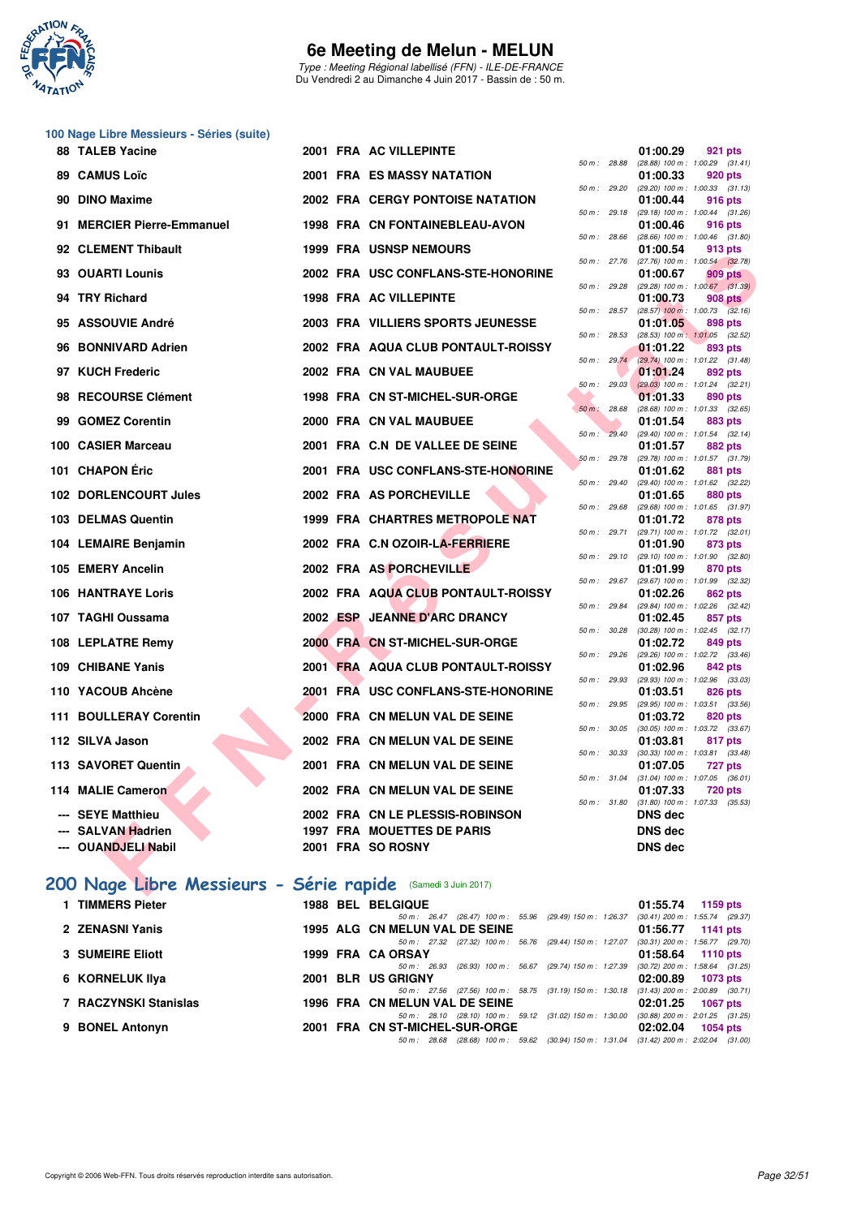## 100 Nage Libre Messieurs - Séries (suite)

| Rang | Nom | Année | Nat | Club | Temps | Points | Splits |
|---|---|---|---|---|---|---|---|
| 88 | TALEB Yacine | 2001 | FRA | AC VILLEPINTE | 01:00.29 | 921 pts | 50 m : 28.88 (28.88) 100 m : 1:00.29 (31.41) |
| 89 | CAMUS Loïc | 2001 | FRA | ES MASSY NATATION | 01:00.33 | 920 pts | 50 m : 29.20 (29.20) 100 m : 1:00.33 (31.13) |
| 90 | DINO Maxime | 2002 | FRA | CERGY PONTOISE NATATION | 01:00.44 | 916 pts | 50 m : 29.18 (29.18) 100 m : 1:00.44 (31.26) |
| 91 | MERCIER Pierre-Emmanuel | 1998 | FRA | CN FONTAINEBLEAU-AVON | 01:00.46 | 916 pts | 50 m : 28.66 (28.66) 100 m : 1:00.46 (31.80) |
| 92 | CLEMENT Thibault | 1999 | FRA | USNSP NEMOURS | 01:00.54 | 913 pts | 50 m : 27.76 (27.76) 100 m : 1:00.54 (32.78) |
| 93 | OUARTI Lounis | 2002 | FRA | USC CONFLANS-STE-HONORINE | 01:00.67 | 909 pts | 50 m : 29.28 (29.28) 100 m : 1:00.67 (31.39) |
| 94 | TRY Richard | 1998 | FRA | AC VILLEPINTE | 01:00.73 | 908 pts | 50 m : 28.57 (28.57) 100 m : 1:00.73 (32.16) |
| 95 | ASSOUVIE André | 2003 | FRA | VILLIERS SPORTS JEUNESSE | 01:01.05 | 898 pts | 50 m : 28.53 (28.53) 100 m : 1:01.05 (32.52) |
| 96 | BONNIVARD Adrien | 2002 | FRA | AQUA CLUB PONTAULT-ROISSY | 01:01.22 | 893 pts | 50 m : 29.74 (29.74) 100 m : 1:01.22 (31.48) |
| 97 | KUCH Frederic | 2002 | FRA | CN VAL MAUBUEE | 01:01.24 | 892 pts | 50 m : 29.03 (29.03) 100 m : 1:01.24 (32.21) |
| 98 | RECOURSE Clément | 1998 | FRA | CN ST-MICHEL-SUR-ORGE | 01:01.33 | 890 pts | 50 m : 28.68 (28.68) 100 m : 1:01.33 (32.65) |
| 99 | GOMEZ Corentin | 2000 | FRA | CN VAL MAUBUEE | 01:01.54 | 883 pts | 50 m : 29.40 (29.40) 100 m : 1:01.54 (32.14) |
| 100 | CASIER Marceau | 2001 | FRA | C.N DE VALLEE DE SEINE | 01:01.57 | 882 pts | 50 m : 29.78 (29.78) 100 m : 1:01.57 (31.79) |
| 101 | CHAPON Éric | 2001 | FRA | USC CONFLANS-STE-HONORINE | 01:01.62 | 881 pts | 50 m : 29.40 (29.40) 100 m : 1:01.62 (32.22) |
| 102 | DORLENCOURT Jules | 2002 | FRA | AS PORCHEVILLE | 01:01.65 | 880 pts | 50 m : 29.68 (29.68) 100 m : 1:01.65 (31.97) |
| 103 | DELMAS Quentin | 1999 | FRA | CHARTRES METROPOLE NAT | 01:01.72 | 878 pts | 50 m : 29.71 (29.71) 100 m : 1:01.72 (32.01) |
| 104 | LEMAIRE Benjamin | 2002 | FRA | C.N OZOIR-LA-FERRIERE | 01:01.90 | 873 pts | 50 m : 29.10 (29.10) 100 m : 1:01.90 (32.80) |
| 105 | EMERY Ancelin | 2002 | FRA | AS PORCHEVILLE | 01:01.99 | 870 pts | 50 m : 29.67 (29.67) 100 m : 1:01.99 (32.32) |
| 106 | HANTRAYE Loris | 2002 | FRA | AQUA CLUB PONTAULT-ROISSY | 01:02.26 | 862 pts | 50 m : 29.84 (29.84) 100 m : 1:02.26 (32.42) |
| 107 | TAGHI Oussama | 2002 | ESP | JEANNE D'ARC DRANCY | 01:02.45 | 857 pts | 50 m : 30.28 (30.28) 100 m : 1:02.45 (32.17) |
| 108 | LEPLATRE Remy | 2000 | FRA | CN ST-MICHEL-SUR-ORGE | 01:02.72 | 849 pts | 50 m : 29.26 (29.26) 100 m : 1:02.72 (33.46) |
| 109 | CHIBANE Yanis | 2001 | FRA | AQUA CLUB PONTAULT-ROISSY | 01:02.96 | 842 pts | 50 m : 29.93 (29.93) 100 m : 1:02.96 (33.03) |
| 110 | YACOUB Ahcène | 2001 | FRA | USC CONFLANS-STE-HONORINE | 01:03.51 | 826 pts | 50 m : 29.95 (29.95) 100 m : 1:03.51 (33.56) |
| 111 | BOULLERAY Corentin | 2000 | FRA | CN MELUN VAL DE SEINE | 01:03.72 | 820 pts | 50 m : 30.05 (30.05) 100 m : 1:03.72 (33.67) |
| 112 | SILVA Jason | 2002 | FRA | CN MELUN VAL DE SEINE | 01:03.81 | 817 pts | 50 m : 30.33 (30.33) 100 m : 1:03.81 (33.48) |
| 113 | SAVORET Quentin | 2001 | FRA | CN MELUN VAL DE SEINE | 01:07.05 | 727 pts | 50 m : 31.04 (31.04) 100 m : 1:07.05 (36.01) |
| 114 | MALIE Cameron | 2002 | FRA | CN MELUN VAL DE SEINE | 01:07.33 | 720 pts | 50 m : 31.80 (31.80) 100 m : 1:07.33 (35.53) |
| --- | SEYE Matthieu | 2002 | FRA | CN LE PLESSIS-ROBINSON | DNS dec | | |
| --- | SALVAN Hadrien | 1997 | FRA | MOUETTES DE PARIS | DNS dec | | |
| --- | OUANDJELI Nabil | 2001 | FRA | SO ROSNY | DNS dec | | |

## 200 Nage Libre Messieurs - Série rapide (Samedi 3 Juin 2017)

| Rang | Nom | Année | Nat | Club | Temps | Points | Splits |
|---|---|---|---|---|---|---|---|
| 1 | TIMMERS Pieter | 1988 | BEL | BELGIQUE | 01:55.74 | 1159 pts | 50 m : 26.47 (26.47) 100 m : 55.96 (29.49) 150 m : 1:26.37 (30.41) 200 m : 1:55.74 (29.37) |
| 2 | ZENASNI Yanis | 1995 | ALG | CN MELUN VAL DE SEINE | 01:56.77 | 1141 pts | 50 m : 27.32 (27.32) 100 m : 56.76 (29.44) 150 m : 1:27.07 (30.31) 200 m : 1:56.77 (29.70) |
| 3 | SUMEIRE Eliott | 1999 | FRA | CA ORSAY | 01:58.64 | 1110 pts | 50 m : 26.93 (26.93) 100 m : 56.67 (29.74) 150 m : 1:27.39 (30.72) 200 m : 1:58.64 (31.25) |
| 6 | KORNELUK Ilya | 2001 | BLR | US GRIGNY | 02:00.89 | 1073 pts | 50 m : 27.56 (27.56) 100 m : 58.75 (31.19) 150 m : 1:30.18 (31.43) 200 m : 2:00.89 (30.71) |
| 7 | RACZYNSKI Stanislas | 1996 | FRA | CN MELUN VAL DE SEINE | 02:01.25 | 1067 pts | 50 m : 28.10 (28.10) 100 m : 59.12 (31.02) 150 m : 1:30.00 (30.88) 200 m : 2:01.25 (31.25) |
| 9 | BONEL Antonyn | 2001 | FRA | CN ST-MICHEL-SUR-ORGE | 02:02.04 | 1054 pts | 50 m : 28.68 (28.68) 100 m : 59.62 (30.94) 150 m : 1:31.04 (31.42) 200 m : 2:02.04 (31.00) |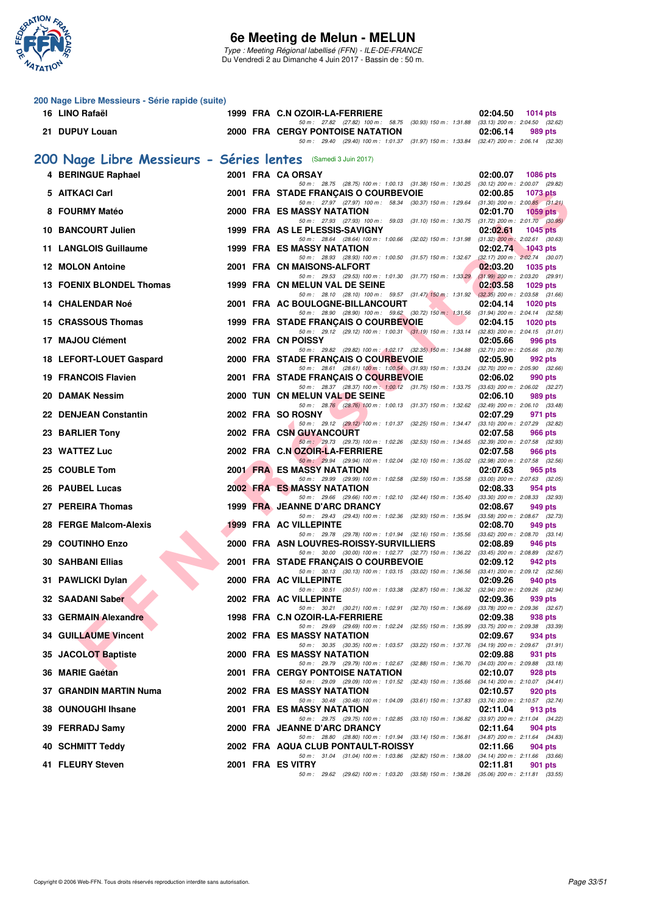## 200 Nage Libre Messieurs - Série rapide (suite)

| Place | Nom | Année | Nat | Club | Temps | Points |
|---|---|---|---|---|---|---|
| 16 | LINO Rafaël | 1999 | FRA | C.N OZOIR-LA-FERRIERE | 02:04.50 | 1014 pts |
| | 50 m : 27.82 (27.82) 100 m : 58.75 (30.93) 150 m : 1:31.88 (33.13) 200 m : 2:04.50 (32.62) | | | | | |
| 21 | DUPUY Louan | 2000 | FRA | CERGY PONTOISE NATATION | 02:06.14 | 989 pts |
| | 50 m : 29.40 (29.40) 100 m : 1:01.37 (31.97) 150 m : 1:33.84 (32.47) 200 m : 2:06.14 (32.30) | | | | | |

## 200 Nage Libre Messieurs - Séries lentes (Samedi 3 Juin 2017)

| Place | Nom | Année | Nat | Club | Temps | Points |
|---|---|---|---|---|---|---|
| 4 | BERINGUE Raphael | 2001 | FRA | CA ORSAY | 02:00.07 | 1086 pts |
| | 50 m : 28.75 (28.75) 100 m : 1:00.13 (31.38) 150 m : 1:30.25 (30.12) 200 m : 2:00.07 (29.82) | | | | | |
| 5 | AITKACI Carl | 2001 | FRA | STADE FRANÇAIS O COURBEVOIE | 02:00.85 | 1073 pts |
| | 50 m : 27.97 (27.97) 100 m : 58.34 (30.37) 150 m : 1:29.64 (31.30) 200 m : 2:00.85 (31.21) | | | | | |
| 8 | FOURMY Matéo | 2000 | FRA | ES MASSY NATATION | 02:01.70 | 1059 pts |
| | 50 m : 27.93 (27.93) 100 m : 59.03 (31.10) 150 m : 1:30.75 (31.72) 200 m : 2:01.70 (30.95) | | | | | |
| 10 | BANCOURT Julien | 1999 | FRA | AS LE PLESSIS-SAVIGNY | 02:02.61 | 1045 pts |
| | 50 m : 28.64 (28.64) 100 m : 1:00.66 (32.02) 150 m : 1:31.98 (31.32) 200 m : 2:02.61 (30.63) | | | | | |
| 11 | LANGLOIS Guillaume | 1999 | FRA | ES MASSY NATATION | 02:02.74 | 1043 pts |
| | 50 m : 28.93 (28.93) 100 m : 1:00.50 (31.57) 150 m : 1:32.67 (32.17) 200 m : 2:02.74 (30.07) | | | | | |
| 12 | MOLON Antoine | 2001 | FRA | CN MAISONS-ALFORT | 02:03.20 | 1035 pts |
| | 50 m : 29.53 (29.53) 100 m : 1:01.30 (31.77) 150 m : 1:33.29 (31.99) 200 m : 2:03.20 (29.91) | | | | | |
| 13 | FOENIX BLONDEL Thomas | 1999 | FRA | CN MELUN VAL DE SEINE | 02:03.58 | 1029 pts |
| | 50 m : 28.10 (28.10) 100 m : 59.57 (31.47) 150 m : 1:31.92 (32.35) 200 m : 2:03.58 (31.66) | | | | | |
| 14 | CHALENDAR Noé | 2001 | FRA | AC BOULOGNE-BILLANCOURT | 02:04.14 | 1020 pts |
| | 50 m : 28.90 (28.90) 100 m : 59.62 (30.72) 150 m : 1:31.56 (31.94) 200 m : 2:04.14 (32.58) | | | | | |
| 15 | CRASSOUS Thomas | 1999 | FRA | STADE FRANÇAIS O COURBEVOIE | 02:04.15 | 1020 pts |
| | 50 m : 29.12 (29.12) 100 m : 1:00.31 (31.19) 150 m : 1:33.14 (32.83) 200 m : 2:04.15 (31.01) | | | | | |
| 17 | MAJOU Clément | 2002 | FRA | CN POISSY | 02:05.66 | 996 pts |
| | 50 m : 29.82 (29.82) 100 m : 1:02.17 (32.35) 150 m : 1:34.88 (32.71) 200 m : 2:05.66 (30.78) | | | | | |
| 18 | LEFORT-LOUET Gaspard | 2000 | FRA | STADE FRANÇAIS O COURBEVOIE | 02:05.90 | 992 pts |
| | 50 m : 28.61 (28.61) 100 m : 1:00.54 (31.93) 150 m : 1:33.24 (32.70) 200 m : 2:05.90 (32.66) | | | | | |
| 19 | FRANCOIS Flavien | 2001 | FRA | STADE FRANÇAIS O COURBEVOIE | 02:06.02 | 990 pts |
| | 50 m : 28.37 (28.37) 100 m : 1:00.12 (31.75) 150 m : 1:33.75 (33.63) 200 m : 2:06.02 (32.27) | | | | | |
| 20 | DAMAK Nessim | 2000 | TUN | CN MELUN VAL DE SEINE | 02:06.10 | 989 pts |
| | 50 m : 28.76 (28.76) 100 m : 1:00.13 (31.37) 150 m : 1:32.62 (32.49) 200 m : 2:06.10 (33.48) | | | | | |
| 22 | DENJEAN Constantin | 2002 | FRA | SO ROSNY | 02:07.29 | 971 pts |
| | 50 m : 29.12 (29.12) 100 m : 1:01.37 (32.25) 150 m : 1:34.47 (33.10) 200 m : 2:07.29 (32.82) | | | | | |
| 23 | BARLIER Tony | 2002 | FRA | CSN GUYANCOURT | 02:07.58 | 966 pts |
| | 50 m : 29.73 (29.73) 100 m : 1:02.26 (32.53) 150 m : 1:34.65 (32.39) 200 m : 2:07.58 (32.93) | | | | | |
| 23 | WATTEZ Luc | 2002 | FRA | C.N OZOIR-LA-FERRIERE | 02:07.58 | 966 pts |
| | 50 m : 29.94 (29.94) 100 m : 1:02.04 (32.10) 150 m : 1:35.02 (32.98) 200 m : 2:07.58 (32.56) | | | | | |
| 25 | COUBLE Tom | 2001 | FRA | ES MASSY NATATION | 02:07.63 | 965 pts |
| | 50 m : 29.99 (29.99) 100 m : 1:02.58 (32.59) 150 m : 1:35.58 (33.00) 200 m : 2:07.63 (32.05) | | | | | |
| 26 | PAUBEL Lucas | 2002 | FRA | ES MASSY NATATION | 02:08.33 | 954 pts |
| | 50 m : 29.66 (29.66) 100 m : 1:02.10 (32.44) 150 m : 1:35.40 (33.30) 200 m : 2:08.33 (32.93) | | | | | |
| 27 | PEREIRA Thomas | 1999 | FRA | JEANNE D'ARC DRANCY | 02:08.67 | 949 pts |
| | 50 m : 29.43 (29.43) 100 m : 1:02.36 (32.93) 150 m : 1:35.94 (33.58) 200 m : 2:08.67 (32.73) | | | | | |
| 28 | FERGE Malcom-Alexis | 1999 | FRA | AC VILLEPINTE | 02:08.70 | 949 pts |
| | 50 m : 29.78 (29.78) 100 m : 1:01.94 (32.16) 150 m : 1:35.56 (33.62) 200 m : 2:08.70 (33.14) | | | | | |
| 29 | COUTINHO Enzo | 2000 | FRA | ASN LOUVRES-ROISSY-SURVILLIERS | 02:08.89 | 946 pts |
| | 50 m : 30.00 (30.00) 100 m : 1:02.77 (32.77) 150 m : 1:36.22 (33.45) 200 m : 2:08.89 (32.67) | | | | | |
| 30 | SAHBANI Ellias | 2001 | FRA | STADE FRANÇAIS O COURBEVOIE | 02:09.12 | 942 pts |
| | 50 m : 30.13 (30.13) 100 m : 1:03.15 (33.02) 150 m : 1:36.56 (33.41) 200 m : 2:09.12 (32.56) | | | | | |
| 31 | PAWLICKI Dylan | 2000 | FRA | AC VILLEPINTE | 02:09.26 | 940 pts |
| | 50 m : 30.51 (30.51) 100 m : 1:03.38 (32.87) 150 m : 1:36.32 (32.94) 200 m : 2:09.26 (32.94) | | | | | |
| 32 | SAADANI Saber | 2002 | FRA | AC VILLEPINTE | 02:09.36 | 939 pts |
| | 50 m : 30.21 (30.21) 100 m : 1:02.91 (32.70) 150 m : 1:36.69 (33.78) 200 m : 2:09.36 (32.67) | | | | | |
| 33 | GERMAIN Alexandre | 1998 | FRA | C.N OZOIR-LA-FERRIERE | 02:09.38 | 938 pts |
| | 50 m : 29.69 (29.69) 100 m : 1:02.24 (32.55) 150 m : 1:35.99 (33.75) 200 m : 2:09.38 (33.39) | | | | | |
| 34 | GUILLAUME Vincent | 2002 | FRA | ES MASSY NATATION | 02:09.67 | 934 pts |
| | 50 m : 30.35 (30.35) 100 m : 1:03.57 (33.22) 150 m : 1:37.76 (34.19) 200 m : 2:09.67 (31.91) | | | | | |
| 35 | JACOLOT Baptiste | 2000 | FRA | ES MASSY NATATION | 02:09.88 | 931 pts |
| | 50 m : 29.79 (29.79) 100 m : 1:02.67 (32.88) 150 m : 1:36.70 (34.03) 200 m : 2:09.88 (33.18) | | | | | |
| 36 | MARIE Gaétan | 2001 | FRA | CERGY PONTOISE NATATION | 02:10.07 | 928 pts |
| | 50 m : 29.09 (29.09) 100 m : 1:01.52 (32.43) 150 m : 1:35.66 (34.14) 200 m : 2:10.07 (34.41) | | | | | |
| 37 | GRANDIN MARTIN Numa | 2002 | FRA | ES MASSY NATATION | 02:10.57 | 920 pts |
| | 50 m : 30.48 (30.48) 100 m : 1:04.09 (33.61) 150 m : 1:37.83 (33.74) 200 m : 2:10.57 (32.74) | | | | | |
| 38 | OUNOUGHI Ihsane | 2001 | FRA | ES MASSY NATATION | 02:11.04 | 913 pts |
| | 50 m : 29.75 (29.75) 100 m : 1:02.85 (33.10) 150 m : 1:36.82 (33.97) 200 m : 2:11.04 (34.22) | | | | | |
| 39 | FERRADJ Samy | 2000 | FRA | JEANNE D'ARC DRANCY | 02:11.64 | 904 pts |
| | 50 m : 28.80 (28.80) 100 m : 1:01.94 (33.14) 150 m : 1:36.81 (34.87) 200 m : 2:11.64 (34.83) | | | | | |
| 40 | SCHMITT Teddy | 2002 | FRA | AQUA CLUB PONTAULT-ROISSY | 02:11.66 | 904 pts |
| | 50 m : 31.04 (31.04) 100 m : 1:03.86 (32.82) 150 m : 1:38.00 (34.14) 200 m : 2:11.66 (33.66) | | | | | |
| 41 | FLEURY Steven | 2001 | FRA | ES VITRY | 02:11.81 | 901 pts |
| | 50 m : 29.62 (29.62) 100 m : 1:03.20 (33.58) 150 m : 1:38.26 (35.06) 200 m : 2:11.81 (33.55) | | | | | |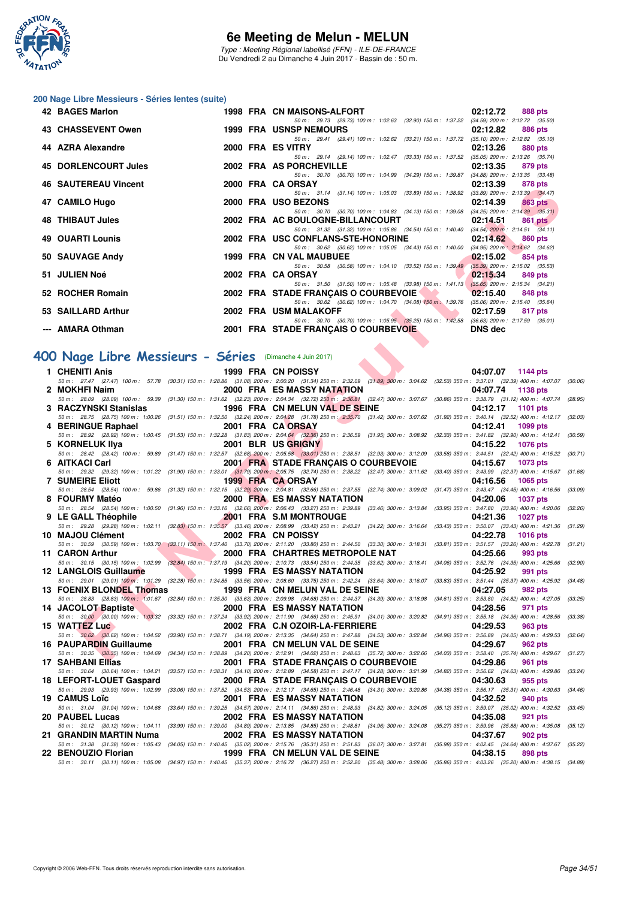# 6e Meeting de Melun - MELUN

*Type : Meeting Régional labellisé (FFN) - ILE-DE-FRANCE*
Du Vendredi 2 au Dimanche 4 Juin 2017 - Bassin de : 50 m.

## 200 Nage Libre Messieurs - Séries lentes (suite)

| Rang | Nom | Année | Nat | Club | Temps | Points |
|---|---|---|---|---|---|---|
| 42 | BAGES Marlon | 1998 | FRA | CN MAISONS-ALFORT | 02:12.72 | 888 pts |
| | 50 m : 29.73 (29.73) 100 m : 1:02.63 (32.90) 150 m : 1:37.22 (34.59) 200 m : 2:12.72 (35.50) | | | | | |
| 43 | CHASSEVENT Owen | 1999 | FRA | USNSP NEMOURS | 02:12.82 | 886 pts |
| | 50 m : 29.41 (29.41) 100 m : 1:02.62 (33.21) 150 m : 1:37.72 (35.10) 200 m : 2:12.82 (35.10) | | | | | |
| 44 | AZRA Alexandre | 2000 | FRA | ES VITRY | 02:13.26 | 880 pts |
| | 50 m : 29.14 (29.14) 100 m : 1:02.47 (33.33) 150 m : 1:37.52 (35.05) 200 m : 2:13.26 (35.74) | | | | | |
| 45 | DORLENCOURT Jules | 2002 | FRA | AS PORCHEVILLE | 02:13.35 | 879 pts |
| | 50 m : 30.70 (30.70) 100 m : 1:04.99 (34.29) 150 m : 1:39.87 (34.88) 200 m : 2:13.35 (33.48) | | | | | |
| 46 | SAUTEREAU Vincent | 2000 | FRA | CA ORSAY | 02:13.39 | 878 pts |
| | 50 m : 31.14 (31.14) 100 m : 1:05.03 (33.89) 150 m : 1:38.92 (33.89) 200 m : 2:13.39 (34.47) | | | | | |
| 47 | CAMILO Hugo | 2000 | FRA | USO BEZONS | 02:14.39 | 863 pts |
| | 50 m : 30.70 (30.70) 100 m : 1:04.83 (34.13) 150 m : 1:39.08 (34.25) 200 m : 2:14.39 (35.31) | | | | | |
| 48 | THIBAUT Jules | 2002 | FRA | AC BOULOGNE-BILLANCOURT | 02:14.51 | 861 pts |
| | 50 m : 31.32 (31.32) 100 m : 1:05.86 (34.54) 150 m : 1:40.40 (34.54) 200 m : 2:14.51 (34.11) | | | | | |
| 49 | OUARTI Lounis | 2002 | FRA | USC CONFLANS-STE-HONORINE | 02:14.62 | 860 pts |
| | 50 m : 30.62 (30.62) 100 m : 1:05.05 (34.43) 150 m : 1:40.00 (34.95) 200 m : 2:14.62 (34.62) | | | | | |
| 50 | SAUVAGE Andy | 1999 | FRA | CN VAL MAUBUEE | 02:15.02 | 854 pts |
| | 50 m : 30.58 (30.58) 100 m : 1:04.10 (33.52) 150 m : 1:39.49 (35.39) 200 m : 2:15.02 (35.53) | | | | | |
| 51 | JULIEN Noé | 2002 | FRA | CA ORSAY | 02:15.34 | 849 pts |
| | 50 m : 31.50 (31.50) 100 m : 1:05.48 (33.98) 150 m : 1:41.13 (35.65) 200 m : 2:15.34 (34.21) | | | | | |
| 52 | ROCHER Romain | 2002 | FRA | STADE FRANÇAIS O COURBEVOIE | 02:15.40 | 848 pts |
| | 50 m : 30.62 (30.62) 100 m : 1:04.70 (34.08) 150 m : 1:39.76 (35.06) 200 m : 2:15.40 (35.64) | | | | | |
| 53 | SAILLARD Arthur | 2002 | FRA | USM MALAKOFF | 02:17.59 | 817 pts |
| | 50 m : 30.70 (30.70) 100 m : 1:05.95 (35.25) 150 m : 1:42.58 (36.63) 200 m : 2:17.59 (35.01) | | | | | |
| --- | AMARA Othman | 2001 | FRA | STADE FRANÇAIS O COURBEVOIE | DNS dec | |

## 400 Nage Libre Messieurs - Séries (Dimanche 4 Juin 2017)

| Rang | Nom | Année | Nat | Club | Temps | Points |
|---|---|---|---|---|---|---|
| 1 | CHENITI Anis | 1999 | FRA | CN POISSY | 04:07.07 | 1144 pts |
| | 50 m : 27.47 (27.47) 100 m : 57.78 (30.31) 150 m : 1:28.86 (31.08) 200 m : 2:00.20 (31.34) 250 m : 2:32.09 (31.89) 300 m : 3:04.62 (32.53) 350 m : 3:37.01 (32.39) 400 m : 4:07.07 (30.06) | | | | | |
| 2 | MOKHFI Naim | 2000 | FRA | ES MASSY NATATION | 04:07.74 | 1138 pts |
| | 50 m : 28.09 (28.09) 100 m : 59.39 (31.30) 150 m : 1:31.62 (32.23) 200 m : 2:04.34 (32.72) 250 m : 2:36.81 (32.47) 300 m : 3:07.67 (30.86) 350 m : 3:38.79 (31.12) 400 m : 4:07.74 (28.95) | | | | | |
| 3 | RACZYNSKI Stanislas | 1996 | FRA | CN MELUN VAL DE SEINE | 04:12.17 | 1101 pts |
| | 50 m : 28.75 (28.75) 100 m : 1:00.26 (31.51) 150 m : 1:32.50 (32.24) 200 m : 2:04.28 (31.78) 250 m : 2:35.70 (31.42) 300 m : 3:07.62 (31.92) 350 m : 3:40.14 (32.52) 400 m : 4:12.17 (32.03) | | | | | |
| 4 | BERINGUE Raphael | 2001 | FRA | CA ORSAY | 04:12.41 | 1099 pts |
| | 50 m : 28.92 (28.92) 100 m : 1:00.45 (31.53) 150 m : 1:32.28 (31.83) 200 m : 2:04.64 (32.36) 250 m : 2:36.59 (31.95) 300 m : 3:08.92 (32.33) 350 m : 3:41.82 (32.90) 400 m : 4:12.41 (30.59) | | | | | |
| 5 | KORNELUK Ilya | 2001 | BLR | US GRIGNY | 04:15.22 | 1076 pts |
| | 50 m : 28.42 (28.42) 100 m : 59.89 (31.47) 150 m : 1:32.57 (32.68) 200 m : 2:05.58 (33.01) 250 m : 2:38.51 (32.93) 300 m : 3:12.09 (33.58) 350 m : 3:44.51 (32.42) 400 m : 4:15.22 (30.71) | | | | | |
| 6 | AITKACI Carl | 2001 | FRA | STADE FRANÇAIS O COURBEVOIE | 04:15.67 | 1073 pts |
| | 50 m : 29.32 (29.32) 100 m : 1:01.22 (31.90) 150 m : 1:33.01 (31.79) 200 m : 2:05.75 (32.74) 250 m : 2:38.22 (32.47) 300 m : 3:11.62 (33.40) 350 m : 3:43.99 (32.37) 400 m : 4:15.67 (31.68) | | | | | |
| 7 | SUMEIRE Eliott | 1999 | FRA | CA ORSAY | 04:16.56 | 1065 pts |
| | 50 m : 28.54 (28.54) 100 m : 59.86 (31.32) 150 m : 1:32.15 (32.29) 200 m : 2:04.81 (32.66) 250 m : 2:37.55 (32.74) 300 m : 3:09.02 (31.47) 350 m : 3:43.47 (34.45) 400 m : 4:16.56 (33.09) | | | | | |
| 8 | FOURMY Matéo | 2000 | FRA | ES MASSY NATATION | 04:20.06 | 1037 pts |
| | 50 m : 28.54 (28.54) 100 m : 1:00.50 (31.96) 150 m : 1:33.16 (32.66) 200 m : 2:06.43 (33.27) 250 m : 2:39.89 (33.46) 300 m : 3:13.84 (33.95) 350 m : 3:47.80 (33.96) 400 m : 4:20.06 (32.26) | | | | | |
| 9 | LE GALL Théophile | 2001 | FRA | S.M MONTROUGE | 04:21.36 | 1027 pts |
| | 50 m : 29.28 (29.28) 100 m : 1:02.11 (32.83) 150 m : 1:35.57 (33.46) 200 m : 2:08.99 (33.42) 250 m : 2:43.21 (34.22) 300 m : 3:16.64 (33.43) 350 m : 3:50.07 (33.43) 400 m : 4:21.36 (31.29) | | | | | |
| 10 | MAJOU Clément | 2002 | FRA | CN POISSY | 04:22.78 | 1016 pts |
| | 50 m : 30.59 (30.59) 100 m : 1:03.70 (33.11) 150 m : 1:37.40 (33.70) 200 m : 2:11.20 (33.80) 250 m : 2:44.50 (33.30) 300 m : 3:18.31 (33.81) 350 m : 3:51.57 (33.26) 400 m : 4:22.78 (31.21) | | | | | |
| 11 | CARON Arthur | 2000 | FRA | CHARTRES METROPOLE NAT | 04:25.66 | 993 pts |
| | 50 m : 30.15 (30.15) 100 m : 1:02.99 (32.84) 150 m : 1:37.19 (34.20) 200 m : 2:10.73 (33.54) 250 m : 2:44.35 (33.62) 300 m : 3:18.41 (34.06) 350 m : 3:52.76 (34.35) 400 m : 4:25.66 (32.90) | | | | | |
| 12 | LANGLOIS Guillaume | 1999 | FRA | ES MASSY NATATION | 04:25.92 | 991 pts |
| | 50 m : 29.01 (29.01) 100 m : 1:01.29 (32.28) 150 m : 1:34.85 (33.56) 200 m : 2:08.60 (33.75) 250 m : 2:42.24 (33.64) 300 m : 3:16.07 (33.83) 350 m : 3:51.44 (35.37) 400 m : 4:25.92 (34.48) | | | | | |
| 13 | FOENIX BLONDEL Thomas | 1999 | FRA | CN MELUN VAL DE SEINE | 04:27.05 | 982 pts |
| | 50 m : 28.83 (28.83) 100 m : 1:01.67 (32.84) 150 m : 1:35.30 (33.63) 200 m : 2:09.98 (34.68) 250 m : 2:44.37 (34.39) 300 m : 3:18.98 (34.61) 350 m : 3:53.80 (34.82) 400 m : 4:27.05 (33.25) | | | | | |
| 14 | JACOLOT Baptiste | 2000 | FRA | ES MASSY NATATION | 04:28.56 | 971 pts |
| | 50 m : 30.00 (30.00) 100 m : 1:03.32 (33.32) 150 m : 1:37.24 (33.92) 200 m : 2:11.90 (34.66) 250 m : 2:45.91 (34.01) 300 m : 3:20.82 (34.91) 350 m : 3:55.18 (34.36) 400 m : 4:28.56 (33.38) | | | | | |
| 15 | WATTEZ Luc | 2002 | FRA | C.N OZOIR-LA-FERRIERE | 04:29.53 | 963 pts |
| | 50 m : 30.62 (30.62) 100 m : 1:04.52 (33.90) 150 m : 1:38.71 (34.19) 200 m : 2:13.35 (34.64) 250 m : 2:47.88 (34.53) 300 m : 3:22.84 (34.96) 350 m : 3:56.89 (34.05) 400 m : 4:29.53 (32.64) | | | | | |
| 16 | PAUPARDIN Guillaume | 2001 | FRA | CN MELUN VAL DE SEINE | 04:29.67 | 962 pts |
| | 50 m : 30.35 (30.35) 100 m : 1:04.69 (34.34) 150 m : 1:38.89 (34.20) 200 m : 2:12.91 (34.02) 250 m : 2:48.63 (35.72) 300 m : 3:22.66 (34.03) 350 m : 3:58.40 (35.74) 400 m : 4:29.67 (31.27) | | | | | |
| 17 | SAHBANI Elias | 2001 | FRA | STADE FRANÇAIS O COURBEVOIE | 04:29.86 | 961 pts |
| | 50 m : 30.64 (30.64) 100 m : 1:04.21 (33.57) 150 m : 1:38.31 (34.10) 200 m : 2:12.89 (34.58) 250 m : 2:47.17 (34.28) 300 m : 3:21.99 (34.82) 350 m : 3:56.62 (34.63) 400 m : 4:29.86 (33.24) | | | | | |
| 18 | LEFORT-LOUET Gaspard | 2000 | FRA | STADE FRANÇAIS O COURBEVOIE | 04:30.63 | 955 pts |
| | 50 m : 29.93 (29.93) 100 m : 1:02.99 (33.06) 150 m : 1:37.52 (34.53) 200 m : 2:12.17 (34.65) 250 m : 2:46.48 (34.31) 300 m : 3:20.86 (34.38) 350 m : 3:56.17 (35.31) 400 m : 4:30.63 (34.46) | | | | | |
| 19 | CAMUS Loïc | 2001 | FRA | ES MASSY NATATION | 04:32.52 | 940 pts |
| | 50 m : 31.04 (31.04) 100 m : 1:04.68 (33.64) 150 m : 1:39.25 (34.57) 200 m : 2:14.11 (34.86) 250 m : 2:48.93 (34.82) 300 m : 3:24.05 (35.12) 350 m : 3:59.07 (35.02) 400 m : 4:32.52 (33.45) | | | | | |
| 20 | PAUBEL Lucas | 2002 | FRA | ES MASSY NATATION | 04:35.08 | 921 pts |
| | 50 m : 30.12 (30.12) 100 m : 1:04.11 (33.99) 150 m : 1:39.00 (34.89) 200 m : 2:13.85 (34.85) 250 m : 2:48.81 (34.96) 300 m : 3:24.08 (35.27) 350 m : 3:59.96 (35.88) 400 m : 4:35.08 (35.12) | | | | | |
| 21 | GRANDIN MARTIN Numa | 2002 | FRA | ES MASSY NATATION | 04:37.67 | 902 pts |
| | 50 m : 31.38 (31.38) 100 m : 1:05.43 (34.05) 150 m : 1:40.45 (35.02) 200 m : 2:15.76 (35.31) 250 m : 2:51.83 (36.07) 300 m : 3:27.81 (35.98) 350 m : 4:02.45 (34.64) 400 m : 4:37.67 (35.22) | | | | | |
| 22 | BENOUZIO Florian | 1999 | FRA | CN MELUN VAL DE SEINE | 04:38.15 | 898 pts |
| | 50 m : 30.11 (30.11) 100 m : 1:05.08 (34.97) 150 m : 1:40.45 (35.37) 200 m : 2:16.72 (36.27) 250 m : 2:52.20 (35.48) 300 m : 3:28.06 (35.86) 350 m : 4:03.26 (35.20) 400 m : 4:38.15 (34.89) | | | | | |

Copyright © 2006 Web-FFN. Tous droits réservés reproduction interdite sans autorisation.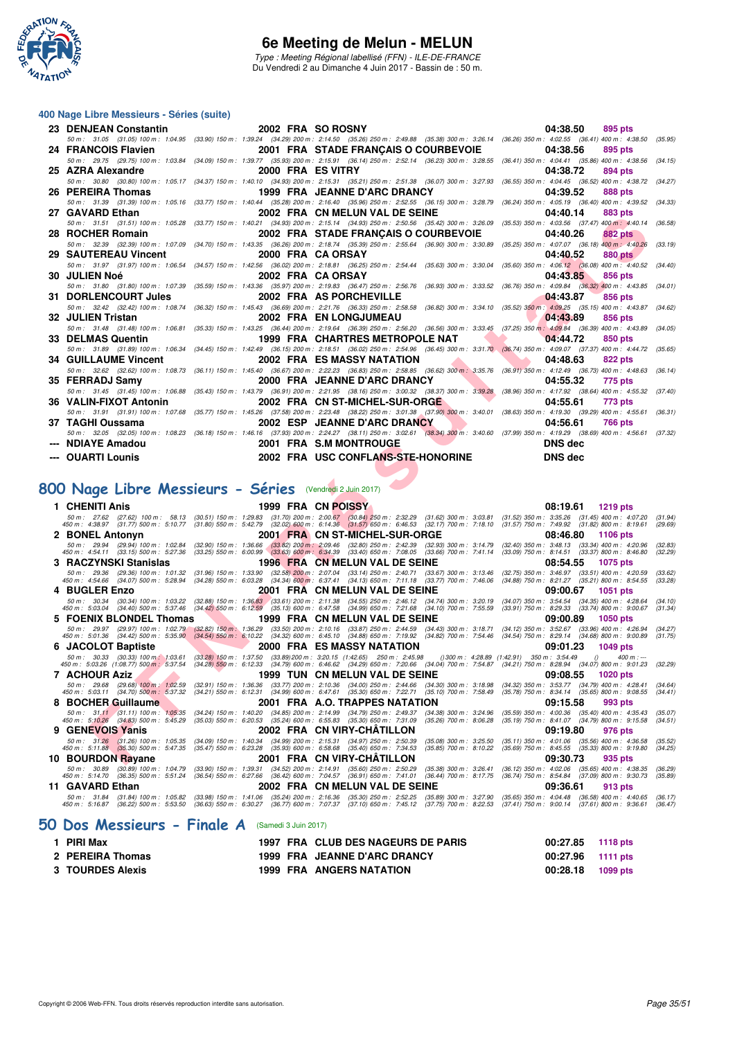# 6e Meeting de Melun - MELUN

*Type : Meeting Régional labellisé (FFN) - ILE-DE-FRANCE*
Du Vendredi 2 au Dimanche 4 Juin 2017 - Bassin de : 50 m.

## 400 Nage Libre Messieurs - Séries (suite)

| Pl. | Nom | Année | Nat. | Club | Temps | Points |
|---|---|---|---|---|---|---|
| 23 | DENJEAN Constantin | 2002 | FRA | SO ROSNY | 04:38.50 | 895 pts |
| | 50 m : 31.05 (31.05) 100 m : 1:04.95 (33.90) 150 m : 1:39.24 (34.29) 200 m : 2:14.50 (35.26) 250 m : 2:49.88 (35.38) 300 m : 3:26.14 (36.26) 350 m : 4:02.55 (36.41) 400 m : 4:38.50 (35.95) | | | | | |
| 24 | FRANCOIS Flavien | 2001 | FRA | STADE FRANÇAIS O COURBEVOIE | 04:38.56 | 895 pts |
| | 50 m : 29.75 (29.75) 100 m : 1:03.84 (34.09) 150 m : 1:39.77 (35.93) 200 m : 2:15.91 (36.14) 250 m : 2:52.14 (36.23) 300 m : 3:28.55 (36.41) 350 m : 4:04.41 (35.86) 400 m : 4:38.56 (34.15) | | | | | |
| 25 | AZRA Alexandre | 2000 | FRA | ES VITRY | 04:38.72 | 894 pts |
| | 50 m : 30.80 (30.80) 100 m : 1:05.17 (34.37) 150 m : 1:40.10 (34.93) 200 m : 2:15.31 (35.21) 250 m : 2:51.38 (36.07) 300 m : 3:27.93 (36.55) 350 m : 4:04.45 (36.52) 400 m : 4:38.72 (34.27) | | | | | |
| 26 | PEREIRA Thomas | 1999 | FRA | JEANNE D'ARC DRANCY | 04:39.52 | 888 pts |
| | 50 m : 31.39 (31.39) 100 m : 1:05.16 (33.77) 150 m : 1:40.44 (35.28) 200 m : 2:16.40 (35.96) 250 m : 2:52.55 (36.15) 300 m : 3:28.79 (36.24) 350 m : 4:05.19 (36.40) 400 m : 4:39.52 (34.33) | | | | | |
| 27 | GAVARD Ethan | 2002 | FRA | CN MELUN VAL DE SEINE | 04:40.14 | 883 pts |
| | 50 m : 31.51 (31.51) 100 m : 1:05.28 (33.77) 150 m : 1:40.21 (34.93) 200 m : 2:15.14 (34.93) 250 m : 2:50.56 (35.42) 300 m : 3:26.09 (35.53) 350 m : 4:03.56 (37.47) 400 m : 4:40.14 (36.58) | | | | | |
| 28 | ROCHER Romain | 2002 | FRA | STADE FRANÇAIS O COURBEVOIE | 04:40.26 | 882 pts |
| | 50 m : 32.39 (32.39) 100 m : 1:07.09 (34.70) 150 m : 1:43.35 (36.26) 200 m : 2:18.74 (35.39) 250 m : 2:55.64 (36.90) 300 m : 3:30.89 (35.25) 350 m : 4:07.07 (36.18) 400 m : 4:40.26 (33.19) | | | | | |
| 29 | SAUTEREAU Vincent | 2000 | FRA | CA ORSAY | 04:40.52 | 880 pts |
| | 50 m : 31.97 (31.97) 100 m : 1:06.54 (34.57) 150 m : 1:42.56 (36.02) 200 m : 2:18.81 (36.25) 250 m : 2:54.44 (35.63) 300 m : 3:30.04 (35.60) 350 m : 4:06.12 (36.08) 400 m : 4:40.52 (34.40) | | | | | |
| 30 | JULIEN Noé | 2002 | FRA | CA ORSAY | 04:43.85 | 856 pts |
| | 50 m : 31.80 (31.80) 100 m : 1:07.39 (35.59) 150 m : 1:43.36 (35.97) 200 m : 2:19.83 (36.47) 250 m : 2:56.76 (36.93) 300 m : 3:33.52 (36.76) 350 m : 4:09.84 (36.32) 400 m : 4:43.85 (34.01) | | | | | |
| 31 | DORLENCOURT Jules | 2002 | FRA | AS PORCHEVILLE | 04:43.87 | 856 pts |
| | 50 m : 32.42 (32.42) 100 m : 1:08.74 (36.32) 150 m : 1:45.43 (36.69) 200 m : 2:21.76 (36.33) 250 m : 2:58.58 (36.82) 300 m : 3:34.10 (35.52) 350 m : 4:09.25 (35.15) 400 m : 4:43.87 (34.62) | | | | | |
| 32 | JULIEN Tristan | 2002 | FRA | EN LONGJUMEAU | 04:43.89 | 856 pts |
| | 50 m : 31.48 (31.48) 100 m : 1:06.81 (35.33) 150 m : 1:43.25 (36.44) 200 m : 2:19.64 (36.39) 250 m : 2:56.20 (36.56) 300 m : 3:33.45 (37.25) 350 m : 4:09.84 (36.39) 400 m : 4:43.89 (34.05) | | | | | |
| 33 | DELMAS Quentin | 1999 | FRA | CHARTRES METROPOLE NAT | 04:44.72 | 850 pts |
| | 50 m : 31.89 (31.89) 100 m : 1:06.34 (34.45) 150 m : 1:42.49 (36.15) 200 m : 2:18.51 (36.02) 250 m : 2:54.96 (36.45) 300 m : 3:31.70 (36.74) 350 m : 4:09.07 (37.37) 400 m : 4:44.72 (35.65) | | | | | |
| 34 | GUILLAUME Vincent | 2002 | FRA | ES MASSY NATATION | 04:48.63 | 822 pts |
| | 50 m : 32.62 (32.62) 100 m : 1:08.73 (36.11) 150 m : 1:45.40 (36.67) 200 m : 2:22.23 (36.83) 250 m : 2:58.85 (36.62) 300 m : 3:35.76 (36.91) 350 m : 4:12.49 (36.73) 400 m : 4:48.63 (36.14) | | | | | |
| 35 | FERRADJ Samy | 2000 | FRA | JEANNE D'ARC DRANCY | 04:55.32 | 775 pts |
| | 50 m : 31.45 (31.45) 100 m : 1:06.88 (35.43) 150 m : 1:43.79 (36.91) 200 m : 2:21.95 (38.16) 250 m : 3:00.32 (38.37) 300 m : 3:39.28 (38.96) 350 m : 4:17.92 (38.64) 400 m : 4:55.32 (37.40) | | | | | |
| 36 | VALIN-FIXOT Antonin | 2002 | FRA | CN ST-MICHEL-SUR-ORGE | 04:55.61 | 773 pts |
| | 50 m : 31.91 (31.91) 100 m : 1:07.68 (35.77) 150 m : 1:45.26 (37.58) 200 m : 2:23.48 (38.22) 250 m : 3:01.38 (37.90) 300 m : 3:40.01 (38.63) 350 m : 4:19.30 (39.29) 400 m : 4:55.61 (36.31) | | | | | |
| 37 | TAGHI Oussama | 2002 | ESP | JEANNE D'ARC DRANCY | 04:56.61 | 766 pts |
| | 50 m : 32.05 (32.05) 100 m : 1:08.23 (36.18) 150 m : 1:46.16 (37.93) 200 m : 2:24.27 (38.11) 250 m : 3:02.61 (38.34) 300 m : 3:40.60 (37.99) 350 m : 4:19.29 (38.69) 400 m : 4:56.61 (37.32) | | | | | |
| --- | NDIAYE Amadou | 2001 | FRA | S.M MONTROUGE | DNS dec | |
| --- | OUARTI Lounis | 2002 | FRA | USC CONFLANS-STE-HONORINE | DNS dec | |

## 800 Nage Libre Messieurs - Séries (Vendredi 2 Juin 2017)

| Pl. | Nom | Année | Nat. | Club | Temps | Points |
|---|---|---|---|---|---|---|
| 1 | CHENITI Anis | 1999 | FRA | CN POISSY | 08:19.61 | 1219 pts |
| | 50 m : 27.62 (27.62) 100 m : 58.13 (30.51) 150 m : 1:29.83 (31.70) 200 m : 2:00.67 (30.84) 250 m : 2:32.29 (31.62) 300 m : 3:03.81 (31.52) 350 m : 3:35.26 (31.45) 400 m : 4:07.20 (31.94) 450 m : 4:38.97 (31.77) 500 m : 5:10.77 (31.80) 550 m : 5:42.79 (32.02) 600 m : 6:14.36 (31.57) 650 m : 6:46.53 (32.17) 700 m : 7:18.10 (31.57) 750 m : 7:49.92 (31.82) 800 m : 8:19.61 (29.69) | | | | | |
| 2 | BONEL Antonyn | 2001 | FRA | CN ST-MICHEL-SUR-ORGE | 08:46.80 | 1106 pts |
| | 50 m : 29.94 (29.94) 100 m : 1:02.84 (32.90) 150 m : 1:36.66 (33.82) 200 m : 2:09.46 (32.80) 250 m : 2:42.39 (32.93) 300 m : 3:14.79 (32.40) 350 m : 3:48.13 (33.34) 400 m : 4:20.96 (32.83) 450 m : 4:54.11 (33.15) 500 m : 5:27.36 (33.25) 550 m : 6:00.99 (33.63) 600 m : 6:34.39 (33.40) 650 m : 7:08.05 (33.66) 700 m : 7:41.14 (33.09) 750 m : 8:14.51 (33.37) 800 m : 8:46.80 (32.29) | | | | | |
| 3 | RACZYNSKI Stanislas | 1996 | FRA | CN MELUN VAL DE SEINE | 08:54.55 | 1075 pts |
| | 50 m : 29.36 (29.36) 100 m : 1:01.32 (31.96) 150 m : 1:33.90 (32.58) 200 m : 2:07.04 (33.14) 250 m : 2:40.71 (33.67) 300 m : 3:13.46 (32.75) 350 m : 3:46.97 (33.51) 400 m : 4:20.59 (33.62) 450 m : 4:54.66 (34.07) 500 m : 5:28.94 (34.28) 550 m : 6:03.28 (34.34) 600 m : 6:37.41 (34.13) 650 m : 7:11.18 (33.77) 700 m : 7:46.06 (34.88) 750 m : 8:21.27 (35.21) 800 m : 8:54.55 (33.28) | | | | | |
| 4 | BUGLER Enzo | 2001 | FRA | CN MELUN VAL DE SEINE | 09:00.67 | 1051 pts |
| | 50 m : 30.34 (30.34) 100 m : 1:03.22 (32.88) 150 m : 1:36.83 (33.61) 200 m : 2:11.38 (34.55) 250 m : 2:46.12 (34.74) 300 m : 3:20.19 (34.07) 350 m : 3:54.54 (34.35) 400 m : 4:28.64 (34.10) 450 m : 5:03.04 (34.40) 500 m : 5:37.46 (34.42) 550 m : 6:12.59 (35.13) 600 m : 6:47.58 (34.99) 650 m : 7:21.68 (34.10) 700 m : 7:55.59 (33.91) 750 m : 8:29.33 (33.74) 800 m : 9:00.67 (31.34) | | | | | |
| 5 | FOENIX BLONDEL Thomas | 1999 | FRA | CN MELUN VAL DE SEINE | 09:00.89 | 1050 pts |
| | 50 m : 29.97 (29.97) 100 m : 1:02.79 (32.82) 150 m : 1:36.29 (33.50) 200 m : 2:10.16 (33.87) 250 m : 2:44.59 (34.43) 300 m : 3:18.71 (34.12) 350 m : 3:52.67 (33.96) 400 m : 4:26.94 (34.27) 450 m : 5:01.36 (34.42) 500 m : 5:35.90 (34.54) 550 m : 6:10.22 (34.32) 600 m : 6:45.10 (34.88) 650 m : 7:19.92 (34.82) 700 m : 7:54.46 (34.54) 750 m : 8:29.14 (34.68) 800 m : 9:00.89 (31.75) | | | | | |
| 6 | JACOLOT Baptiste | 2000 | FRA | ES MASSY NATATION | 09:01.23 | 1049 pts |
| | 50 m : 30.33 (30.33) 100 m : 1:03.61 (33.28) 150 m : 1:37.50 (33.89) 200 m : 3:20.15 (1:42.65) 250 m : 2:45.98 () 300 m : 4:28.89 (1:42.91) 350 m : 3:54.49 () 400 m : --- 450 m : 5:03.26 (1:08.77) 500 m : 5:37.54 (34.28) 550 m : 6:12.33 (34.79) 600 m : 6:46.62 (34.29) 650 m : 7:20.66 (34.04) 700 m : 7:54.87 (34.21) 750 m : 8:28.94 (34.07) 800 m : 9:01.23 (32.29) | | | | | |
| 7 | ACHOUR Aziz | 1999 | TUN | CN MELUN VAL DE SEINE | 09:08.55 | 1020 pts |
| | 50 m : 29.68 (29.68) 100 m : 1:02.59 (32.91) 150 m : 1:36.36 (33.77) 200 m : 2:10.36 (34.00) 250 m : 2:44.66 (34.30) 300 m : 3:18.98 (34.32) 350 m : 3:53.77 (34.79) 400 m : 4:28.41 (34.64) 450 m : 5:03.11 (34.70) 500 m : 5:37.32 (34.21) 550 m : 6:12.31 (34.99) 600 m : 6:47.61 (35.30) 650 m : 7:22.71 (35.10) 700 m : 7:58.49 (35.78) 750 m : 8:34.14 (35.65) 800 m : 9:08.55 (34.41) | | | | | |
| 8 | BOCHER Guillaume | 2001 | FRA | A.O. TRAPPES NATATION | 09:15.58 | 993 pts |
| | 50 m : 31.11 (31.11) 100 m : 1:05.35 (34.24) 150 m : 1:40.20 (34.85) 200 m : 2:14.99 (34.79) 250 m : 2:49.37 (34.38) 300 m : 3:24.96 (35.59) 350 m : 4:00.36 (35.40) 400 m : 4:35.43 (35.07) 450 m : 5:10.26 (34.83) 500 m : 5:45.29 (35.03) 550 m : 6:20.53 (35.24) 600 m : 6:55.83 (35.30) 650 m : 7:31.09 (35.26) 700 m : 8:06.28 (35.19) 750 m : 8:41.07 (34.79) 800 m : 9:15.58 (34.51) | | | | | |
| 9 | GENEVOIS Yanis | 2002 | FRA | CN VIRY-CHÂTILLON | 09:19.80 | 976 pts |
| | 50 m : 31.26 (31.26) 100 m : 1:05.35 (34.09) 150 m : 1:40.34 (34.99) 200 m : 2:15.31 (34.97) 250 m : 2:50.39 (35.08) 300 m : 3:25.50 (35.11) 350 m : 4:01.06 (35.56) 400 m : 4:36.58 (35.52) 450 m : 5:11.88 (35.30) 500 m : 5:47.35 (35.47) 550 m : 6:23.28 (35.93) 600 m : 6:58.68 (35.40) 650 m : 7:34.53 (35.85) 700 m : 8:10.22 (35.69) 750 m : 8:45.55 (35.33) 800 m : 9:19.80 (34.25) | | | | | |
| 10 | BOURDON Rayane | 2001 | FRA | CN VIRY-CHÂTILLON | 09:30.73 | 935 pts |
| | 50 m : 30.89 (30.89) 100 m : 1:04.79 (33.90) 150 m : 1:39.31 (34.52) 200 m : 2:14.91 (35.60) 250 m : 2:50.29 (35.38) 300 m : 3:26.41 (36.12) 350 m : 4:02.06 (35.65) 400 m : 4:38.35 (36.29) 450 m : 5:14.70 (36.35) 500 m : 5:51.24 (36.54) 550 m : 6:27.66 (36.42) 600 m : 7:04.57 (36.91) 650 m : 7:41.01 (36.44) 700 m : 8:17.75 (36.74) 750 m : 8:54.84 (37.09) 800 m : 9:30.73 (35.89) | | | | | |
| 11 | GAVARD Ethan | 2002 | FRA | CN MELUN VAL DE SEINE | 09:36.61 | 913 pts |
| | 50 m : 31.84 (31.84) 100 m : 1:05.82 (33.98) 150 m : 1:41.06 (35.24) 200 m : 2:16.36 (35.30) 250 m : 2:52.25 (35.89) 300 m : 3:27.90 (35.65) 350 m : 4:04.48 (36.58) 400 m : 4:40.65 (36.17) 450 m : 5:16.87 (36.22) 500 m : 5:53.50 (36.63) 550 m : 6:30.27 (36.77) 600 m : 7:07.37 (37.10) 650 m : 7:45.12 (37.75) 700 m : 8:22.53 (37.41) 750 m : 9:00.14 (37.61) 800 m : 9:36.61 (36.47) | | | | | |

## 50 Dos Messieurs - Finale A (Samedi 3 Juin 2017)

| Pl. | Nom | Année | Nat. | Club | Temps | Points |
|---|---|---|---|---|---|---|
| 1 | PIRI Max | 1997 | FRA | CLUB DES NAGEURS DE PARIS | 00:27.85 | 1118 pts |
| 2 | PEREIRA Thomas | 1999 | FRA | JEANNE D'ARC DRANCY | 00:27.96 | 1111 pts |
| 3 | TOURDES Alexis | 1999 | FRA | ANGERS NATATION | 00:28.18 | 1099 pts |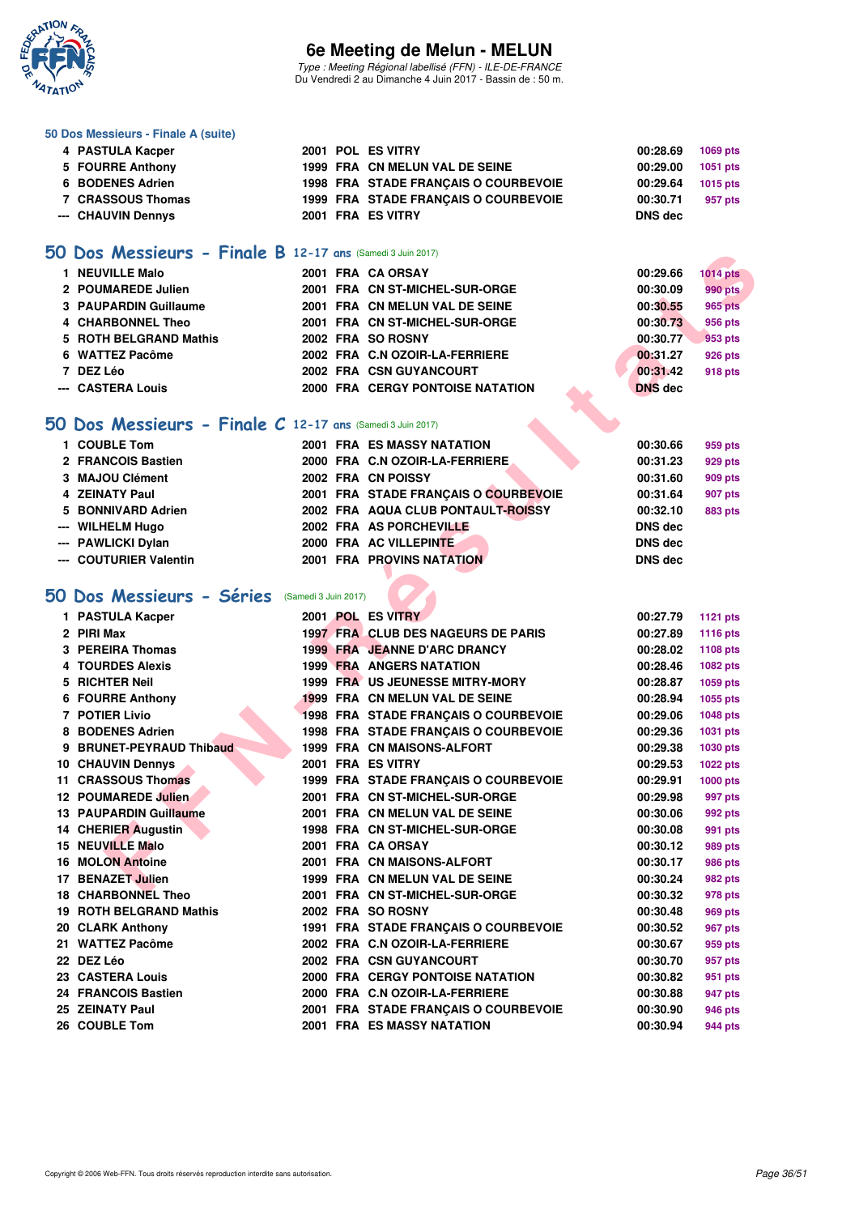### 50 Dos Messieurs - Finale A (suite)

| | | | | | | |
|---|---|---|---|---|---|---|
| 4 | PASTULA Kacper | 2001 | POL | ES VITRY | 00:28.69 | 1069 pts |
| 5 | FOURRE Anthony | 1999 | FRA | CN MELUN VAL DE SEINE | 00:29.00 | 1051 pts |
| 6 | BODENES Adrien | 1998 | FRA | STADE FRANÇAIS O COURBEVOIE | 00:29.64 | 1015 pts |
| 7 | CRASSOUS Thomas | 1999 | FRA | STADE FRANÇAIS O COURBEVOIE | 00:30.71 | 957 pts |
| --- | CHAUVIN Dennys | 2001 | FRA | ES VITRY | DNS dec | |

## 50 Dos Messieurs - Finale B 12-17 ans (Samedi 3 Juin 2017)

| | | | | | | |
|---|---|---|---|---|---|---|
| 1 | NEUVILLE Malo | 2001 | FRA | CA ORSAY | 00:29.66 | 1014 pts |
| 2 | POUMAREDE Julien | 2001 | FRA | CN ST-MICHEL-SUR-ORGE | 00:30.09 | 990 pts |
| 3 | PAUPARDIN Guillaume | 2001 | FRA | CN MELUN VAL DE SEINE | 00:30.55 | 965 pts |
| 4 | CHARBONNEL Theo | 2001 | FRA | CN ST-MICHEL-SUR-ORGE | 00:30.73 | 956 pts |
| 5 | ROTH BELGRAND Mathis | 2002 | FRA | SO ROSNY | 00:30.77 | 953 pts |
| 6 | WATTEZ Pacôme | 2002 | FRA | C.N OZOIR-LA-FERRIERE | 00:31.27 | 926 pts |
| 7 | DEZ Léo | 2002 | FRA | CSN GUYANCOURT | 00:31.42 | 918 pts |
| --- | CASTERA Louis | 2000 | FRA | CERGY PONTOISE NATATION | DNS dec | |

## 50 Dos Messieurs - Finale C 12-17 ans (Samedi 3 Juin 2017)

| | | | | | | |
|---|---|---|---|---|---|---|
| 1 | COUBLE Tom | 2001 | FRA | ES MASSY NATATION | 00:30.66 | 959 pts |
| 2 | FRANCOIS Bastien | 2000 | FRA | C.N OZOIR-LA-FERRIERE | 00:31.23 | 929 pts |
| 3 | MAJOU Clément | 2002 | FRA | CN POISSY | 00:31.60 | 909 pts |
| 4 | ZEINATY Paul | 2001 | FRA | STADE FRANÇAIS O COURBEVOIE | 00:31.64 | 907 pts |
| 5 | BONNIVARD Adrien | 2002 | FRA | AQUA CLUB PONTAULT-ROISSY | 00:32.10 | 883 pts |
| --- | WILHELM Hugo | 2002 | FRA | AS PORCHEVILLE | DNS dec | |
| --- | PAWLICKI Dylan | 2000 | FRA | AC VILLEPINTE | DNS dec | |
| --- | COUTURIER Valentin | 2001 | FRA | PROVINS NATATION | DNS dec | |

## 50 Dos Messieurs - Séries (Samedi 3 Juin 2017)

| | | | | | | |
|---|---|---|---|---|---|---|
| 1 | PASTULA Kacper | 2001 | POL | ES VITRY | 00:27.79 | 1121 pts |
| 2 | PIRI Max | 1997 | FRA | CLUB DES NAGEURS DE PARIS | 00:27.89 | 1116 pts |
| 3 | PEREIRA Thomas | 1999 | FRA | JEANNE D'ARC DRANCY | 00:28.02 | 1108 pts |
| 4 | TOURDES Alexis | 1999 | FRA | ANGERS NATATION | 00:28.46 | 1082 pts |
| 5 | RICHTER Neil | 1999 | FRA | US JEUNESSE MITRY-MORY | 00:28.87 | 1059 pts |
| 6 | FOURRE Anthony | 1999 | FRA | CN MELUN VAL DE SEINE | 00:28.94 | 1055 pts |
| 7 | POTIER Livio | 1998 | FRA | STADE FRANÇAIS O COURBEVOIE | 00:29.06 | 1048 pts |
| 8 | BODENES Adrien | 1998 | FRA | STADE FRANÇAIS O COURBEVOIE | 00:29.36 | 1031 pts |
| 9 | BRUNET-PEYRAUD Thibaud | 1999 | FRA | CN MAISONS-ALFORT | 00:29.38 | 1030 pts |
| 10 | CHAUVIN Dennys | 2001 | FRA | ES VITRY | 00:29.53 | 1022 pts |
| 11 | CRASSOUS Thomas | 1999 | FRA | STADE FRANÇAIS O COURBEVOIE | 00:29.91 | 1000 pts |
| 12 | POUMAREDE Julien | 2001 | FRA | CN ST-MICHEL-SUR-ORGE | 00:29.98 | 997 pts |
| 13 | PAUPARDIN Guillaume | 2001 | FRA | CN MELUN VAL DE SEINE | 00:30.06 | 992 pts |
| 14 | CHERIER Augustin | 1998 | FRA | CN ST-MICHEL-SUR-ORGE | 00:30.08 | 991 pts |
| 15 | NEUVILLE Malo | 2001 | FRA | CA ORSAY | 00:30.12 | 989 pts |
| 16 | MOLON Antoine | 2001 | FRA | CN MAISONS-ALFORT | 00:30.17 | 986 pts |
| 17 | BENAZET Julien | 1999 | FRA | CN MELUN VAL DE SEINE | 00:30.24 | 982 pts |
| 18 | CHARBONNEL Theo | 2001 | FRA | CN ST-MICHEL-SUR-ORGE | 00:30.32 | 978 pts |
| 19 | ROTH BELGRAND Mathis | 2002 | FRA | SO ROSNY | 00:30.48 | 969 pts |
| 20 | CLARK Anthony | 1991 | FRA | STADE FRANÇAIS O COURBEVOIE | 00:30.52 | 967 pts |
| 21 | WATTEZ Pacôme | 2002 | FRA | C.N OZOIR-LA-FERRIERE | 00:30.67 | 959 pts |
| 22 | DEZ Léo | 2002 | FRA | CSN GUYANCOURT | 00:30.70 | 957 pts |
| 23 | CASTERA Louis | 2000 | FRA | CERGY PONTOISE NATATION | 00:30.82 | 951 pts |
| 24 | FRANCOIS Bastien | 2000 | FRA | C.N OZOIR-LA-FERRIERE | 00:30.88 | 947 pts |
| 25 | ZEINATY Paul | 2001 | FRA | STADE FRANÇAIS O COURBEVOIE | 00:30.90 | 946 pts |
| 26 | COUBLE Tom | 2001 | FRA | ES MASSY NATATION | 00:30.94 | 944 pts |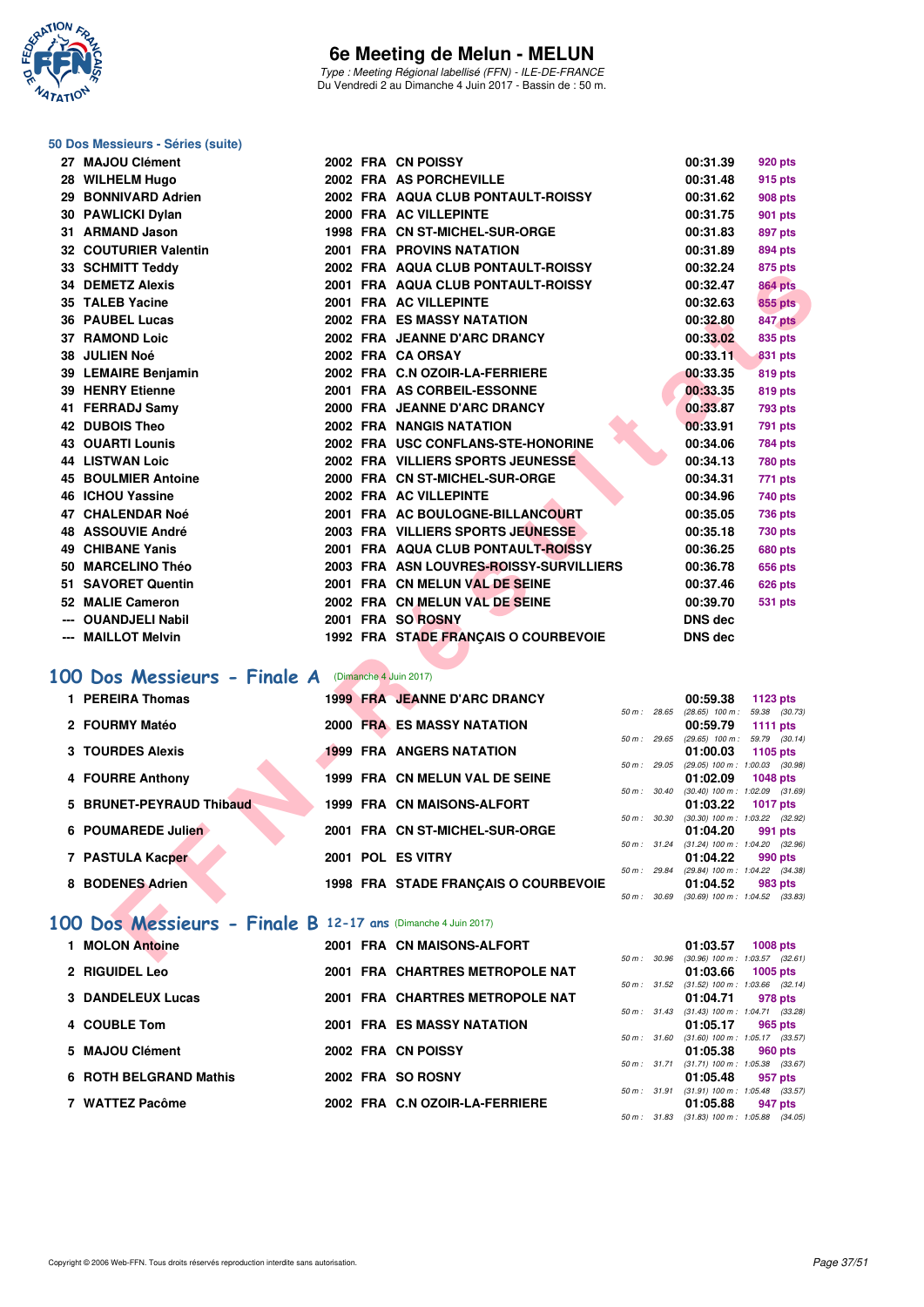### 50 Dos Messieurs - Séries (suite)

| Rg | Nom | Année | Nat | Club | Temps | Points |
|---|---|---|---|---|---|---|
| 27 | MAJOU Clément | 2002 | FRA | CN POISSY | 00:31.39 | 920 pts |
| 28 | WILHELM Hugo | 2002 | FRA | AS PORCHEVILLE | 00:31.48 | 915 pts |
| 29 | BONNIVARD Adrien | 2002 | FRA | AQUA CLUB PONTAULT-ROISSY | 00:31.62 | 908 pts |
| 30 | PAWLICKI Dylan | 2000 | FRA | AC VILLEPINTE | 00:31.75 | 901 pts |
| 31 | ARMAND Jason | 1998 | FRA | CN ST-MICHEL-SUR-ORGE | 00:31.83 | 897 pts |
| 32 | COUTURIER Valentin | 2001 | FRA | PROVINS NATATION | 00:31.89 | 894 pts |
| 33 | SCHMITT Teddy | 2002 | FRA | AQUA CLUB PONTAULT-ROISSY | 00:32.24 | 875 pts |
| 34 | DEMETZ Alexis | 2001 | FRA | AQUA CLUB PONTAULT-ROISSY | 00:32.47 | 864 pts |
| 35 | TALEB Yacine | 2001 | FRA | AC VILLEPINTE | 00:32.63 | 855 pts |
| 36 | PAUBEL Lucas | 2002 | FRA | ES MASSY NATATION | 00:32.80 | 847 pts |
| 37 | RAMOND Loic | 2002 | FRA | JEANNE D'ARC DRANCY | 00:33.02 | 835 pts |
| 38 | JULIEN Noé | 2002 | FRA | CA ORSAY | 00:33.11 | 831 pts |
| 39 | LEMAIRE Benjamin | 2002 | FRA | C.N OZOIR-LA-FERRIERE | 00:33.35 | 819 pts |
| 39 | HENRY Etienne | 2001 | FRA | AS CORBEIL-ESSONNE | 00:33.35 | 819 pts |
| 41 | FERRADJ Samy | 2000 | FRA | JEANNE D'ARC DRANCY | 00:33.87 | 793 pts |
| 42 | DUBOIS Theo | 2002 | FRA | NANGIS NATATION | 00:33.91 | 791 pts |
| 43 | OUARTI Lounis | 2002 | FRA | USC CONFLANS-STE-HONORINE | 00:34.06 | 784 pts |
| 44 | LISTWAN Loic | 2002 | FRA | VILLIERS SPORTS JEUNESSE | 00:34.13 | 780 pts |
| 45 | BOULMIER Antoine | 2000 | FRA | CN ST-MICHEL-SUR-ORGE | 00:34.31 | 771 pts |
| 46 | ICHOU Yassine | 2002 | FRA | AC VILLEPINTE | 00:34.96 | 740 pts |
| 47 | CHALENDAR Noé | 2001 | FRA | AC BOULOGNE-BILLANCOURT | 00:35.05 | 736 pts |
| 48 | ASSOUVIE André | 2003 | FRA | VILLIERS SPORTS JEUNESSE | 00:35.18 | 730 pts |
| 49 | CHIBANE Yanis | 2001 | FRA | AQUA CLUB PONTAULT-ROISSY | 00:36.25 | 680 pts |
| 50 | MARCELINO Théo | 2003 | FRA | ASN LOUVRES-ROISSY-SURVILLIERS | 00:36.78 | 656 pts |
| 51 | SAVORET Quentin | 2001 | FRA | CN MELUN VAL DE SEINE | 00:37.46 | 626 pts |
| 52 | MALIE Cameron | 2002 | FRA | CN MELUN VAL DE SEINE | 00:39.70 | 531 pts |
| --- | OUANDJELI Nabil | 2001 | FRA | SO ROSNY | DNS dec | |
| --- | MAILLOT Melvin | 1992 | FRA | STADE FRANÇAIS O COURBEVOIE | DNS dec | |

## 100 Dos Messieurs - Finale A (Dimanche 4 Juin 2017)

| Rg | Nom | Année | Nat | Club | Temps | Points | Splits |
|---|---|---|---|---|---|---|---|
| 1 | PEREIRA Thomas | 1999 | FRA | JEANNE D'ARC DRANCY | 00:59.38 | 1123 pts | 50 m : 28.65 (28.65) 100 m : 59.38 (30.73) |
| 2 | FOURMY Matéo | 2000 | FRA | ES MASSY NATATION | 00:59.79 | 1111 pts | 50 m : 29.65 (29.65) 100 m : 59.79 (30.14) |
| 3 | TOURDES Alexis | 1999 | FRA | ANGERS NATATION | 01:00.03 | 1105 pts | 50 m : 29.05 (29.05) 100 m : 1:00.03 (30.98) |
| 4 | FOURRE Anthony | 1999 | FRA | CN MELUN VAL DE SEINE | 01:02.09 | 1048 pts | 50 m : 30.40 (30.40) 100 m : 1:02.09 (31.69) |
| 5 | BRUNET-PEYRAUD Thibaud | 1999 | FRA | CN MAISONS-ALFORT | 01:03.22 | 1017 pts | 50 m : 30.30 (30.30) 100 m : 1:03.22 (32.92) |
| 6 | POUMAREDE Julien | 2001 | FRA | CN ST-MICHEL-SUR-ORGE | 01:04.20 | 991 pts | 50 m : 31.24 (31.24) 100 m : 1:04.20 (32.96) |
| 7 | PASTULA Kacper | 2001 | POL | ES VITRY | 01:04.22 | 990 pts | 50 m : 29.84 (29.84) 100 m : 1:04.22 (34.38) |
| 8 | BODENES Adrien | 1998 | FRA | STADE FRANÇAIS O COURBEVOIE | 01:04.52 | 983 pts | 50 m : 30.69 (30.69) 100 m : 1:04.52 (33.83) |

## 100 Dos Messieurs - Finale B 12-17 ans (Dimanche 4 Juin 2017)

| Rg | Nom | Année | Nat | Club | Temps | Points | Splits |
|---|---|---|---|---|---|---|---|
| 1 | MOLON Antoine | 2001 | FRA | CN MAISONS-ALFORT | 01:03.57 | 1008 pts | 50 m : 30.96 (30.96) 100 m : 1:03.57 (32.61) |
| 2 | RIGUIDEL Leo | 2001 | FRA | CHARTRES METROPOLE NAT | 01:03.66 | 1005 pts | 50 m : 31.52 (31.52) 100 m : 1:03.66 (32.14) |
| 3 | DANDELEUX Lucas | 2001 | FRA | CHARTRES METROPOLE NAT | 01:04.71 | 978 pts | 50 m : 31.43 (31.43) 100 m : 1:04.71 (33.28) |
| 4 | COUBLE Tom | 2001 | FRA | ES MASSY NATATION | 01:05.17 | 965 pts | 50 m : 31.60 (31.60) 100 m : 1:05.17 (33.57) |
| 5 | MAJOU Clément | 2002 | FRA | CN POISSY | 01:05.38 | 960 pts | 50 m : 31.71 (31.71) 100 m : 1:05.38 (33.67) |
| 6 | ROTH BELGRAND Mathis | 2002 | FRA | SO ROSNY | 01:05.48 | 957 pts | 50 m : 31.91 (31.91) 100 m : 1:05.48 (33.57) |
| 7 | WATTEZ Pacôme | 2002 | FRA | C.N OZOIR-LA-FERRIERE | 01:05.88 | 947 pts | 50 m : 31.83 (31.83) 100 m : 1:05.88 (34.05) |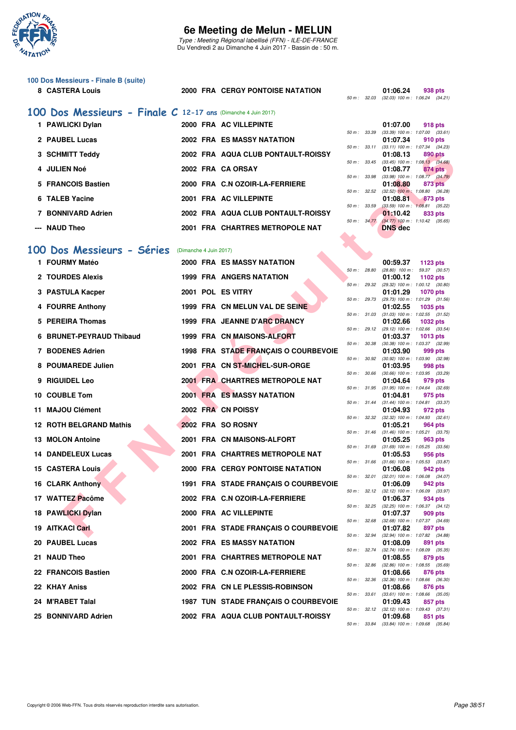### 100 Dos Messieurs - Finale B (suite)

| Rang | Nom | Année | Nat | Club | Temps | Points | Splits |
|---|---|---|---|---|---|---|---|
| 8 | CASTERA Louis | 2000 | FRA | CERGY PONTOISE NATATION | 01:06.24 | 938 pts | 50 m : 32.03 (32.03) 100 m : 1:06.24 (34.21) |

## 100 Dos Messieurs - Finale C 12-17 ans (Dimanche 4 Juin 2017)

| Rang | Nom | Année | Nat | Club | Temps | Points | Splits |
|---|---|---|---|---|---|---|---|
| 1 | PAWLICKI Dylan | 2000 | FRA | AC VILLEPINTE | 01:07.00 | 918 pts | 50 m : 33.39 (33.39) 100 m : 1:07.00 (33.61) |
| 2 | PAUBEL Lucas | 2002 | FRA | ES MASSY NATATION | 01:07.34 | 910 pts | 50 m : 33.11 (33.11) 100 m : 1:07.34 (34.23) |
| 3 | SCHMITT Teddy | 2002 | FRA | AQUA CLUB PONTAULT-ROISSY | 01:08.13 | 890 pts | 50 m : 33.45 (33.45) 100 m : 1:08.13 (34.68) |
| 4 | JULIEN Noé | 2002 | FRA | CA ORSAY | 01:08.77 | 874 pts | 50 m : 33.98 (33.98) 100 m : 1:08.77 (34.79) |
| 5 | FRANCOIS Bastien | 2000 | FRA | C.N OZOIR-LA-FERRIERE | 01:08.80 | 873 pts | 50 m : 32.52 (32.52) 100 m : 1:08.80 (36.28) |
| 6 | TALEB Yacine | 2001 | FRA | AC VILLEPINTE | 01:08.81 | 873 pts | 50 m : 33.59 (33.59) 100 m : 1:08.81 (35.22) |
| 7 | BONNIVARD Adrien | 2002 | FRA | AQUA CLUB PONTAULT-ROISSY | 01:10.42 | 833 pts | 50 m : 34.77 (34.77) 100 m : 1:10.42 (35.65) |
| --- | NAUD Theo | 2001 | FRA | CHARTRES METROPOLE NAT | DNS dec | | |

## 100 Dos Messieurs - Séries (Dimanche 4 Juin 2017)

| Rang | Nom | Année | Nat | Club | Temps | Points | Splits |
|---|---|---|---|---|---|---|---|
| 1 | FOURMY Matéo | 2000 | FRA | ES MASSY NATATION | 00:59.37 | 1123 pts | 50 m : 28.80 (28.80) 100 m : 59.37 (30.57) |
| 2 | TOURDES Alexis | 1999 | FRA | ANGERS NATATION | 01:00.12 | 1102 pts | 50 m : 29.32 (29.32) 100 m : 1:00.12 (30.80) |
| 3 | PASTULA Kacper | 2001 | POL | ES VITRY | 01:01.29 | 1070 pts | 50 m : 29.73 (29.73) 100 m : 1:01.29 (31.56) |
| 4 | FOURRE Anthony | 1999 | FRA | CN MELUN VAL DE SEINE | 01:02.55 | 1035 pts | 50 m : 31.03 (31.03) 100 m : 1:02.55 (31.52) |
| 5 | PEREIRA Thomas | 1999 | FRA | JEANNE D'ARC DRANCY | 01:02.66 | 1032 pts | 50 m : 29.12 (29.12) 100 m : 1:02.66 (33.54) |
| 6 | BRUNET-PEYRAUD Thibaud | 1999 | FRA | CN MAISONS-ALFORT | 01:03.37 | 1013 pts | 50 m : 30.38 (30.38) 100 m : 1:03.37 (32.99) |
| 7 | BODENES Adrien | 1998 | FRA | STADE FRANÇAIS O COURBEVOIE | 01:03.90 | 999 pts | 50 m : 30.92 (30.92) 100 m : 1:03.90 (32.98) |
| 8 | POUMAREDE Julien | 2001 | FRA | CN ST-MICHEL-SUR-ORGE | 01:03.95 | 998 pts | 50 m : 30.66 (30.66) 100 m : 1:03.95 (33.29) |
| 9 | RIGUIDEL Leo | 2001 | FRA | CHARTRES METROPOLE NAT | 01:04.64 | 979 pts | 50 m : 31.95 (31.95) 100 m : 1:04.64 (32.69) |
| 10 | COUBLE Tom | 2001 | FRA | ES MASSY NATATION | 01:04.81 | 975 pts | 50 m : 31.44 (31.44) 100 m : 1:04.81 (33.37) |
| 11 | MAJOU Clément | 2002 | FRA | CN POISSY | 01:04.93 | 972 pts | 50 m : 32.32 (32.32) 100 m : 1:04.93 (32.61) |
| 12 | ROTH BELGRAND Mathis | 2002 | FRA | SO ROSNY | 01:05.21 | 964 pts | 50 m : 31.46 (31.46) 100 m : 1:05.21 (33.75) |
| 13 | MOLON Antoine | 2001 | FRA | CN MAISONS-ALFORT | 01:05.25 | 963 pts | 50 m : 31.69 (31.69) 100 m : 1:05.25 (33.56) |
| 14 | DANDELEUX Lucas | 2001 | FRA | CHARTRES METROPOLE NAT | 01:05.53 | 956 pts | 50 m : 31.66 (31.66) 100 m : 1:05.53 (33.87) |
| 15 | CASTERA Louis | 2000 | FRA | CERGY PONTOISE NATATION | 01:06.08 | 942 pts | 50 m : 32.01 (32.01) 100 m : 1:06.08 (34.07) |
| 16 | CLARK Anthony | 1991 | FRA | STADE FRANÇAIS O COURBEVOIE | 01:06.09 | 942 pts | 50 m : 32.12 (32.12) 100 m : 1:06.09 (33.97) |
| 17 | WATTEZ Pacôme | 2002 | FRA | C.N OZOIR-LA-FERRIERE | 01:06.37 | 934 pts | 50 m : 32.25 (32.25) 100 m : 1:06.37 (34.12) |
| 18 | PAWLICKI Dylan | 2000 | FRA | AC VILLEPINTE | 01:07.37 | 909 pts | 50 m : 32.68 (32.68) 100 m : 1:07.37 (34.69) |
| 19 | AITKACI Carl | 2001 | FRA | STADE FRANÇAIS O COURBEVOIE | 01:07.82 | 897 pts | 50 m : 32.94 (32.94) 100 m : 1:07.82 (34.88) |
| 20 | PAUBEL Lucas | 2002 | FRA | ES MASSY NATATION | 01:08.09 | 891 pts | 50 m : 32.74 (32.74) 100 m : 1:08.09 (35.35) |
| 21 | NAUD Theo | 2001 | FRA | CHARTRES METROPOLE NAT | 01:08.55 | 879 pts | 50 m : 32.86 (32.86) 100 m : 1:08.55 (35.69) |
| 22 | FRANCOIS Bastien | 2000 | FRA | C.N OZOIR-LA-FERRIERE | 01:08.66 | 876 pts | 50 m : 32.36 (32.36) 100 m : 1:08.66 (36.30) |
| 22 | KHAY Aniss | 2002 | FRA | CN LE PLESSIS-ROBINSON | 01:08.66 | 876 pts | 50 m : 33.61 (33.61) 100 m : 1:08.66 (35.05) |
| 24 | M'RABET Talal | 1987 | TUN | STADE FRANÇAIS O COURBEVOIE | 01:09.43 | 857 pts | 50 m : 32.12 (32.12) 100 m : 1:09.43 (37.31) |
| 25 | BONNIVARD Adrien | 2002 | FRA | AQUA CLUB PONTAULT-ROISSY | 01:09.68 | 851 pts | 50 m : 33.84 (33.84) 100 m : 1:09.68 (35.84) |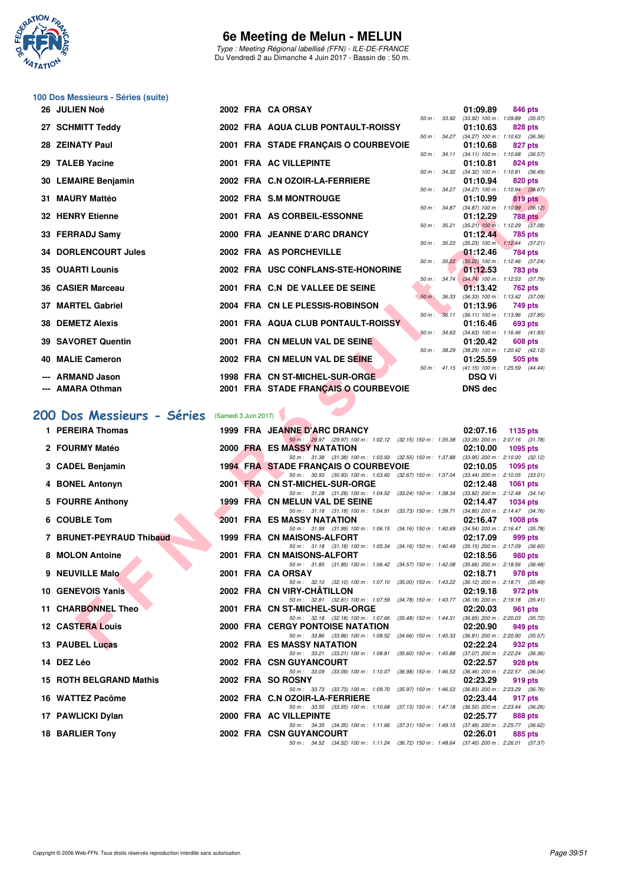## 100 Dos Messieurs - Séries (suite)

| Rang | Nom | Année | Nat | Club | Temps | Points | Splits |
|---|---|---|---|---|---|---|---|
| 26 | JULIEN Noé | 2002 | FRA | CA ORSAY | 01:09.89 | 846 pts | 50 m : 33.92 (33.92) 100 m : 1:09.89 (35.97) |
| 27 | SCHMITT Teddy | 2002 | FRA | AQUA CLUB PONTAULT-ROISSY | 01:10.63 | 828 pts | 50 m : 34.27 (34.27) 100 m : 1:10.63 (36.36) |
| 28 | ZEINATY Paul | 2001 | FRA | STADE FRANÇAIS O COURBEVOIE | 01:10.68 | 827 pts | 50 m : 34.11 (34.11) 100 m : 1:10.68 (36.57) |
| 29 | TALEB Yacine | 2001 | FRA | AC VILLEPINTE | 01:10.81 | 824 pts | 50 m : 34.32 (34.32) 100 m : 1:10.81 (36.49) |
| 30 | LEMAIRE Benjamin | 2002 | FRA | C.N OZOIR-LA-FERRIERE | 01:10.94 | 820 pts | 50 m : 34.27 (34.27) 100 m : 1:10.94 (36.67) |
| 31 | MAURY Mattéo | 2002 | FRA | S.M MONTROUGE | 01:10.99 | 819 pts | 50 m : 34.87 (34.87) 100 m : 1:10.99 (36.12) |
| 32 | HENRY Etienne | 2001 | FRA | AS CORBEIL-ESSONNE | 01:12.29 | 788 pts | 50 m : 35.21 (35.21) 100 m : 1:12.29 (37.08) |
| 33 | FERRADJ Samy | 2000 | FRA | JEANNE D'ARC DRANCY | 01:12.44 | 785 pts | 50 m : 35.23 (35.23) 100 m : 1:12.44 (37.21) |
| 34 | DORLENCOURT Jules | 2002 | FRA | AS PORCHEVILLE | 01:12.46 | 784 pts | 50 m : 35.22 (35.22) 100 m : 1:12.46 (37.24) |
| 35 | OUARTI Lounis | 2002 | FRA | USC CONFLANS-STE-HONORINE | 01:12.53 | 783 pts | 50 m : 34.74 (34.74) 100 m : 1:12.53 (37.79) |
| 36 | CASIER Marceau | 2001 | FRA | C.N DE VALLEE DE SEINE | 01:13.42 | 762 pts | 50 m : 36.33 (36.33) 100 m : 1:13.42 (37.09) |
| 37 | MARTEL Gabriel | 2004 | FRA | CN LE PLESSIS-ROBINSON | 01:13.96 | 749 pts | 50 m : 36.11 (36.11) 100 m : 1:13.96 (37.85) |
| 38 | DEMETZ Alexis | 2001 | FRA | AQUA CLUB PONTAULT-ROISSY | 01:16.46 | 693 pts | 50 m : 34.63 (34.63) 100 m : 1:16.46 (41.83) |
| 39 | SAVORET Quentin | 2001 | FRA | CN MELUN VAL DE SEINE | 01:20.42 | 608 pts | 50 m : 38.29 (38.29) 100 m : 1:20.42 (42.13) |
| 40 | MALIE Cameron | 2002 | FRA | CN MELUN VAL DE SEINE | 01:25.59 | 505 pts | 50 m : 41.15 (41.15) 100 m : 1:25.59 (44.44) |
| --- | ARMAND Jason | 1998 | FRA | CN ST-MICHEL-SUR-ORGE | DSQ Vi | | |
| --- | AMARA Othman | 2001 | FRA | STADE FRANÇAIS O COURBEVOIE | DNS dec | | |

## 200 Dos Messieurs - Séries (Samedi 3 Juin 2017)

| Rang | Nom | Année | Nat | Club | Temps | Points | Splits |
|---|---|---|---|---|---|---|---|
| 1 | PEREIRA Thomas | 1999 | FRA | JEANNE D'ARC DRANCY | 02:07.16 | 1135 pts | 50 m : 29.97 (29.97) 100 m : 1:02.12 (32.15) 150 m : 1:35.38 (33.26) 200 m : 2:07.16 (31.78) |
| 2 | FOURMY Matéo | 2000 | FRA | ES MASSY NATATION | 02:10.00 | 1095 pts | 50 m : 31.38 (31.38) 100 m : 1:03.93 (32.55) 150 m : 1:37.88 (33.95) 200 m : 2:10.00 (32.12) |
| 3 | CADEL Benjamin | 1994 | FRA | STADE FRANÇAIS O COURBEVOIE | 02:10.05 | 1095 pts | 50 m : 30.93 (30.93) 100 m : 1:03.60 (32.67) 150 m : 1:37.04 (33.44) 200 m : 2:10.05 (33.01) |
| 4 | BONEL Antonyn | 2001 | FRA | CN ST-MICHEL-SUR-ORGE | 02:12.48 | 1061 pts | 50 m : 31.28 (31.28) 100 m : 1:04.52 (33.24) 150 m : 1:38.34 (33.82) 200 m : 2:12.48 (34.14) |
| 5 | FOURRE Anthony | 1999 | FRA | CN MELUN VAL DE SEINE | 02:14.47 | 1034 pts | 50 m : 31.18 (31.18) 100 m : 1:04.91 (33.73) 150 m : 1:39.71 (34.80) 200 m : 2:14.47 (34.76) |
| 6 | COUBLE Tom | 2001 | FRA | ES MASSY NATATION | 02:16.47 | 1008 pts | 50 m : 31.99 (31.99) 100 m : 1:06.15 (34.16) 150 m : 1:40.69 (34.54) 200 m : 2:16.47 (35.78) |
| 7 | BRUNET-PEYRAUD Thibaud | 1999 | FRA | CN MAISONS-ALFORT | 02:17.09 | 999 pts | 50 m : 31.18 (31.18) 100 m : 1:05.34 (34.16) 150 m : 1:40.49 (35.15) 200 m : 2:17.09 (36.60) |
| 8 | MOLON Antoine | 2001 | FRA | CN MAISONS-ALFORT | 02:18.56 | 980 pts | 50 m : 31.85 (31.85) 100 m : 1:06.42 (34.57) 150 m : 1:42.08 (35.66) 200 m : 2:18.56 (36.48) |
| 9 | NEUVILLE Malo | 2001 | FRA | CA ORSAY | 02:18.71 | 978 pts | 50 m : 32.10 (32.10) 100 m : 1:07.10 (35.00) 150 m : 1:43.22 (36.12) 200 m : 2:18.71 (35.49) |
| 10 | GENEVOIS Yanis | 2002 | FRA | CN VIRY-CHÂTILLON | 02:19.18 | 972 pts | 50 m : 32.81 (32.81) 100 m : 1:07.59 (34.78) 150 m : 1:43.77 (36.18) 200 m : 2:19.18 (35.41) |
| 11 | CHARBONNEL Theo | 2001 | FRA | CN ST-MICHEL-SUR-ORGE | 02:20.03 | 961 pts | 50 m : 32.18 (32.18) 100 m : 1:07.66 (35.48) 150 m : 1:44.31 (36.65) 200 m : 2:20.03 (35.72) |
| 12 | CASTERA Louis | 2000 | FRA | CERGY PONTOISE NATATION | 02:20.90 | 949 pts | 50 m : 33.86 (33.86) 100 m : 1:08.52 (34.66) 150 m : 1:45.33 (36.81) 200 m : 2:20.90 (35.57) |
| 13 | PAUBEL Lucas | 2002 | FRA | ES MASSY NATATION | 02:22.24 | 932 pts | 50 m : 33.21 (33.21) 100 m : 1:08.81 (35.60) 150 m : 1:45.88 (37.07) 200 m : 2:22.24 (36.36) |
| 14 | DEZ Léo | 2002 | FRA | CSN GUYANCOURT | 02:22.57 | 928 pts | 50 m : 33.09 (33.09) 100 m : 1:10.07 (36.98) 150 m : 1:46.53 (36.46) 200 m : 2:22.57 (36.04) |
| 15 | ROTH BELGRAND Mathis | 2002 | FRA | SO ROSNY | 02:23.29 | 919 pts | 50 m : 33.73 (33.73) 100 m : 1:09.70 (35.97) 150 m : 1:46.53 (36.83) 200 m : 2:23.29 (36.76) |
| 16 | WATTEZ Pacôme | 2002 | FRA | C.N OZOIR-LA-FERRIERE | 02:23.44 | 917 pts | 50 m : 33.55 (33.55) 100 m : 1:10.68 (37.13) 150 m : 1:47.18 (36.50) 200 m : 2:23.44 (36.26) |
| 17 | PAWLICKI Dylan | 2000 | FRA | AC VILLEPINTE | 02:25.77 | 888 pts | 50 m : 34.35 (34.35) 100 m : 1:11.66 (37.31) 150 m : 1:49.15 (37.49) 200 m : 2:25.77 (36.62) |
| 18 | BARLIER Tony | 2002 | FRA | CSN GUYANCOURT | 02:26.01 | 885 pts | 50 m : 34.52 (34.52) 100 m : 1:11.24 (36.72) 150 m : 1:48.64 (37.40) 200 m : 2:26.01 (37.37) |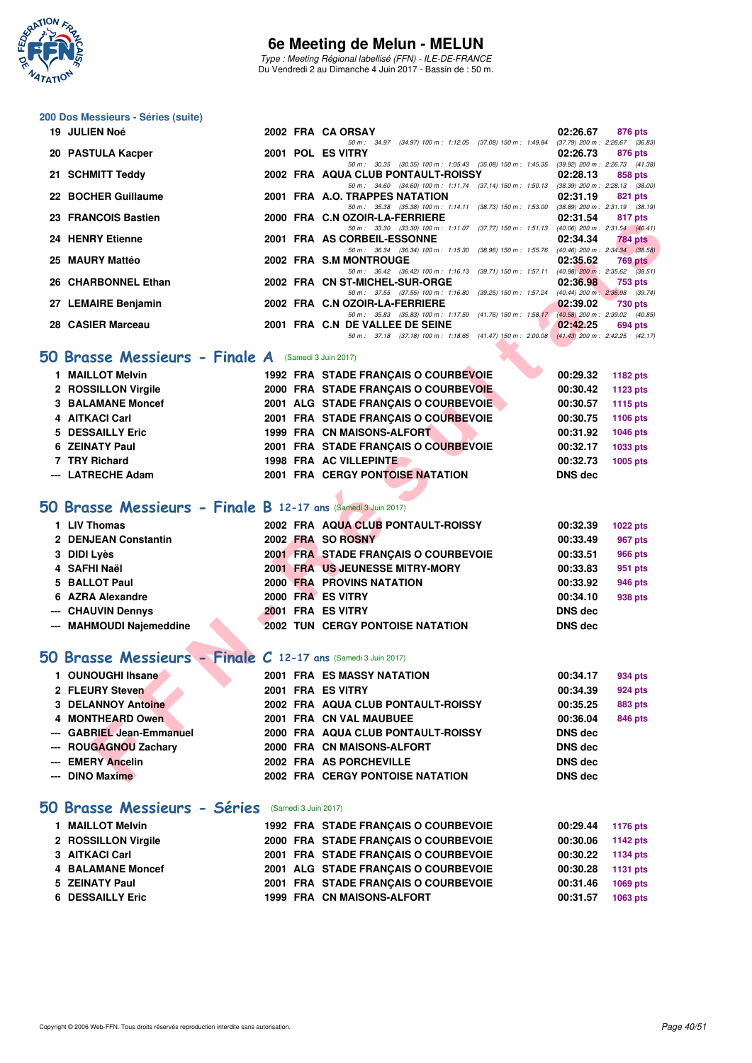## 200 Dos Messieurs - Séries (suite)

| Rang | Nom | Année | Nat. | Club | Temps | Points |
|---|---|---|---|---|---|---|
| 19 | JULIEN Noé | 2002 | FRA | CA ORSAY | 02:26.67 | 876 pts |
| | 50 m : 34.97 (34.97) 100 m : 1:12.05 (37.08) 150 m : 1:49.84 (37.79) 200 m : 2:26.67 (36.83) | | | | | |
| 20 | PASTULA Kacper | 2001 | POL | ES VITRY | 02:26.73 | 876 pts |
| | 50 m : 30.35 (30.35) 100 m : 1:05.43 (35.08) 150 m : 1:45.35 (39.92) 200 m : 2:26.73 (41.38) | | | | | |
| 21 | SCHMITT Teddy | 2002 | FRA | AQUA CLUB PONTAULT-ROISSY | 02:28.13 | 858 pts |
| | 50 m : 34.60 (34.60) 100 m : 1:11.74 (37.14) 150 m : 1:50.13 (38.39) 200 m : 2:28.13 (38.00) | | | | | |
| 22 | BOCHER Guillaume | 2001 | FRA | A.O. TRAPPES NATATION | 02:31.19 | 821 pts |
| | 50 m : 35.38 (35.38) 100 m : 1:14.11 (38.73) 150 m : 1:53.00 (38.89) 200 m : 2:31.19 (38.19) | | | | | |
| 23 | FRANCOIS Bastien | 2000 | FRA | C.N OZOIR-LA-FERRIERE | 02:31.54 | 817 pts |
| | 50 m : 33.30 (33.30) 100 m : 1:11.07 (37.77) 150 m : 1:51.13 (40.06) 200 m : 2:31.54 (40.41) | | | | | |
| 24 | HENRY Etienne | 2001 | FRA | AS CORBEIL-ESSONNE | 02:34.34 | 784 pts |
| | 50 m : 36.34 (36.34) 100 m : 1:15.30 (38.96) 150 m : 1:55.76 (40.46) 200 m : 2:34.34 (38.58) | | | | | |
| 25 | MAURY Mattéo | 2002 | FRA | S.M MONTROUGE | 02:35.62 | 769 pts |
| | 50 m : 36.42 (36.42) 100 m : 1:16.13 (39.71) 150 m : 1:57.11 (40.98) 200 m : 2:35.62 (38.51) | | | | | |
| 26 | CHARBONNEL Ethan | 2002 | FRA | CN ST-MICHEL-SUR-ORGE | 02:36.98 | 753 pts |
| | 50 m : 37.55 (37.55) 100 m : 1:16.80 (39.25) 150 m : 1:57.24 (40.44) 200 m : 2:36.98 (39.74) | | | | | |
| 27 | LEMAIRE Benjamin | 2002 | FRA | C.N OZOIR-LA-FERRIERE | 02:39.02 | 730 pts |
| | 50 m : 35.83 (35.83) 100 m : 1:17.59 (41.76) 150 m : 1:58.17 (40.58) 200 m : 2:39.02 (40.85) | | | | | |
| 28 | CASIER Marceau | 2001 | FRA | C.N DE VALLEE DE SEINE | 02:42.25 | 694 pts |
| | 50 m : 37.18 (37.18) 100 m : 1:18.65 (41.47) 150 m : 2:00.08 (41.43) 200 m : 2:42.25 (42.17) | | | | | |

## 50 Brasse Messieurs - Finale A (Samedi 3 Juin 2017)

| Rang | Nom | Année | Nat. | Club | Temps | Points |
|---|---|---|---|---|---|---|
| 1 | MAILLOT Melvin | 1992 | FRA | STADE FRANÇAIS O COURBEVOIE | 00:29.32 | 1182 pts |
| 2 | ROSSILLON Virgile | 2000 | FRA | STADE FRANÇAIS O COURBEVOIE | 00:30.42 | 1123 pts |
| 3 | BALAMANE Moncef | 2001 | ALG | STADE FRANÇAIS O COURBEVOIE | 00:30.57 | 1115 pts |
| 4 | AITKACI Carl | 2001 | FRA | STADE FRANÇAIS O COURBEVOIE | 00:30.75 | 1106 pts |
| 5 | DESSAILLY Eric | 1999 | FRA | CN MAISONS-ALFORT | 00:31.92 | 1046 pts |
| 6 | ZEINATY Paul | 2001 | FRA | STADE FRANÇAIS O COURBEVOIE | 00:32.17 | 1033 pts |
| 7 | TRY Richard | 1998 | FRA | AC VILLEPINTE | 00:32.73 | 1005 pts |
| --- | LATRECHE Adam | 2001 | FRA | CERGY PONTOISE NATATION | DNS dec | |

## 50 Brasse Messieurs - Finale B 12-17 ans (Samedi 3 Juin 2017)

| Rang | Nom | Année | Nat. | Club | Temps | Points |
|---|---|---|---|---|---|---|
| 1 | LIV Thomas | 2002 | FRA | AQUA CLUB PONTAULT-ROISSY | 00:32.39 | 1022 pts |
| 2 | DENJEAN Constantin | 2002 | FRA | SO ROSNY | 00:33.49 | 967 pts |
| 3 | DIDI Lyès | 2001 | FRA | STADE FRANÇAIS O COURBEVOIE | 00:33.51 | 966 pts |
| 4 | SAFHI Naël | 2001 | FRA | US JEUNESSE MITRY-MORY | 00:33.83 | 951 pts |
| 5 | BALLOT Paul | 2000 | FRA | PROVINS NATATION | 00:33.92 | 946 pts |
| 6 | AZRA Alexandre | 2000 | FRA | ES VITRY | 00:34.10 | 938 pts |
| --- | CHAUVIN Dennys | 2001 | FRA | ES VITRY | DNS dec | |
| --- | MAHMOUDI Najemeddine | 2002 | TUN | CERGY PONTOISE NATATION | DNS dec | |

## 50 Brasse Messieurs - Finale C 12-17 ans (Samedi 3 Juin 2017)

| Rang | Nom | Année | Nat. | Club | Temps | Points |
|---|---|---|---|---|---|---|
| 1 | OUNOUGHI Ihsane | 2001 | FRA | ES MASSY NATATION | 00:34.17 | 934 pts |
| 2 | FLEURY Steven | 2001 | FRA | ES VITRY | 00:34.39 | 924 pts |
| 3 | DELANNOY Antoine | 2002 | FRA | AQUA CLUB PONTAULT-ROISSY | 00:35.25 | 883 pts |
| 4 | MONTHEARD Owen | 2001 | FRA | CN VAL MAUBUEE | 00:36.04 | 846 pts |
| --- | GABRIEL Jean-Emmanuel | 2000 | FRA | AQUA CLUB PONTAULT-ROISSY | DNS dec | |
| --- | ROUGAGNOU Zachary | 2000 | FRA | CN MAISONS-ALFORT | DNS dec | |
| --- | EMERY Ancelin | 2002 | FRA | AS PORCHEVILLE | DNS dec | |
| --- | DINO Maxime | 2002 | FRA | CERGY PONTOISE NATATION | DNS dec | |

## 50 Brasse Messieurs - Séries (Samedi 3 Juin 2017)

| Rang | Nom | Année | Nat. | Club | Temps | Points |
|---|---|---|---|---|---|---|
| 1 | MAILLOT Melvin | 1992 | FRA | STADE FRANÇAIS O COURBEVOIE | 00:29.44 | 1176 pts |
| 2 | ROSSILLON Virgile | 2000 | FRA | STADE FRANÇAIS O COURBEVOIE | 00:30.06 | 1142 pts |
| 3 | AITKACI Carl | 2001 | FRA | STADE FRANÇAIS O COURBEVOIE | 00:30.22 | 1134 pts |
| 4 | BALAMANE Moncef | 2001 | ALG | STADE FRANÇAIS O COURBEVOIE | 00:30.28 | 1131 pts |
| 5 | ZEINATY Paul | 2001 | FRA | STADE FRANÇAIS O COURBEVOIE | 00:31.46 | 1069 pts |
| 6 | DESSAILLY Eric | 1999 | FRA | CN MAISONS-ALFORT | 00:31.57 | 1063 pts |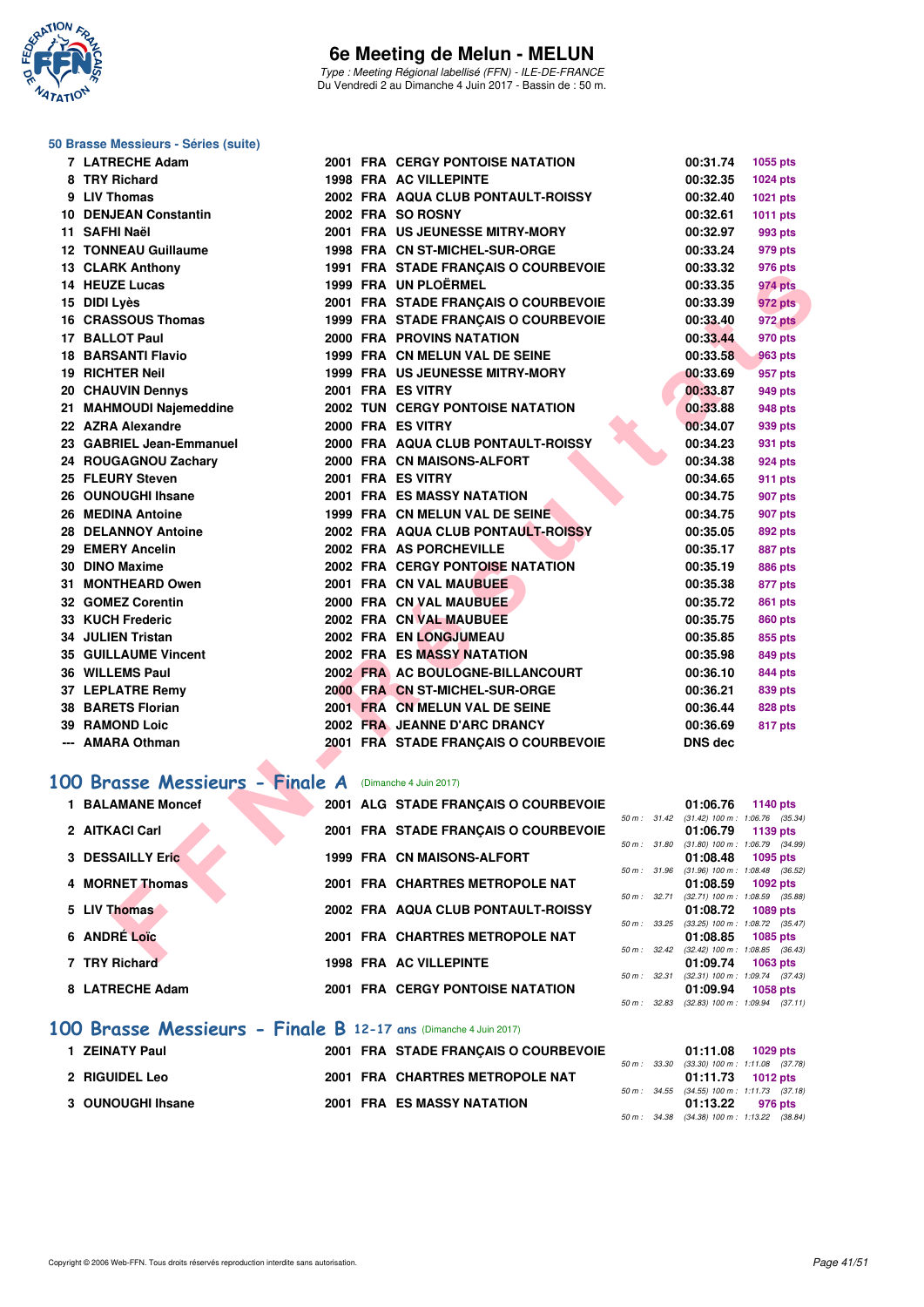# 6e Meeting de Melun - MELUN

*Type : Meeting Régional labellisé (FFN) - ILE-DE-FRANCE*
Du Vendredi 2 au Dimanche 4 Juin 2017 - Bassin de : 50 m.

## 50 Brasse Messieurs - Séries (suite)

| Rg | Nom | Année | Nat | Club | Temps | Points |
|---|---|---|---|---|---|---|
| 7 | LATRECHE Adam | 2001 | FRA | CERGY PONTOISE NATATION | 00:31.74 | 1055 pts |
| 8 | TRY Richard | 1998 | FRA | AC VILLEPINTE | 00:32.35 | 1024 pts |
| 9 | LIV Thomas | 2002 | FRA | AQUA CLUB PONTAULT-ROISSY | 00:32.40 | 1021 pts |
| 10 | DENJEAN Constantin | 2002 | FRA | SO ROSNY | 00:32.61 | 1011 pts |
| 11 | SAFHI Naël | 2001 | FRA | US JEUNESSE MITRY-MORY | 00:32.97 | 993 pts |
| 12 | TONNEAU Guillaume | 1998 | FRA | CN ST-MICHEL-SUR-ORGE | 00:33.24 | 979 pts |
| 13 | CLARK Anthony | 1991 | FRA | STADE FRANÇAIS O COURBEVOIE | 00:33.32 | 976 pts |
| 14 | HEUZE Lucas | 1999 | FRA | UN PLOËRMEL | 00:33.35 | 974 pts |
| 15 | DIDI Lyès | 2001 | FRA | STADE FRANÇAIS O COURBEVOIE | 00:33.39 | 972 pts |
| 16 | CRASSOUS Thomas | 1999 | FRA | STADE FRANÇAIS O COURBEVOIE | 00:33.40 | 972 pts |
| 17 | BALLOT Paul | 2000 | FRA | PROVINS NATATION | 00:33.44 | 970 pts |
| 18 | BARSANTI Flavio | 1999 | FRA | CN MELUN VAL DE SEINE | 00:33.58 | 963 pts |
| 19 | RICHTER Neil | 1999 | FRA | US JEUNESSE MITRY-MORY | 00:33.69 | 957 pts |
| 20 | CHAUVIN Dennys | 2001 | FRA | ES VITRY | 00:33.87 | 949 pts |
| 21 | MAHMOUDI Najemeddine | 2002 | TUN | CERGY PONTOISE NATATION | 00:33.88 | 948 pts |
| 22 | AZRA Alexandre | 2000 | FRA | ES VITRY | 00:34.07 | 939 pts |
| 23 | GABRIEL Jean-Emmanuel | 2000 | FRA | AQUA CLUB PONTAULT-ROISSY | 00:34.23 | 931 pts |
| 24 | ROUGAGNOU Zachary | 2000 | FRA | CN MAISONS-ALFORT | 00:34.38 | 924 pts |
| 25 | FLEURY Steven | 2001 | FRA | ES VITRY | 00:34.65 | 911 pts |
| 26 | OUNOUGHI Ihsane | 2001 | FRA | ES MASSY NATATION | 00:34.75 | 907 pts |
| 26 | MEDINA Antoine | 1999 | FRA | CN MELUN VAL DE SEINE | 00:34.75 | 907 pts |
| 28 | DELANNOY Antoine | 2002 | FRA | AQUA CLUB PONTAULT-ROISSY | 00:35.05 | 892 pts |
| 29 | EMERY Ancelin | 2002 | FRA | AS PORCHEVILLE | 00:35.17 | 887 pts |
| 30 | DINO Maxime | 2002 | FRA | CERGY PONTOISE NATATION | 00:35.19 | 886 pts |
| 31 | MONTHEARD Owen | 2001 | FRA | CN VAL MAUBUEE | 00:35.38 | 877 pts |
| 32 | GOMEZ Corentin | 2000 | FRA | CN VAL MAUBUEE | 00:35.72 | 861 pts |
| 33 | KUCH Frederic | 2002 | FRA | CN VAL MAUBUEE | 00:35.75 | 860 pts |
| 34 | JULIEN Tristan | 2002 | FRA | EN LONGJUMEAU | 00:35.85 | 855 pts |
| 35 | GUILLAUME Vincent | 2002 | FRA | ES MASSY NATATION | 00:35.98 | 849 pts |
| 36 | WILLEMS Paul | 2002 | FRA | AC BOULOGNE-BILLANCOURT | 00:36.10 | 844 pts |
| 37 | LEPLATRE Remy | 2000 | FRA | CN ST-MICHEL-SUR-ORGE | 00:36.21 | 839 pts |
| 38 | BARETS Florian | 2001 | FRA | CN MELUN VAL DE SEINE | 00:36.44 | 828 pts |
| 39 | RAMOND Loic | 2002 | FRA | JEANNE D'ARC DRANCY | 00:36.69 | 817 pts |
| --- | AMARA Othman | 2001 | FRA | STADE FRANÇAIS O COURBEVOIE | DNS dec | |

## 100 Brasse Messieurs - Finale A (Dimanche 4 Juin 2017)

| Rg | Nom | Année | Nat | Club | Temps | Points | Splits |
|---|---|---|---|---|---|---|---|
| 1 | BALAMANE Moncef | 2001 | ALG | STADE FRANÇAIS O COURBEVOIE | 01:06.76 | 1140 pts | 50 m : 31.42 (31.42) 100 m : 1:06.76 (35.34) |
| 2 | AITKACI Carl | 2001 | FRA | STADE FRANÇAIS O COURBEVOIE | 01:06.79 | 1139 pts | 50 m : 31.80 (31.80) 100 m : 1:06.79 (34.99) |
| 3 | DESSAILLY Eric | 1999 | FRA | CN MAISONS-ALFORT | 01:08.48 | 1095 pts | 50 m : 31.96 (31.96) 100 m : 1:08.48 (36.52) |
| 4 | MORNET Thomas | 2001 | FRA | CHARTRES METROPOLE NAT | 01:08.59 | 1092 pts | 50 m : 32.71 (32.71) 100 m : 1:08.59 (35.88) |
| 5 | LIV Thomas | 2002 | FRA | AQUA CLUB PONTAULT-ROISSY | 01:08.72 | 1089 pts | 50 m : 33.25 (33.25) 100 m : 1:08.72 (35.47) |
| 6 | ANDRÉ Loïc | 2001 | FRA | CHARTRES METROPOLE NAT | 01:08.85 | 1085 pts | 50 m : 32.42 (32.42) 100 m : 1:08.85 (36.43) |
| 7 | TRY Richard | 1998 | FRA | AC VILLEPINTE | 01:09.74 | 1063 pts | 50 m : 32.31 (32.31) 100 m : 1:09.74 (37.43) |
| 8 | LATRECHE Adam | 2001 | FRA | CERGY PONTOISE NATATION | 01:09.94 | 1058 pts | 50 m : 32.83 (32.83) 100 m : 1:09.94 (37.11) |

## 100 Brasse Messieurs - Finale B 12-17 ans (Dimanche 4 Juin 2017)

| Rg | Nom | Année | Nat | Club | Temps | Points | Splits |
|---|---|---|---|---|---|---|---|
| 1 | ZEINATY Paul | 2001 | FRA | STADE FRANÇAIS O COURBEVOIE | 01:11.08 | 1029 pts | 50 m : 33.30 (33.30) 100 m : 1:11.08 (37.78) |
| 2 | RIGUIDEL Leo | 2001 | FRA | CHARTRES METROPOLE NAT | 01:11.73 | 1012 pts | 50 m : 34.55 (34.55) 100 m : 1:11.73 (37.18) |
| 3 | OUNOUGHI Ihsane | 2001 | FRA | ES MASSY NATATION | 01:13.22 | 976 pts | 50 m : 34.38 (34.38) 100 m : 1:13.22 (38.84) |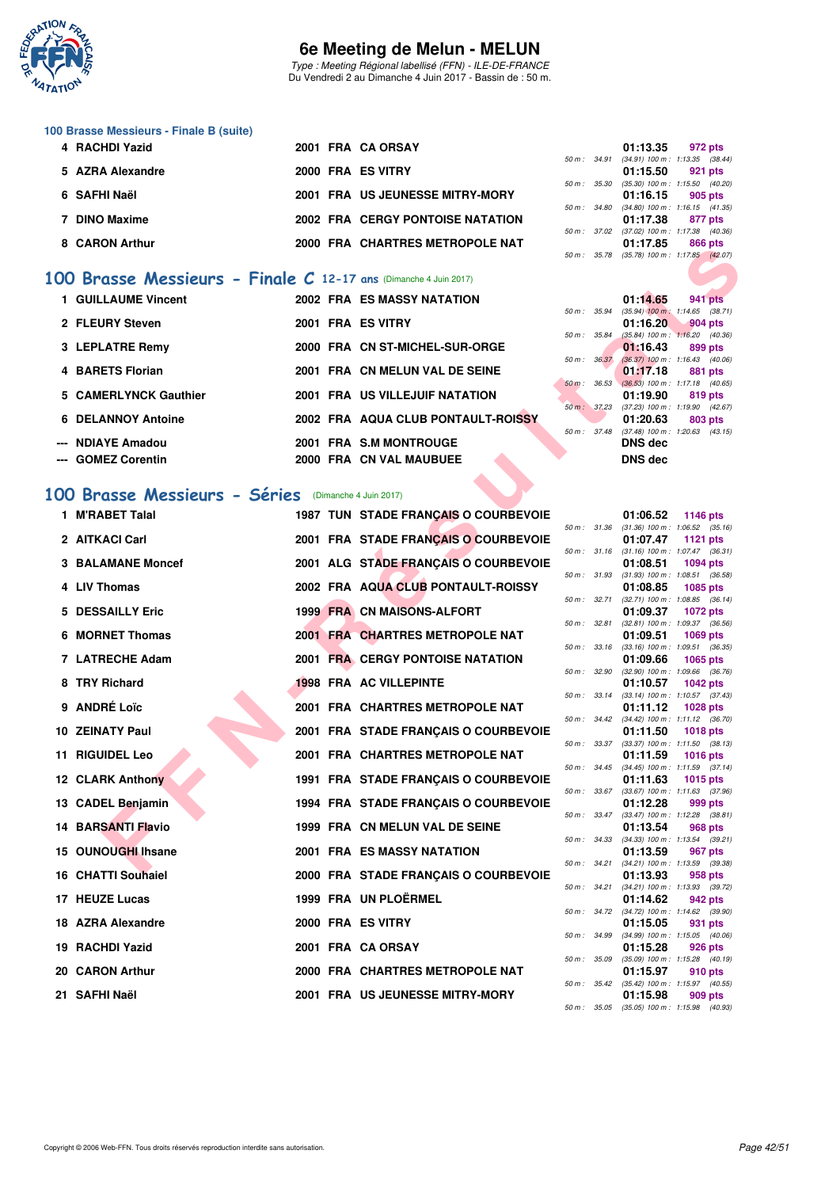### 100 Brasse Messieurs - Finale B (suite)

| Rang | Nom | Année | Nat. | Club | Temps | Points | Splits |
|---|---|---|---|---|---|---|---|
| 4 | RACHDI Yazid | 2001 | FRA | CA ORSAY | 01:13.35 | 972 pts | 50 m : 34.91 (34.91) 100 m : 1:13.35 (38.44) |
| 5 | AZRA Alexandre | 2000 | FRA | ES VITRY | 01:15.50 | 921 pts | 50 m : 35.30 (35.30) 100 m : 1:15.50 (40.20) |
| 6 | SAFHI Naël | 2001 | FRA | US JEUNESSE MITRY-MORY | 01:16.15 | 905 pts | 50 m : 34.80 (34.80) 100 m : 1:16.15 (41.35) |
| 7 | DINO Maxime | 2002 | FRA | CERGY PONTOISE NATATION | 01:17.38 | 877 pts | 50 m : 37.02 (37.02) 100 m : 1:17.38 (40.36) |
| 8 | CARON Arthur | 2000 | FRA | CHARTRES METROPOLE NAT | 01:17.85 | 866 pts | 50 m : 35.78 (35.78) 100 m : 1:17.85 (42.07) |

## 100 Brasse Messieurs - Finale C 12-17 ans (Dimanche 4 Juin 2017)

| Rang | Nom | Année | Nat. | Club | Temps | Points | Splits |
|---|---|---|---|---|---|---|---|
| 1 | GUILLAUME Vincent | 2002 | FRA | ES MASSY NATATION | 01:14.65 | 941 pts | 50 m : 35.94 (35.94) 100 m : 1:14.65 (38.71) |
| 2 | FLEURY Steven | 2001 | FRA | ES VITRY | 01:16.20 | 904 pts | 50 m : 35.84 (35.84) 100 m : 1:16.20 (40.36) |
| 3 | LEPLATRE Remy | 2000 | FRA | CN ST-MICHEL-SUR-ORGE | 01:16.43 | 899 pts | 50 m : 36.37 (36.37) 100 m : 1:16.43 (40.06) |
| 4 | BARETS Florian | 2001 | FRA | CN MELUN VAL DE SEINE | 01:17.18 | 881 pts | 50 m : 36.53 (36.53) 100 m : 1:17.18 (40.65) |
| 5 | CAMERLYNCK Gauthier | 2001 | FRA | US VILLEJUIF NATATION | 01:19.90 | 819 pts | 50 m : 37.23 (37.23) 100 m : 1:19.90 (42.67) |
| 6 | DELANNOY Antoine | 2002 | FRA | AQUA CLUB PONTAULT-ROISSY | 01:20.63 | 803 pts | 50 m : 37.48 (37.48) 100 m : 1:20.63 (43.15) |
| --- | NDIAYE Amadou | 2001 | FRA | S.M MONTROUGE | DNS dec | | |
| --- | GOMEZ Corentin | 2000 | FRA | CN VAL MAUBUEE | DNS dec | | |

## 100 Brasse Messieurs - Séries (Dimanche 4 Juin 2017)

| Rang | Nom | Année | Nat. | Club | Temps | Points | Splits |
|---|---|---|---|---|---|---|---|
| 1 | M'RABET Talal | 1987 | TUN | STADE FRANÇAIS O COURBEVOIE | 01:06.52 | 1146 pts | 50 m : 31.36 (31.36) 100 m : 1:06.52 (35.16) |
| 2 | AITKACI Carl | 2001 | FRA | STADE FRANÇAIS O COURBEVOIE | 01:07.47 | 1121 pts | 50 m : 31.16 (31.16) 100 m : 1:07.47 (36.31) |
| 3 | BALAMANE Moncef | 2001 | ALG | STADE FRANÇAIS O COURBEVOIE | 01:08.51 | 1094 pts | 50 m : 31.93 (31.93) 100 m : 1:08.51 (36.58) |
| 4 | LIV Thomas | 2002 | FRA | AQUA CLUB PONTAULT-ROISSY | 01:08.85 | 1085 pts | 50 m : 32.71 (32.71) 100 m : 1:08.85 (36.14) |
| 5 | DESSAILLY Eric | 1999 | FRA | CN MAISONS-ALFORT | 01:09.37 | 1072 pts | 50 m : 32.81 (32.81) 100 m : 1:09.37 (36.56) |
| 6 | MORNET Thomas | 2001 | FRA | CHARTRES METROPOLE NAT | 01:09.51 | 1069 pts | 50 m : 33.16 (33.16) 100 m : 1:09.51 (36.35) |
| 7 | LATRECHE Adam | 2001 | FRA | CERGY PONTOISE NATATION | 01:09.66 | 1065 pts | 50 m : 32.90 (32.90) 100 m : 1:09.66 (36.76) |
| 8 | TRY Richard | 1998 | FRA | AC VILLEPINTE | 01:10.57 | 1042 pts | 50 m : 33.14 (33.14) 100 m : 1:10.57 (37.43) |
| 9 | ANDRÉ Loïc | 2001 | FRA | CHARTRES METROPOLE NAT | 01:11.12 | 1028 pts | 50 m : 34.42 (34.42) 100 m : 1:11.12 (36.70) |
| 10 | ZEINATY Paul | 2001 | FRA | STADE FRANÇAIS O COURBEVOIE | 01:11.50 | 1018 pts | 50 m : 33.37 (33.37) 100 m : 1:11.50 (38.13) |
| 11 | RIGUIDEL Leo | 2001 | FRA | CHARTRES METROPOLE NAT | 01:11.59 | 1016 pts | 50 m : 34.45 (34.45) 100 m : 1:11.59 (37.14) |
| 12 | CLARK Anthony | 1991 | FRA | STADE FRANÇAIS O COURBEVOIE | 01:11.63 | 1015 pts | 50 m : 33.67 (33.67) 100 m : 1:11.63 (37.96) |
| 13 | CADEL Benjamin | 1994 | FRA | STADE FRANÇAIS O COURBEVOIE | 01:12.28 | 999 pts | 50 m : 33.47 (33.47) 100 m : 1:12.28 (38.81) |
| 14 | BARSANTI Flavio | 1999 | FRA | CN MELUN VAL DE SEINE | 01:13.54 | 968 pts | 50 m : 34.33 (34.33) 100 m : 1:13.54 (39.21) |
| 15 | OUNOUGHI Ihsane | 2001 | FRA | ES MASSY NATATION | 01:13.59 | 967 pts | 50 m : 34.21 (34.21) 100 m : 1:13.59 (39.38) |
| 16 | CHATTI Souhaiel | 2000 | FRA | STADE FRANÇAIS O COURBEVOIE | 01:13.93 | 958 pts | 50 m : 34.21 (34.21) 100 m : 1:13.93 (39.72) |
| 17 | HEUZE Lucas | 1999 | FRA | UN PLOËRMEL | 01:14.62 | 942 pts | 50 m : 34.72 (34.72) 100 m : 1:14.62 (39.90) |
| 18 | AZRA Alexandre | 2000 | FRA | ES VITRY | 01:15.05 | 931 pts | 50 m : 34.99 (34.99) 100 m : 1:15.05 (40.06) |
| 19 | RACHDI Yazid | 2001 | FRA | CA ORSAY | 01:15.28 | 926 pts | 50 m : 35.09 (35.09) 100 m : 1:15.28 (40.19) |
| 20 | CARON Arthur | 2000 | FRA | CHARTRES METROPOLE NAT | 01:15.97 | 910 pts | 50 m : 35.42 (35.42) 100 m : 1:15.97 (40.55) |
| 21 | SAFHI Naël | 2001 | FRA | US JEUNESSE MITRY-MORY | 01:15.98 | 909 pts | 50 m : 35.05 (35.05) 100 m : 1:15.98 (40.93) |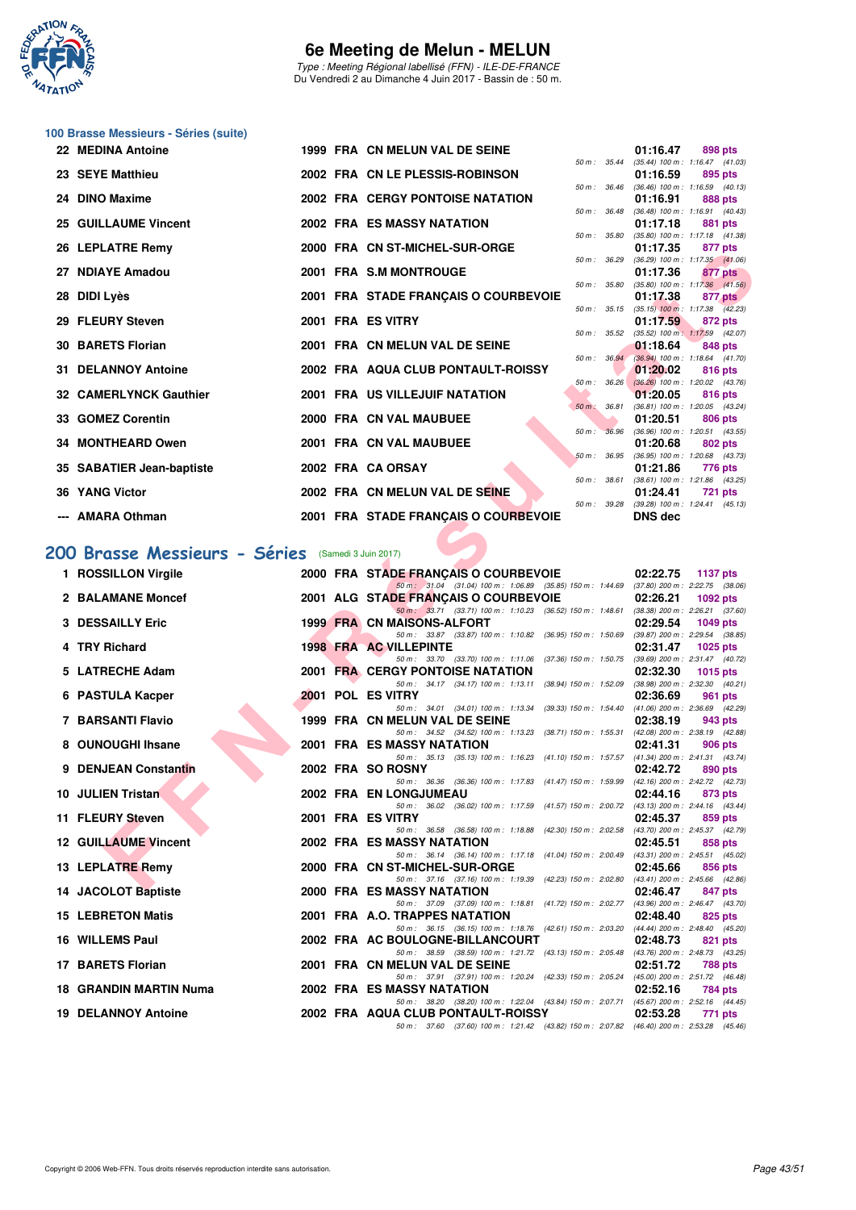# 6e Meeting de Melun - MELUN

*Type : Meeting Régional labellisé (FFN) - ILE-DE-FRANCE*
Du Vendredi 2 au Dimanche 4 Juin 2017 - Bassin de : 50 m.

### 100 Brasse Messieurs - Séries (suite)

| Rang | Nom | Année | Nat | Club | Temps | Points | Splits |
|---|---|---|---|---|---|---|---|
| 22 | MEDINA Antoine | 1999 | FRA | CN MELUN VAL DE SEINE | 01:16.47 | 898 pts | 50 m : 35.44 (35.44) 100 m : 1:16.47 (41.03) |
| 23 | SEYE Matthieu | 2002 | FRA | CN LE PLESSIS-ROBINSON | 01:16.59 | 895 pts | 50 m : 36.46 (36.46) 100 m : 1:16.59 (40.13) |
| 24 | DINO Maxime | 2002 | FRA | CERGY PONTOISE NATATION | 01:16.91 | 888 pts | 50 m : 36.48 (36.48) 100 m : 1:16.91 (40.43) |
| 25 | GUILLAUME Vincent | 2002 | FRA | ES MASSY NATATION | 01:17.18 | 881 pts | 50 m : 35.80 (35.80) 100 m : 1:17.18 (41.38) |
| 26 | LEPLATRE Remy | 2000 | FRA | CN ST-MICHEL-SUR-ORGE | 01:17.35 | 877 pts | 50 m : 36.29 (36.29) 100 m : 1:17.35 (41.06) |
| 27 | NDIAYE Amadou | 2001 | FRA | S.M MONTROUGE | 01:17.36 | 877 pts | 50 m : 35.80 (35.80) 100 m : 1:17.36 (41.56) |
| 28 | DIDI Lyès | 2001 | FRA | STADE FRANÇAIS O COURBEVOIE | 01:17.38 | 877 pts | 50 m : 35.15 (35.15) 100 m : 1:17.38 (42.23) |
| 29 | FLEURY Steven | 2001 | FRA | ES VITRY | 01:17.59 | 872 pts | 50 m : 35.52 (35.52) 100 m : 1:17.59 (42.07) |
| 30 | BARETS Florian | 2001 | FRA | CN MELUN VAL DE SEINE | 01:18.64 | 848 pts | 50 m : 36.94 (36.94) 100 m : 1:18.64 (41.70) |
| 31 | DELANNOY Antoine | 2002 | FRA | AQUA CLUB PONTAULT-ROISSY | 01:20.02 | 816 pts | 50 m : 36.26 (36.26) 100 m : 1:20.02 (43.76) |
| 32 | CAMERLYNCK Gauthier | 2001 | FRA | US VILLEJUIF NATATION | 01:20.05 | 816 pts | 50 m : 36.81 (36.81) 100 m : 1:20.05 (43.24) |
| 33 | GOMEZ Corentin | 2000 | FRA | CN VAL MAUBUEE | 01:20.51 | 806 pts | 50 m : 36.96 (36.96) 100 m : 1:20.51 (43.55) |
| 34 | MONTHEARD Owen | 2001 | FRA | CN VAL MAUBUEE | 01:20.68 | 802 pts | 50 m : 36.95 (36.95) 100 m : 1:20.68 (43.73) |
| 35 | SABATIER Jean-baptiste | 2002 | FRA | CA ORSAY | 01:21.86 | 776 pts | 50 m : 38.61 (38.61) 100 m : 1:21.86 (43.25) |
| 36 | YANG Victor | 2002 | FRA | CN MELUN VAL DE SEINE | 01:24.41 | 721 pts | 50 m : 39.28 (39.28) 100 m : 1:24.41 (45.13) |
| --- | AMARA Othman | 2001 | FRA | STADE FRANÇAIS O COURBEVOIE | DNS dec | | |

## 200 Brasse Messieurs - Séries (Samedi 3 Juin 2017)

| Rang | Nom | Année | Nat | Club | Temps | Points | Splits |
|---|---|---|---|---|---|---|---|
| 1 | ROSSILLON Virgile | 2000 | FRA | STADE FRANÇAIS O COURBEVOIE | 02:22.75 | 1137 pts | 50 m : 31.04 (31.04) 100 m : 1:06.89 (35.85) 150 m : 1:44.69 (37.80) 200 m : 2:22.75 (38.06) |
| 2 | BALAMANE Moncef | 2001 | ALG | STADE FRANÇAIS O COURBEVOIE | 02:26.21 | 1092 pts | 50 m : 33.71 (33.71) 100 m : 1:10.23 (36.52) 150 m : 1:48.61 (38.38) 200 m : 2:26.21 (37.60) |
| 3 | DESSAILLY Eric | 1999 | FRA | CN MAISONS-ALFORT | 02:29.54 | 1049 pts | 50 m : 33.87 (33.87) 100 m : 1:10.82 (36.95) 150 m : 1:50.69 (39.87) 200 m : 2:29.54 (38.85) |
| 4 | TRY Richard | 1998 | FRA | AC VILLEPINTE | 02:31.47 | 1025 pts | 50 m : 33.70 (33.70) 100 m : 1:11.06 (37.36) 150 m : 1:50.75 (39.69) 200 m : 2:31.47 (40.72) |
| 5 | LATRECHE Adam | 2001 | FRA | CERGY PONTOISE NATATION | 02:32.30 | 1015 pts | 50 m : 34.17 (34.17) 100 m : 1:13.11 (38.94) 150 m : 1:52.09 (38.98) 200 m : 2:32.30 (40.21) |
| 6 | PASTULA Kacper | 2001 | POL | ES VITRY | 02:36.69 | 961 pts | 50 m : 34.01 (34.01) 100 m : 1:13.34 (39.33) 150 m : 1:54.40 (41.06) 200 m : 2:36.69 (42.29) |
| 7 | BARSANTI Flavio | 1999 | FRA | CN MELUN VAL DE SEINE | 02:38.19 | 943 pts | 50 m : 34.52 (34.52) 100 m : 1:13.23 (38.71) 150 m : 1:55.31 (42.08) 200 m : 2:38.19 (42.88) |
| 8 | OUNOUGHI Ihsane | 2001 | FRA | ES MASSY NATATION | 02:41.31 | 906 pts | 50 m : 35.13 (35.13) 100 m : 1:16.23 (41.10) 150 m : 1:57.57 (41.34) 200 m : 2:41.31 (43.74) |
| 9 | DENJEAN Constantin | 2002 | FRA | SO ROSNY | 02:42.72 | 890 pts | 50 m : 36.36 (36.36) 100 m : 1:17.83 (41.47) 150 m : 1:59.99 (42.16) 200 m : 2:42.72 (42.73) |
| 10 | JULIEN Tristan | 2002 | FRA | EN LONGJUMEAU | 02:44.16 | 873 pts | 50 m : 36.02 (36.02) 100 m : 1:17.59 (41.57) 150 m : 2:00.72 (43.13) 200 m : 2:44.16 (43.44) |
| 11 | FLEURY Steven | 2001 | FRA | ES VITRY | 02:45.37 | 859 pts | 50 m : 36.58 (36.58) 100 m : 1:18.88 (42.30) 150 m : 2:02.58 (43.70) 200 m : 2:45.37 (42.79) |
| 12 | GUILLAUME Vincent | 2002 | FRA | ES MASSY NATATION | 02:45.51 | 858 pts | 50 m : 36.14 (36.14) 100 m : 1:17.18 (41.04) 150 m : 2:00.49 (43.31) 200 m : 2:45.51 (45.02) |
| 13 | LEPLATRE Remy | 2000 | FRA | CN ST-MICHEL-SUR-ORGE | 02:45.66 | 856 pts | 50 m : 37.16 (37.16) 100 m : 1:19.39 (42.23) 150 m : 2:02.80 (43.41) 200 m : 2:45.66 (42.86) |
| 14 | JACOLOT Baptiste | 2000 | FRA | ES MASSY NATATION | 02:46.47 | 847 pts | 50 m : 37.09 (37.09) 100 m : 1:18.81 (41.72) 150 m : 2:02.77 (43.96) 200 m : 2:46.47 (43.70) |
| 15 | LEBRETON Matis | 2001 | FRA | A.O. TRAPPES NATATION | 02:48.40 | 825 pts | 50 m : 36.15 (36.15) 100 m : 1:18.76 (42.61) 150 m : 2:03.20 (44.44) 200 m : 2:48.40 (45.20) |
| 16 | WILLEMS Paul | 2002 | FRA | AC BOULOGNE-BILLANCOURT | 02:48.73 | 821 pts | 50 m : 38.59 (38.59) 100 m : 1:21.72 (43.13) 150 m : 2:05.48 (43.76) 200 m : 2:48.73 (43.25) |
| 17 | BARETS Florian | 2001 | FRA | CN MELUN VAL DE SEINE | 02:51.72 | 788 pts | 50 m : 37.91 (37.91) 100 m : 1:20.24 (42.33) 150 m : 2:05.24 (45.00) 200 m : 2:51.72 (46.48) |
| 18 | GRANDIN MARTIN Numa | 2002 | FRA | ES MASSY NATATION | 02:52.16 | 784 pts | 50 m : 38.20 (38.20) 100 m : 1:22.04 (43.84) 150 m : 2:07.71 (45.67) 200 m : 2:52.16 (44.45) |
| 19 | DELANNOY Antoine | 2002 | FRA | AQUA CLUB PONTAULT-ROISSY | 02:53.28 | 771 pts | 50 m : 37.60 (37.60) 100 m : 1:21.42 (43.82) 150 m : 2:07.82 (46.40) 200 m : 2:53.28 (45.46) |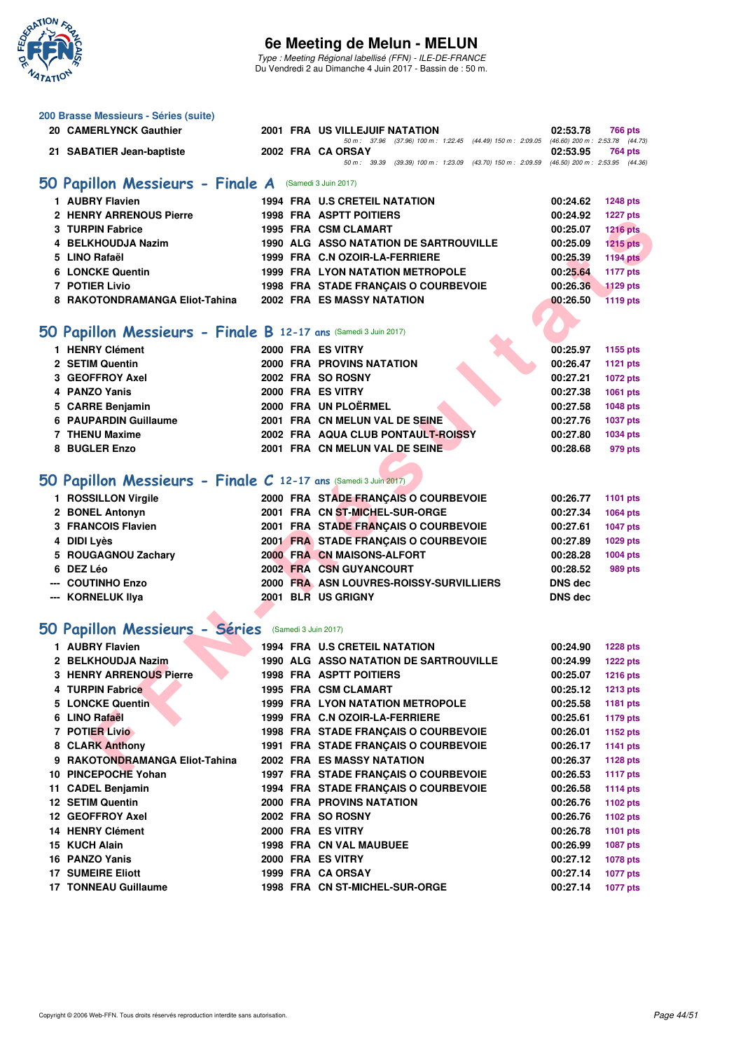## 200 Brasse Messieurs - Séries (suite)

| | | | | | | |
|---|---|---|---|---|---|---|
| 20 | CAMERLYNCK Gauthier | 2001 | FRA | US VILLEJUIF NATATION | 02:53.78 | 766 pts |
| | | | | 50 m : 37.96 (37.96) 100 m : 1:22.45 (44.49) 150 m : 2:09.05 (46.60) 200 m : 2:53.78 (44.73) | | |
| 21 | SABATIER Jean-baptiste | 2002 | FRA | CA ORSAY | 02:53.95 | 764 pts |
| | | | | 50 m : 39.39 (39.39) 100 m : 1:23.09 (43.70) 150 m : 2:09.59 (46.50) 200 m : 2:53.95 (44.36) | | |

## 50 Papillon Messieurs - Finale A (Samedi 3 Juin 2017)

| | | | | | | |
|---|---|---|---|---|---|---|
| 1 | AUBRY Flavien | 1994 | FRA | U.S CRETEIL NATATION | 00:24.62 | 1248 pts |
| 2 | HENRY ARRENOUS Pierre | 1998 | FRA | ASPTT POITIERS | 00:24.92 | 1227 pts |
| 3 | TURPIN Fabrice | 1995 | FRA | CSM CLAMART | 00:25.07 | 1216 pts |
| 4 | BELKHOUDJA Nazim | 1990 | ALG | ASSO NATATION DE SARTROUVILLE | 00:25.09 | 1215 pts |
| 5 | LINO Rafaël | 1999 | FRA | C.N OZOIR-LA-FERRIERE | 00:25.39 | 1194 pts |
| 6 | LONCKE Quentin | 1999 | FRA | LYON NATATION METROPOLE | 00:25.64 | 1177 pts |
| 7 | POTIER Livio | 1998 | FRA | STADE FRANÇAIS O COURBEVOIE | 00:26.36 | 1129 pts |
| 8 | RAKOTONDRAMANGA Eliot-Tahina | 2002 | FRA | ES MASSY NATATION | 00:26.50 | 1119 pts |

## 50 Papillon Messieurs - Finale B 12-17 ans (Samedi 3 Juin 2017)

| | | | | | | |
|---|---|---|---|---|---|---|
| 1 | HENRY Clément | 2000 | FRA | ES VITRY | 00:25.97 | 1155 pts |
| 2 | SETIM Quentin | 2000 | FRA | PROVINS NATATION | 00:26.47 | 1121 pts |
| 3 | GEOFFROY Axel | 2002 | FRA | SO ROSNY | 00:27.21 | 1072 pts |
| 4 | PANZO Yanis | 2000 | FRA | ES VITRY | 00:27.38 | 1061 pts |
| 5 | CARRE Benjamin | 2000 | FRA | UN PLOËRMEL | 00:27.58 | 1048 pts |
| 6 | PAUPARDIN Guillaume | 2001 | FRA | CN MELUN VAL DE SEINE | 00:27.76 | 1037 pts |
| 7 | THENU Maxime | 2002 | FRA | AQUA CLUB PONTAULT-ROISSY | 00:27.80 | 1034 pts |
| 8 | BUGLER Enzo | 2001 | FRA | CN MELUN VAL DE SEINE | 00:28.68 | 979 pts |

## 50 Papillon Messieurs - Finale C 12-17 ans (Samedi 3 Juin 2017)

| | | | | | | |
|---|---|---|---|---|---|---|
| 1 | ROSSILLON Virgile | 2000 | FRA | STADE FRANÇAIS O COURBEVOIE | 00:26.77 | 1101 pts |
| 2 | BONEL Antonyn | 2001 | FRA | CN ST-MICHEL-SUR-ORGE | 00:27.34 | 1064 pts |
| 3 | FRANCOIS Flavien | 2001 | FRA | STADE FRANÇAIS O COURBEVOIE | 00:27.61 | 1047 pts |
| 4 | DIDI Lyès | 2001 | FRA | STADE FRANÇAIS O COURBEVOIE | 00:27.89 | 1029 pts |
| 5 | ROUGAGNOU Zachary | 2000 | FRA | CN MAISONS-ALFORT | 00:28.28 | 1004 pts |
| 6 | DEZ Léo | 2002 | FRA | CSN GUYANCOURT | 00:28.52 | 989 pts |
| --- | COUTINHO Enzo | 2000 | FRA | ASN LOUVRES-ROISSY-SURVILLIERS | DNS dec | |
| --- | KORNELUK Ilya | 2001 | BLR | US GRIGNY | DNS dec | |

## 50 Papillon Messieurs - Séries (Samedi 3 Juin 2017)

| | | | | | | |
|---|---|---|---|---|---|---|
| 1 | AUBRY Flavien | 1994 | FRA | U.S CRETEIL NATATION | 00:24.90 | 1228 pts |
| 2 | BELKHOUDJA Nazim | 1990 | ALG | ASSO NATATION DE SARTROUVILLE | 00:24.99 | 1222 pts |
| 3 | HENRY ARRENOUS Pierre | 1998 | FRA | ASPTT POITIERS | 00:25.07 | 1216 pts |
| 4 | TURPIN Fabrice | 1995 | FRA | CSM CLAMART | 00:25.12 | 1213 pts |
| 5 | LONCKE Quentin | 1999 | FRA | LYON NATATION METROPOLE | 00:25.58 | 1181 pts |
| 6 | LINO Rafaël | 1999 | FRA | C.N OZOIR-LA-FERRIERE | 00:25.61 | 1179 pts |
| 7 | POTIER Livio | 1998 | FRA | STADE FRANÇAIS O COURBEVOIE | 00:26.01 | 1152 pts |
| 8 | CLARK Anthony | 1991 | FRA | STADE FRANÇAIS O COURBEVOIE | 00:26.17 | 1141 pts |
| 9 | RAKOTONDRAMANGA Eliot-Tahina | 2002 | FRA | ES MASSY NATATION | 00:26.37 | 1128 pts |
| 10 | PINCEPOCHE Yohan | 1997 | FRA | STADE FRANÇAIS O COURBEVOIE | 00:26.53 | 1117 pts |
| 11 | CADEL Benjamin | 1994 | FRA | STADE FRANÇAIS O COURBEVOIE | 00:26.58 | 1114 pts |
| 12 | SETIM Quentin | 2000 | FRA | PROVINS NATATION | 00:26.76 | 1102 pts |
| 12 | GEOFFROY Axel | 2002 | FRA | SO ROSNY | 00:26.76 | 1102 pts |
| 14 | HENRY Clément | 2000 | FRA | ES VITRY | 00:26.78 | 1101 pts |
| 15 | KUCH Alain | 1998 | FRA | CN VAL MAUBUEE | 00:26.99 | 1087 pts |
| 16 | PANZO Yanis | 2000 | FRA | ES VITRY | 00:27.12 | 1078 pts |
| 17 | SUMEIRE Eliott | 1999 | FRA | CA ORSAY | 00:27.14 | 1077 pts |
| 17 | TONNEAU Guillaume | 1998 | FRA | CN ST-MICHEL-SUR-ORGE | 00:27.14 | 1077 pts |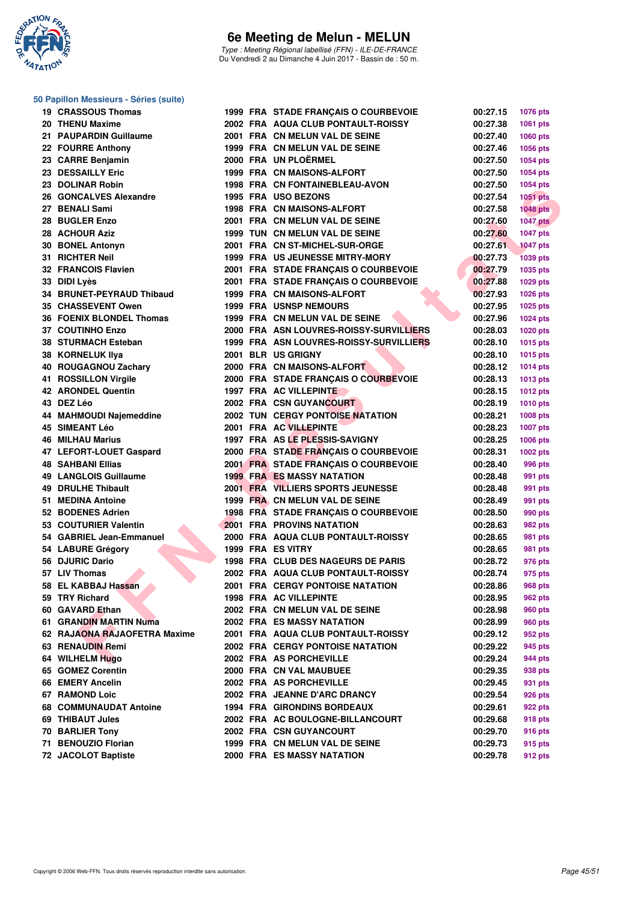# 6e Meeting de Melun - MELUN

*Type : Meeting Régional labellisé (FFN) - ILE-DE-FRANCE*
Du Vendredi 2 au Dimanche 4 Juin 2017 - Bassin de : 50 m.

## 50 Papillon Messieurs - Séries (suite)

| Rang | Nom | Année | Nat. | Club | Temps | Points |
|---|---|---|---|---|---|---|
| 19 | CRASSOUS Thomas | 1999 | FRA | STADE FRANÇAIS O COURBEVOIE | 00:27.15 | 1076 pts |
| 20 | THENU Maxime | 2002 | FRA | AQUA CLUB PONTAULT-ROISSY | 00:27.38 | 1061 pts |
| 21 | PAUPARDIN Guillaume | 2001 | FRA | CN MELUN VAL DE SEINE | 00:27.40 | 1060 pts |
| 22 | FOURRE Anthony | 1999 | FRA | CN MELUN VAL DE SEINE | 00:27.46 | 1056 pts |
| 23 | CARRE Benjamin | 2000 | FRA | UN PLOËRMEL | 00:27.50 | 1054 pts |
| 23 | DESSAILLY Eric | 1999 | FRA | CN MAISONS-ALFORT | 00:27.50 | 1054 pts |
| 23 | DOLINAR Robin | 1998 | FRA | CN FONTAINEBLEAU-AVON | 00:27.50 | 1054 pts |
| 26 | GONCALVES Alexandre | 1995 | FRA | USO BEZONS | 00:27.54 | 1051 pts |
| 27 | BENALI Sami | 1998 | FRA | CN MAISONS-ALFORT | 00:27.58 | 1048 pts |
| 28 | BUGLER Enzo | 2001 | FRA | CN MELUN VAL DE SEINE | 00:27.60 | 1047 pts |
| 28 | ACHOUR Aziz | 1999 | TUN | CN MELUN VAL DE SEINE | 00:27.60 | 1047 pts |
| 30 | BONEL Antonyn | 2001 | FRA | CN ST-MICHEL-SUR-ORGE | 00:27.61 | 1047 pts |
| 31 | RICHTER Neil | 1999 | FRA | US JEUNESSE MITRY-MORY | 00:27.73 | 1039 pts |
| 32 | FRANCOIS Flavien | 2001 | FRA | STADE FRANÇAIS O COURBEVOIE | 00:27.79 | 1035 pts |
| 33 | DIDI Lyès | 2001 | FRA | STADE FRANÇAIS O COURBEVOIE | 00:27.88 | 1029 pts |
| 34 | BRUNET-PEYRAUD Thibaud | 1999 | FRA | CN MAISONS-ALFORT | 00:27.93 | 1026 pts |
| 35 | CHASSEVENT Owen | 1999 | FRA | USNSP NEMOURS | 00:27.95 | 1025 pts |
| 36 | FOENIX BLONDEL Thomas | 1999 | FRA | CN MELUN VAL DE SEINE | 00:27.96 | 1024 pts |
| 37 | COUTINHO Enzo | 2000 | FRA | ASN LOUVRES-ROISSY-SURVILLIERS | 00:28.03 | 1020 pts |
| 38 | STURMACH Esteban | 1999 | FRA | ASN LOUVRES-ROISSY-SURVILLIERS | 00:28.10 | 1015 pts |
| 38 | KORNELUK Ilya | 2001 | BLR | US GRIGNY | 00:28.10 | 1015 pts |
| 40 | ROUGAGNOU Zachary | 2000 | FRA | CN MAISONS-ALFORT | 00:28.12 | 1014 pts |
| 41 | ROSSILLON Virgile | 2000 | FRA | STADE FRANÇAIS O COURBEVOIE | 00:28.13 | 1013 pts |
| 42 | ARONDEL Quentin | 1997 | FRA | AC VILLEPINTE | 00:28.15 | 1012 pts |
| 43 | DEZ Léo | 2002 | FRA | CSN GUYANCOURT | 00:28.19 | 1010 pts |
| 44 | MAHMOUDI Najemeddine | 2002 | TUN | CERGY PONTOISE NATATION | 00:28.21 | 1008 pts |
| 45 | SIMEANT Léo | 2001 | FRA | AC VILLEPINTE | 00:28.23 | 1007 pts |
| 46 | MILHAU Marius | 1997 | FRA | AS LE PLESSIS-SAVIGNY | 00:28.25 | 1006 pts |
| 47 | LEFORT-LOUET Gaspard | 2000 | FRA | STADE FRANÇAIS O COURBEVOIE | 00:28.31 | 1002 pts |
| 48 | SAHBANI Ellias | 2001 | FRA | STADE FRANÇAIS O COURBEVOIE | 00:28.40 | 996 pts |
| 49 | LANGLOIS Guillaume | 1999 | FRA | ES MASSY NATATION | 00:28.48 | 991 pts |
| 49 | DRULHE Thibault | 2001 | FRA | VILLIERS SPORTS JEUNESSE | 00:28.48 | 991 pts |
| 51 | MEDINA Antoine | 1999 | FRA | CN MELUN VAL DE SEINE | 00:28.49 | 991 pts |
| 52 | BODENES Adrien | 1998 | FRA | STADE FRANÇAIS O COURBEVOIE | 00:28.50 | 990 pts |
| 53 | COUTURIER Valentin | 2001 | FRA | PROVINS NATATION | 00:28.63 | 982 pts |
| 54 | GABRIEL Jean-Emmanuel | 2000 | FRA | AQUA CLUB PONTAULT-ROISSY | 00:28.65 | 981 pts |
| 54 | LABURE Grégory | 1999 | FRA | ES VITRY | 00:28.65 | 981 pts |
| 56 | DJURIC Dario | 1998 | FRA | CLUB DES NAGEURS DE PARIS | 00:28.72 | 976 pts |
| 57 | LIV Thomas | 2002 | FRA | AQUA CLUB PONTAULT-ROISSY | 00:28.74 | 975 pts |
| 58 | EL KABBAJ Hassan | 2001 | FRA | CERGY PONTOISE NATATION | 00:28.86 | 968 pts |
| 59 | TRY Richard | 1998 | FRA | AC VILLEPINTE | 00:28.95 | 962 pts |
| 60 | GAVARD Ethan | 2002 | FRA | CN MELUN VAL DE SEINE | 00:28.98 | 960 pts |
| 61 | GRANDIN MARTIN Numa | 2002 | FRA | ES MASSY NATATION | 00:28.99 | 960 pts |
| 62 | RAJAONA RAJAOFETRA Maxime | 2001 | FRA | AQUA CLUB PONTAULT-ROISSY | 00:29.12 | 952 pts |
| 63 | RENAUDIN Remi | 2002 | FRA | CERGY PONTOISE NATATION | 00:29.22 | 945 pts |
| 64 | WILHELM Hugo | 2002 | FRA | AS PORCHEVILLE | 00:29.24 | 944 pts |
| 65 | GOMEZ Corentin | 2000 | FRA | CN VAL MAUBUEE | 00:29.35 | 938 pts |
| 66 | EMERY Ancelin | 2002 | FRA | AS PORCHEVILLE | 00:29.45 | 931 pts |
| 67 | RAMOND Loic | 2002 | FRA | JEANNE D'ARC DRANCY | 00:29.54 | 926 pts |
| 68 | COMMUNAUDAT Antoine | 1994 | FRA | GIRONDINS BORDEAUX | 00:29.61 | 922 pts |
| 69 | THIBAUT Jules | 2002 | FRA | AC BOULOGNE-BILLANCOURT | 00:29.68 | 918 pts |
| 70 | BARLIER Tony | 2002 | FRA | CSN GUYANCOURT | 00:29.70 | 916 pts |
| 71 | BENOUZIO Florian | 1999 | FRA | CN MELUN VAL DE SEINE | 00:29.73 | 915 pts |
| 72 | JACOLOT Baptiste | 2000 | FRA | ES MASSY NATATION | 00:29.78 | 912 pts |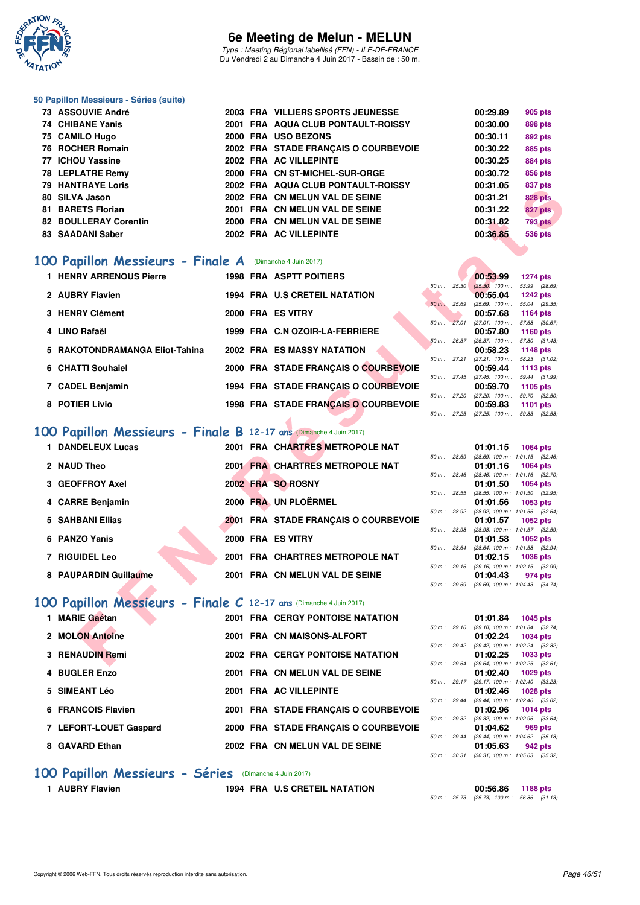# 6e Meeting de Melun - MELUN

*Type : Meeting Régional labellisé (FFN) - ILE-DE-FRANCE*
Du Vendredi 2 au Dimanche 4 Juin 2017 - Bassin de : 50 m.

### 50 Papillon Messieurs - Séries (suite)

| | | | | | | |
|---|---|---|---|---|---|---|
| 73 | ASSOUVIE André | 2003 | FRA | VILLIERS SPORTS JEUNESSE | 00:29.89 | 905 pts |
| 74 | CHIBANE Yanis | 2001 | FRA | AQUA CLUB PONTAULT-ROISSY | 00:30.00 | 898 pts |
| 75 | CAMILO Hugo | 2000 | FRA | USO BEZONS | 00:30.11 | 892 pts |
| 76 | ROCHER Romain | 2002 | FRA | STADE FRANÇAIS O COURBEVOIE | 00:30.22 | 885 pts |
| 77 | ICHOU Yassine | 2002 | FRA | AC VILLEPINTE | 00:30.25 | 884 pts |
| 78 | LEPLATRE Remy | 2000 | FRA | CN ST-MICHEL-SUR-ORGE | 00:30.72 | 856 pts |
| 79 | HANTRAYE Loris | 2002 | FRA | AQUA CLUB PONTAULT-ROISSY | 00:31.05 | 837 pts |
| 80 | SILVA Jason | 2002 | FRA | CN MELUN VAL DE SEINE | 00:31.21 | 828 pts |
| 81 | BARETS Florian | 2001 | FRA | CN MELUN VAL DE SEINE | 00:31.22 | 827 pts |
| 82 | BOULLERAY Corentin | 2000 | FRA | CN MELUN VAL DE SEINE | 00:31.82 | 793 pts |
| 83 | SAADANI Saber | 2002 | FRA | AC VILLEPINTE | 00:36.85 | 536 pts |

## 100 Papillon Messieurs - Finale A (Dimanche 4 Juin 2017)

| | | | | | | | |
|---|---|---|---|---|---|---|---|
| 1 | HENRY ARRENOUS Pierre | 1998 | FRA | ASPTT POITIERS | 00:53.99 | 1274 pts | 50 m : 25.30 (25.30) 100 m : 53.99 (28.69) |
| 2 | AUBRY Flavien | 1994 | FRA | U.S CRETEIL NATATION | 00:55.04 | 1242 pts | 50 m : 25.69 (25.69) 100 m : 55.04 (29.35) |
| 3 | HENRY Clément | 2000 | FRA | ES VITRY | 00:57.68 | 1164 pts | 50 m : 27.01 (27.01) 100 m : 57.68 (30.67) |
| 4 | LINO Rafaël | 1999 | FRA | C.N OZOIR-LA-FERRIERE | 00:57.80 | 1160 pts | 50 m : 26.37 (26.37) 100 m : 57.80 (31.43) |
| 5 | RAKOTONDRAMANGA Eliot-Tahina | 2002 | FRA | ES MASSY NATATION | 00:58.23 | 1148 pts | 50 m : 27.21 (27.21) 100 m : 58.23 (31.02) |
| 6 | CHATTI Souhaiel | 2000 | FRA | STADE FRANÇAIS O COURBEVOIE | 00:59.44 | 1113 pts | 50 m : 27.45 (27.45) 100 m : 59.44 (31.99) |
| 7 | CADEL Benjamin | 1994 | FRA | STADE FRANÇAIS O COURBEVOIE | 00:59.70 | 1105 pts | 50 m : 27.20 (27.20) 100 m : 59.70 (32.50) |
| 8 | POTIER Livio | 1998 | FRA | STADE FRANÇAIS O COURBEVOIE | 00:59.83 | 1101 pts | 50 m : 27.25 (27.25) 100 m : 59.83 (32.58) |

## 100 Papillon Messieurs - Finale B 12-17 ans (Dimanche 4 Juin 2017)

| | | | | | | | |
|---|---|---|---|---|---|---|---|
| 1 | DANDELEUX Lucas | 2001 | FRA | CHARTRES METROPOLE NAT | 01:01.15 | 1064 pts | 50 m : 28.69 (28.69) 100 m : 1:01.15 (32.46) |
| 2 | NAUD Theo | 2001 | FRA | CHARTRES METROPOLE NAT | 01:01.16 | 1064 pts | 50 m : 28.46 (28.46) 100 m : 1:01.16 (32.70) |
| 3 | GEOFFROY Axel | 2002 | FRA | SO ROSNY | 01:01.50 | 1054 pts | 50 m : 28.55 (28.55) 100 m : 1:01.50 (32.95) |
| 4 | CARRE Benjamin | 2000 | FRA | UN PLOËRMEL | 01:01.56 | 1053 pts | 50 m : 28.92 (28.92) 100 m : 1:01.56 (32.64) |
| 5 | SAHBANI Ellias | 2001 | FRA | STADE FRANÇAIS O COURBEVOIE | 01:01.57 | 1052 pts | 50 m : 28.98 (28.98) 100 m : 1:01.57 (32.59) |
| 6 | PANZO Yanis | 2000 | FRA | ES VITRY | 01:01.58 | 1052 pts | 50 m : 28.64 (28.64) 100 m : 1:01.58 (32.94) |
| 7 | RIGUIDEL Leo | 2001 | FRA | CHARTRES METROPOLE NAT | 01:02.15 | 1036 pts | 50 m : 29.16 (29.16) 100 m : 1:02.15 (32.99) |
| 8 | PAUPARDIN Guillaume | 2001 | FRA | CN MELUN VAL DE SEINE | 01:04.43 | 974 pts | 50 m : 29.69 (29.69) 100 m : 1:04.43 (34.74) |

## 100 Papillon Messieurs - Finale C 12-17 ans (Dimanche 4 Juin 2017)

| | | | | | | | |
|---|---|---|---|---|---|---|---|
| 1 | MARIE Gaëtan | 2001 | FRA | CERGY PONTOISE NATATION | 01:01.84 | 1045 pts | 50 m : 29.10 (29.10) 100 m : 1:01.84 (32.74) |
| 2 | MOLON Antoine | 2001 | FRA | CN MAISONS-ALFORT | 01:02.24 | 1034 pts | 50 m : 29.42 (29.42) 100 m : 1:02.24 (32.82) |
| 3 | RENAUDIN Remi | 2002 | FRA | CERGY PONTOISE NATATION | 01:02.25 | 1033 pts | 50 m : 29.64 (29.64) 100 m : 1:02.25 (32.61) |
| 4 | BUGLER Enzo | 2001 | FRA | CN MELUN VAL DE SEINE | 01:02.40 | 1029 pts | 50 m : 29.17 (29.17) 100 m : 1:02.40 (33.23) |
| 5 | SIMEANT Léo | 2001 | FRA | AC VILLEPINTE | 01:02.46 | 1028 pts | 50 m : 29.44 (29.44) 100 m : 1:02.46 (33.02) |
| 6 | FRANCOIS Flavien | 2001 | FRA | STADE FRANÇAIS O COURBEVOIE | 01:02.96 | 1014 pts | 50 m : 29.32 (29.32) 100 m : 1:02.96 (33.64) |
| 7 | LEFORT-LOUET Gaspard | 2000 | FRA | STADE FRANÇAIS O COURBEVOIE | 01:04.62 | 969 pts | 50 m : 29.44 (29.44) 100 m : 1:04.62 (35.18) |
| 8 | GAVARD Ethan | 2002 | FRA | CN MELUN VAL DE SEINE | 01:05.63 | 942 pts | 50 m : 30.31 (30.31) 100 m : 1:05.63 (35.32) |

## 100 Papillon Messieurs - Séries (Dimanche 4 Juin 2017)

| | | | | | | | |
|---|---|---|---|---|---|---|---|
| 1 | AUBRY Flavien | 1994 | FRA | U.S CRETEIL NATATION | 00:56.86 | 1188 pts | 50 m : 25.73 (25.73) 100 m : 56.86 (31.13) |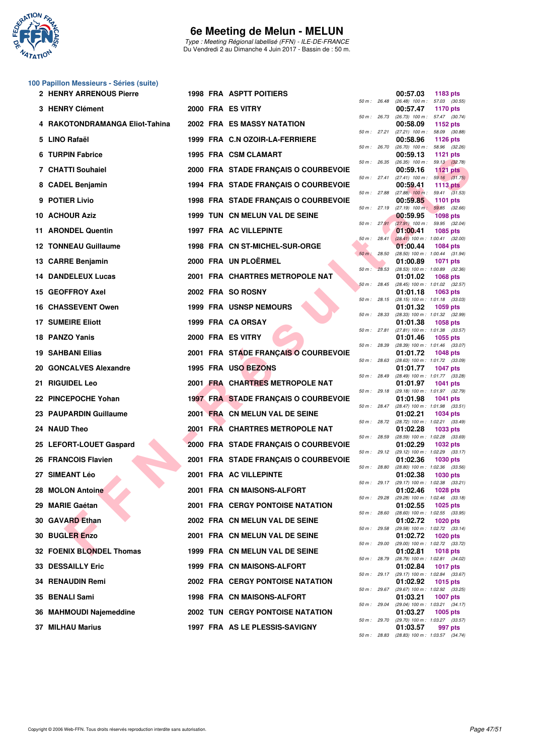# 6e Meeting de Melun - MELUN

*Type : Meeting Régional labellisé (FFN) - ILE-DE-FRANCE*
Du Vendredi 2 au Dimanche 4 Juin 2017 - Bassin de : 50 m.

## 100 Papillon Messieurs - Séries (suite)

| Rang | Nom | Année | Nat. | Club | Temps | Points | Splits |
|---|---|---|---|---|---|---|---|
| 2 | HENRY ARRENOUS Pierre | 1998 | FRA | ASPTT POITIERS | 00:57.03 | 1183 pts | 50 m : 26.48 (26.48) 100 m : 57.03 (30.55) |
| 3 | HENRY Clément | 2000 | FRA | ES VITRY | 00:57.47 | 1170 pts | 50 m : 26.73 (26.73) 100 m : 57.47 (30.74) |
| 4 | RAKOTONDRAMANGA Eliot-Tahina | 2002 | FRA | ES MASSY NATATION | 00:58.09 | 1152 pts | 50 m : 27.21 (27.21) 100 m : 58.09 (30.88) |
| 5 | LINO Rafaël | 1999 | FRA | C.N OZOIR-LA-FERRIERE | 00:58.96 | 1126 pts | 50 m : 26.70 (26.70) 100 m : 58.96 (32.26) |
| 6 | TURPIN Fabrice | 1995 | FRA | CSM CLAMART | 00:59.13 | 1121 pts | 50 m : 26.35 (26.35) 100 m : 59.13 (32.78) |
| 7 | CHATTI Souhaiel | 2000 | FRA | STADE FRANÇAIS O COURBEVOIE | 00:59.16 | 1121 pts | 50 m : 27.41 (27.41) 100 m : 59.16 (31.75) |
| 8 | CADEL Benjamin | 1994 | FRA | STADE FRANÇAIS O COURBEVOIE | 00:59.41 | 1113 pts | 50 m : 27.88 (27.88) 100 m : 59.41 (31.53) |
| 9 | POTIER Livio | 1998 | FRA | STADE FRANÇAIS O COURBEVOIE | 00:59.85 | 1101 pts | 50 m : 27.19 (27.19) 100 m : 59.85 (32.66) |
| 10 | ACHOUR Aziz | 1999 | TUN | CN MELUN VAL DE SEINE | 00:59.95 | 1098 pts | 50 m : 27.91 (27.91) 100 m : 59.95 (32.04) |
| 11 | ARONDEL Quentin | 1997 | FRA | AC VILLEPINTE | 01:00.41 | 1085 pts | 50 m : 28.41 (28.41) 100 m : 1:00.41 (32.00) |
| 12 | TONNEAU Guillaume | 1998 | FRA | CN ST-MICHEL-SUR-ORGE | 01:00.44 | 1084 pts | 50 m : 28.50 (28.50) 100 m : 1:00.44 (31.94) |
| 13 | CARRE Benjamin | 2000 | FRA | UN PLOËRMEL | 01:00.89 | 1071 pts | 50 m : 28.53 (28.53) 100 m : 1:00.89 (32.36) |
| 14 | DANDELEUX Lucas | 2001 | FRA | CHARTRES METROPOLE NAT | 01:01.02 | 1068 pts | 50 m : 28.45 (28.45) 100 m : 1:01.02 (32.57) |
| 15 | GEOFFROY Axel | 2002 | FRA | SO ROSNY | 01:01.18 | 1063 pts | 50 m : 28.15 (28.15) 100 m : 1:01.18 (33.03) |
| 16 | CHASSEVENT Owen | 1999 | FRA | USNSP NEMOURS | 01:01.32 | 1059 pts | 50 m : 28.33 (28.33) 100 m : 1:01.32 (32.99) |
| 17 | SUMEIRE Eliott | 1999 | FRA | CA ORSAY | 01:01.38 | 1058 pts | 50 m : 27.81 (27.81) 100 m : 1:01.38 (33.57) |
| 18 | PANZO Yanis | 2000 | FRA | ES VITRY | 01:01.46 | 1055 pts | 50 m : 28.39 (28.39) 100 m : 1:01.46 (33.07) |
| 19 | SAHBANI Ellias | 2001 | FRA | STADE FRANÇAIS O COURBEVOIE | 01:01.72 | 1048 pts | 50 m : 28.63 (28.63) 100 m : 1:01.72 (33.09) |
| 20 | GONCALVES Alexandre | 1995 | FRA | USO BEZONS | 01:01.77 | 1047 pts | 50 m : 28.49 (28.49) 100 m : 1:01.77 (33.28) |
| 21 | RIGUIDEL Leo | 2001 | FRA | CHARTRES METROPOLE NAT | 01:01.97 | 1041 pts | 50 m : 29.18 (29.18) 100 m : 1:01.97 (32.79) |
| 22 | PINCEPOCHE Yohan | 1997 | FRA | STADE FRANÇAIS O COURBEVOIE | 01:01.98 | 1041 pts | 50 m : 28.47 (28.47) 100 m : 1:01.98 (33.51) |
| 23 | PAUPARDIN Guillaume | 2001 | FRA | CN MELUN VAL DE SEINE | 01:02.21 | 1034 pts | 50 m : 28.72 (28.72) 100 m : 1:02.21 (33.49) |
| 24 | NAUD Theo | 2001 | FRA | CHARTRES METROPOLE NAT | 01:02.28 | 1033 pts | 50 m : 28.59 (28.59) 100 m : 1:02.28 (33.69) |
| 25 | LEFORT-LOUET Gaspard | 2000 | FRA | STADE FRANÇAIS O COURBEVOIE | 01:02.29 | 1032 pts | 50 m : 29.12 (29.12) 100 m : 1:02.29 (33.17) |
| 26 | FRANCOIS Flavien | 2001 | FRA | STADE FRANÇAIS O COURBEVOIE | 01:02.36 | 1030 pts | 50 m : 28.80 (28.80) 100 m : 1:02.36 (33.56) |
| 27 | SIMEANT Léo | 2001 | FRA | AC VILLEPINTE | 01:02.38 | 1030 pts | 50 m : 29.17 (29.17) 100 m : 1:02.38 (33.21) |
| 28 | MOLON Antoine | 2001 | FRA | CN MAISONS-ALFORT | 01:02.46 | 1028 pts | 50 m : 29.28 (29.28) 100 m : 1:02.46 (33.18) |
| 29 | MARIE Gaétan | 2001 | FRA | CERGY PONTOISE NATATION | 01:02.55 | 1025 pts | 50 m : 28.60 (28.60) 100 m : 1:02.55 (33.95) |
| 30 | GAVARD Ethan | 2002 | FRA | CN MELUN VAL DE SEINE | 01:02.72 | 1020 pts | 50 m : 29.58 (29.58) 100 m : 1:02.72 (33.14) |
| 30 | BUGLER Enzo | 2001 | FRA | CN MELUN VAL DE SEINE | 01:02.72 | 1020 pts | 50 m : 29.00 (29.00) 100 m : 1:02.72 (33.72) |
| 32 | FOENIX BLONDEL Thomas | 1999 | FRA | CN MELUN VAL DE SEINE | 01:02.81 | 1018 pts | 50 m : 28.79 (28.79) 100 m : 1:02.81 (34.02) |
| 33 | DESSAILLY Eric | 1999 | FRA | CN MAISONS-ALFORT | 01:02.84 | 1017 pts | 50 m : 29.17 (29.17) 100 m : 1:02.84 (33.67) |
| 34 | RENAUDIN Remi | 2002 | FRA | CERGY PONTOISE NATATION | 01:02.92 | 1015 pts | 50 m : 29.67 (29.67) 100 m : 1:02.92 (33.25) |
| 35 | BENALI Sami | 1998 | FRA | CN MAISONS-ALFORT | 01:03.21 | 1007 pts | 50 m : 29.04 (29.04) 100 m : 1:03.21 (34.17) |
| 36 | MAHMOUDI Najemeddine | 2002 | TUN | CERGY PONTOISE NATATION | 01:03.27 | 1005 pts | 50 m : 29.70 (29.70) 100 m : 1:03.27 (33.57) |
| 37 | MILHAU Marius | 1997 | FRA | AS LE PLESSIS-SAVIGNY | 01:03.57 | 997 pts | 50 m : 28.83 (28.83) 100 m : 1:03.57 (34.74) |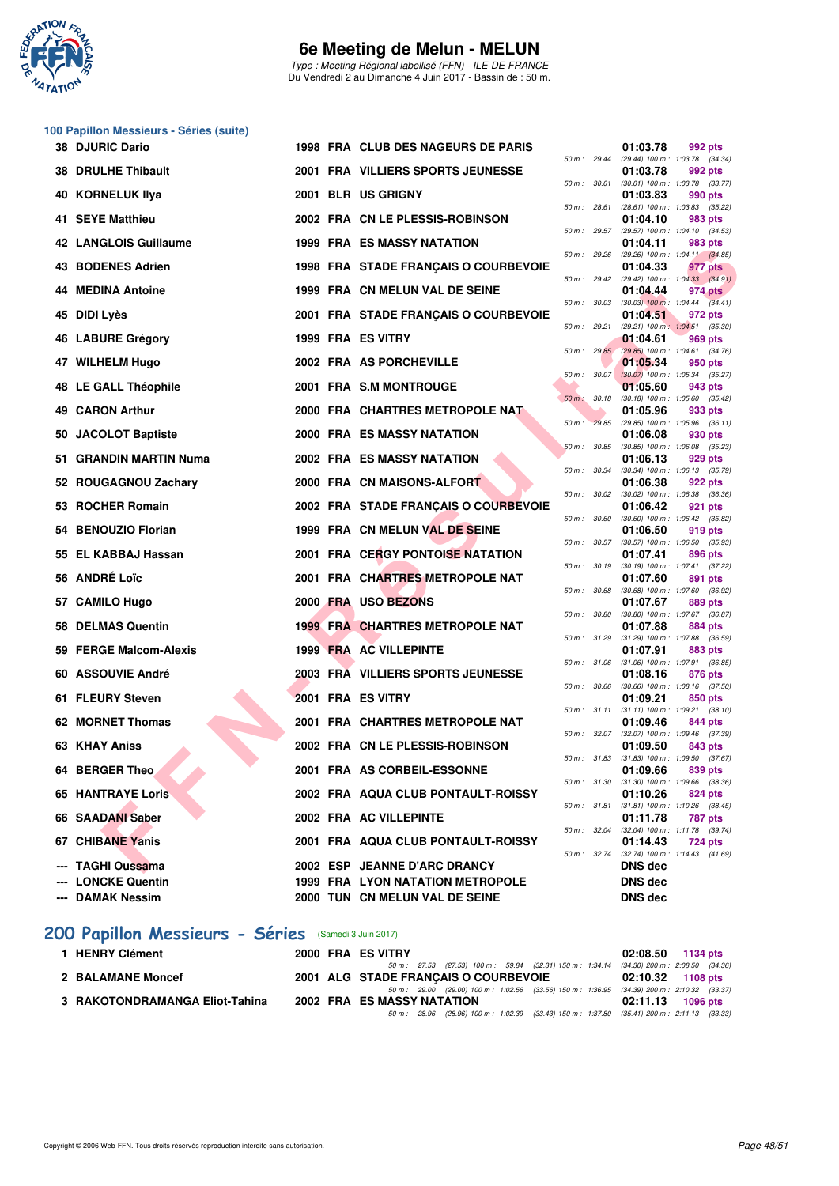# 6e Meeting de Melun - MELUN

*Type : Meeting Régional labellisé (FFN) - ILE-DE-FRANCE*
Du Vendredi 2 au Dimanche 4 Juin 2017 - Bassin de : 50 m.

## 100 Papillon Messieurs - Séries (suite)

| Rang | Nom | Année | Nat | Club | Temps | Points | Splits |
|---|---|---|---|---|---|---|---|
| 38 | DJURIC Dario | 1998 | FRA | CLUB DES NAGEURS DE PARIS | 01:03.78 | 992 pts | 50 m : 29.44 (29.44) 100 m : 1:03.78 (34.34) |
| 38 | DRULHE Thibault | 2001 | FRA | VILLIERS SPORTS JEUNESSE | 01:03.78 | 992 pts | 50 m : 30.01 (30.01) 100 m : 1:03.78 (33.77) |
| 40 | KORNELUK Ilya | 2001 | BLR | US GRIGNY | 01:03.83 | 990 pts | 50 m : 28.61 (28.61) 100 m : 1:03.83 (35.22) |
| 41 | SEYE Matthieu | 2002 | FRA | CN LE PLESSIS-ROBINSON | 01:04.10 | 983 pts | 50 m : 29.57 (29.57) 100 m : 1:04.10 (34.53) |
| 42 | LANGLOIS Guillaume | 1999 | FRA | ES MASSY NATATION | 01:04.11 | 983 pts | 50 m : 29.26 (29.26) 100 m : 1:04.11 (34.85) |
| 43 | BODENES Adrien | 1998 | FRA | STADE FRANÇAIS O COURBEVOIE | 01:04.33 | 977 pts | 50 m : 29.42 (29.42) 100 m : 1:04.33 (34.91) |
| 44 | MEDINA Antoine | 1999 | FRA | CN MELUN VAL DE SEINE | 01:04.44 | 974 pts | 50 m : 30.03 (30.03) 100 m : 1:04.44 (34.41) |
| 45 | DIDI Lyès | 2001 | FRA | STADE FRANÇAIS O COURBEVOIE | 01:04.51 | 972 pts | 50 m : 29.21 (29.21) 100 m : 1:04.51 (35.30) |
| 46 | LABURE Grégory | 1999 | FRA | ES VITRY | 01:04.61 | 969 pts | 50 m : 29.85 (29.85) 100 m : 1:04.61 (34.76) |
| 47 | WILHELM Hugo | 2002 | FRA | AS PORCHEVILLE | 01:05.34 | 950 pts | 50 m : 30.07 (30.07) 100 m : 1:05.34 (35.27) |
| 48 | LE GALL Théophile | 2001 | FRA | S.M MONTROUGE | 01:05.60 | 943 pts | 50 m : 30.18 (30.18) 100 m : 1:05.60 (35.42) |
| 49 | CARON Arthur | 2000 | FRA | CHARTRES METROPOLE NAT | 01:05.96 | 933 pts | 50 m : 29.85 (29.85) 100 m : 1:05.96 (36.11) |
| 50 | JACOLOT Baptiste | 2000 | FRA | ES MASSY NATATION | 01:06.08 | 930 pts | 50 m : 30.85 (30.85) 100 m : 1:06.08 (35.23) |
| 51 | GRANDIN MARTIN Numa | 2002 | FRA | ES MASSY NATATION | 01:06.13 | 929 pts | 50 m : 30.34 (30.34) 100 m : 1:06.13 (35.79) |
| 52 | ROUGAGNOU Zachary | 2000 | FRA | CN MAISONS-ALFORT | 01:06.38 | 922 pts | 50 m : 30.02 (30.02) 100 m : 1:06.38 (36.36) |
| 53 | ROCHER Romain | 2002 | FRA | STADE FRANÇAIS O COURBEVOIE | 01:06.42 | 921 pts | 50 m : 30.60 (30.60) 100 m : 1:06.42 (35.82) |
| 54 | BENOUZIO Florian | 1999 | FRA | CN MELUN VAL DE SEINE | 01:06.50 | 919 pts | 50 m : 30.57 (30.57) 100 m : 1:06.50 (35.93) |
| 55 | EL KABBAJ Hassan | 2001 | FRA | CERGY PONTOISE NATATION | 01:07.41 | 896 pts | 50 m : 30.19 (30.19) 100 m : 1:07.41 (37.22) |
| 56 | ANDRÉ Loïc | 2001 | FRA | CHARTRES METROPOLE NAT | 01:07.60 | 891 pts | 50 m : 30.68 (30.68) 100 m : 1:07.60 (36.92) |
| 57 | CAMILO Hugo | 2000 | FRA | USO BEZONS | 01:07.67 | 889 pts | 50 m : 30.80 (30.80) 100 m : 1:07.67 (36.87) |
| 58 | DELMAS Quentin | 1999 | FRA | CHARTRES METROPOLE NAT | 01:07.88 | 884 pts | 50 m : 31.29 (31.29) 100 m : 1:07.88 (36.59) |
| 59 | FERGE Malcom-Alexis | 1999 | FRA | AC VILLEPINTE | 01:07.91 | 883 pts | 50 m : 31.06 (31.06) 100 m : 1:07.91 (36.85) |
| 60 | ASSOUVIE André | 2003 | FRA | VILLIERS SPORTS JEUNESSE | 01:08.16 | 876 pts | 50 m : 30.66 (30.66) 100 m : 1:08.16 (37.50) |
| 61 | FLEURY Steven | 2001 | FRA | ES VITRY | 01:09.21 | 850 pts | 50 m : 31.11 (31.11) 100 m : 1:09.21 (38.10) |
| 62 | MORNET Thomas | 2001 | FRA | CHARTRES METROPOLE NAT | 01:09.46 | 844 pts | 50 m : 32.07 (32.07) 100 m : 1:09.46 (37.39) |
| 63 | KHAY Aniss | 2002 | FRA | CN LE PLESSIS-ROBINSON | 01:09.50 | 843 pts | 50 m : 31.83 (31.83) 100 m : 1:09.50 (37.67) |
| 64 | BERGER Theo | 2001 | FRA | AS CORBEIL-ESSONNE | 01:09.66 | 839 pts | 50 m : 31.30 (31.30) 100 m : 1:09.66 (38.36) |
| 65 | HANTRAYE Loris | 2002 | FRA | AQUA CLUB PONTAULT-ROISSY | 01:10.26 | 824 pts | 50 m : 31.81 (31.81) 100 m : 1:10.26 (38.45) |
| 66 | SAADANI Saber | 2002 | FRA | AC VILLEPINTE | 01:11.78 | 787 pts | 50 m : 32.04 (32.04) 100 m : 1:11.78 (39.74) |
| 67 | CHIBANE Yanis | 2001 | FRA | AQUA CLUB PONTAULT-ROISSY | 01:14.43 | 724 pts | 50 m : 32.74 (32.74) 100 m : 1:14.43 (41.69) |
| --- | TAGHI Oussama | 2002 | ESP | JEANNE D'ARC DRANCY | DNS dec | | |
| --- | LONCKE Quentin | 1999 | FRA | LYON NATATION METROPOLE | DNS dec | | |
| --- | DAMAK Nessim | 2000 | TUN | CN MELUN VAL DE SEINE | DNS dec | | |

## 200 Papillon Messieurs - Séries (Samedi 3 Juin 2017)

| Rang | Nom | Année | Nat | Club | Temps | Points | Splits |
|---|---|---|---|---|---|---|---|
| 1 | HENRY Clément | 2000 | FRA | ES VITRY | 02:08.50 | 1134 pts | 50 m : 27.53 (27.53) 100 m : 59.84 (32.31) 150 m : 1:34.14 (34.30) 200 m : 2:08.50 (34.36) |
| 2 | BALAMANE Moncef | 2001 | ALG | STADE FRANÇAIS O COURBEVOIE | 02:10.32 | 1108 pts | 50 m : 29.00 (29.00) 100 m : 1:02.56 (33.56) 150 m : 1:36.95 (34.39) 200 m : 2:10.32 (33.37) |
| 3 | RAKOTONDRAMANGA Eliot-Tahina | 2002 | FRA | ES MASSY NATATION | 02:11.13 | 1096 pts | 50 m : 28.96 (28.96) 100 m : 1:02.39 (33.43) 150 m : 1:37.80 (35.41) 200 m : 2:11.13 (33.33) |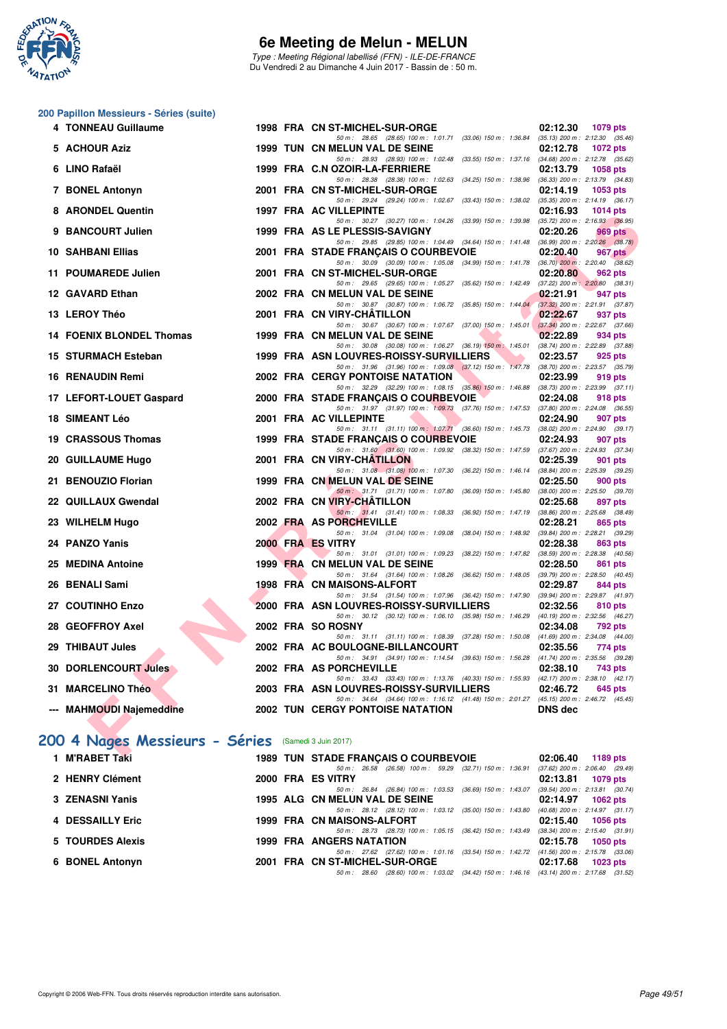# 6e Meeting de Melun - MELUN

*Type : Meeting Régional labellisé (FFN) - ILE-DE-FRANCE*
Du Vendredi 2 au Dimanche 4 Juin 2017 - Bassin de : 50 m.

## 200 Papillon Messieurs - Séries (suite)

| Rg | Nom | Année | Nat | Club | Temps | Points |
|---|---|---|---|---|---|---|
| 4 | TONNEAU Guillaume | 1998 | FRA | CN ST-MICHEL-SUR-ORGE | 02:12.30 | 1079 pts |
| | 50 m : 28.65 (28.65) 100 m : 1:01.71 (33.06) 150 m : 1:36.84 (35.13) 200 m : 2:12.30 (35.46) | | | | | |
| 5 | ACHOUR Aziz | 1999 | TUN | CN MELUN VAL DE SEINE | 02:12.78 | 1072 pts |
| | 50 m : 28.93 (28.93) 100 m : 1:02.48 (33.55) 150 m : 1:37.16 (34.68) 200 m : 2:12.78 (35.62) | | | | | |
| 6 | LINO Rafaël | 1999 | FRA | C.N OZOIR-LA-FERRIERE | 02:13.79 | 1058 pts |
| | 50 m : 28.38 (28.38) 100 m : 1:02.63 (34.25) 150 m : 1:38.96 (36.33) 200 m : 2:13.79 (34.83) | | | | | |
| 7 | BONEL Antonyn | 2001 | FRA | CN ST-MICHEL-SUR-ORGE | 02:14.19 | 1053 pts |
| | 50 m : 29.24 (29.24) 100 m : 1:02.67 (33.43) 150 m : 1:38.02 (35.35) 200 m : 2:14.19 (36.17) | | | | | |
| 8 | ARONDEL Quentin | 1997 | FRA | AC VILLEPINTE | 02:16.93 | 1014 pts |
| | 50 m : 30.27 (30.27) 100 m : 1:04.26 (33.99) 150 m : 1:39.98 (35.72) 200 m : 2:16.93 (36.95) | | | | | |
| 9 | BANCOURT Julien | 1999 | FRA | AS LE PLESSIS-SAVIGNY | 02:20.26 | 969 pts |
| | 50 m : 29.85 (29.85) 100 m : 1:04.49 (34.64) 150 m : 1:41.48 (36.99) 200 m : 2:20.26 (38.78) | | | | | |
| 10 | SAHBANI Ellias | 2001 | FRA | STADE FRANÇAIS O COURBEVOIE | 02:20.40 | 967 pts |
| | 50 m : 30.09 (30.09) 100 m : 1:05.08 (34.99) 150 m : 1:41.78 (36.70) 200 m : 2:20.40 (38.62) | | | | | |
| 11 | POUMAREDE Julien | 2001 | FRA | CN ST-MICHEL-SUR-ORGE | 02:20.80 | 962 pts |
| | 50 m : 29.65 (29.65) 100 m : 1:05.27 (35.62) 150 m : 1:42.49 (37.22) 200 m : 2:20.80 (38.31) | | | | | |
| 12 | GAVARD Ethan | 2002 | FRA | CN MELUN VAL DE SEINE | 02:21.91 | 947 pts |
| | 50 m : 30.87 (30.87) 100 m : 1:06.72 (35.85) 150 m : 1:44.04 (37.32) 200 m : 2:21.91 (37.87) | | | | | |
| 13 | LEROY Théo | 2001 | FRA | CN VIRY-CHÂTILLON | 02:22.67 | 937 pts |
| | 50 m : 30.67 (30.67) 100 m : 1:07.67 (37.00) 150 m : 1:45.01 (37.34) 200 m : 2:22.67 (37.66) | | | | | |
| 14 | FOENIX BLONDEL Thomas | 1999 | FRA | CN MELUN VAL DE SEINE | 02:22.89 | 934 pts |
| | 50 m : 30.08 (30.08) 100 m : 1:06.27 (36.19) 150 m : 1:45.01 (38.74) 200 m : 2:22.89 (37.88) | | | | | |
| 15 | STURMACH Esteban | 1999 | FRA | ASN LOUVRES-ROISSY-SURVILLIERS | 02:23.57 | 925 pts |
| | 50 m : 31.96 (31.96) 100 m : 1:09.08 (37.12) 150 m : 1:47.78 (38.70) 200 m : 2:23.57 (35.79) | | | | | |
| 16 | RENAUDIN Remi | 2002 | FRA | CERGY PONTOISE NATATION | 02:23.99 | 919 pts |
| | 50 m : 32.29 (32.29) 100 m : 1:08.15 (35.86) 150 m : 1:46.88 (38.73) 200 m : 2:23.99 (37.11) | | | | | |
| 17 | LEFORT-LOUET Gaspard | 2000 | FRA | STADE FRANÇAIS O COURBEVOIE | 02:24.08 | 918 pts |
| | 50 m : 31.97 (31.97) 100 m : 1:09.73 (37.76) 150 m : 1:47.53 (37.80) 200 m : 2:24.08 (36.55) | | | | | |
| 18 | SIMEANT Léo | 2001 | FRA | AC VILLEPINTE | 02:24.90 | 907 pts |
| | 50 m : 31.11 (31.11) 100 m : 1:07.71 (36.60) 150 m : 1:45.73 (38.02) 200 m : 2:24.90 (39.17) | | | | | |
| 19 | CRASSOUS Thomas | 1999 | FRA | STADE FRANÇAIS O COURBEVOIE | 02:24.93 | 907 pts |
| | 50 m : 31.60 (31.60) 100 m : 1:09.92 (38.32) 150 m : 1:47.59 (37.67) 200 m : 2:24.93 (37.34) | | | | | |
| 20 | GUILLAUME Hugo | 2001 | FRA | CN VIRY-CHÂTILLON | 02:25.39 | 901 pts |
| | 50 m : 31.08 (31.08) 100 m : 1:07.30 (36.22) 150 m : 1:46.14 (38.84) 200 m : 2:25.39 (39.25) | | | | | |
| 21 | BENOUZIO Florian | 1999 | FRA | CN MELUN VAL DE SEINE | 02:25.50 | 900 pts |
| | 50 m : 31.71 (31.71) 100 m : 1:07.80 (36.09) 150 m : 1:45.80 (38.00) 200 m : 2:25.50 (39.70) | | | | | |
| 22 | QUILLAUX Gwendal | 2002 | FRA | CN VIRY-CHÂTILLON | 02:25.68 | 897 pts |
| | 50 m : 31.41 (31.41) 100 m : 1:08.33 (36.92) 150 m : 1:47.19 (38.86) 200 m : 2:25.68 (38.49) | | | | | |
| 23 | WILHELM Hugo | 2002 | FRA | AS PORCHEVILLE | 02:28.21 | 865 pts |
| | 50 m : 31.04 (31.04) 100 m : 1:09.08 (38.04) 150 m : 1:48.92 (39.84) 200 m : 2:28.21 (39.29) | | | | | |
| 24 | PANZO Yanis | 2000 | FRA | ES VITRY | 02:28.38 | 863 pts |
| | 50 m : 31.01 (31.01) 100 m : 1:09.23 (38.22) 150 m : 1:47.82 (38.59) 200 m : 2:28.38 (40.56) | | | | | |
| 25 | MEDINA Antoine | 1999 | FRA | CN MELUN VAL DE SEINE | 02:28.50 | 861 pts |
| | 50 m : 31.64 (31.64) 100 m : 1:08.26 (36.62) 150 m : 1:48.05 (39.79) 200 m : 2:28.50 (40.45) | | | | | |
| 26 | BENALI Sami | 1998 | FRA | CN MAISONS-ALFORT | 02:29.87 | 844 pts |
| | 50 m : 31.54 (31.54) 100 m : 1:07.96 (36.42) 150 m : 1:47.90 (39.94) 200 m : 2:29.87 (41.97) | | | | | |
| 27 | COUTINHO Enzo | 2000 | FRA | ASN LOUVRES-ROISSY-SURVILLIERS | 02:32.56 | 810 pts |
| | 50 m : 30.12 (30.12) 100 m : 1:06.10 (35.98) 150 m : 1:46.29 (40.19) 200 m : 2:32.56 (46.27) | | | | | |
| 28 | GEOFFROY Axel | 2002 | FRA | SO ROSNY | 02:34.08 | 792 pts |
| | 50 m : 31.11 (31.11) 100 m : 1:08.39 (37.28) 150 m : 1:50.08 (41.69) 200 m : 2:34.08 (44.00) | | | | | |
| 29 | THIBAUT Jules | 2002 | FRA | AC BOULOGNE-BILLANCOURT | 02:35.56 | 774 pts |
| | 50 m : 34.91 (34.91) 100 m : 1:14.54 (39.63) 150 m : 1:56.28 (41.74) 200 m : 2:35.56 (39.28) | | | | | |
| 30 | DORLENCOURT Jules | 2002 | FRA | AS PORCHEVILLE | 02:38.10 | 743 pts |
| | 50 m : 33.43 (33.43) 100 m : 1:13.76 (40.33) 150 m : 1:55.93 (42.17) 200 m : 2:38.10 (42.17) | | | | | |
| 31 | MARCELINO Théo | 2003 | FRA | ASN LOUVRES-ROISSY-SURVILLIERS | 02:46.72 | 645 pts |
| | 50 m : 34.64 (34.64) 100 m : 1:16.12 (41.48) 150 m : 2:01.27 (45.15) 200 m : 2:46.72 (45.45) | | | | | |
| --- | MAHMOUDI Najemeddine | 2002 | TUN | CERGY PONTOISE NATATION | DNS dec | |

## 200 4 Nages Messieurs - Séries (Samedi 3 Juin 2017)

| Rg | Nom | Année | Nat | Club | Temps | Points |
|---|---|---|---|---|---|---|
| 1 | M'RABET Taki | 1989 | TUN | STADE FRANÇAIS O COURBEVOIE | 02:06.40 | 1189 pts |
| | 50 m : 26.58 (26.58) 100 m : 59.29 (32.71) 150 m : 1:36.91 (37.62) 200 m : 2:06.40 (29.49) | | | | | |
| 2 | HENRY Clément | 2000 | FRA | ES VITRY | 02:13.81 | 1079 pts |
| | 50 m : 26.84 (26.84) 100 m : 1:03.53 (36.69) 150 m : 1:43.07 (39.54) 200 m : 2:13.81 (30.74) | | | | | |
| 3 | ZENASNI Yanis | 1995 | ALG | CN MELUN VAL DE SEINE | 02:14.97 | 1062 pts |
| | 50 m : 28.12 (28.12) 100 m : 1:03.12 (35.00) 150 m : 1:43.80 (40.68) 200 m : 2:14.97 (31.17) | | | | | |
| 4 | DESSAILLY Eric | 1999 | FRA | CN MAISONS-ALFORT | 02:15.40 | 1056 pts |
| | 50 m : 28.73 (28.73) 100 m : 1:05.15 (36.42) 150 m : 1:43.49 (38.34) 200 m : 2:15.40 (31.91) | | | | | |
| 5 | TOURDES Alexis | 1999 | FRA | ANGERS NATATION | 02:15.78 | 1050 pts |
| | 50 m : 27.62 (27.62) 100 m : 1:01.16 (33.54) 150 m : 1:42.72 (41.56) 200 m : 2:15.78 (33.06) | | | | | |
| 6 | BONEL Antonyn | 2001 | FRA | CN ST-MICHEL-SUR-ORGE | 02:17.68 | 1023 pts |
| | 50 m : 28.60 (28.60) 100 m : 1:03.02 (34.42) 150 m : 1:46.16 (43.14) 200 m : 2:17.68 (31.52) | | | | | |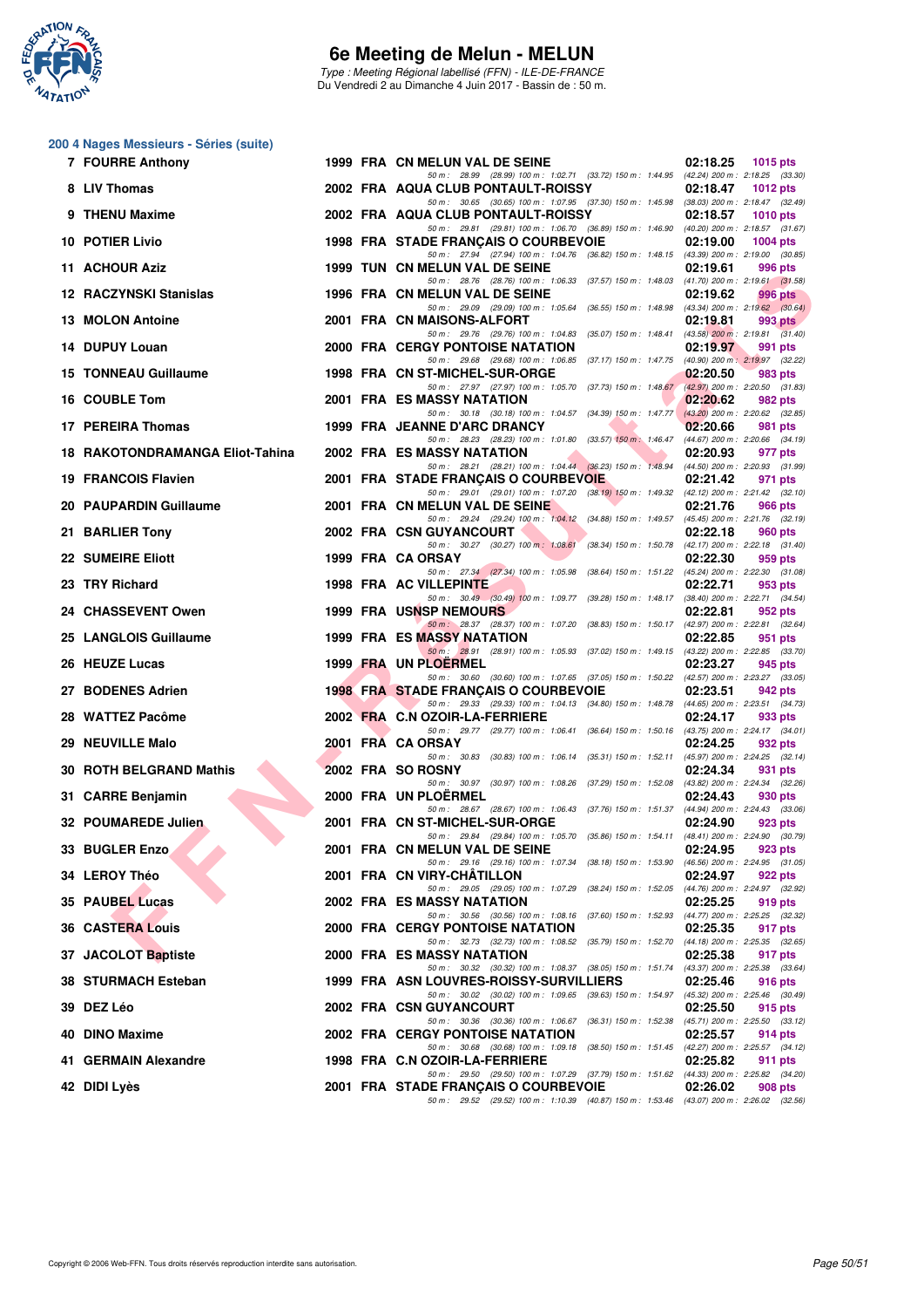# 6e Meeting de Melun - MELUN

*Type : Meeting Régional labellisé (FFN) - ILE-DE-FRANCE*
Du Vendredi 2 au Dimanche 4 Juin 2017 - Bassin de : 50 m.

## 200 4 Nages Messieurs - Séries (suite)

| Rang | Nom | Année | Nat. | Club | Temps | Points |
|---|---|---|---|---|---|---|
| 7 | FOURRE Anthony | 1999 | FRA | CN MELUN VAL DE SEINE | 02:18.25 | 1015 pts |
| | 50 m : 28.99 (28.99) 100 m : 1:02.71 (33.72) 150 m : 1:44.95 (42.24) 200 m : 2:18.25 (33.30) | | | | | |
| 8 | LIV Thomas | 2002 | FRA | AQUA CLUB PONTAULT-ROISSY | 02:18.47 | 1012 pts |
| | 50 m : 30.65 (30.65) 100 m : 1:07.95 (37.30) 150 m : 1:45.98 (38.03) 200 m : 2:18.47 (32.49) | | | | | |
| 9 | THENU Maxime | 2002 | FRA | AQUA CLUB PONTAULT-ROISSY | 02:18.57 | 1010 pts |
| | 50 m : 29.81 (29.81) 100 m : 1:06.70 (36.89) 150 m : 1:46.90 (40.20) 200 m : 2:18.57 (31.67) | | | | | |
| 10 | POTIER Livio | 1998 | FRA | STADE FRANÇAIS O COURBEVOIE | 02:19.00 | 1004 pts |
| | 50 m : 27.94 (27.94) 100 m : 1:04.76 (36.82) 150 m : 1:48.15 (43.39) 200 m : 2:19.00 (30.85) | | | | | |
| 11 | ACHOUR Aziz | 1999 | TUN | CN MELUN VAL DE SEINE | 02:19.61 | 996 pts |
| | 50 m : 28.76 (28.76) 100 m : 1:06.33 (37.57) 150 m : 1:48.03 (41.70) 200 m : 2:19.61 (31.58) | | | | | |
| 12 | RACZYNSKI Stanislas | 1996 | FRA | CN MELUN VAL DE SEINE | 02:19.62 | 996 pts |
| | 50 m : 29.09 (29.09) 100 m : 1:05.64 (36.55) 150 m : 1:48.98 (43.34) 200 m : 2:19.62 (30.64) | | | | | |
| 13 | MOLON Antoine | 2001 | FRA | CN MAISONS-ALFORT | 02:19.81 | 993 pts |
| | 50 m : 29.76 (29.76) 100 m : 1:04.83 (35.07) 150 m : 1:48.41 (43.58) 200 m : 2:19.81 (31.40) | | | | | |
| 14 | DUPUY Louan | 2000 | FRA | CERGY PONTOISE NATATION | 02:19.97 | 991 pts |
| | 50 m : 29.68 (29.68) 100 m : 1:06.85 (37.17) 150 m : 1:47.75 (40.90) 200 m : 2:19.97 (32.22) | | | | | |
| 15 | TONNEAU Guillaume | 1998 | FRA | CN ST-MICHEL-SUR-ORGE | 02:20.50 | 983 pts |
| | 50 m : 27.97 (27.97) 100 m : 1:05.70 (37.73) 150 m : 1:48.67 (42.97) 200 m : 2:20.50 (31.83) | | | | | |
| 16 | COUBLE Tom | 2001 | FRA | ES MASSY NATATION | 02:20.62 | 982 pts |
| | 50 m : 30.18 (30.18) 100 m : 1:04.57 (34.39) 150 m : 1:47.77 (43.20) 200 m : 2:20.62 (32.85) | | | | | |
| 17 | PEREIRA Thomas | 1999 | FRA | JEANNE D'ARC DRANCY | 02:20.66 | 981 pts |
| | 50 m : 28.23 (28.23) 100 m : 1:01.80 (33.57) 150 m : 1:46.47 (44.67) 200 m : 2:20.66 (34.19) | | | | | |
| 18 | RAKOTONDRAMANGA Eliot-Tahina | 2002 | FRA | ES MASSY NATATION | 02:20.93 | 977 pts |
| | 50 m : 28.21 (28.21) 100 m : 1:04.44 (36.23) 150 m : 1:48.94 (44.50) 200 m : 2:20.93 (31.99) | | | | | |
| 19 | FRANCOIS Flavien | 2001 | FRA | STADE FRANÇAIS O COURBEVOIE | 02:21.42 | 971 pts |
| | 50 m : 29.01 (29.01) 100 m : 1:07.20 (38.19) 150 m : 1:49.32 (42.12) 200 m : 2:21.42 (32.10) | | | | | |
| 20 | PAUPARDIN Guillaume | 2001 | FRA | CN MELUN VAL DE SEINE | 02:21.76 | 966 pts |
| | 50 m : 29.24 (29.24) 100 m : 1:04.12 (34.88) 150 m : 1:49.57 (45.45) 200 m : 2:21.76 (32.19) | | | | | |
| 21 | BARLIER Tony | 2002 | FRA | CSN GUYANCOURT | 02:22.18 | 960 pts |
| | 50 m : 30.27 (30.27) 100 m : 1:08.61 (38.34) 150 m : 1:50.78 (42.17) 200 m : 2:22.18 (31.40) | | | | | |
| 22 | SUMEIRE Eliott | 1999 | FRA | CA ORSAY | 02:22.30 | 959 pts |
| | 50 m : 27.34 (27.34) 100 m : 1:05.98 (38.64) 150 m : 1:51.22 (45.24) 200 m : 2:22.30 (31.08) | | | | | |
| 23 | TRY Richard | 1998 | FRA | AC VILLEPINTE | 02:22.71 | 953 pts |
| | 50 m : 30.49 (30.49) 100 m : 1:09.77 (39.28) 150 m : 1:48.17 (38.40) 200 m : 2:22.71 (34.54) | | | | | |
| 24 | CHASSEVENT Owen | 1999 | FRA | USNSP NEMOURS | 02:22.81 | 952 pts |
| | 50 m : 28.37 (28.37) 100 m : 1:07.20 (38.83) 150 m : 1:50.17 (42.97) 200 m : 2:22.81 (32.64) | | | | | |
| 25 | LANGLOIS Guillaume | 1999 | FRA | ES MASSY NATATION | 02:22.85 | 951 pts |
| | 50 m : 28.91 (28.91) 100 m : 1:05.93 (37.02) 150 m : 1:49.15 (43.22) 200 m : 2:22.85 (33.70) | | | | | |
| 26 | HEUZE Lucas | 1999 | FRA | UN PLOËRMEL | 02:23.27 | 945 pts |
| | 50 m : 30.60 (30.60) 100 m : 1:07.65 (37.05) 150 m : 1:50.22 (42.57) 200 m : 2:23.27 (33.05) | | | | | |
| 27 | BODENES Adrien | 1998 | FRA | STADE FRANÇAIS O COURBEVOIE | 02:23.51 | 942 pts |
| | 50 m : 29.33 (29.33) 100 m : 1:04.13 (34.80) 150 m : 1:48.78 (44.65) 200 m : 2:23.51 (34.73) | | | | | |
| 28 | WATTEZ Pacôme | 2002 | FRA | C.N OZOIR-LA-FERRIERE | 02:24.17 | 933 pts |
| | 50 m : 29.77 (29.77) 100 m : 1:06.41 (36.64) 150 m : 1:50.16 (43.75) 200 m : 2:24.17 (34.01) | | | | | |
| 29 | NEUVILLE Malo | 2001 | FRA | CA ORSAY | 02:24.25 | 932 pts |
| | 50 m : 30.83 (30.83) 100 m : 1:06.14 (35.31) 150 m : 1:52.11 (45.97) 200 m : 2:24.25 (32.14) | | | | | |
| 30 | ROTH BELGRAND Mathis | 2002 | FRA | SO ROSNY | 02:24.34 | 931 pts |
| | 50 m : 30.97 (30.97) 100 m : 1:08.26 (37.29) 150 m : 1:52.08 (43.82) 200 m : 2:24.34 (32.26) | | | | | |
| 31 | CARRE Benjamin | 2000 | FRA | UN PLOËRMEL | 02:24.43 | 930 pts |
| | 50 m : 28.67 (28.67) 100 m : 1:06.43 (37.76) 150 m : 1:51.37 (44.94) 200 m : 2:24.43 (33.06) | | | | | |
| 32 | POUMAREDE Julien | 2001 | FRA | CN ST-MICHEL-SUR-ORGE | 02:24.90 | 923 pts |
| | 50 m : 29.84 (29.84) 100 m : 1:05.70 (35.86) 150 m : 1:54.11 (48.41) 200 m : 2:24.90 (30.79) | | | | | |
| 33 | BUGLER Enzo | 2001 | FRA | CN MELUN VAL DE SEINE | 02:24.95 | 923 pts |
| | 50 m : 29.16 (29.16) 100 m : 1:07.34 (38.18) 150 m : 1:53.90 (46.56) 200 m : 2:24.95 (31.05) | | | | | |
| 34 | LEROY Théo | 2001 | FRA | CN VIRY-CHÂTILLON | 02:24.97 | 922 pts |
| | 50 m : 29.05 (29.05) 100 m : 1:07.29 (38.24) 150 m : 1:52.05 (44.76) 200 m : 2:24.97 (32.92) | | | | | |
| 35 | PAUBEL Lucas | 2002 | FRA | ES MASSY NATATION | 02:25.25 | 919 pts |
| | 50 m : 30.56 (30.56) 100 m : 1:08.16 (37.60) 150 m : 1:52.93 (44.77) 200 m : 2:25.25 (32.32) | | | | | |
| 36 | CASTERA Louis | 2000 | FRA | CERGY PONTOISE NATATION | 02:25.35 | 917 pts |
| | 50 m : 32.73 (32.73) 100 m : 1:08.52 (35.79) 150 m : 1:52.70 (44.18) 200 m : 2:25.35 (32.65) | | | | | |
| 37 | JACOLOT Baptiste | 2000 | FRA | ES MASSY NATATION | 02:25.38 | 917 pts |
| | 50 m : 30.32 (30.32) 100 m : 1:08.37 (38.05) 150 m : 1:51.74 (43.37) 200 m : 2:25.38 (33.64) | | | | | |
| 38 | STURMACH Esteban | 1999 | FRA | ASN LOUVRES-ROISSY-SURVILLIERS | 02:25.46 | 916 pts |
| | 50 m : 30.02 (30.02) 100 m : 1:09.65 (39.63) 150 m : 1:54.97 (45.32) 200 m : 2:25.46 (30.49) | | | | | |
| 39 | DEZ Léo | 2002 | FRA | CSN GUYANCOURT | 02:25.50 | 915 pts |
| | 50 m : 30.36 (30.36) 100 m : 1:06.67 (36.31) 150 m : 1:52.38 (45.71) 200 m : 2:25.50 (33.12) | | | | | |
| 40 | DINO Maxime | 2002 | FRA | CERGY PONTOISE NATATION | 02:25.57 | 914 pts |
| | 50 m : 30.68 (30.68) 100 m : 1:09.18 (38.50) 150 m : 1:51.45 (42.27) 200 m : 2:25.57 (34.12) | | | | | |
| 41 | GERMAIN Alexandre | 1998 | FRA | C.N OZOIR-LA-FERRIERE | 02:25.82 | 911 pts |
| | 50 m : 29.50 (29.50) 100 m : 1:07.29 (37.79) 150 m : 1:51.62 (44.33) 200 m : 2:25.82 (34.20) | | | | | |
| 42 | DIDI Lyès | 2001 | FRA | STADE FRANÇAIS O COURBEVOIE | 02:26.02 | 908 pts |
| | 50 m : 29.52 (29.52) 100 m : 1:10.39 (40.87) 150 m : 1:53.46 (43.07) 200 m : 2:26.02 (32.56) | | | | | |

Copyright © 2006 Web-FFN. Tous droits réservés reproduction interdite sans autorisation.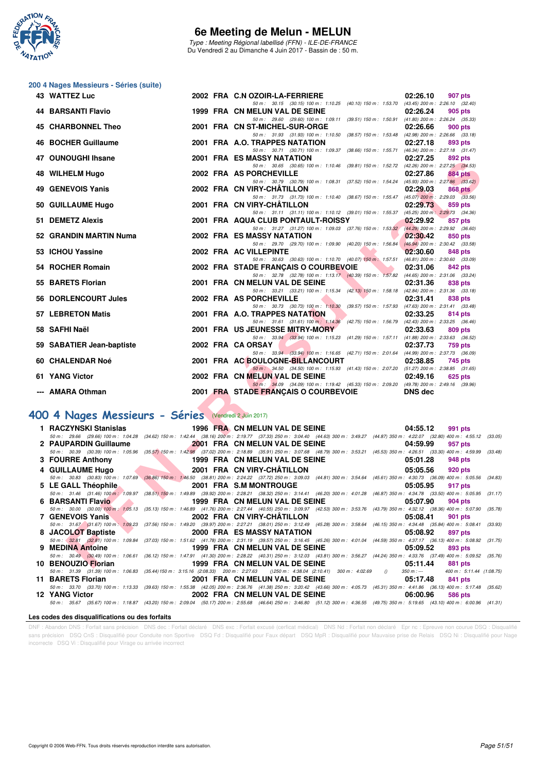# 6e Meeting de Melun - MELUN

*Type : Meeting Régional labellisé (FFN) - ILE-DE-FRANCE*
Du Vendredi 2 au Dimanche 4 Juin 2017 - Bassin de : 50 m.

## 200 4 Nages Messieurs - Séries (suite)

| | | | | | | | |
|---|---|---|---|---|---|---|---|
| 43 | WATTEZ Luc | 2002 | FRA | C.N OZOIR-LA-FERRIERE | 02:26.10 | 907 pts | 50 m : 30.15 (30.15) 100 m : 1:10.25 (40.10) 150 m : 1:53.70 (43.45) 200 m : 2:26.10 (32.40) |
| 44 | BARSANTI Flavio | 1999 | FRA | CN MELUN VAL DE SEINE | 02:26.24 | 905 pts | 50 m : 29.60 (29.60) 100 m : 1:09.11 (39.51) 150 m : 1:50.91 (41.80) 200 m : 2:26.24 (35.33) |
| 45 | CHARBONNEL Theo | 2001 | FRA | CN ST-MICHEL-SUR-ORGE | 02:26.66 | 900 pts | 50 m : 31.93 (31.93) 100 m : 1:10.50 (38.57) 150 m : 1:53.48 (42.98) 200 m : 2:26.66 (33.18) |
| 46 | BOCHER Guillaume | 2001 | FRA | A.O. TRAPPES NATATION | 02:27.18 | 893 pts | 50 m : 30.71 (30.71) 100 m : 1:09.37 (38.66) 150 m : 1:55.71 (46.34) 200 m : 2:27.18 (31.47) |
| 47 | OUNOUGHI Ihsane | 2001 | FRA | ES MASSY NATATION | 02:27.25 | 892 pts | 50 m : 30.65 (30.65) 100 m : 1:10.46 (39.81) 150 m : 1:52.72 (42.26) 200 m : 2:27.25 (34.53) |
| 48 | WILHELM Hugo | 2002 | FRA | AS PORCHEVILLE | 02:27.86 | 884 pts | 50 m : 30.79 (30.79) 100 m : 1:08.31 (37.52) 150 m : 1:54.24 (45.93) 200 m : 2:27.86 (33.62) |
| 49 | GENEVOIS Yanis | 2002 | FRA | CN VIRY-CHÂTILLON | 02:29.03 | 868 pts | 50 m : 31.73 (31.73) 100 m : 1:10.40 (38.67) 150 m : 1:55.47 (45.07) 200 m : 2:29.03 (33.56) |
| 50 | GUILLAUME Hugo | 2001 | FRA | CN VIRY-CHÂTILLON | 02:29.73 | 859 pts | 50 m : 31.11 (31.11) 100 m : 1:10.12 (39.01) 150 m : 1:55.37 (45.25) 200 m : 2:29.73 (34.36) |
| 51 | DEMETZ Alexis | 2001 | FRA | AQUA CLUB PONTAULT-ROISSY | 02:29.92 | 857 pts | 50 m : 31.27 (31.27) 100 m : 1:09.03 (37.76) 150 m : 1:53.32 (44.29) 200 m : 2:29.92 (36.60) |
| 52 | GRANDIN MARTIN Numa | 2002 | FRA | ES MASSY NATATION | 02:30.42 | 850 pts | 50 m : 29.70 (29.70) 100 m : 1:09.90 (40.20) 150 m : 1:56.84 (46.94) 200 m : 2:30.42 (33.58) |
| 53 | ICHOU Yassine | 2002 | FRA | AC VILLEPINTE | 02:30.60 | 848 pts | 50 m : 30.63 (30.63) 100 m : 1:10.70 (40.07) 150 m : 1:57.51 (46.81) 200 m : 2:30.60 (33.09) |
| 54 | ROCHER Romain | 2002 | FRA | STADE FRANÇAIS O COURBEVOIE | 02:31.06 | 842 pts | 50 m : 32.78 (32.78) 100 m : 1:13.17 (40.39) 150 m : 1:57.82 (44.65) 200 m : 2:31.06 (33.24) |
| 55 | BARETS Florian | 2001 | FRA | CN MELUN VAL DE SEINE | 02:31.36 | 838 pts | 50 m : 33.21 (33.21) 100 m : 1:15.34 (42.13) 150 m : 1:58.18 (42.84) 200 m : 2:31.36 (33.18) |
| 56 | DORLENCOURT Jules | 2002 | FRA | AS PORCHEVILLE | 02:31.41 | 838 pts | 50 m : 30.73 (30.73) 100 m : 1:10.30 (39.57) 150 m : 1:57.93 (47.63) 200 m : 2:31.41 (33.48) |
| 57 | LEBRETON Matis | 2001 | FRA | A.O. TRAPPES NATATION | 02:33.25 | 814 pts | 50 m : 31.61 (31.61) 100 m : 1:14.36 (42.75) 150 m : 1:56.79 (42.43) 200 m : 2:33.25 (36.46) |
| 58 | SAFHI Naël | 2001 | FRA | US JEUNESSE MITRY-MORY | 02:33.63 | 809 pts | 50 m : 33.94 (33.94) 100 m : 1:15.23 (41.29) 150 m : 1:57.11 (41.88) 200 m : 2:33.63 (36.52) |
| 59 | SABATIER Jean-baptiste | 2002 | FRA | CA ORSAY | 02:37.73 | 759 pts | 50 m : 33.94 (33.94) 100 m : 1:16.65 (42.71) 150 m : 2:01.64 (44.99) 200 m : 2:37.73 (36.09) |
| 60 | CHALENDAR Noé | 2001 | FRA | AC BOULOGNE-BILLANCOURT | 02:38.85 | 745 pts | 50 m : 34.50 (34.50) 100 m : 1:15.93 (41.43) 150 m : 2:07.20 (51.27) 200 m : 2:38.85 (31.65) |
| 61 | YANG Victor | 2002 | FRA | CN MELUN VAL DE SEINE | 02:49.16 | 625 pts | 50 m : 34.09 (34.09) 100 m : 1:19.42 (45.33) 150 m : 2:09.20 (49.78) 200 m : 2:49.16 (39.96) |
| --- | AMARA Othman | 2001 | FRA | STADE FRANÇAIS O COURBEVOIE | DNS dec | | |

## 400 4 Nages Messieurs - Séries (Vendredi 2 Juin 2017)

| | | | | | | | |
|---|---|---|---|---|---|---|---|
| 1 | RACZYNSKI Stanislas | 1996 | FRA | CN MELUN VAL DE SEINE | 04:55.12 | 991 pts | 50 m : 29.66 (29.66) 100 m : 1:04.28 (34.62) 150 m : 1:42.44 (38.16) 200 m : 2:19.77 (37.33) 250 m : 3:04.40 (44.63) 300 m : 3:49.27 (44.87) 350 m : 4:22.07 (32.80) 400 m : 4:55.12 (33.05) |
| 2 | PAUPARDIN Guillaume | 2001 | FRA | CN MELUN VAL DE SEINE | 04:59.99 | 957 pts | 50 m : 30.39 (30.39) 100 m : 1:05.96 (35.57) 150 m : 1:42.98 (37.02) 200 m : 2:18.89 (35.91) 250 m : 3:07.68 (48.79) 300 m : 3:53.21 (45.53) 350 m : 4:26.51 (33.30) 400 m : 4:59.99 (33.48) |
| 3 | FOURRE Anthony | 1999 | FRA | CN MELUN VAL DE SEINE | 05:01.28 | 948 pts | |
| 4 | GUILLAUME Hugo | 2001 | FRA | CN VIRY-CHÂTILLON | 05:05.56 | 920 pts | 50 m : 30.83 (30.83) 100 m : 1:07.69 (36.86) 150 m : 1:46.50 (38.81) 200 m : 2:24.22 (37.72) 250 m : 3:09.03 (44.81) 300 m : 3:54.64 (45.61) 350 m : 4:30.73 (36.09) 400 m : 5:05.56 (34.83) |
| 5 | LE GALL Théophile | 2001 | FRA | S.M MONTROUGE | 05:05.95 | 917 pts | 50 m : 31.46 (31.46) 100 m : 1:09.97 (38.51) 150 m : 1:49.89 (39.92) 200 m : 2:28.21 (38.32) 250 m : 3:14.41 (46.20) 300 m : 4:01.28 (46.87) 350 m : 4:34.78 (33.50) 400 m : 5:05.95 (31.17) |
| 6 | BARSANTI Flavio | 1999 | FRA | CN MELUN VAL DE SEINE | 05:07.90 | 904 pts | 50 m : 30.00 (30.00) 100 m : 1:05.13 (35.13) 150 m : 1:46.89 (41.76) 200 m : 2:27.44 (40.55) 250 m : 3:09.97 (42.53) 300 m : 3:53.76 (43.79) 350 m : 4:32.12 (38.36) 400 m : 5:07.90 (35.78) |
| 7 | GENEVOIS Yanis | 2002 | FRA | CN VIRY-CHÂTILLON | 05:08.41 | 901 pts | 50 m : 31.67 (31.67) 100 m : 1:09.23 (37.56) 150 m : 1:49.20 (39.97) 200 m : 2:27.21 (38.01) 250 m : 3:12.49 (45.28) 300 m : 3:58.64 (46.15) 350 m : 4:34.48 (35.84) 400 m : 5:08.41 (33.93) |
| 8 | JACOLOT Baptiste | 2000 | FRA | ES MASSY NATATION | 05:08.92 | 897 pts | 50 m : 32.81 (32.81) 100 m : 1:09.84 (37.03) 150 m : 1:51.62 (41.78) 200 m : 2:31.19 (39.57) 250 m : 3:16.45 (45.26) 300 m : 4:01.04 (44.59) 350 m : 4:37.17 (36.13) 400 m : 5:08.92 (31.75) |
| 9 | MEDINA Antoine | 1999 | FRA | CN MELUN VAL DE SEINE | 05:09.52 | 893 pts | 50 m : 30.49 (30.49) 100 m : 1:06.61 (36.12) 150 m : 1:47.91 (41.30) 200 m : 2:28.22 (40.31) 250 m : 3:12.03 (43.81) 300 m : 3:56.27 (44.24) 350 m : 4:33.76 (37.49) 400 m : 5:09.52 (35.76) |
| 10 | BENOUZIO Florian | 1999 | FRA | CN MELUN VAL DE SEINE | 05:11.44 | 881 pts | 50 m : 31.39 (31.39) 100 m : 1:06.83 (35.44) 150 m : 3:15.16 (2:08.33) 200 m : 2:27.63 () 250 m : 4:38.04 (2:10.41) 300 m : 4:02.69 () 350 m : --- 400 m : 5:11.44 (1:08.75) |
| 11 | BARETS Florian | 2001 | FRA | CN MELUN VAL DE SEINE | 05:17.48 | 841 pts | 50 m : 33.70 (33.70) 100 m : 1:13.33 (39.63) 150 m : 1:55.38 (42.05) 200 m : 2:36.76 (41.38) 250 m : 3:20.42 (43.66) 300 m : 4:05.73 (45.31) 350 m : 4:41.86 (36.13) 400 m : 5:17.48 (35.62) |
| 12 | YANG Victor | 2002 | FRA | CN MELUN VAL DE SEINE | 06:00.96 | 586 pts | 50 m : 35.67 (35.67) 100 m : 1:18.87 (43.20) 150 m : 2:09.04 (50.17) 200 m : 2:55.68 (46.64) 250 m : 3:46.80 (51.12) 300 m : 4:36.55 (49.75) 350 m : 5:19.65 (43.10) 400 m : 6:00.96 (41.31) |

### Les codes des disqualifications ou des forfaits

DNF : Abandon DNS : Forfait sans précision DNS dec : Forfait déclaré DNS exc : Forfait excusé (cerficat médical) DNS Nd : Forfait non déclaré Epr nc : Epreuve non courue DSQ : Disqualifié sans précision DSQ CnS : Disqualifié pour Conduite non Sportive DSQ Fd : Disqualifié pour Faux départ DSQ MpR : Disqualifié pour Mauvaise prise de Relais DSQ Ni : Disqualifié pour Nage incorrecte DSQ Vi : Disqualifié pour Virage ou arrivée incorrect

Copyright © 2006 Web-FFN. Tous droits réservés reproduction interdite sans autorisation.